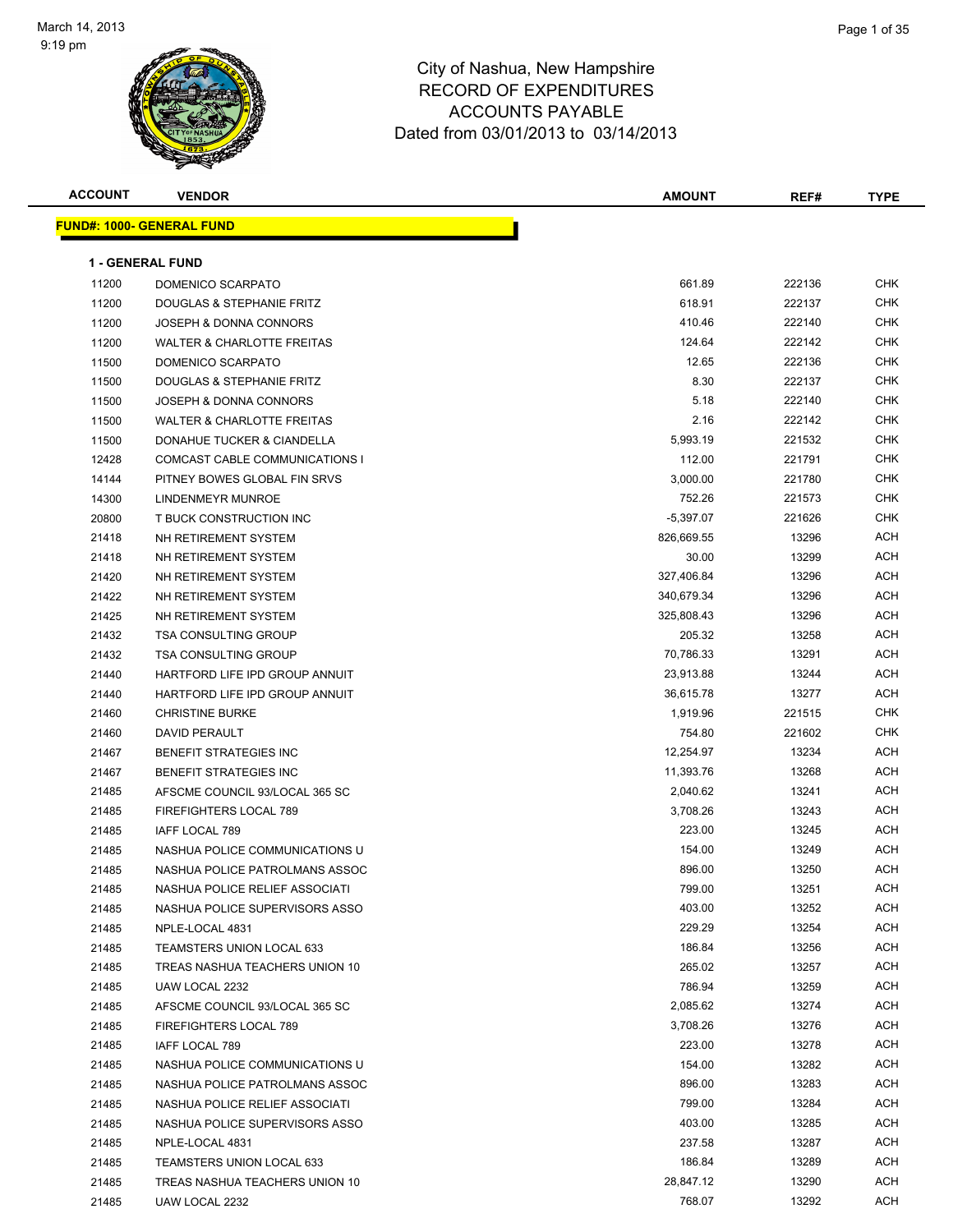# City of Nashua, New Hampshire
## RECORD OF EXPENDITURES
## ACCOUNTS PAYABLE
### Dated from 03/01/2013 to 03/14/2013

March 14, 2013
9:19 pm

| ACCOUNT | VENDOR | AMOUNT | REF# | TYPE |
|---|---|---|---|---|

**FUND#: 1000- GENERAL FUND**

**1 - GENERAL FUND**

| ACCOUNT | VENDOR | AMOUNT | REF# | TYPE |
|---|---|---|---|---|
| 11200 | DOMENICO SCARPATO | 661.89 | 222136 | CHK |
| 11200 | DOUGLAS & STEPHANIE FRITZ | 618.91 | 222137 | CHK |
| 11200 | JOSEPH & DONNA CONNORS | 410.46 | 222140 | CHK |
| 11200 | WALTER & CHARLOTTE FREITAS | 124.64 | 222142 | CHK |
| 11500 | DOMENICO SCARPATO | 12.65 | 222136 | CHK |
| 11500 | DOUGLAS & STEPHANIE FRITZ | 8.30 | 222137 | CHK |
| 11500 | JOSEPH & DONNA CONNORS | 5.18 | 222140 | CHK |
| 11500 | WALTER & CHARLOTTE FREITAS | 2.16 | 222142 | CHK |
| 11500 | DONAHUE TUCKER & CIANDELLA | 5,993.19 | 221532 | CHK |
| 12428 | COMCAST CABLE COMMUNICATIONS I | 112.00 | 221791 | CHK |
| 14144 | PITNEY BOWES GLOBAL FIN SRVS | 3,000.00 | 221780 | CHK |
| 14300 | LINDENMEYR MUNROE | 752.26 | 221573 | CHK |
| 20800 | T BUCK CONSTRUCTION INC | -5,397.07 | 221626 | CHK |
| 21418 | NH RETIREMENT SYSTEM | 826,669.55 | 13296 | ACH |
| 21418 | NH RETIREMENT SYSTEM | 30.00 | 13299 | ACH |
| 21420 | NH RETIREMENT SYSTEM | 327,406.84 | 13296 | ACH |
| 21422 | NH RETIREMENT SYSTEM | 340,679.34 | 13296 | ACH |
| 21425 | NH RETIREMENT SYSTEM | 325,808.43 | 13296 | ACH |
| 21432 | TSA CONSULTING GROUP | 205.32 | 13258 | ACH |
| 21432 | TSA CONSULTING GROUP | 70,786.33 | 13291 | ACH |
| 21440 | HARTFORD LIFE IPD GROUP ANNUIT | 23,913.88 | 13244 | ACH |
| 21440 | HARTFORD LIFE IPD GROUP ANNUIT | 36,615.78 | 13277 | ACH |
| 21460 | CHRISTINE BURKE | 1,919.96 | 221515 | CHK |
| 21460 | DAVID PERAULT | 754.80 | 221602 | CHK |
| 21467 | BENEFIT STRATEGIES INC | 12,254.97 | 13234 | ACH |
| 21467 | BENEFIT STRATEGIES INC | 11,393.76 | 13268 | ACH |
| 21485 | AFSCME COUNCIL 93/LOCAL 365 SC | 2,040.62 | 13241 | ACH |
| 21485 | FIREFIGHTERS LOCAL 789 | 3,708.26 | 13243 | ACH |
| 21485 | IAFF LOCAL 789 | 223.00 | 13245 | ACH |
| 21485 | NASHUA POLICE COMMUNICATIONS U | 154.00 | 13249 | ACH |
| 21485 | NASHUA POLICE PATROLMANS ASSOC | 896.00 | 13250 | ACH |
| 21485 | NASHUA POLICE RELIEF ASSOCIATI | 799.00 | 13251 | ACH |
| 21485 | NASHUA POLICE SUPERVISORS ASSO | 403.00 | 13252 | ACH |
| 21485 | NPLE-LOCAL 4831 | 229.29 | 13254 | ACH |
| 21485 | TEAMSTERS UNION LOCAL 633 | 186.84 | 13256 | ACH |
| 21485 | TREAS NASHUA TEACHERS UNION 10 | 265.02 | 13257 | ACH |
| 21485 | UAW LOCAL 2232 | 786.94 | 13259 | ACH |
| 21485 | AFSCME COUNCIL 93/LOCAL 365 SC | 2,085.62 | 13274 | ACH |
| 21485 | FIREFIGHTERS LOCAL 789 | 3,708.26 | 13276 | ACH |
| 21485 | IAFF LOCAL 789 | 223.00 | 13278 | ACH |
| 21485 | NASHUA POLICE COMMUNICATIONS U | 154.00 | 13282 | ACH |
| 21485 | NASHUA POLICE PATROLMANS ASSOC | 896.00 | 13283 | ACH |
| 21485 | NASHUA POLICE RELIEF ASSOCIATI | 799.00 | 13284 | ACH |
| 21485 | NASHUA POLICE SUPERVISORS ASSO | 403.00 | 13285 | ACH |
| 21485 | NPLE-LOCAL 4831 | 237.58 | 13287 | ACH |
| 21485 | TEAMSTERS UNION LOCAL 633 | 186.84 | 13289 | ACH |
| 21485 | TREAS NASHUA TEACHERS UNION 10 | 28,847.12 | 13290 | ACH |
| 21485 | UAW LOCAL 2232 | 768.07 | 13292 | ACH |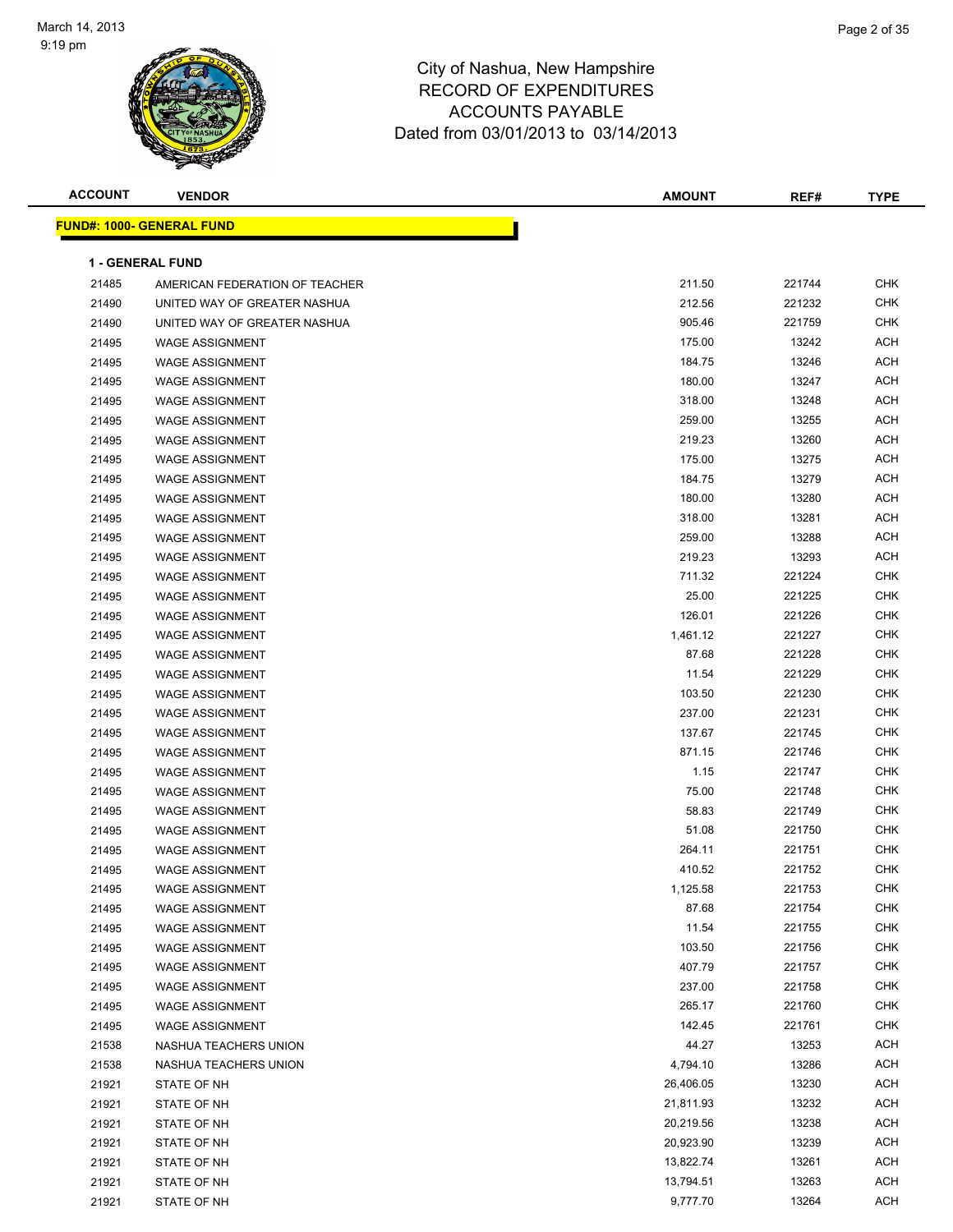# City of Nashua, New Hampshire
## RECORD OF EXPENDITURES
## ACCOUNTS PAYABLE
### Dated from 03/01/2013 to 03/14/2013

| ACCOUNT | VENDOR | AMOUNT | REF# | TYPE |
|---|---|---|---|---|

**FUND#: 1000- GENERAL FUND**

**1 - GENERAL FUND**

| ACCOUNT | VENDOR | AMOUNT | REF# | TYPE |
|---|---|---|---|---|
| 21485 | AMERICAN FEDERATION OF TEACHER | 211.50 | 221744 | CHK |
| 21490 | UNITED WAY OF GREATER NASHUA | 212.56 | 221232 | CHK |
| 21490 | UNITED WAY OF GREATER NASHUA | 905.46 | 221759 | CHK |
| 21495 | WAGE ASSIGNMENT | 175.00 | 13242 | ACH |
| 21495 | WAGE ASSIGNMENT | 184.75 | 13246 | ACH |
| 21495 | WAGE ASSIGNMENT | 180.00 | 13247 | ACH |
| 21495 | WAGE ASSIGNMENT | 318.00 | 13248 | ACH |
| 21495 | WAGE ASSIGNMENT | 259.00 | 13255 | ACH |
| 21495 | WAGE ASSIGNMENT | 219.23 | 13260 | ACH |
| 21495 | WAGE ASSIGNMENT | 175.00 | 13275 | ACH |
| 21495 | WAGE ASSIGNMENT | 184.75 | 13279 | ACH |
| 21495 | WAGE ASSIGNMENT | 180.00 | 13280 | ACH |
| 21495 | WAGE ASSIGNMENT | 318.00 | 13281 | ACH |
| 21495 | WAGE ASSIGNMENT | 259.00 | 13288 | ACH |
| 21495 | WAGE ASSIGNMENT | 219.23 | 13293 | ACH |
| 21495 | WAGE ASSIGNMENT | 711.32 | 221224 | CHK |
| 21495 | WAGE ASSIGNMENT | 25.00 | 221225 | CHK |
| 21495 | WAGE ASSIGNMENT | 126.01 | 221226 | CHK |
| 21495 | WAGE ASSIGNMENT | 1,461.12 | 221227 | CHK |
| 21495 | WAGE ASSIGNMENT | 87.68 | 221228 | CHK |
| 21495 | WAGE ASSIGNMENT | 11.54 | 221229 | CHK |
| 21495 | WAGE ASSIGNMENT | 103.50 | 221230 | CHK |
| 21495 | WAGE ASSIGNMENT | 237.00 | 221231 | CHK |
| 21495 | WAGE ASSIGNMENT | 137.67 | 221745 | CHK |
| 21495 | WAGE ASSIGNMENT | 871.15 | 221746 | CHK |
| 21495 | WAGE ASSIGNMENT | 1.15 | 221747 | CHK |
| 21495 | WAGE ASSIGNMENT | 75.00 | 221748 | CHK |
| 21495 | WAGE ASSIGNMENT | 58.83 | 221749 | CHK |
| 21495 | WAGE ASSIGNMENT | 51.08 | 221750 | CHK |
| 21495 | WAGE ASSIGNMENT | 264.11 | 221751 | CHK |
| 21495 | WAGE ASSIGNMENT | 410.52 | 221752 | CHK |
| 21495 | WAGE ASSIGNMENT | 1,125.58 | 221753 | CHK |
| 21495 | WAGE ASSIGNMENT | 87.68 | 221754 | CHK |
| 21495 | WAGE ASSIGNMENT | 11.54 | 221755 | CHK |
| 21495 | WAGE ASSIGNMENT | 103.50 | 221756 | CHK |
| 21495 | WAGE ASSIGNMENT | 407.79 | 221757 | CHK |
| 21495 | WAGE ASSIGNMENT | 237.00 | 221758 | CHK |
| 21495 | WAGE ASSIGNMENT | 265.17 | 221760 | CHK |
| 21495 | WAGE ASSIGNMENT | 142.45 | 221761 | CHK |
| 21538 | NASHUA TEACHERS UNION | 44.27 | 13253 | ACH |
| 21538 | NASHUA TEACHERS UNION | 4,794.10 | 13286 | ACH |
| 21921 | STATE OF NH | 26,406.05 | 13230 | ACH |
| 21921 | STATE OF NH | 21,811.93 | 13232 | ACH |
| 21921 | STATE OF NH | 20,219.56 | 13238 | ACH |
| 21921 | STATE OF NH | 20,923.90 | 13239 | ACH |
| 21921 | STATE OF NH | 13,822.74 | 13261 | ACH |
| 21921 | STATE OF NH | 13,794.51 | 13263 | ACH |
| 21921 | STATE OF NH | 9,777.70 | 13264 | ACH |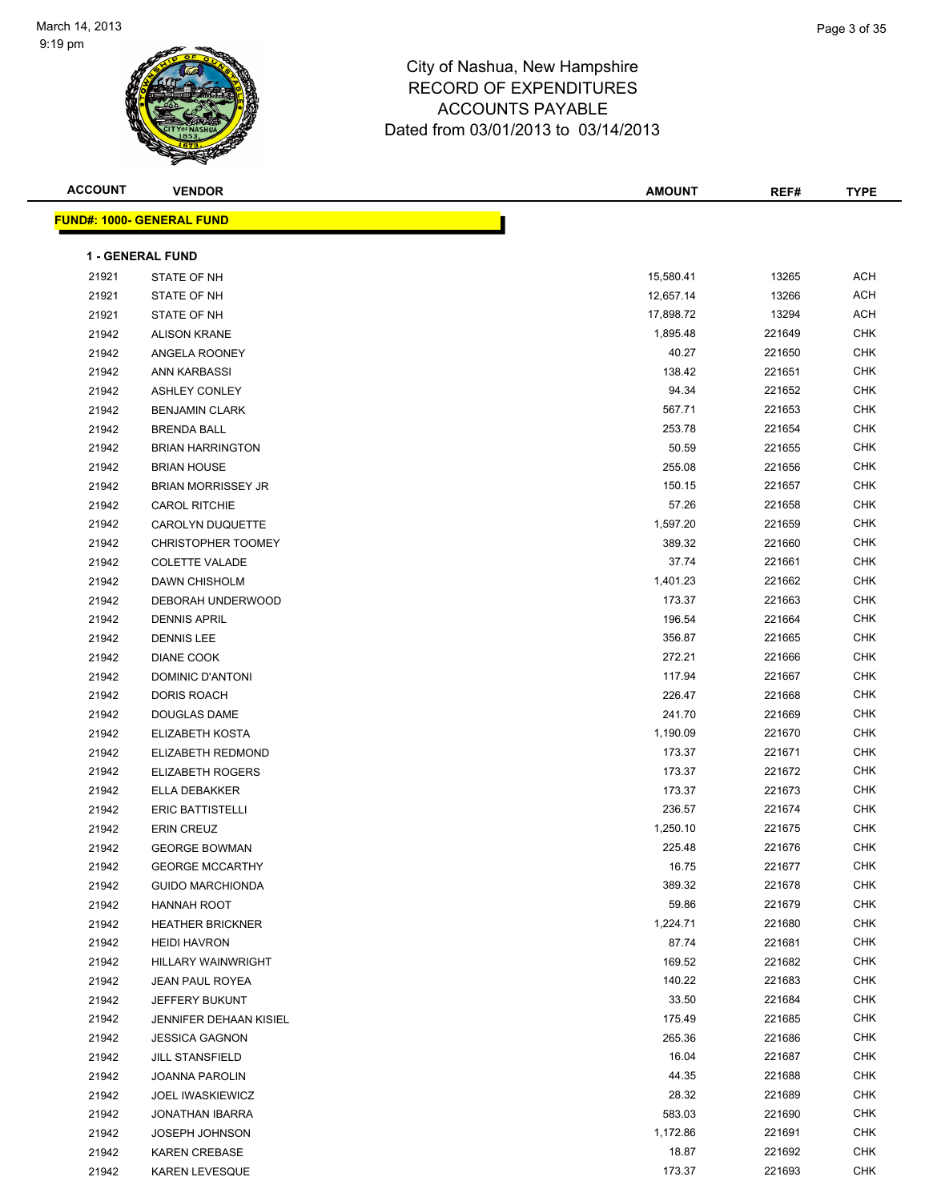# City of Nashua, New Hampshire
## RECORD OF EXPENDITURES
## ACCOUNTS PAYABLE
### Dated from 03/01/2013 to 03/14/2013

**FUND#: 1000- GENERAL FUND**

**1 - GENERAL FUND**

| ACCOUNT | VENDOR | AMOUNT | REF# | TYPE |
|---|---|---|---|---|
| 21921 | STATE OF NH | 15,580.41 | 13265 | ACH |
| 21921 | STATE OF NH | 12,657.14 | 13266 | ACH |
| 21921 | STATE OF NH | 17,898.72 | 13294 | ACH |
| 21942 | ALISON KRANE | 1,895.48 | 221649 | CHK |
| 21942 | ANGELA ROONEY | 40.27 | 221650 | CHK |
| 21942 | ANN KARBASSI | 138.42 | 221651 | CHK |
| 21942 | ASHLEY CONLEY | 94.34 | 221652 | CHK |
| 21942 | BENJAMIN CLARK | 567.71 | 221653 | CHK |
| 21942 | BRENDA BALL | 253.78 | 221654 | CHK |
| 21942 | BRIAN HARRINGTON | 50.59 | 221655 | CHK |
| 21942 | BRIAN HOUSE | 255.08 | 221656 | CHK |
| 21942 | BRIAN MORRISSEY JR | 150.15 | 221657 | CHK |
| 21942 | CAROL RITCHIE | 57.26 | 221658 | CHK |
| 21942 | CAROLYN DUQUETTE | 1,597.20 | 221659 | CHK |
| 21942 | CHRISTOPHER TOOMEY | 389.32 | 221660 | CHK |
| 21942 | COLETTE VALADE | 37.74 | 221661 | CHK |
| 21942 | DAWN CHISHOLM | 1,401.23 | 221662 | CHK |
| 21942 | DEBORAH UNDERWOOD | 173.37 | 221663 | CHK |
| 21942 | DENNIS APRIL | 196.54 | 221664 | CHK |
| 21942 | DENNIS LEE | 356.87 | 221665 | CHK |
| 21942 | DIANE COOK | 272.21 | 221666 | CHK |
| 21942 | DOMINIC D'ANTONI | 117.94 | 221667 | CHK |
| 21942 | DORIS ROACH | 226.47 | 221668 | CHK |
| 21942 | DOUGLAS DAME | 241.70 | 221669 | CHK |
| 21942 | ELIZABETH KOSTA | 1,190.09 | 221670 | CHK |
| 21942 | ELIZABETH REDMOND | 173.37 | 221671 | CHK |
| 21942 | ELIZABETH ROGERS | 173.37 | 221672 | CHK |
| 21942 | ELLA DEBAKKER | 173.37 | 221673 | CHK |
| 21942 | ERIC BATTISTELLI | 236.57 | 221674 | CHK |
| 21942 | ERIN CREUZ | 1,250.10 | 221675 | CHK |
| 21942 | GEORGE BOWMAN | 225.48 | 221676 | CHK |
| 21942 | GEORGE MCCARTHY | 16.75 | 221677 | CHK |
| 21942 | GUIDO MARCHIONDA | 389.32 | 221678 | CHK |
| 21942 | HANNAH ROOT | 59.86 | 221679 | CHK |
| 21942 | HEATHER BRICKNER | 1,224.71 | 221680 | CHK |
| 21942 | HEIDI HAVRON | 87.74 | 221681 | CHK |
| 21942 | HILLARY WAINWRIGHT | 169.52 | 221682 | CHK |
| 21942 | JEAN PAUL ROYEA | 140.22 | 221683 | CHK |
| 21942 | JEFFERY BUKUNT | 33.50 | 221684 | CHK |
| 21942 | JENNIFER DEHAAN KISIEL | 175.49 | 221685 | CHK |
| 21942 | JESSICA GAGNON | 265.36 | 221686 | CHK |
| 21942 | JILL STANSFIELD | 16.04 | 221687 | CHK |
| 21942 | JOANNA PAROLIN | 44.35 | 221688 | CHK |
| 21942 | JOEL IWASKIEWICZ | 28.32 | 221689 | CHK |
| 21942 | JONATHAN IBARRA | 583.03 | 221690 | CHK |
| 21942 | JOSEPH JOHNSON | 1,172.86 | 221691 | CHK |
| 21942 | KAREN CREBASE | 18.87 | 221692 | CHK |
| 21942 | KAREN LEVESQUE | 173.37 | 221693 | CHK |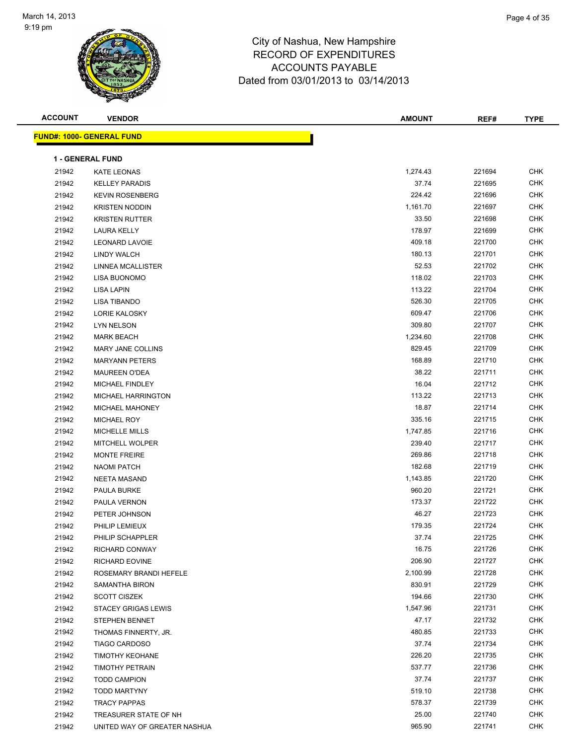City of Nashua, New Hampshire
RECORD OF EXPENDITURES
ACCOUNTS PAYABLE
Dated from 03/01/2013 to 03/14/2013

| ACCOUNT | VENDOR | AMOUNT | REF# | TYPE |
|---|---|---|---|---|

**FUND#: 1000- GENERAL FUND**

**1 - GENERAL FUND**

| ACCOUNT | VENDOR | AMOUNT | REF# | TYPE |
|---|---|---|---|---|
| 21942 | KATE LEONAS | 1,274.43 | 221694 | CHK |
| 21942 | KELLEY PARADIS | 37.74 | 221695 | CHK |
| 21942 | KEVIN ROSENBERG | 224.42 | 221696 | CHK |
| 21942 | KRISTEN NODDIN | 1,161.70 | 221697 | CHK |
| 21942 | KRISTEN RUTTER | 33.50 | 221698 | CHK |
| 21942 | LAURA KELLY | 178.97 | 221699 | CHK |
| 21942 | LEONARD LAVOIE | 409.18 | 221700 | CHK |
| 21942 | LINDY WALCH | 180.13 | 221701 | CHK |
| 21942 | LINNEA MCALLISTER | 52.53 | 221702 | CHK |
| 21942 | LISA BUONOMO | 118.02 | 221703 | CHK |
| 21942 | LISA LAPIN | 113.22 | 221704 | CHK |
| 21942 | LISA TIBANDO | 526.30 | 221705 | CHK |
| 21942 | LORIE KALOSKY | 609.47 | 221706 | CHK |
| 21942 | LYN NELSON | 309.80 | 221707 | CHK |
| 21942 | MARK BEACH | 1,234.60 | 221708 | CHK |
| 21942 | MARY JANE COLLINS | 829.45 | 221709 | CHK |
| 21942 | MARYANN PETERS | 168.89 | 221710 | CHK |
| 21942 | MAUREEN O'DEA | 38.22 | 221711 | CHK |
| 21942 | MICHAEL FINDLEY | 16.04 | 221712 | CHK |
| 21942 | MICHAEL HARRINGTON | 113.22 | 221713 | CHK |
| 21942 | MICHAEL MAHONEY | 18.87 | 221714 | CHK |
| 21942 | MICHAEL ROY | 335.16 | 221715 | CHK |
| 21942 | MICHELLE MILLS | 1,747.85 | 221716 | CHK |
| 21942 | MITCHELL WOLPER | 239.40 | 221717 | CHK |
| 21942 | MONTE FREIRE | 269.86 | 221718 | CHK |
| 21942 | NAOMI PATCH | 182.68 | 221719 | CHK |
| 21942 | NEETA MASAND | 1,143.85 | 221720 | CHK |
| 21942 | PAULA BURKE | 960.20 | 221721 | CHK |
| 21942 | PAULA VERNON | 173.37 | 221722 | CHK |
| 21942 | PETER JOHNSON | 46.27 | 221723 | CHK |
| 21942 | PHILIP LEMIEUX | 179.35 | 221724 | CHK |
| 21942 | PHILIP SCHAPPLER | 37.74 | 221725 | CHK |
| 21942 | RICHARD CONWAY | 16.75 | 221726 | CHK |
| 21942 | RICHARD EOVINE | 206.90 | 221727 | CHK |
| 21942 | ROSEMARY BRANDI HEFELE | 2,100.99 | 221728 | CHK |
| 21942 | SAMANTHA BIRON | 830.91 | 221729 | CHK |
| 21942 | SCOTT CISZEK | 194.66 | 221730 | CHK |
| 21942 | STACEY GRIGAS LEWIS | 1,547.96 | 221731 | CHK |
| 21942 | STEPHEN BENNET | 47.17 | 221732 | CHK |
| 21942 | THOMAS FINNERTY, JR. | 480.85 | 221733 | CHK |
| 21942 | TIAGO CARDOSO | 37.74 | 221734 | CHK |
| 21942 | TIMOTHY KEOHANE | 226.20 | 221735 | CHK |
| 21942 | TIMOTHY PETRAIN | 537.77 | 221736 | CHK |
| 21942 | TODD CAMPION | 37.74 | 221737 | CHK |
| 21942 | TODD MARTYNY | 519.10 | 221738 | CHK |
| 21942 | TRACY PAPPAS | 578.37 | 221739 | CHK |
| 21942 | TREASURER STATE OF NH | 25.00 | 221740 | CHK |
| 21942 | UNITED WAY OF GREATER NASHUA | 965.90 | 221741 | CHK |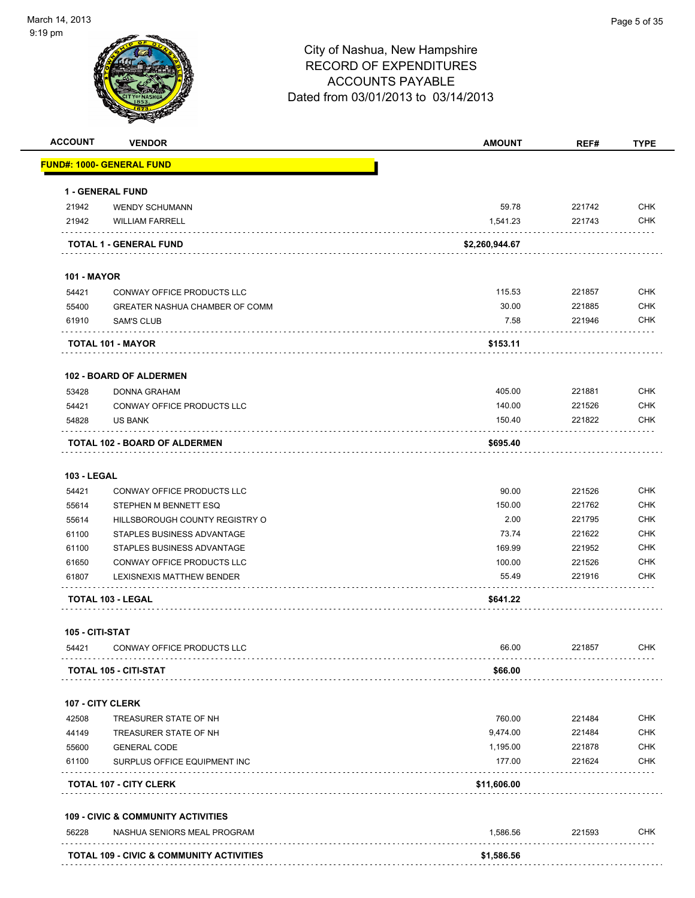City of Nashua, New Hampshire
RECORD OF EXPENDITURES
ACCOUNTS PAYABLE
Dated from 03/01/2013 to 03/14/2013

| ACCOUNT | VENDOR | AMOUNT | REF# | TYPE |
|---|---|---|---|---|
| **FUND#: 1000- GENERAL FUND** | | | | |
| **1 - GENERAL FUND** | | | | |
| 21942 | WENDY SCHUMANN | 59.78 | 221742 | CHK |
| 21942 | WILLIAM FARRELL | 1,541.23 | 221743 | CHK |
| **TOTAL 1 - GENERAL FUND** | | **$2,260,944.67** | | |
| **101 - MAYOR** | | | | |
| 54421 | CONWAY OFFICE PRODUCTS LLC | 115.53 | 221857 | CHK |
| 55400 | GREATER NASHUA CHAMBER OF COMM | 30.00 | 221885 | CHK |
| 61910 | SAM'S CLUB | 7.58 | 221946 | CHK |
| **TOTAL 101 - MAYOR** | | **$153.11** | | |
| **102 - BOARD OF ALDERMEN** | | | | |
| 53428 | DONNA GRAHAM | 405.00 | 221881 | CHK |
| 54421 | CONWAY OFFICE PRODUCTS LLC | 140.00 | 221526 | CHK |
| 54828 | US BANK | 150.40 | 221822 | CHK |
| **TOTAL 102 - BOARD OF ALDERMEN** | | **$695.40** | | |
| **103 - LEGAL** | | | | |
| 54421 | CONWAY OFFICE PRODUCTS LLC | 90.00 | 221526 | CHK |
| 55614 | STEPHEN M BENNETT ESQ | 150.00 | 221762 | CHK |
| 55614 | HILLSBOROUGH COUNTY REGISTRY O | 2.00 | 221795 | CHK |
| 61100 | STAPLES BUSINESS ADVANTAGE | 73.74 | 221622 | CHK |
| 61100 | STAPLES BUSINESS ADVANTAGE | 169.99 | 221952 | CHK |
| 61650 | CONWAY OFFICE PRODUCTS LLC | 100.00 | 221526 | CHK |
| 61807 | LEXISNEXIS MATTHEW BENDER | 55.49 | 221916 | CHK |
| **TOTAL 103 - LEGAL** | | **$641.22** | | |
| **105 - CITI-STAT** | | | | |
| 54421 | CONWAY OFFICE PRODUCTS LLC | 66.00 | 221857 | CHK |
| **TOTAL 105 - CITI-STAT** | | **$66.00** | | |
| **107 - CITY CLERK** | | | | |
| 42508 | TREASURER STATE OF NH | 760.00 | 221484 | CHK |
| 44149 | TREASURER STATE OF NH | 9,474.00 | 221484 | CHK |
| 55600 | GENERAL CODE | 1,195.00 | 221878 | CHK |
| 61100 | SURPLUS OFFICE EQUIPMENT INC | 177.00 | 221624 | CHK |
| **TOTAL 107 - CITY CLERK** | | **$11,606.00** | | |
| **109 - CIVIC & COMMUNITY ACTIVITIES** | | | | |
| 56228 | NASHUA SENIORS MEAL PROGRAM | 1,586.56 | 221593 | CHK |
| **TOTAL 109 - CIVIC & COMMUNITY ACTIVITIES** | | **$1,586.56** | | |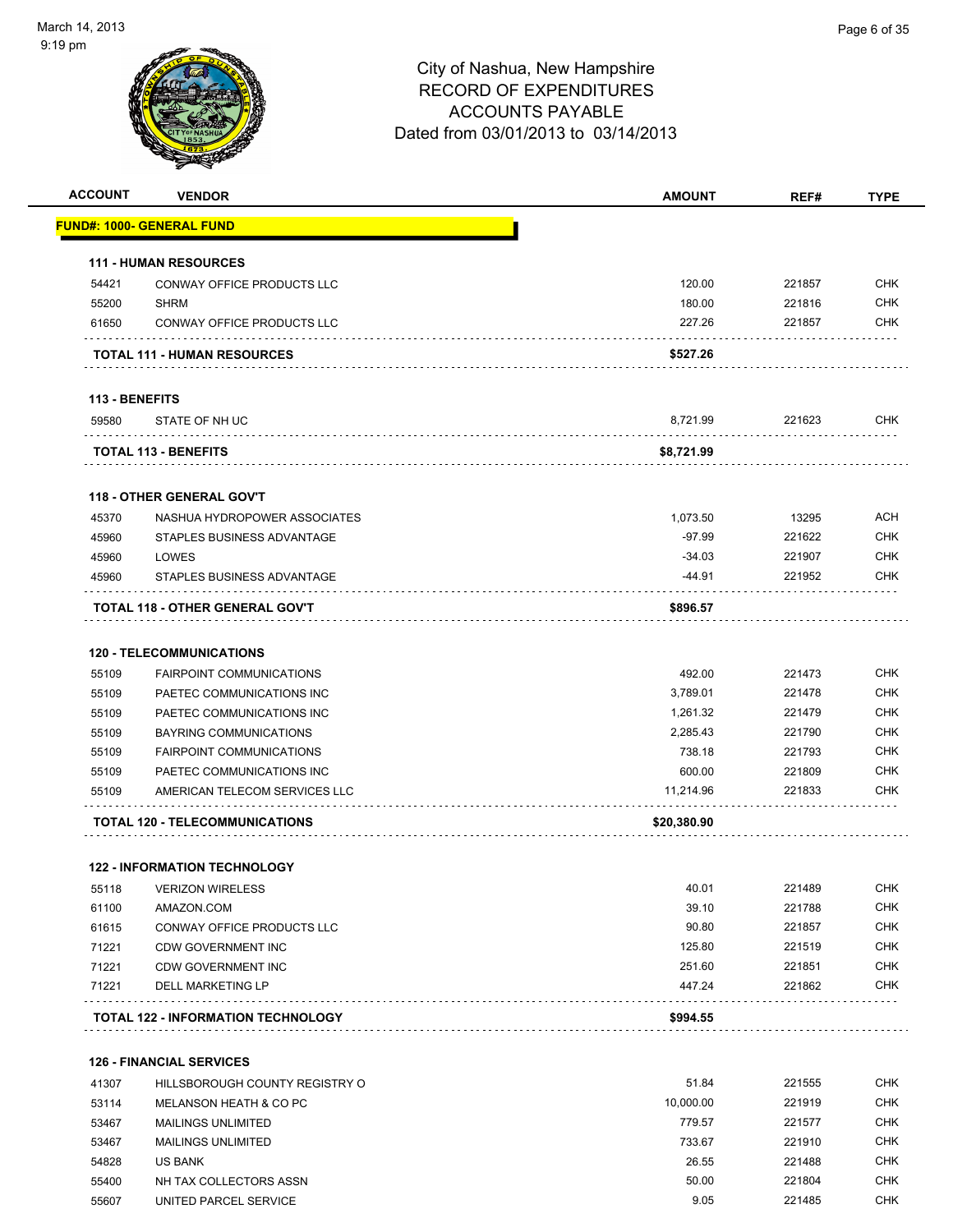# City of Nashua, New Hampshire
## RECORD OF EXPENDITURES
## ACCOUNTS PAYABLE
### Dated from 03/01/2013 to 03/14/2013

| ACCOUNT | VENDOR | AMOUNT | REF# | TYPE |
|---|---|---|---|---|
| **FUND#: 1000- GENERAL FUND** | | | | |
| **111 - HUMAN RESOURCES** | | | | |
| 54421 | CONWAY OFFICE PRODUCTS LLC | 120.00 | 221857 | CHK |
| 55200 | SHRM | 180.00 | 221816 | CHK |
| 61650 | CONWAY OFFICE PRODUCTS LLC | 227.26 | 221857 | CHK |
| | **TOTAL 111 - HUMAN RESOURCES** | **$527.26** | | |
| **113 - BENEFITS** | | | | |
| 59580 | STATE OF NH UC | 8,721.99 | 221623 | CHK |
| | **TOTAL 113 - BENEFITS** | **$8,721.99** | | |
| **118 - OTHER GENERAL GOV'T** | | | | |
| 45370 | NASHUA HYDROPOWER ASSOCIATES | 1,073.50 | 13295 | ACH |
| 45960 | STAPLES BUSINESS ADVANTAGE | -97.99 | 221622 | CHK |
| 45960 | LOWES | -34.03 | 221907 | CHK |
| 45960 | STAPLES BUSINESS ADVANTAGE | -44.91 | 221952 | CHK |
| | **TOTAL 118 - OTHER GENERAL GOV'T** | **$896.57** | | |
| **120 - TELECOMMUNICATIONS** | | | | |
| 55109 | FAIRPOINT COMMUNICATIONS | 492.00 | 221473 | CHK |
| 55109 | PAETEC COMMUNICATIONS INC | 3,789.01 | 221478 | CHK |
| 55109 | PAETEC COMMUNICATIONS INC | 1,261.32 | 221479 | CHK |
| 55109 | BAYRING COMMUNICATIONS | 2,285.43 | 221790 | CHK |
| 55109 | FAIRPOINT COMMUNICATIONS | 738.18 | 221793 | CHK |
| 55109 | PAETEC COMMUNICATIONS INC | 600.00 | 221809 | CHK |
| 55109 | AMERICAN TELECOM SERVICES LLC | 11,214.96 | 221833 | CHK |
| | **TOTAL 120 - TELECOMMUNICATIONS** | **$20,380.90** | | |
| **122 - INFORMATION TECHNOLOGY** | | | | |
| 55118 | VERIZON WIRELESS | 40.01 | 221489 | CHK |
| 61100 | AMAZON.COM | 39.10 | 221788 | CHK |
| 61615 | CONWAY OFFICE PRODUCTS LLC | 90.80 | 221857 | CHK |
| 71221 | CDW GOVERNMENT INC | 125.80 | 221519 | CHK |
| 71221 | CDW GOVERNMENT INC | 251.60 | 221851 | CHK |
| 71221 | DELL MARKETING LP | 447.24 | 221862 | CHK |
| | **TOTAL 122 - INFORMATION TECHNOLOGY** | **$994.55** | | |
| **126 - FINANCIAL SERVICES** | | | | |
| 41307 | HILLSBOROUGH COUNTY REGISTRY O | 51.84 | 221555 | CHK |
| 53114 | MELANSON HEATH & CO PC | 10,000.00 | 221919 | CHK |
| 53467 | MAILINGS UNLIMITED | 779.57 | 221577 | CHK |
| 53467 | MAILINGS UNLIMITED | 733.67 | 221910 | CHK |
| 54828 | US BANK | 26.55 | 221488 | CHK |
| 55400 | NH TAX COLLECTORS ASSN | 50.00 | 221804 | CHK |
| 55607 | UNITED PARCEL SERVICE | 9.05 | 221485 | CHK |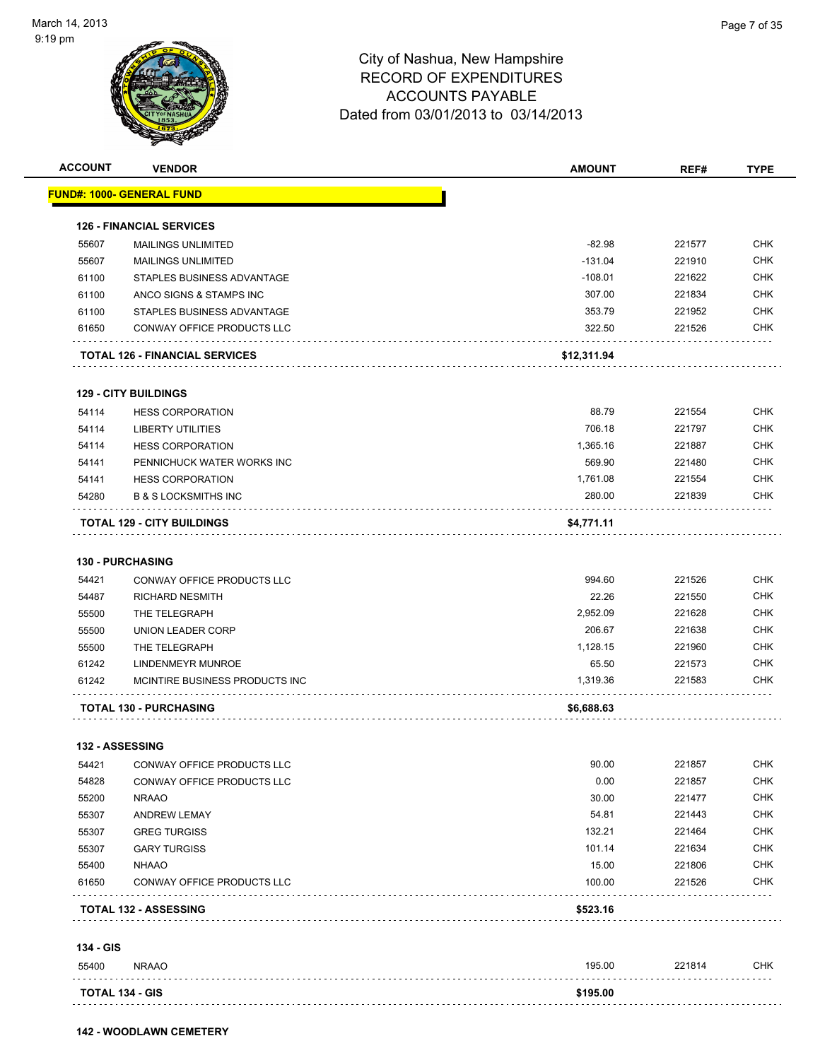City of Nashua, New Hampshire
RECORD OF EXPENDITURES
ACCOUNTS PAYABLE
Dated from 03/01/2013 to 03/14/2013

| ACCOUNT | VENDOR | AMOUNT | REF# | TYPE |
|---|---|---|---|---|
| **FUND#: 1000- GENERAL FUND** | | | | |
| **126 - FINANCIAL SERVICES** | | | | |
| 55607 | MAILINGS UNLIMITED | -82.98 | 221577 | CHK |
| 55607 | MAILINGS UNLIMITED | -131.04 | 221910 | CHK |
| 61100 | STAPLES BUSINESS ADVANTAGE | -108.01 | 221622 | CHK |
| 61100 | ANCO SIGNS & STAMPS INC | 307.00 | 221834 | CHK |
| 61100 | STAPLES BUSINESS ADVANTAGE | 353.79 | 221952 | CHK |
| 61650 | CONWAY OFFICE PRODUCTS LLC | 322.50 | 221526 | CHK |
| **TOTAL 126 - FINANCIAL SERVICES** | | **$12,311.94** | | |
| **129 - CITY BUILDINGS** | | | | |
| 54114 | HESS CORPORATION | 88.79 | 221554 | CHK |
| 54114 | LIBERTY UTILITIES | 706.18 | 221797 | CHK |
| 54114 | HESS CORPORATION | 1,365.16 | 221887 | CHK |
| 54141 | PENNICHUCK WATER WORKS INC | 569.90 | 221480 | CHK |
| 54141 | HESS CORPORATION | 1,761.08 | 221554 | CHK |
| 54280 | B & S LOCKSMITHS INC | 280.00 | 221839 | CHK |
| **TOTAL 129 - CITY BUILDINGS** | | **$4,771.11** | | |
| **130 - PURCHASING** | | | | |
| 54421 | CONWAY OFFICE PRODUCTS LLC | 994.60 | 221526 | CHK |
| 54487 | RICHARD NESMITH | 22.26 | 221550 | CHK |
| 55500 | THE TELEGRAPH | 2,952.09 | 221628 | CHK |
| 55500 | UNION LEADER CORP | 206.67 | 221638 | CHK |
| 55500 | THE TELEGRAPH | 1,128.15 | 221960 | CHK |
| 61242 | LINDENMEYR MUNROE | 65.50 | 221573 | CHK |
| 61242 | MCINTIRE BUSINESS PRODUCTS INC | 1,319.36 | 221583 | CHK |
| **TOTAL 130 - PURCHASING** | | **$6,688.63** | | |
| **132 - ASSESSING** | | | | |
| 54421 | CONWAY OFFICE PRODUCTS LLC | 90.00 | 221857 | CHK |
| 54828 | CONWAY OFFICE PRODUCTS LLC | 0.00 | 221857 | CHK |
| 55200 | NRAAO | 30.00 | 221477 | CHK |
| 55307 | ANDREW LEMAY | 54.81 | 221443 | CHK |
| 55307 | GREG TURGISS | 132.21 | 221464 | CHK |
| 55307 | GARY TURGISS | 101.14 | 221634 | CHK |
| 55400 | NHAAO | 15.00 | 221806 | CHK |
| 61650 | CONWAY OFFICE PRODUCTS LLC | 100.00 | 221526 | CHK |
| **TOTAL 132 - ASSESSING** | | **$523.16** | | |
| **134 - GIS** | | | | |
| 55400 | NRAAO | 195.00 | 221814 | CHK |
| **TOTAL 134 - GIS** | | **$195.00** | | |
| **142 - WOODLAWN CEMETERY** | | | | |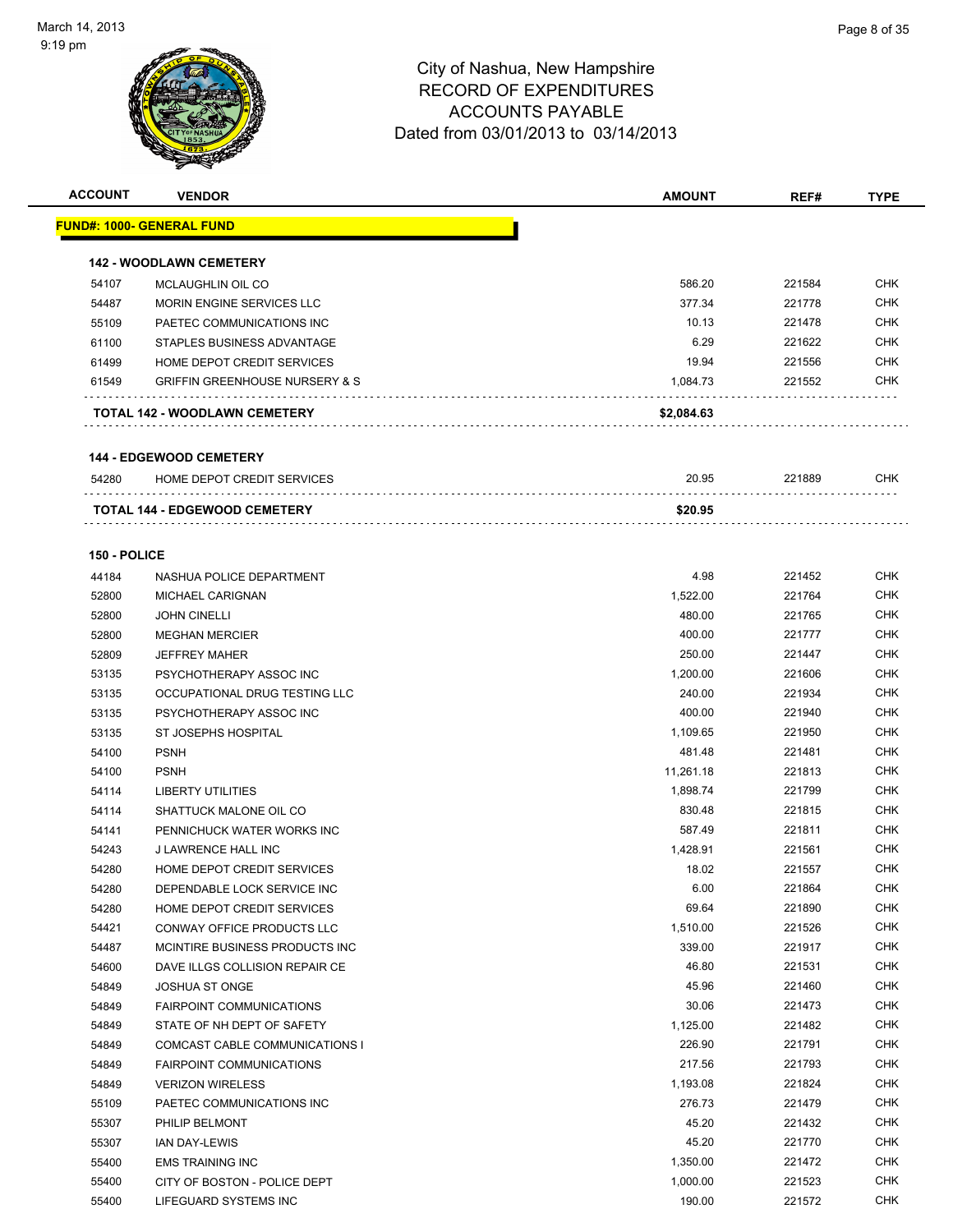City of Nashua, New Hampshire
RECORD OF EXPENDITURES
ACCOUNTS PAYABLE
Dated from 03/01/2013 to 03/14/2013

| ACCOUNT | VENDOR | AMOUNT | REF# | TYPE |
|---|---|---|---|---|
| **FUND#: 1000- GENERAL FUND** | | | | |
| **142 - WOODLAWN CEMETERY** | | | | |
| 54107 | MCLAUGHLIN OIL CO | 586.20 | 221584 | CHK |
| 54487 | MORIN ENGINE SERVICES LLC | 377.34 | 221778 | CHK |
| 55109 | PAETEC COMMUNICATIONS INC | 10.13 | 221478 | CHK |
| 61100 | STAPLES BUSINESS ADVANTAGE | 6.29 | 221622 | CHK |
| 61499 | HOME DEPOT CREDIT SERVICES | 19.94 | 221556 | CHK |
| 61549 | GRIFFIN GREENHOUSE NURSERY & S | 1,084.73 | 221552 | CHK |
| **TOTAL 142 - WOODLAWN CEMETERY** | | **$2,084.63** | | |
| **144 - EDGEWOOD CEMETERY** | | | | |
| 54280 | HOME DEPOT CREDIT SERVICES | 20.95 | 221889 | CHK |
| **TOTAL 144 - EDGEWOOD CEMETERY** | | **$20.95** | | |
| **150 - POLICE** | | | | |
| 44184 | NASHUA POLICE DEPARTMENT | 4.98 | 221452 | CHK |
| 52800 | MICHAEL CARIGNAN | 1,522.00 | 221764 | CHK |
| 52800 | JOHN CINELLI | 480.00 | 221765 | CHK |
| 52800 | MEGHAN MERCIER | 400.00 | 221777 | CHK |
| 52809 | JEFFREY MAHER | 250.00 | 221447 | CHK |
| 53135 | PSYCHOTHERAPY ASSOC INC | 1,200.00 | 221606 | CHK |
| 53135 | OCCUPATIONAL DRUG TESTING LLC | 240.00 | 221934 | CHK |
| 53135 | PSYCHOTHERAPY ASSOC INC | 400.00 | 221940 | CHK |
| 53135 | ST JOSEPHS HOSPITAL | 1,109.65 | 221950 | CHK |
| 54100 | PSNH | 481.48 | 221481 | CHK |
| 54100 | PSNH | 11,261.18 | 221813 | CHK |
| 54114 | LIBERTY UTILITIES | 1,898.74 | 221799 | CHK |
| 54114 | SHATTUCK MALONE OIL CO | 830.48 | 221815 | CHK |
| 54141 | PENNICHUCK WATER WORKS INC | 587.49 | 221811 | CHK |
| 54243 | J LAWRENCE HALL INC | 1,428.91 | 221561 | CHK |
| 54280 | HOME DEPOT CREDIT SERVICES | 18.02 | 221557 | CHK |
| 54280 | DEPENDABLE LOCK SERVICE INC | 6.00 | 221864 | CHK |
| 54280 | HOME DEPOT CREDIT SERVICES | 69.64 | 221890 | CHK |
| 54421 | CONWAY OFFICE PRODUCTS LLC | 1,510.00 | 221526 | CHK |
| 54487 | MCINTIRE BUSINESS PRODUCTS INC | 339.00 | 221917 | CHK |
| 54600 | DAVE ILLGS COLLISION REPAIR CE | 46.80 | 221531 | CHK |
| 54849 | JOSHUA ST ONGE | 45.96 | 221460 | CHK |
| 54849 | FAIRPOINT COMMUNICATIONS | 30.06 | 221473 | CHK |
| 54849 | STATE OF NH DEPT OF SAFETY | 1,125.00 | 221482 | CHK |
| 54849 | COMCAST CABLE COMMUNICATIONS I | 226.90 | 221791 | CHK |
| 54849 | FAIRPOINT COMMUNICATIONS | 217.56 | 221793 | CHK |
| 54849 | VERIZON WIRELESS | 1,193.08 | 221824 | CHK |
| 55109 | PAETEC COMMUNICATIONS INC | 276.73 | 221479 | CHK |
| 55307 | PHILIP BELMONT | 45.20 | 221432 | CHK |
| 55307 | IAN DAY-LEWIS | 45.20 | 221770 | CHK |
| 55400 | EMS TRAINING INC | 1,350.00 | 221472 | CHK |
| 55400 | CITY OF BOSTON - POLICE DEPT | 1,000.00 | 221523 | CHK |
| 55400 | LIFEGUARD SYSTEMS INC | 190.00 | 221572 | CHK |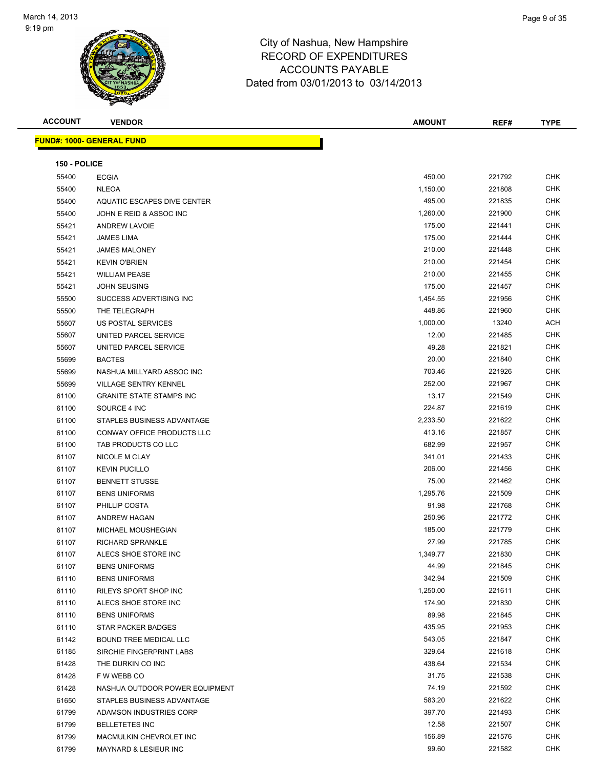# City of Nashua, New Hampshire
## RECORD OF EXPENDITURES
## ACCOUNTS PAYABLE
## Dated from 03/01/2013 to 03/14/2013

March 14, 2013
9:19 pm

| ACCOUNT | VENDOR | AMOUNT | REF# | TYPE |
|---|---|---|---|---|

**FUND#: 1000- GENERAL FUND**

**150 - POLICE**

| ACCOUNT | VENDOR | AMOUNT | REF# | TYPE |
|---|---|---|---|---|
| 55400 | ECGIA | 450.00 | 221792 | CHK |
| 55400 | NLEOA | 1,150.00 | 221808 | CHK |
| 55400 | AQUATIC ESCAPES DIVE CENTER | 495.00 | 221835 | CHK |
| 55400 | JOHN E REID & ASSOC INC | 1,260.00 | 221900 | CHK |
| 55421 | ANDREW LAVOIE | 175.00 | 221441 | CHK |
| 55421 | JAMES LIMA | 175.00 | 221444 | CHK |
| 55421 | JAMES MALONEY | 210.00 | 221448 | CHK |
| 55421 | KEVIN O'BRIEN | 210.00 | 221454 | CHK |
| 55421 | WILLIAM PEASE | 210.00 | 221455 | CHK |
| 55421 | JOHN SEUSING | 175.00 | 221457 | CHK |
| 55500 | SUCCESS ADVERTISING INC | 1,454.55 | 221956 | CHK |
| 55500 | THE TELEGRAPH | 448.86 | 221960 | CHK |
| 55607 | US POSTAL SERVICES | 1,000.00 | 13240 | ACH |
| 55607 | UNITED PARCEL SERVICE | 12.00 | 221485 | CHK |
| 55607 | UNITED PARCEL SERVICE | 49.28 | 221821 | CHK |
| 55699 | BACTES | 20.00 | 221840 | CHK |
| 55699 | NASHUA MILLYARD ASSOC INC | 703.46 | 221926 | CHK |
| 55699 | VILLAGE SENTRY KENNEL | 252.00 | 221967 | CHK |
| 61100 | GRANITE STATE STAMPS INC | 13.17 | 221549 | CHK |
| 61100 | SOURCE 4 INC | 224.87 | 221619 | CHK |
| 61100 | STAPLES BUSINESS ADVANTAGE | 2,233.50 | 221622 | CHK |
| 61100 | CONWAY OFFICE PRODUCTS LLC | 413.16 | 221857 | CHK |
| 61100 | TAB PRODUCTS CO LLC | 682.99 | 221957 | CHK |
| 61107 | NICOLE M CLAY | 341.01 | 221433 | CHK |
| 61107 | KEVIN PUCILLO | 206.00 | 221456 | CHK |
| 61107 | BENNETT STUSSE | 75.00 | 221462 | CHK |
| 61107 | BENS UNIFORMS | 1,295.76 | 221509 | CHK |
| 61107 | PHILLIP COSTA | 91.98 | 221768 | CHK |
| 61107 | ANDREW HAGAN | 250.96 | 221772 | CHK |
| 61107 | MICHAEL MOUSHEGIAN | 185.00 | 221779 | CHK |
| 61107 | RICHARD SPRANKLE | 27.99 | 221785 | CHK |
| 61107 | ALECS SHOE STORE INC | 1,349.77 | 221830 | CHK |
| 61107 | BENS UNIFORMS | 44.99 | 221845 | CHK |
| 61110 | BENS UNIFORMS | 342.94 | 221509 | CHK |
| 61110 | RILEYS SPORT SHOP INC | 1,250.00 | 221611 | CHK |
| 61110 | ALECS SHOE STORE INC | 174.90 | 221830 | CHK |
| 61110 | BENS UNIFORMS | 89.98 | 221845 | CHK |
| 61110 | STAR PACKER BADGES | 435.95 | 221953 | CHK |
| 61142 | BOUND TREE MEDICAL LLC | 543.05 | 221847 | CHK |
| 61185 | SIRCHIE FINGERPRINT LABS | 329.64 | 221618 | CHK |
| 61428 | THE DURKIN CO INC | 438.64 | 221534 | CHK |
| 61428 | F W WEBB CO | 31.75 | 221538 | CHK |
| 61428 | NASHUA OUTDOOR POWER EQUIPMENT | 74.19 | 221592 | CHK |
| 61650 | STAPLES BUSINESS ADVANTAGE | 583.20 | 221622 | CHK |
| 61799 | ADAMSON INDUSTRIES CORP | 397.70 | 221493 | CHK |
| 61799 | BELLETETES INC | 12.58 | 221507 | CHK |
| 61799 | MACMULKIN CHEVROLET INC | 156.89 | 221576 | CHK |
| 61799 | MAYNARD & LESIEUR INC | 99.60 | 221582 | CHK |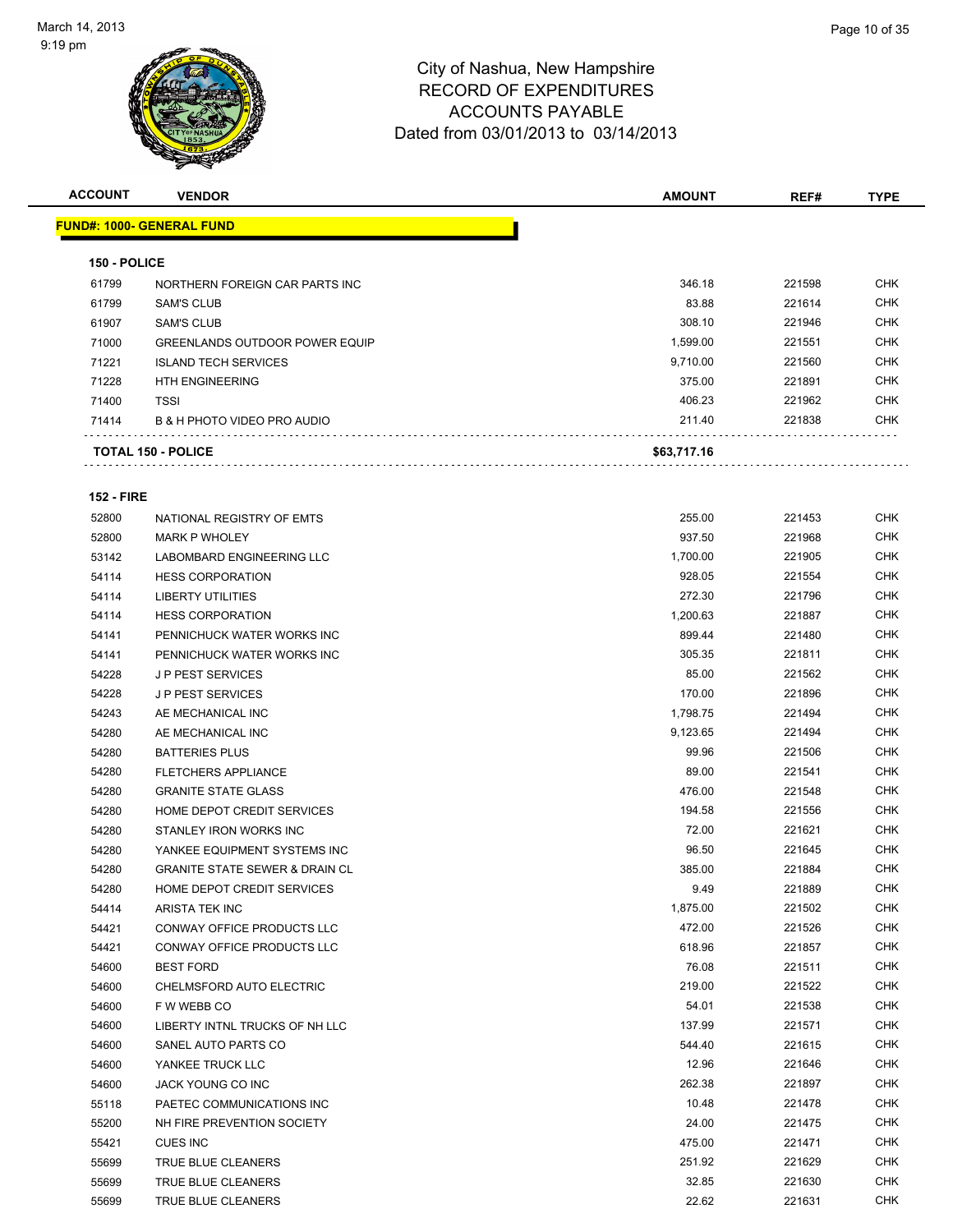# City of Nashua, New Hampshire
## RECORD OF EXPENDITURES
## ACCOUNTS PAYABLE
### Dated from 03/01/2013 to 03/14/2013

| ACCOUNT | VENDOR | AMOUNT | REF# | TYPE |
|---|---|---|---|---|
| **FUND#: 1000- GENERAL FUND** | | | | |
| **150 - POLICE** | | | | |
| 61799 | NORTHERN FOREIGN CAR PARTS INC | 346.18 | 221598 | CHK |
| 61799 | SAM'S CLUB | 83.88 | 221614 | CHK |
| 61907 | SAM'S CLUB | 308.10 | 221946 | CHK |
| 71000 | GREENLANDS OUTDOOR POWER EQUIP | 1,599.00 | 221551 | CHK |
| 71221 | ISLAND TECH SERVICES | 9,710.00 | 221560 | CHK |
| 71228 | HTH ENGINEERING | 375.00 | 221891 | CHK |
| 71400 | TSSI | 406.23 | 221962 | CHK |
| 71414 | B & H PHOTO VIDEO PRO AUDIO | 211.40 | 221838 | CHK |
| **TOTAL 150 - POLICE** | | **$63,717.16** | | |
| **152 - FIRE** | | | | |
| 52800 | NATIONAL REGISTRY OF EMTS | 255.00 | 221453 | CHK |
| 52800 | MARK P WHOLEY | 937.50 | 221968 | CHK |
| 53142 | LABOMBARD ENGINEERING LLC | 1,700.00 | 221905 | CHK |
| 54114 | HESS CORPORATION | 928.05 | 221554 | CHK |
| 54114 | LIBERTY UTILITIES | 272.30 | 221796 | CHK |
| 54114 | HESS CORPORATION | 1,200.63 | 221887 | CHK |
| 54141 | PENNICHUCK WATER WORKS INC | 899.44 | 221480 | CHK |
| 54141 | PENNICHUCK WATER WORKS INC | 305.35 | 221811 | CHK |
| 54228 | J P PEST SERVICES | 85.00 | 221562 | CHK |
| 54228 | J P PEST SERVICES | 170.00 | 221896 | CHK |
| 54243 | AE MECHANICAL INC | 1,798.75 | 221494 | CHK |
| 54280 | AE MECHANICAL INC | 9,123.65 | 221494 | CHK |
| 54280 | BATTERIES PLUS | 99.96 | 221506 | CHK |
| 54280 | FLETCHERS APPLIANCE | 89.00 | 221541 | CHK |
| 54280 | GRANITE STATE GLASS | 476.00 | 221548 | CHK |
| 54280 | HOME DEPOT CREDIT SERVICES | 194.58 | 221556 | CHK |
| 54280 | STANLEY IRON WORKS INC | 72.00 | 221621 | CHK |
| 54280 | YANKEE EQUIPMENT SYSTEMS INC | 96.50 | 221645 | CHK |
| 54280 | GRANITE STATE SEWER & DRAIN CL | 385.00 | 221884 | CHK |
| 54280 | HOME DEPOT CREDIT SERVICES | 9.49 | 221889 | CHK |
| 54414 | ARISTA TEK INC | 1,875.00 | 221502 | CHK |
| 54421 | CONWAY OFFICE PRODUCTS LLC | 472.00 | 221526 | CHK |
| 54421 | CONWAY OFFICE PRODUCTS LLC | 618.96 | 221857 | CHK |
| 54600 | BEST FORD | 76.08 | 221511 | CHK |
| 54600 | CHELMSFORD AUTO ELECTRIC | 219.00 | 221522 | CHK |
| 54600 | F W WEBB CO | 54.01 | 221538 | CHK |
| 54600 | LIBERTY INTNL TRUCKS OF NH LLC | 137.99 | 221571 | CHK |
| 54600 | SANEL AUTO PARTS CO | 544.40 | 221615 | CHK |
| 54600 | YANKEE TRUCK LLC | 12.96 | 221646 | CHK |
| 54600 | JACK YOUNG CO INC | 262.38 | 221897 | CHK |
| 55118 | PAETEC COMMUNICATIONS INC | 10.48 | 221478 | CHK |
| 55200 | NH FIRE PREVENTION SOCIETY | 24.00 | 221475 | CHK |
| 55421 | CUES INC | 475.00 | 221471 | CHK |
| 55699 | TRUE BLUE CLEANERS | 251.92 | 221629 | CHK |
| 55699 | TRUE BLUE CLEANERS | 32.85 | 221630 | CHK |
| 55699 | TRUE BLUE CLEANERS | 22.62 | 221631 | CHK |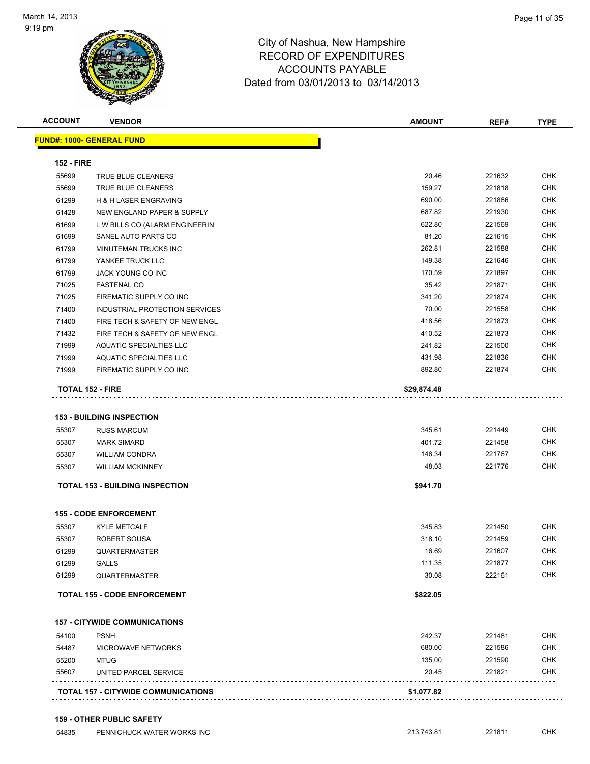City of Nashua, New Hampshire
RECORD OF EXPENDITURES
ACCOUNTS PAYABLE
Dated from 03/01/2013 to 03/14/2013

| ACCOUNT | VENDOR | AMOUNT | REF# | TYPE |
|---|---|---|---|---|
| **FUND#: 1000- GENERAL FUND** | | | | |
| **152 - FIRE** | | | | |
| 55699 | TRUE BLUE CLEANERS | 20.46 | 221632 | CHK |
| 55699 | TRUE BLUE CLEANERS | 159.27 | 221818 | CHK |
| 61299 | H & H LASER ENGRAVING | 690.00 | 221886 | CHK |
| 61428 | NEW ENGLAND PAPER & SUPPLY | 687.82 | 221930 | CHK |
| 61699 | L W BILLS CO (ALARM ENGINEERIN | 622.80 | 221569 | CHK |
| 61699 | SANEL AUTO PARTS CO | 81.20 | 221615 | CHK |
| 61799 | MINUTEMAN TRUCKS INC | 262.81 | 221588 | CHK |
| 61799 | YANKEE TRUCK LLC | 149.38 | 221646 | CHK |
| 61799 | JACK YOUNG CO INC | 170.59 | 221897 | CHK |
| 71025 | FASTENAL CO | 35.42 | 221871 | CHK |
| 71025 | FIREMATIC SUPPLY CO INC | 341.20 | 221874 | CHK |
| 71400 | INDUSTRIAL PROTECTION SERVICES | 70.00 | 221558 | CHK |
| 71400 | FIRE TECH & SAFETY OF NEW ENGL | 418.56 | 221873 | CHK |
| 71432 | FIRE TECH & SAFETY OF NEW ENGL | 410.52 | 221873 | CHK |
| 71999 | AQUATIC SPECIALTIES LLC | 241.82 | 221500 | CHK |
| 71999 | AQUATIC SPECIALTIES LLC | 431.98 | 221836 | CHK |
| 71999 | FIREMATIC SUPPLY CO INC | 892.80 | 221874 | CHK |
| **TOTAL 152 - FIRE** | | **$29,874.48** | | |
| **153 - BUILDING INSPECTION** | | | | |
| 55307 | RUSS MARCUM | 345.61 | 221449 | CHK |
| 55307 | MARK SIMARD | 401.72 | 221458 | CHK |
| 55307 | WILLIAM CONDRA | 146.34 | 221767 | CHK |
| 55307 | WILLIAM MCKINNEY | 48.03 | 221776 | CHK |
| **TOTAL 153 - BUILDING INSPECTION** | | **$941.70** | | |
| **155 - CODE ENFORCEMENT** | | | | |
| 55307 | KYLE METCALF | 345.83 | 221450 | CHK |
| 55307 | ROBERT SOUSA | 318.10 | 221459 | CHK |
| 61299 | QUARTERMASTER | 16.69 | 221607 | CHK |
| 61299 | GALLS | 111.35 | 221877 | CHK |
| 61299 | QUARTERMASTER | 30.08 | 222161 | CHK |
| **TOTAL 155 - CODE ENFORCEMENT** | | **$822.05** | | |
| **157 - CITYWIDE COMMUNICATIONS** | | | | |
| 54100 | PSNH | 242.37 | 221481 | CHK |
| 54487 | MICROWAVE NETWORKS | 680.00 | 221586 | CHK |
| 55200 | MTUG | 135.00 | 221590 | CHK |
| 55607 | UNITED PARCEL SERVICE | 20.45 | 221821 | CHK |
| **TOTAL 157 - CITYWIDE COMMUNICATIONS** | | **$1,077.82** | | |
| **159 - OTHER PUBLIC SAFETY** | | | | |
| 54835 | PENNICHUCK WATER WORKS INC | 213,743.81 | 221811 | CHK |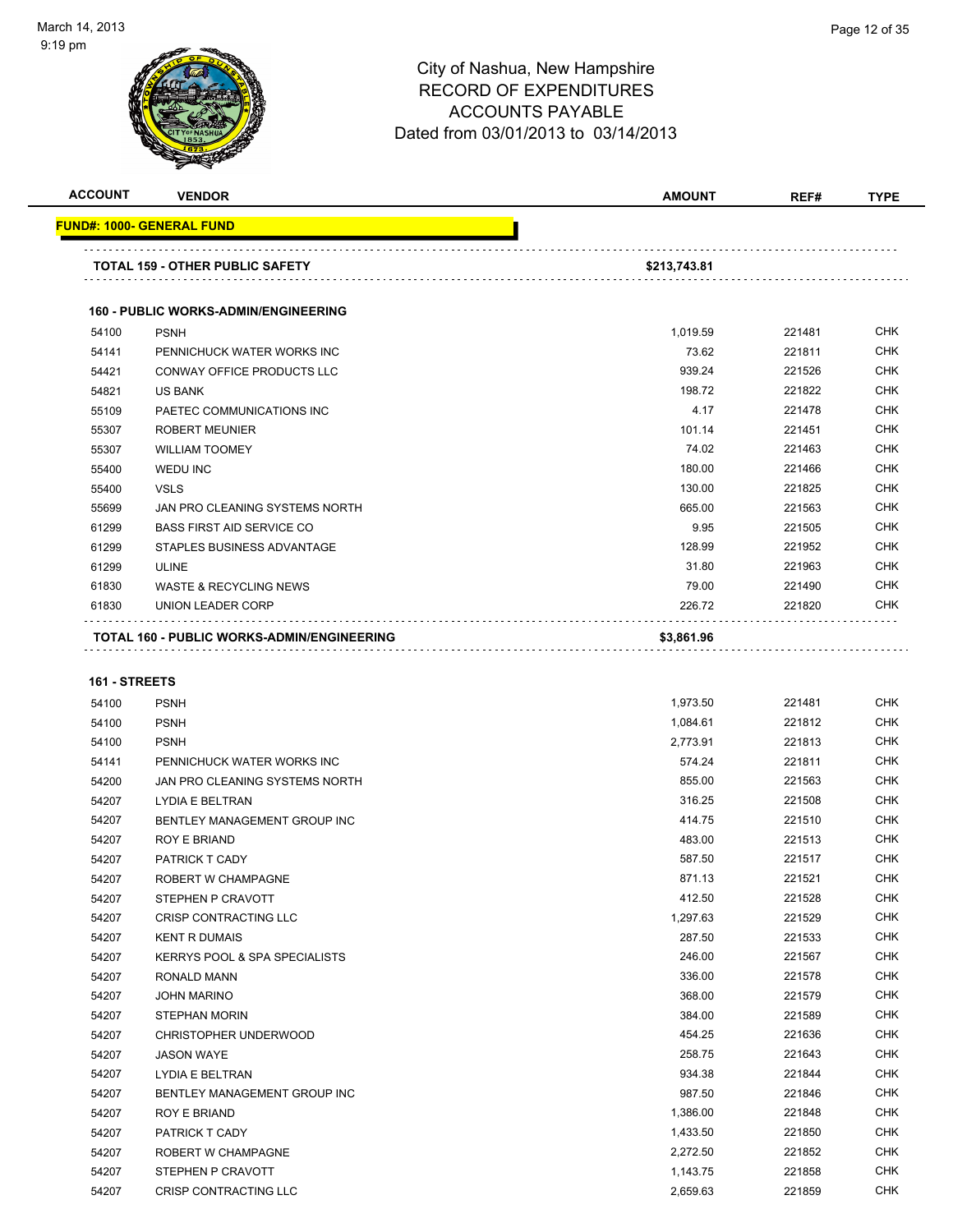City of Nashua, New Hampshire
RECORD OF EXPENDITURES
ACCOUNTS PAYABLE
Dated from 03/01/2013 to 03/14/2013

| ACCOUNT | VENDOR | AMOUNT | REF# | TYPE |
|---|---|---|---|---|
| **FUND#: 1000- GENERAL FUND** | | | | |
| **TOTAL 159 - OTHER PUBLIC SAFETY** | | **$213,743.81** | | |
| **160 - PUBLIC WORKS-ADMIN/ENGINEERING** | | | | |
| 54100 | PSNH | 1,019.59 | 221481 | CHK |
| 54141 | PENNICHUCK WATER WORKS INC | 73.62 | 221811 | CHK |
| 54421 | CONWAY OFFICE PRODUCTS LLC | 939.24 | 221526 | CHK |
| 54821 | US BANK | 198.72 | 221822 | CHK |
| 55109 | PAETEC COMMUNICATIONS INC | 4.17 | 221478 | CHK |
| 55307 | ROBERT MEUNIER | 101.14 | 221451 | CHK |
| 55307 | WILLIAM TOOMEY | 74.02 | 221463 | CHK |
| 55400 | WEDU INC | 180.00 | 221466 | CHK |
| 55400 | VSLS | 130.00 | 221825 | CHK |
| 55699 | JAN PRO CLEANING SYSTEMS NORTH | 665.00 | 221563 | CHK |
| 61299 | BASS FIRST AID SERVICE CO | 9.95 | 221505 | CHK |
| 61299 | STAPLES BUSINESS ADVANTAGE | 128.99 | 221952 | CHK |
| 61299 | ULINE | 31.80 | 221963 | CHK |
| 61830 | WASTE & RECYCLING NEWS | 79.00 | 221490 | CHK |
| 61830 | UNION LEADER CORP | 226.72 | 221820 | CHK |
| **TOTAL 160 - PUBLIC WORKS-ADMIN/ENGINEERING** | | **$3,861.96** | | |
| **161 - STREETS** | | | | |
| 54100 | PSNH | 1,973.50 | 221481 | CHK |
| 54100 | PSNH | 1,084.61 | 221812 | CHK |
| 54100 | PSNH | 2,773.91 | 221813 | CHK |
| 54141 | PENNICHUCK WATER WORKS INC | 574.24 | 221811 | CHK |
| 54200 | JAN PRO CLEANING SYSTEMS NORTH | 855.00 | 221563 | CHK |
| 54207 | LYDIA E BELTRAN | 316.25 | 221508 | CHK |
| 54207 | BENTLEY MANAGEMENT GROUP INC | 414.75 | 221510 | CHK |
| 54207 | ROY E BRIAND | 483.00 | 221513 | CHK |
| 54207 | PATRICK T CADY | 587.50 | 221517 | CHK |
| 54207 | ROBERT W CHAMPAGNE | 871.13 | 221521 | CHK |
| 54207 | STEPHEN P CRAVOTT | 412.50 | 221528 | CHK |
| 54207 | CRISP CONTRACTING LLC | 1,297.63 | 221529 | CHK |
| 54207 | KENT R DUMAIS | 287.50 | 221533 | CHK |
| 54207 | KERRYS POOL & SPA SPECIALISTS | 246.00 | 221567 | CHK |
| 54207 | RONALD MANN | 336.00 | 221578 | CHK |
| 54207 | JOHN MARINO | 368.00 | 221579 | CHK |
| 54207 | STEPHAN MORIN | 384.00 | 221589 | CHK |
| 54207 | CHRISTOPHER UNDERWOOD | 454.25 | 221636 | CHK |
| 54207 | JASON WAYE | 258.75 | 221643 | CHK |
| 54207 | LYDIA E BELTRAN | 934.38 | 221844 | CHK |
| 54207 | BENTLEY MANAGEMENT GROUP INC | 987.50 | 221846 | CHK |
| 54207 | ROY E BRIAND | 1,386.00 | 221848 | CHK |
| 54207 | PATRICK T CADY | 1,433.50 | 221850 | CHK |
| 54207 | ROBERT W CHAMPAGNE | 2,272.50 | 221852 | CHK |
| 54207 | STEPHEN P CRAVOTT | 1,143.75 | 221858 | CHK |
| 54207 | CRISP CONTRACTING LLC | 2,659.63 | 221859 | CHK |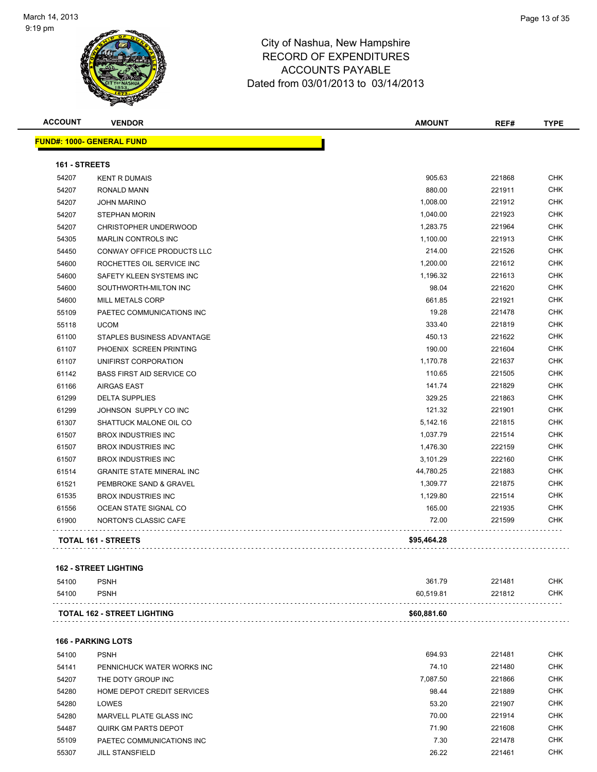City of Nashua, New Hampshire
RECORD OF EXPENDITURES
ACCOUNTS PAYABLE
Dated from 03/01/2013 to 03/14/2013

| ACCOUNT | VENDOR | AMOUNT | REF# | TYPE |
|---|---|---|---|---|

**FUND#: 1000- GENERAL FUND**

**161 - STREETS**

| ACCOUNT | VENDOR | AMOUNT | REF# | TYPE |
|---|---|---|---|---|
| 54207 | KENT R DUMAIS | 905.63 | 221868 | CHK |
| 54207 | RONALD MANN | 880.00 | 221911 | CHK |
| 54207 | JOHN MARINO | 1,008.00 | 221912 | CHK |
| 54207 | STEPHAN MORIN | 1,040.00 | 221923 | CHK |
| 54207 | CHRISTOPHER UNDERWOOD | 1,283.75 | 221964 | CHK |
| 54305 | MARLIN CONTROLS INC | 1,100.00 | 221913 | CHK |
| 54450 | CONWAY OFFICE PRODUCTS LLC | 214.00 | 221526 | CHK |
| 54600 | ROCHETTES OIL SERVICE INC | 1,200.00 | 221612 | CHK |
| 54600 | SAFETY KLEEN SYSTEMS INC | 1,196.32 | 221613 | CHK |
| 54600 | SOUTHWORTH-MILTON INC | 98.04 | 221620 | CHK |
| 54600 | MILL METALS CORP | 661.85 | 221921 | CHK |
| 55109 | PAETEC COMMUNICATIONS INC | 19.28 | 221478 | CHK |
| 55118 | UCOM | 333.40 | 221819 | CHK |
| 61100 | STAPLES BUSINESS ADVANTAGE | 450.13 | 221622 | CHK |
| 61107 | PHOENIX SCREEN PRINTING | 190.00 | 221604 | CHK |
| 61107 | UNIFIRST CORPORATION | 1,170.78 | 221637 | CHK |
| 61142 | BASS FIRST AID SERVICE CO | 110.65 | 221505 | CHK |
| 61166 | AIRGAS EAST | 141.74 | 221829 | CHK |
| 61299 | DELTA SUPPLIES | 329.25 | 221863 | CHK |
| 61299 | JOHNSON SUPPLY CO INC | 121.32 | 221901 | CHK |
| 61307 | SHATTUCK MALONE OIL CO | 5,142.16 | 221815 | CHK |
| 61507 | BROX INDUSTRIES INC | 1,037.79 | 221514 | CHK |
| 61507 | BROX INDUSTRIES INC | 1,476.30 | 222159 | CHK |
| 61507 | BROX INDUSTRIES INC | 3,101.29 | 222160 | CHK |
| 61514 | GRANITE STATE MINERAL INC | 44,780.25 | 221883 | CHK |
| 61521 | PEMBROKE SAND & GRAVEL | 1,309.77 | 221875 | CHK |
| 61535 | BROX INDUSTRIES INC | 1,129.80 | 221514 | CHK |
| 61556 | OCEAN STATE SIGNAL CO | 165.00 | 221935 | CHK |
| 61900 | NORTON'S CLASSIC CAFE | 72.00 | 221599 | CHK |
| | **TOTAL 161 - STREETS** | **$95,464.28** | | |

**162 - STREET LIGHTING**

| ACCOUNT | VENDOR | AMOUNT | REF# | TYPE |
|---|---|---|---|---|
| 54100 | PSNH | 361.79 | 221481 | CHK |
| 54100 | PSNH | 60,519.81 | 221812 | CHK |
| | **TOTAL 162 - STREET LIGHTING** | **$60,881.60** | | |

**166 - PARKING LOTS**

| ACCOUNT | VENDOR | AMOUNT | REF# | TYPE |
|---|---|---|---|---|
| 54100 | PSNH | 694.93 | 221481 | CHK |
| 54141 | PENNICHUCK WATER WORKS INC | 74.10 | 221480 | CHK |
| 54207 | THE DOTY GROUP INC | 7,087.50 | 221866 | CHK |
| 54280 | HOME DEPOT CREDIT SERVICES | 98.44 | 221889 | CHK |
| 54280 | LOWES | 53.20 | 221907 | CHK |
| 54280 | MARVELL PLATE GLASS INC | 70.00 | 221914 | CHK |
| 54487 | QUIRK GM PARTS DEPOT | 71.90 | 221608 | CHK |
| 55109 | PAETEC COMMUNICATIONS INC | 7.30 | 221478 | CHK |
| 55307 | JILL STANSFIELD | 26.22 | 221461 | CHK |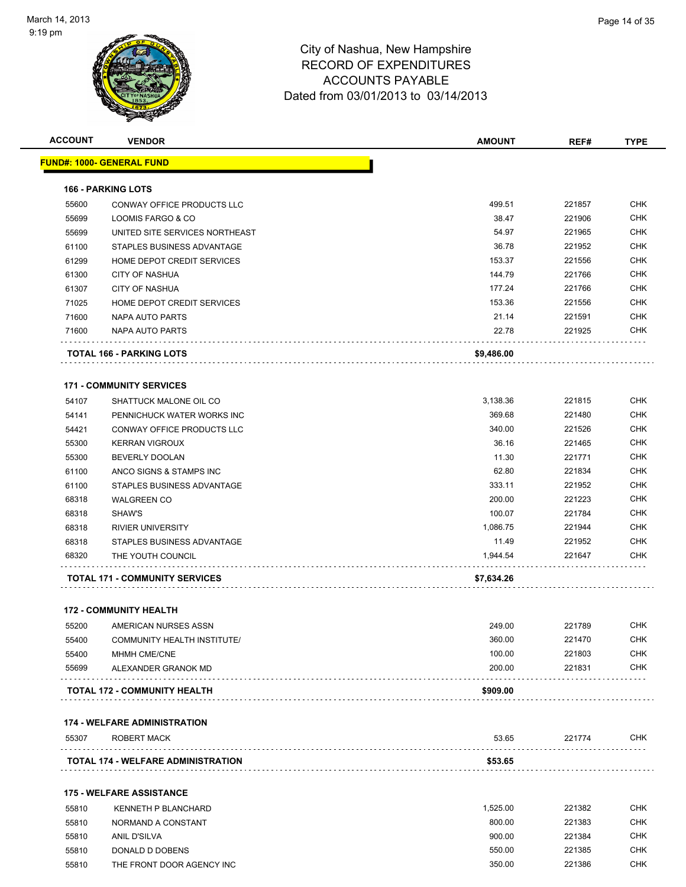# City of Nashua, New Hampshire
## RECORD OF EXPENDITURES
## ACCOUNTS PAYABLE
## Dated from 03/01/2013 to 03/14/2013

March 14, 2013
9:19 pm

| ACCOUNT | VENDOR | AMOUNT | REF# | TYPE |
|---|---|---|---|---|
| **FUND#: 1000- GENERAL FUND** | | | | |
| **166 - PARKING LOTS** | | | | |
| 55600 | CONWAY OFFICE PRODUCTS LLC | 499.51 | 221857 | CHK |
| 55699 | LOOMIS FARGO & CO | 38.47 | 221906 | CHK |
| 55699 | UNITED SITE SERVICES NORTHEAST | 54.97 | 221965 | CHK |
| 61100 | STAPLES BUSINESS ADVANTAGE | 36.78 | 221952 | CHK |
| 61299 | HOME DEPOT CREDIT SERVICES | 153.37 | 221556 | CHK |
| 61300 | CITY OF NASHUA | 144.79 | 221766 | CHK |
| 61307 | CITY OF NASHUA | 177.24 | 221766 | CHK |
| 71025 | HOME DEPOT CREDIT SERVICES | 153.36 | 221556 | CHK |
| 71600 | NAPA AUTO PARTS | 21.14 | 221591 | CHK |
| 71600 | NAPA AUTO PARTS | 22.78 | 221925 | CHK |
| **TOTAL 166 - PARKING LOTS** | | **$9,486.00** | | |
| **171 - COMMUNITY SERVICES** | | | | |
| 54107 | SHATTUCK MALONE OIL CO | 3,138.36 | 221815 | CHK |
| 54141 | PENNICHUCK WATER WORKS INC | 369.68 | 221480 | CHK |
| 54421 | CONWAY OFFICE PRODUCTS LLC | 340.00 | 221526 | CHK |
| 55300 | KERRAN VIGROUX | 36.16 | 221465 | CHK |
| 55300 | BEVERLY DOOLAN | 11.30 | 221771 | CHK |
| 61100 | ANCO SIGNS & STAMPS INC | 62.80 | 221834 | CHK |
| 61100 | STAPLES BUSINESS ADVANTAGE | 333.11 | 221952 | CHK |
| 68318 | WALGREEN CO | 200.00 | 221223 | CHK |
| 68318 | SHAW'S | 100.07 | 221784 | CHK |
| 68318 | RIVIER UNIVERSITY | 1,086.75 | 221944 | CHK |
| 68318 | STAPLES BUSINESS ADVANTAGE | 11.49 | 221952 | CHK |
| 68320 | THE YOUTH COUNCIL | 1,944.54 | 221647 | CHK |
| **TOTAL 171 - COMMUNITY SERVICES** | | **$7,634.26** | | |
| **172 - COMMUNITY HEALTH** | | | | |
| 55200 | AMERICAN NURSES ASSN | 249.00 | 221789 | CHK |
| 55400 | COMMUNITY HEALTH INSTITUTE/ | 360.00 | 221470 | CHK |
| 55400 | MHMH CME/CNE | 100.00 | 221803 | CHK |
| 55699 | ALEXANDER GRANOK MD | 200.00 | 221831 | CHK |
| **TOTAL 172 - COMMUNITY HEALTH** | | **$909.00** | | |
| **174 - WELFARE ADMINISTRATION** | | | | |
| 55307 | ROBERT MACK | 53.65 | 221774 | CHK |
| **TOTAL 174 - WELFARE ADMINISTRATION** | | **$53.65** | | |
| **175 - WELFARE ASSISTANCE** | | | | |
| 55810 | KENNETH P BLANCHARD | 1,525.00 | 221382 | CHK |
| 55810 | NORMAND A CONSTANT | 800.00 | 221383 | CHK |
| 55810 | ANIL D'SILVA | 900.00 | 221384 | CHK |
| 55810 | DONALD D DOBENS | 550.00 | 221385 | CHK |
| 55810 | THE FRONT DOOR AGENCY INC | 350.00 | 221386 | CHK |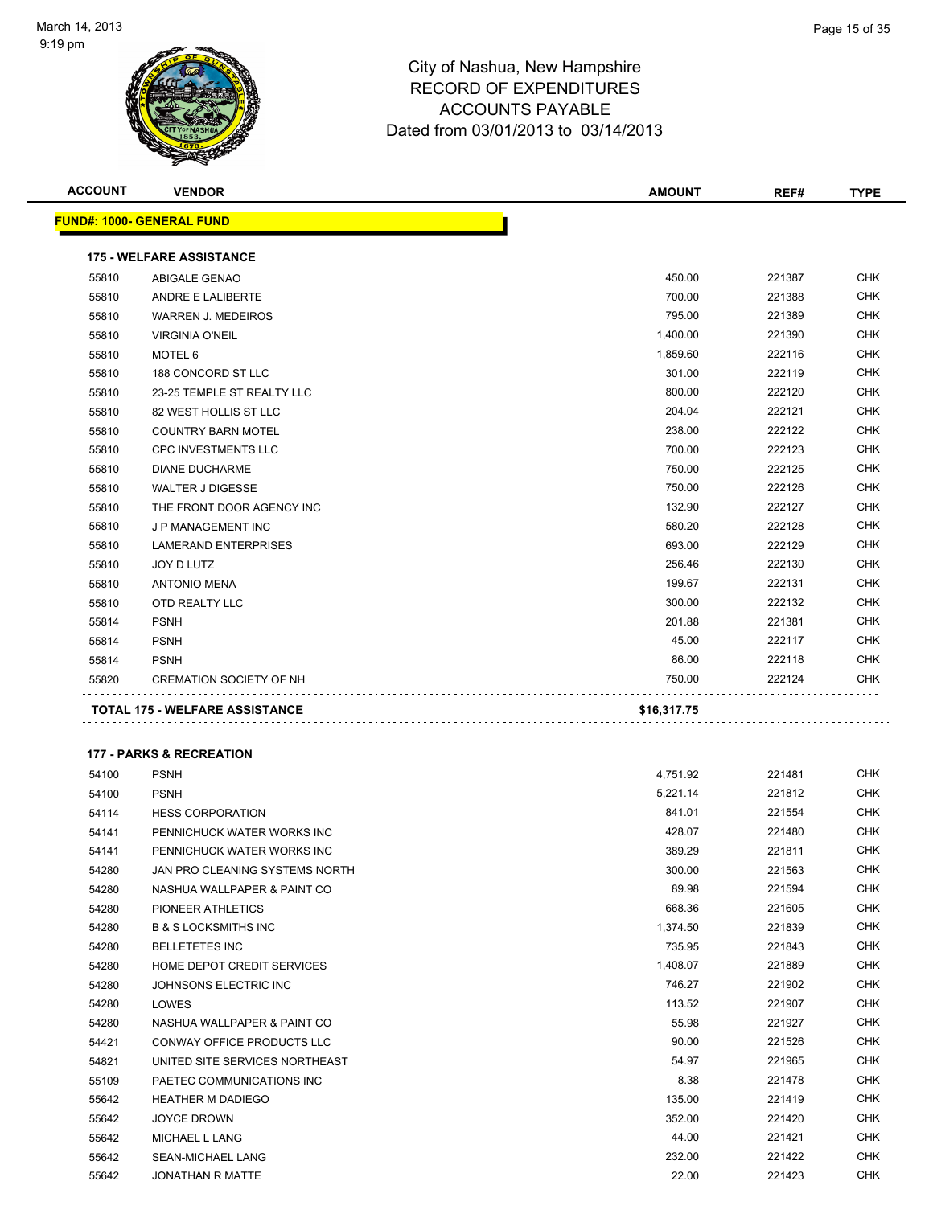City of Nashua, New Hampshire
RECORD OF EXPENDITURES
ACCOUNTS PAYABLE
Dated from 03/01/2013 to 03/14/2013

| ACCOUNT | VENDOR | AMOUNT | REF# | TYPE |
|---|---|---|---|---|
| **FUND#: 1000- GENERAL FUND** | | | | |
| **175 - WELFARE ASSISTANCE** | | | | |
| 55810 | ABIGALE GENAO | 450.00 | 221387 | CHK |
| 55810 | ANDRE E LALIBERTE | 700.00 | 221388 | CHK |
| 55810 | WARREN J. MEDEIROS | 795.00 | 221389 | CHK |
| 55810 | VIRGINIA O'NEIL | 1,400.00 | 221390 | CHK |
| 55810 | MOTEL 6 | 1,859.60 | 222116 | CHK |
| 55810 | 188 CONCORD ST LLC | 301.00 | 222119 | CHK |
| 55810 | 23-25 TEMPLE ST REALTY LLC | 800.00 | 222120 | CHK |
| 55810 | 82 WEST HOLLIS ST LLC | 204.04 | 222121 | CHK |
| 55810 | COUNTRY BARN MOTEL | 238.00 | 222122 | CHK |
| 55810 | CPC INVESTMENTS LLC | 700.00 | 222123 | CHK |
| 55810 | DIANE DUCHARME | 750.00 | 222125 | CHK |
| 55810 | WALTER J DIGESSE | 750.00 | 222126 | CHK |
| 55810 | THE FRONT DOOR AGENCY INC | 132.90 | 222127 | CHK |
| 55810 | J P MANAGEMENT INC | 580.20 | 222128 | CHK |
| 55810 | LAMERAND ENTERPRISES | 693.00 | 222129 | CHK |
| 55810 | JOY D LUTZ | 256.46 | 222130 | CHK |
| 55810 | ANTONIO MENA | 199.67 | 222131 | CHK |
| 55810 | OTD REALTY LLC | 300.00 | 222132 | CHK |
| 55814 | PSNH | 201.88 | 221381 | CHK |
| 55814 | PSNH | 45.00 | 222117 | CHK |
| 55814 | PSNH | 86.00 | 222118 | CHK |
| 55820 | CREMATION SOCIETY OF NH | 750.00 | 222124 | CHK |
| **TOTAL 175 - WELFARE ASSISTANCE** | | **$16,317.75** | | |
| **177 - PARKS & RECREATION** | | | | |
| 54100 | PSNH | 4,751.92 | 221481 | CHK |
| 54100 | PSNH | 5,221.14 | 221812 | CHK |
| 54114 | HESS CORPORATION | 841.01 | 221554 | CHK |
| 54141 | PENNICHUCK WATER WORKS INC | 428.07 | 221480 | CHK |
| 54141 | PENNICHUCK WATER WORKS INC | 389.29 | 221811 | CHK |
| 54280 | JAN PRO CLEANING SYSTEMS NORTH | 300.00 | 221563 | CHK |
| 54280 | NASHUA WALLPAPER & PAINT CO | 89.98 | 221594 | CHK |
| 54280 | PIONEER ATHLETICS | 668.36 | 221605 | CHK |
| 54280 | B & S LOCKSMITHS INC | 1,374.50 | 221839 | CHK |
| 54280 | BELLETETES INC | 735.95 | 221843 | CHK |
| 54280 | HOME DEPOT CREDIT SERVICES | 1,408.07 | 221889 | CHK |
| 54280 | JOHNSONS ELECTRIC INC | 746.27 | 221902 | CHK |
| 54280 | LOWES | 113.52 | 221907 | CHK |
| 54280 | NASHUA WALLPAPER & PAINT CO | 55.98 | 221927 | CHK |
| 54421 | CONWAY OFFICE PRODUCTS LLC | 90.00 | 221526 | CHK |
| 54821 | UNITED SITE SERVICES NORTHEAST | 54.97 | 221965 | CHK |
| 55109 | PAETEC COMMUNICATIONS INC | 8.38 | 221478 | CHK |
| 55642 | HEATHER M DADIEGO | 135.00 | 221419 | CHK |
| 55642 | JOYCE DROWN | 352.00 | 221420 | CHK |
| 55642 | MICHAEL L LANG | 44.00 | 221421 | CHK |
| 55642 | SEAN-MICHAEL LANG | 232.00 | 221422 | CHK |
| 55642 | JONATHAN R MATTE | 22.00 | 221423 | CHK |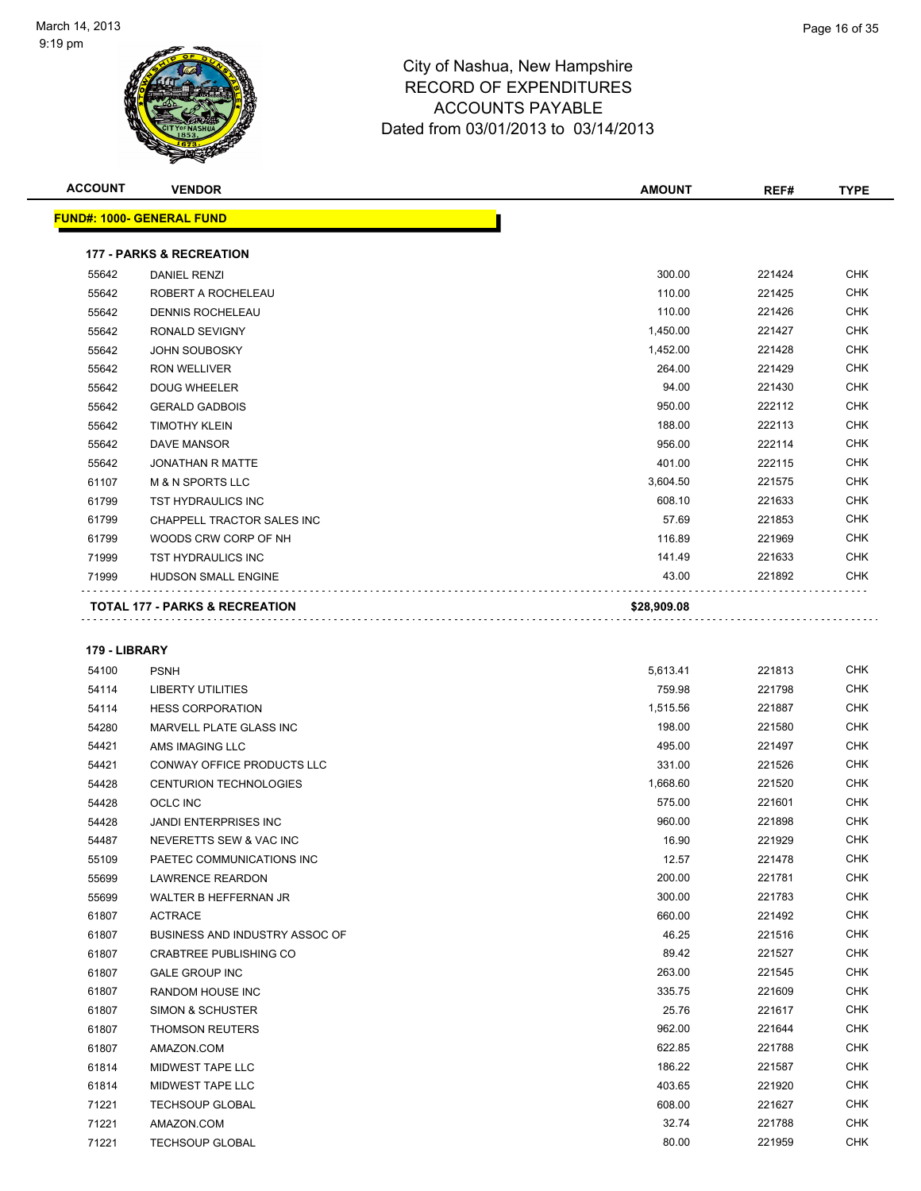# City of Nashua, New Hampshire
# RECORD OF EXPENDITURES
# ACCOUNTS PAYABLE
# Dated from 03/01/2013 to 03/14/2013

| ACCOUNT | VENDOR | AMOUNT | REF# | TYPE |
|---|---|---|---|---|
| **FUND#: 1000- GENERAL FUND** | | | | |
| **177 - PARKS & RECREATION** | | | | |
| 55642 | DANIEL RENZI | 300.00 | 221424 | CHK |
| 55642 | ROBERT A ROCHELEAU | 110.00 | 221425 | CHK |
| 55642 | DENNIS ROCHELEAU | 110.00 | 221426 | CHK |
| 55642 | RONALD SEVIGNY | 1,450.00 | 221427 | CHK |
| 55642 | JOHN SOUBOSKY | 1,452.00 | 221428 | CHK |
| 55642 | RON WELLIVER | 264.00 | 221429 | CHK |
| 55642 | DOUG WHEELER | 94.00 | 221430 | CHK |
| 55642 | GERALD GADBOIS | 950.00 | 222112 | CHK |
| 55642 | TIMOTHY KLEIN | 188.00 | 222113 | CHK |
| 55642 | DAVE MANSOR | 956.00 | 222114 | CHK |
| 55642 | JONATHAN R MATTE | 401.00 | 222115 | CHK |
| 61107 | M & N SPORTS LLC | 3,604.50 | 221575 | CHK |
| 61799 | TST HYDRAULICS INC | 608.10 | 221633 | CHK |
| 61799 | CHAPPELL TRACTOR SALES INC | 57.69 | 221853 | CHK |
| 61799 | WOODS CRW CORP OF NH | 116.89 | 221969 | CHK |
| 71999 | TST HYDRAULICS INC | 141.49 | 221633 | CHK |
| 71999 | HUDSON SMALL ENGINE | 43.00 | 221892 | CHK |
| **TOTAL 177 - PARKS & RECREATION** | | **$28,909.08** | | |
| **179 - LIBRARY** | | | | |
| 54100 | PSNH | 5,613.41 | 221813 | CHK |
| 54114 | LIBERTY UTILITIES | 759.98 | 221798 | CHK |
| 54114 | HESS CORPORATION | 1,515.56 | 221887 | CHK |
| 54280 | MARVELL PLATE GLASS INC | 198.00 | 221580 | CHK |
| 54421 | AMS IMAGING LLC | 495.00 | 221497 | CHK |
| 54421 | CONWAY OFFICE PRODUCTS LLC | 331.00 | 221526 | CHK |
| 54428 | CENTURION TECHNOLOGIES | 1,668.60 | 221520 | CHK |
| 54428 | OCLC INC | 575.00 | 221601 | CHK |
| 54428 | JANDI ENTERPRISES INC | 960.00 | 221898 | CHK |
| 54487 | NEVERETTS SEW & VAC INC | 16.90 | 221929 | CHK |
| 55109 | PAETEC COMMUNICATIONS INC | 12.57 | 221478 | CHK |
| 55699 | LAWRENCE REARDON | 200.00 | 221781 | CHK |
| 55699 | WALTER B HEFFERNAN JR | 300.00 | 221783 | CHK |
| 61807 | ACTRACE | 660.00 | 221492 | CHK |
| 61807 | BUSINESS AND INDUSTRY ASSOC OF | 46.25 | 221516 | CHK |
| 61807 | CRABTREE PUBLISHING CO | 89.42 | 221527 | CHK |
| 61807 | GALE GROUP INC | 263.00 | 221545 | CHK |
| 61807 | RANDOM HOUSE INC | 335.75 | 221609 | CHK |
| 61807 | SIMON & SCHUSTER | 25.76 | 221617 | CHK |
| 61807 | THOMSON REUTERS | 962.00 | 221644 | CHK |
| 61807 | AMAZON.COM | 622.85 | 221788 | CHK |
| 61814 | MIDWEST TAPE LLC | 186.22 | 221587 | CHK |
| 61814 | MIDWEST TAPE LLC | 403.65 | 221920 | CHK |
| 71221 | TECHSOUP GLOBAL | 608.00 | 221627 | CHK |
| 71221 | AMAZON.COM | 32.74 | 221788 | CHK |
| 71221 | TECHSOUP GLOBAL | 80.00 | 221959 | CHK |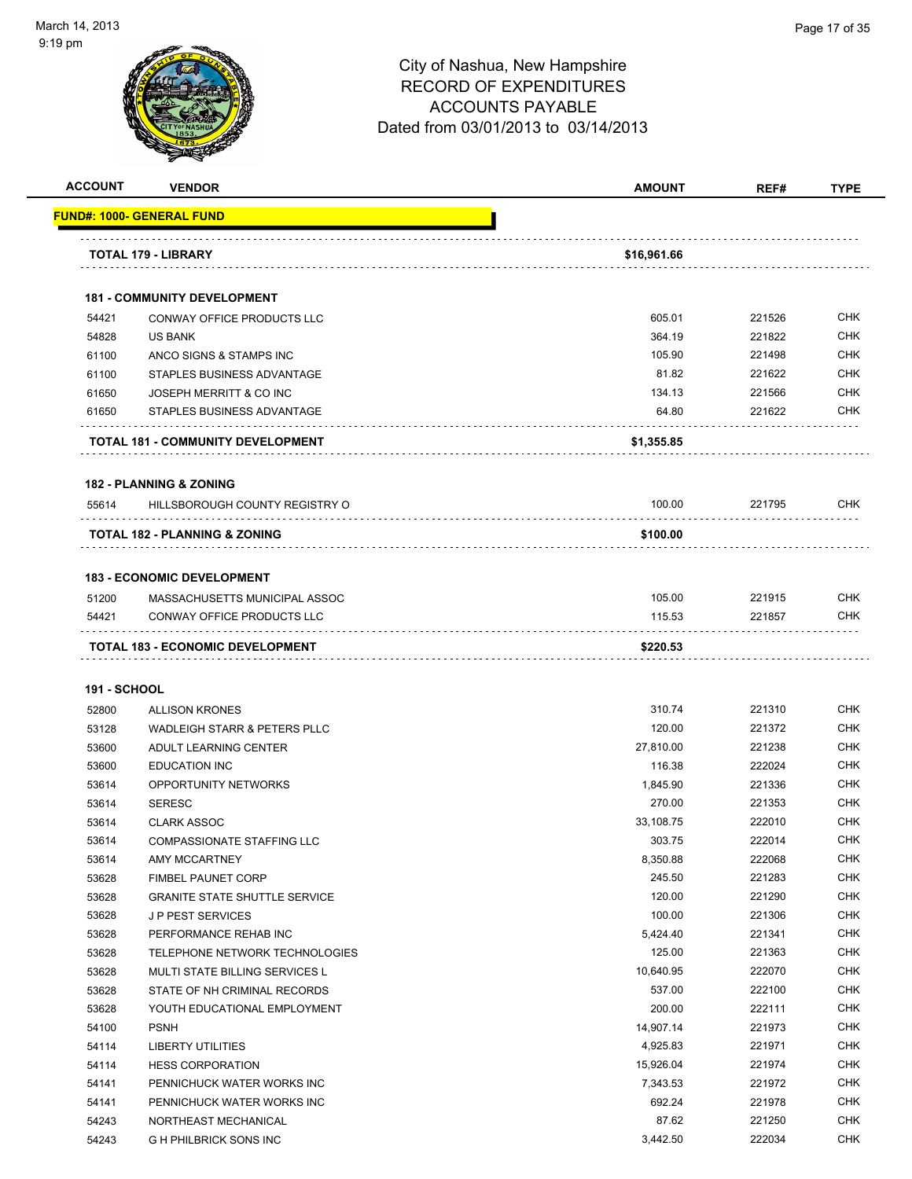City of Nashua, New Hampshire
RECORD OF EXPENDITURES
ACCOUNTS PAYABLE
Dated from 03/01/2013 to 03/14/2013

| ACCOUNT | VENDOR | AMOUNT | REF# | TYPE |
|---|---|---|---|---|
| **FUND#: 1000- GENERAL FUND** | | | | |
| | **TOTAL 179 - LIBRARY** | **$16,961.66** | | |
| | **181 - COMMUNITY DEVELOPMENT** | | | |
| 54421 | CONWAY OFFICE PRODUCTS LLC | 605.01 | 221526 | CHK |
| 54828 | US BANK | 364.19 | 221822 | CHK |
| 61100 | ANCO SIGNS & STAMPS INC | 105.90 | 221498 | CHK |
| 61100 | STAPLES BUSINESS ADVANTAGE | 81.82 | 221622 | CHK |
| 61650 | JOSEPH MERRITT & CO INC | 134.13 | 221566 | CHK |
| 61650 | STAPLES BUSINESS ADVANTAGE | 64.80 | 221622 | CHK |
| | **TOTAL 181 - COMMUNITY DEVELOPMENT** | **$1,355.85** | | |
| | **182 - PLANNING & ZONING** | | | |
| 55614 | HILLSBOROUGH COUNTY REGISTRY O | 100.00 | 221795 | CHK |
| | **TOTAL 182 - PLANNING & ZONING** | **$100.00** | | |
| | **183 - ECONOMIC DEVELOPMENT** | | | |
| 51200 | MASSACHUSETTS MUNICIPAL ASSOC | 105.00 | 221915 | CHK |
| 54421 | CONWAY OFFICE PRODUCTS LLC | 115.53 | 221857 | CHK |
| | **TOTAL 183 - ECONOMIC DEVELOPMENT** | **$220.53** | | |
| **191 - SCHOOL** | | | | |
| 52800 | ALLISON KRONES | 310.74 | 221310 | CHK |
| 53128 | WADLEIGH STARR & PETERS PLLC | 120.00 | 221372 | CHK |
| 53600 | ADULT LEARNING CENTER | 27,810.00 | 221238 | CHK |
| 53600 | EDUCATION INC | 116.38 | 222024 | CHK |
| 53614 | OPPORTUNITY NETWORKS | 1,845.90 | 221336 | CHK |
| 53614 | SERESC | 270.00 | 221353 | CHK |
| 53614 | CLARK ASSOC | 33,108.75 | 222010 | CHK |
| 53614 | COMPASSIONATE STAFFING LLC | 303.75 | 222014 | CHK |
| 53614 | AMY MCCARTNEY | 8,350.88 | 222068 | CHK |
| 53628 | FIMBEL PAUNET CORP | 245.50 | 221283 | CHK |
| 53628 | GRANITE STATE SHUTTLE SERVICE | 120.00 | 221290 | CHK |
| 53628 | J P PEST SERVICES | 100.00 | 221306 | CHK |
| 53628 | PERFORMANCE REHAB INC | 5,424.40 | 221341 | CHK |
| 53628 | TELEPHONE NETWORK TECHNOLOGIES | 125.00 | 221363 | CHK |
| 53628 | MULTI STATE BILLING SERVICES L | 10,640.95 | 222070 | CHK |
| 53628 | STATE OF NH CRIMINAL RECORDS | 537.00 | 222100 | CHK |
| 53628 | YOUTH EDUCATIONAL EMPLOYMENT | 200.00 | 222111 | CHK |
| 54100 | PSNH | 14,907.14 | 221973 | CHK |
| 54114 | LIBERTY UTILITIES | 4,925.83 | 221971 | CHK |
| 54114 | HESS CORPORATION | 15,926.04 | 221974 | CHK |
| 54141 | PENNICHUCK WATER WORKS INC | 7,343.53 | 221972 | CHK |
| 54141 | PENNICHUCK WATER WORKS INC | 692.24 | 221978 | CHK |
| 54243 | NORTHEAST MECHANICAL | 87.62 | 221250 | CHK |
| 54243 | G H PHILBRICK SONS INC | 3,442.50 | 222034 | CHK |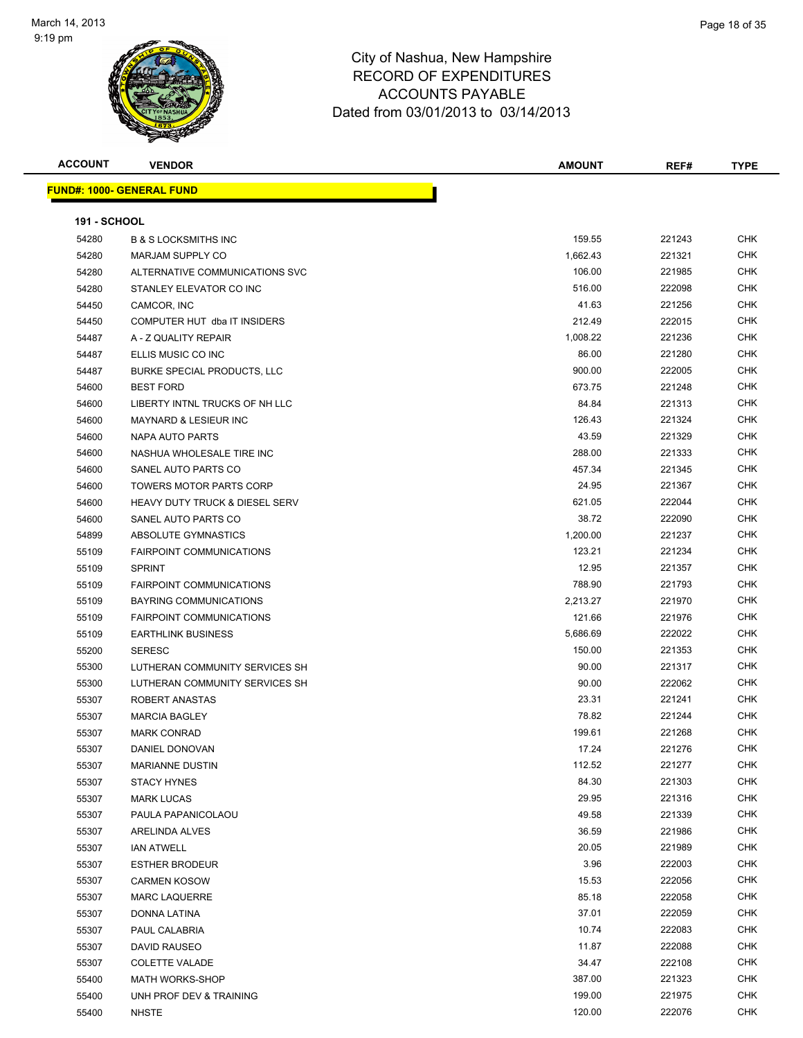# City of Nashua, New Hampshire
## RECORD OF EXPENDITURES
## ACCOUNTS PAYABLE
## Dated from 03/01/2013 to 03/14/2013

| ACCOUNT | VENDOR | AMOUNT | REF# | TYPE |
|---|---|---|---|---|

**FUND#: 1000- GENERAL FUND**

**191 - SCHOOL**

| ACCOUNT | VENDOR | AMOUNT | REF# | TYPE |
|---|---|---|---|---|
| 54280 | B & S LOCKSMITHS INC | 159.55 | 221243 | CHK |
| 54280 | MARJAM SUPPLY CO | 1,662.43 | 221321 | CHK |
| 54280 | ALTERNATIVE COMMUNICATIONS SVC | 106.00 | 221985 | CHK |
| 54280 | STANLEY ELEVATOR CO INC | 516.00 | 222098 | CHK |
| 54450 | CAMCOR, INC | 41.63 | 221256 | CHK |
| 54450 | COMPUTER HUT dba IT INSIDERS | 212.49 | 222015 | CHK |
| 54487 | A - Z QUALITY REPAIR | 1,008.22 | 221236 | CHK |
| 54487 | ELLIS MUSIC CO INC | 86.00 | 221280 | CHK |
| 54487 | BURKE SPECIAL PRODUCTS, LLC | 900.00 | 222005 | CHK |
| 54600 | BEST FORD | 673.75 | 221248 | CHK |
| 54600 | LIBERTY INTNL TRUCKS OF NH LLC | 84.84 | 221313 | CHK |
| 54600 | MAYNARD & LESIEUR INC | 126.43 | 221324 | CHK |
| 54600 | NAPA AUTO PARTS | 43.59 | 221329 | CHK |
| 54600 | NASHUA WHOLESALE TIRE INC | 288.00 | 221333 | CHK |
| 54600 | SANEL AUTO PARTS CO | 457.34 | 221345 | CHK |
| 54600 | TOWERS MOTOR PARTS CORP | 24.95 | 221367 | CHK |
| 54600 | HEAVY DUTY TRUCK & DIESEL SERV | 621.05 | 222044 | CHK |
| 54600 | SANEL AUTO PARTS CO | 38.72 | 222090 | CHK |
| 54899 | ABSOLUTE GYMNASTICS | 1,200.00 | 221237 | CHK |
| 55109 | FAIRPOINT COMMUNICATIONS | 123.21 | 221234 | CHK |
| 55109 | SPRINT | 12.95 | 221357 | CHK |
| 55109 | FAIRPOINT COMMUNICATIONS | 788.90 | 221793 | CHK |
| 55109 | BAYRING COMMUNICATIONS | 2,213.27 | 221970 | CHK |
| 55109 | FAIRPOINT COMMUNICATIONS | 121.66 | 221976 | CHK |
| 55109 | EARTHLINK BUSINESS | 5,686.69 | 222022 | CHK |
| 55200 | SERESC | 150.00 | 221353 | CHK |
| 55300 | LUTHERAN COMMUNITY SERVICES SH | 90.00 | 221317 | CHK |
| 55300 | LUTHERAN COMMUNITY SERVICES SH | 90.00 | 222062 | CHK |
| 55307 | ROBERT ANASTAS | 23.31 | 221241 | CHK |
| 55307 | MARCIA BAGLEY | 78.82 | 221244 | CHK |
| 55307 | MARK CONRAD | 199.61 | 221268 | CHK |
| 55307 | DANIEL DONOVAN | 17.24 | 221276 | CHK |
| 55307 | MARIANNE DUSTIN | 112.52 | 221277 | CHK |
| 55307 | STACY HYNES | 84.30 | 221303 | CHK |
| 55307 | MARK LUCAS | 29.95 | 221316 | CHK |
| 55307 | PAULA PAPANICOLAOU | 49.58 | 221339 | CHK |
| 55307 | ARELINDA ALVES | 36.59 | 221986 | CHK |
| 55307 | IAN ATWELL | 20.05 | 221989 | CHK |
| 55307 | ESTHER BRODEUR | 3.96 | 222003 | CHK |
| 55307 | CARMEN KOSOW | 15.53 | 222056 | CHK |
| 55307 | MARC LAQUERRE | 85.18 | 222058 | CHK |
| 55307 | DONNA LATINA | 37.01 | 222059 | CHK |
| 55307 | PAUL CALABRIA | 10.74 | 222083 | CHK |
| 55307 | DAVID RAUSEO | 11.87 | 222088 | CHK |
| 55307 | COLETTE VALADE | 34.47 | 222108 | CHK |
| 55400 | MATH WORKS-SHOP | 387.00 | 221323 | CHK |
| 55400 | UNH PROF DEV & TRAINING | 199.00 | 221975 | CHK |
| 55400 | NHSTE | 120.00 | 222076 | CHK |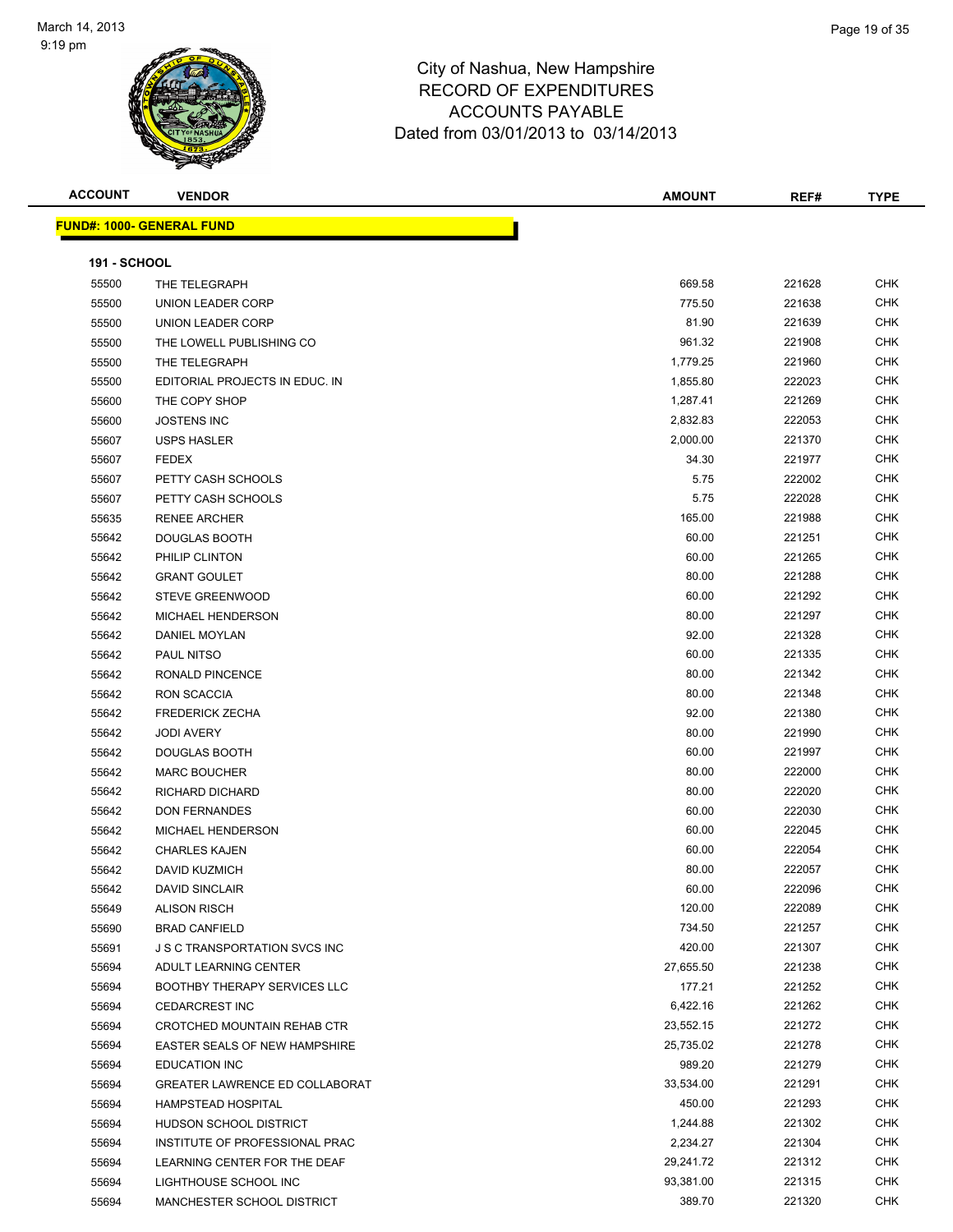# City of Nashua, New Hampshire
# RECORD OF EXPENDITURES
# ACCOUNTS PAYABLE
# Dated from 03/01/2013 to 03/14/2013

| ACCOUNT | VENDOR | AMOUNT | REF# | TYPE |
|---|---|---|---|---|

**FUND#: 1000- GENERAL FUND**

**191 - SCHOOL**

| ACCOUNT | VENDOR | AMOUNT | REF# | TYPE |
|---|---|---|---|---|
| 55500 | THE TELEGRAPH | 669.58 | 221628 | CHK |
| 55500 | UNION LEADER CORP | 775.50 | 221638 | CHK |
| 55500 | UNION LEADER CORP | 81.90 | 221639 | CHK |
| 55500 | THE LOWELL PUBLISHING CO | 961.32 | 221908 | CHK |
| 55500 | THE TELEGRAPH | 1,779.25 | 221960 | CHK |
| 55500 | EDITORIAL PROJECTS IN EDUC. IN | 1,855.80 | 222023 | CHK |
| 55600 | THE COPY SHOP | 1,287.41 | 221269 | CHK |
| 55600 | JOSTENS INC | 2,832.83 | 222053 | CHK |
| 55607 | USPS HASLER | 2,000.00 | 221370 | CHK |
| 55607 | FEDEX | 34.30 | 221977 | CHK |
| 55607 | PETTY CASH SCHOOLS | 5.75 | 222002 | CHK |
| 55607 | PETTY CASH SCHOOLS | 5.75 | 222028 | CHK |
| 55635 | RENEE ARCHER | 165.00 | 221988 | CHK |
| 55642 | DOUGLAS BOOTH | 60.00 | 221251 | CHK |
| 55642 | PHILIP CLINTON | 60.00 | 221265 | CHK |
| 55642 | GRANT GOULET | 80.00 | 221288 | CHK |
| 55642 | STEVE GREENWOOD | 60.00 | 221292 | CHK |
| 55642 | MICHAEL HENDERSON | 80.00 | 221297 | CHK |
| 55642 | DANIEL MOYLAN | 92.00 | 221328 | CHK |
| 55642 | PAUL NITSO | 60.00 | 221335 | CHK |
| 55642 | RONALD PINCENCE | 80.00 | 221342 | CHK |
| 55642 | RON SCACCIA | 80.00 | 221348 | CHK |
| 55642 | FREDERICK ZECHA | 92.00 | 221380 | CHK |
| 55642 | JODI AVERY | 80.00 | 221990 | CHK |
| 55642 | DOUGLAS BOOTH | 60.00 | 221997 | CHK |
| 55642 | MARC BOUCHER | 80.00 | 222000 | CHK |
| 55642 | RICHARD DICHARD | 80.00 | 222020 | CHK |
| 55642 | DON FERNANDES | 60.00 | 222030 | CHK |
| 55642 | MICHAEL HENDERSON | 60.00 | 222045 | CHK |
| 55642 | CHARLES KAJEN | 60.00 | 222054 | CHK |
| 55642 | DAVID KUZMICH | 80.00 | 222057 | CHK |
| 55642 | DAVID SINCLAIR | 60.00 | 222096 | CHK |
| 55649 | ALISON RISCH | 120.00 | 222089 | CHK |
| 55690 | BRAD CANFIELD | 734.50 | 221257 | CHK |
| 55691 | J S C TRANSPORTATION SVCS INC | 420.00 | 221307 | CHK |
| 55694 | ADULT LEARNING CENTER | 27,655.50 | 221238 | CHK |
| 55694 | BOOTHBY THERAPY SERVICES LLC | 177.21 | 221252 | CHK |
| 55694 | CEDARCREST INC | 6,422.16 | 221262 | CHK |
| 55694 | CROTCHED MOUNTAIN REHAB CTR | 23,552.15 | 221272 | CHK |
| 55694 | EASTER SEALS OF NEW HAMPSHIRE | 25,735.02 | 221278 | CHK |
| 55694 | EDUCATION INC | 989.20 | 221279 | CHK |
| 55694 | GREATER LAWRENCE ED COLLABORAT | 33,534.00 | 221291 | CHK |
| 55694 | HAMPSTEAD HOSPITAL | 450.00 | 221293 | CHK |
| 55694 | HUDSON SCHOOL DISTRICT | 1,244.88 | 221302 | CHK |
| 55694 | INSTITUTE OF PROFESSIONAL PRAC | 2,234.27 | 221304 | CHK |
| 55694 | LEARNING CENTER FOR THE DEAF | 29,241.72 | 221312 | CHK |
| 55694 | LIGHTHOUSE SCHOOL INC | 93,381.00 | 221315 | CHK |
| 55694 | MANCHESTER SCHOOL DISTRICT | 389.70 | 221320 | CHK |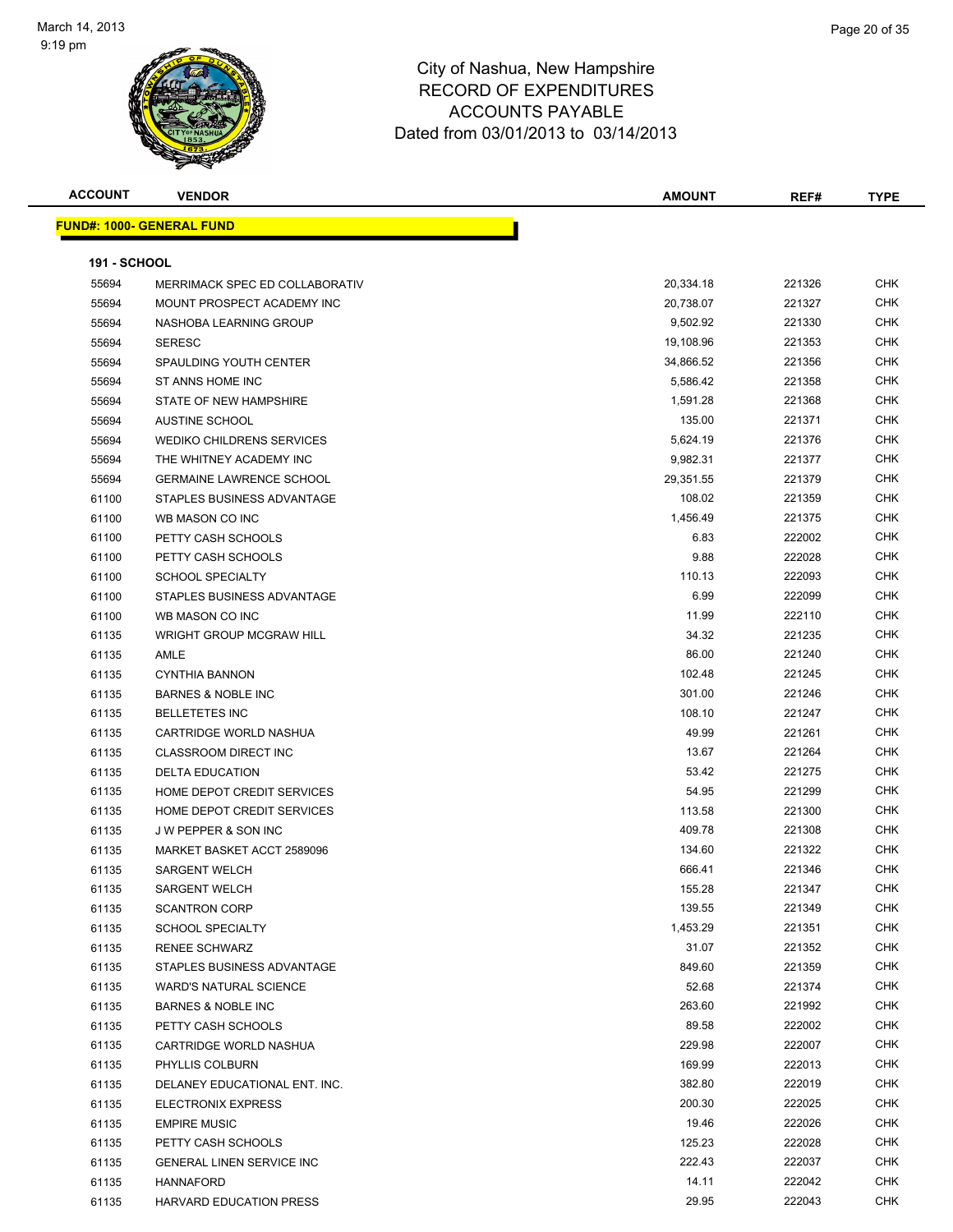# City of Nashua, New Hampshire
## RECORD OF EXPENDITURES
## ACCOUNTS PAYABLE
### Dated from 03/01/2013 to 03/14/2013

| ACCOUNT | VENDOR | AMOUNT | REF# | TYPE |
|---|---|---|---|---|

**FUND#: 1000- GENERAL FUND**

**191 - SCHOOL**

| ACCOUNT | VENDOR | AMOUNT | REF# | TYPE |
|---|---|---|---|---|
| 55694 | MERRIMACK SPEC ED COLLABORATIV | 20,334.18 | 221326 | CHK |
| 55694 | MOUNT PROSPECT ACADEMY INC | 20,738.07 | 221327 | CHK |
| 55694 | NASHOBA LEARNING GROUP | 9,502.92 | 221330 | CHK |
| 55694 | SERESC | 19,108.96 | 221353 | CHK |
| 55694 | SPAULDING YOUTH CENTER | 34,866.52 | 221356 | CHK |
| 55694 | ST ANNS HOME INC | 5,586.42 | 221358 | CHK |
| 55694 | STATE OF NEW HAMPSHIRE | 1,591.28 | 221368 | CHK |
| 55694 | AUSTINE SCHOOL | 135.00 | 221371 | CHK |
| 55694 | WEDIKO CHILDRENS SERVICES | 5,624.19 | 221376 | CHK |
| 55694 | THE WHITNEY ACADEMY INC | 9,982.31 | 221377 | CHK |
| 55694 | GERMAINE LAWRENCE SCHOOL | 29,351.55 | 221379 | CHK |
| 61100 | STAPLES BUSINESS ADVANTAGE | 108.02 | 221359 | CHK |
| 61100 | WB MASON CO INC | 1,456.49 | 221375 | CHK |
| 61100 | PETTY CASH SCHOOLS | 6.83 | 222002 | CHK |
| 61100 | PETTY CASH SCHOOLS | 9.88 | 222028 | CHK |
| 61100 | SCHOOL SPECIALTY | 110.13 | 222093 | CHK |
| 61100 | STAPLES BUSINESS ADVANTAGE | 6.99 | 222099 | CHK |
| 61100 | WB MASON CO INC | 11.99 | 222110 | CHK |
| 61135 | WRIGHT GROUP MCGRAW HILL | 34.32 | 221235 | CHK |
| 61135 | AMLE | 86.00 | 221240 | CHK |
| 61135 | CYNTHIA BANNON | 102.48 | 221245 | CHK |
| 61135 | BARNES & NOBLE INC | 301.00 | 221246 | CHK |
| 61135 | BELLETETES INC | 108.10 | 221247 | CHK |
| 61135 | CARTRIDGE WORLD NASHUA | 49.99 | 221261 | CHK |
| 61135 | CLASSROOM DIRECT INC | 13.67 | 221264 | CHK |
| 61135 | DELTA EDUCATION | 53.42 | 221275 | CHK |
| 61135 | HOME DEPOT CREDIT SERVICES | 54.95 | 221299 | CHK |
| 61135 | HOME DEPOT CREDIT SERVICES | 113.58 | 221300 | CHK |
| 61135 | J W PEPPER & SON INC | 409.78 | 221308 | CHK |
| 61135 | MARKET BASKET ACCT 2589096 | 134.60 | 221322 | CHK |
| 61135 | SARGENT WELCH | 666.41 | 221346 | CHK |
| 61135 | SARGENT WELCH | 155.28 | 221347 | CHK |
| 61135 | SCANTRON CORP | 139.55 | 221349 | CHK |
| 61135 | SCHOOL SPECIALTY | 1,453.29 | 221351 | CHK |
| 61135 | RENEE SCHWARZ | 31.07 | 221352 | CHK |
| 61135 | STAPLES BUSINESS ADVANTAGE | 849.60 | 221359 | CHK |
| 61135 | WARD'S NATURAL SCIENCE | 52.68 | 221374 | CHK |
| 61135 | BARNES & NOBLE INC | 263.60 | 221992 | CHK |
| 61135 | PETTY CASH SCHOOLS | 89.58 | 222002 | CHK |
| 61135 | CARTRIDGE WORLD NASHUA | 229.98 | 222007 | CHK |
| 61135 | PHYLLIS COLBURN | 169.99 | 222013 | CHK |
| 61135 | DELANEY EDUCATIONAL ENT. INC. | 382.80 | 222019 | CHK |
| 61135 | ELECTRONIX EXPRESS | 200.30 | 222025 | CHK |
| 61135 | EMPIRE MUSIC | 19.46 | 222026 | CHK |
| 61135 | PETTY CASH SCHOOLS | 125.23 | 222028 | CHK |
| 61135 | GENERAL LINEN SERVICE INC | 222.43 | 222037 | CHK |
| 61135 | HANNAFORD | 14.11 | 222042 | CHK |
| 61135 | HARVARD EDUCATION PRESS | 29.95 | 222043 | CHK |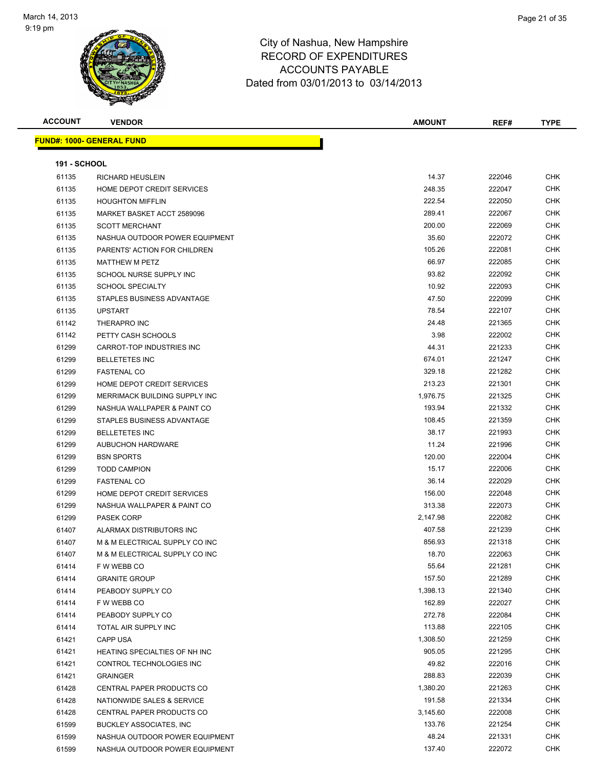# City of Nashua, New Hampshire
## RECORD OF EXPENDITURES
## ACCOUNTS PAYABLE
### Dated from 03/01/2013 to 03/14/2013

**FUND#: 1000- GENERAL FUND**

**191 - SCHOOL**

| ACCOUNT | VENDOR | AMOUNT | REF# | TYPE |
|---|---|---|---|---|
| 61135 | RICHARD HEUSLEIN | 14.37 | 222046 | CHK |
| 61135 | HOME DEPOT CREDIT SERVICES | 248.35 | 222047 | CHK |
| 61135 | HOUGHTON MIFFLIN | 222.54 | 222050 | CHK |
| 61135 | MARKET BASKET ACCT 2589096 | 289.41 | 222067 | CHK |
| 61135 | SCOTT MERCHANT | 200.00 | 222069 | CHK |
| 61135 | NASHUA OUTDOOR POWER EQUIPMENT | 35.60 | 222072 | CHK |
| 61135 | PARENTS' ACTION FOR CHILDREN | 105.26 | 222081 | CHK |
| 61135 | MATTHEW M PETZ | 66.97 | 222085 | CHK |
| 61135 | SCHOOL NURSE SUPPLY INC | 93.82 | 222092 | CHK |
| 61135 | SCHOOL SPECIALTY | 10.92 | 222093 | CHK |
| 61135 | STAPLES BUSINESS ADVANTAGE | 47.50 | 222099 | CHK |
| 61135 | UPSTART | 78.54 | 222107 | CHK |
| 61142 | THERAPRO INC | 24.48 | 221365 | CHK |
| 61142 | PETTY CASH SCHOOLS | 3.98 | 222002 | CHK |
| 61299 | CARROT-TOP INDUSTRIES INC | 44.31 | 221233 | CHK |
| 61299 | BELLETETES INC | 674.01 | 221247 | CHK |
| 61299 | FASTENAL CO | 329.18 | 221282 | CHK |
| 61299 | HOME DEPOT CREDIT SERVICES | 213.23 | 221301 | CHK |
| 61299 | MERRIMACK BUILDING SUPPLY INC | 1,976.75 | 221325 | CHK |
| 61299 | NASHUA WALLPAPER & PAINT CO | 193.94 | 221332 | CHK |
| 61299 | STAPLES BUSINESS ADVANTAGE | 108.45 | 221359 | CHK |
| 61299 | BELLETETES INC | 38.17 | 221993 | CHK |
| 61299 | AUBUCHON HARDWARE | 11.24 | 221996 | CHK |
| 61299 | BSN SPORTS | 120.00 | 222004 | CHK |
| 61299 | TODD CAMPION | 15.17 | 222006 | CHK |
| 61299 | FASTENAL CO | 36.14 | 222029 | CHK |
| 61299 | HOME DEPOT CREDIT SERVICES | 156.00 | 222048 | CHK |
| 61299 | NASHUA WALLPAPER & PAINT CO | 313.38 | 222073 | CHK |
| 61299 | PASEK CORP | 2,147.98 | 222082 | CHK |
| 61407 | ALARMAX DISTRIBUTORS INC | 407.58 | 221239 | CHK |
| 61407 | M & M ELECTRICAL SUPPLY CO INC | 856.93 | 221318 | CHK |
| 61407 | M & M ELECTRICAL SUPPLY CO INC | 18.70 | 222063 | CHK |
| 61414 | F W WEBB CO | 55.64 | 221281 | CHK |
| 61414 | GRANITE GROUP | 157.50 | 221289 | CHK |
| 61414 | PEABODY SUPPLY CO | 1,398.13 | 221340 | CHK |
| 61414 | F W WEBB CO | 162.89 | 222027 | CHK |
| 61414 | PEABODY SUPPLY CO | 272.78 | 222084 | CHK |
| 61414 | TOTAL AIR SUPPLY INC | 113.88 | 222105 | CHK |
| 61421 | CAPP USA | 1,308.50 | 221259 | CHK |
| 61421 | HEATING SPECIALTIES OF NH INC | 905.05 | 221295 | CHK |
| 61421 | CONTROL TECHNOLOGIES INC | 49.82 | 222016 | CHK |
| 61421 | GRAINGER | 288.83 | 222039 | CHK |
| 61428 | CENTRAL PAPER PRODUCTS CO | 1,380.20 | 221263 | CHK |
| 61428 | NATIONWIDE SALES & SERVICE | 191.58 | 221334 | CHK |
| 61428 | CENTRAL PAPER PRODUCTS CO | 3,145.60 | 222008 | CHK |
| 61599 | BUCKLEY ASSOCIATES, INC | 133.76 | 221254 | CHK |
| 61599 | NASHUA OUTDOOR POWER EQUIPMENT | 48.24 | 221331 | CHK |
| 61599 | NASHUA OUTDOOR POWER EQUIPMENT | 137.40 | 222072 | CHK |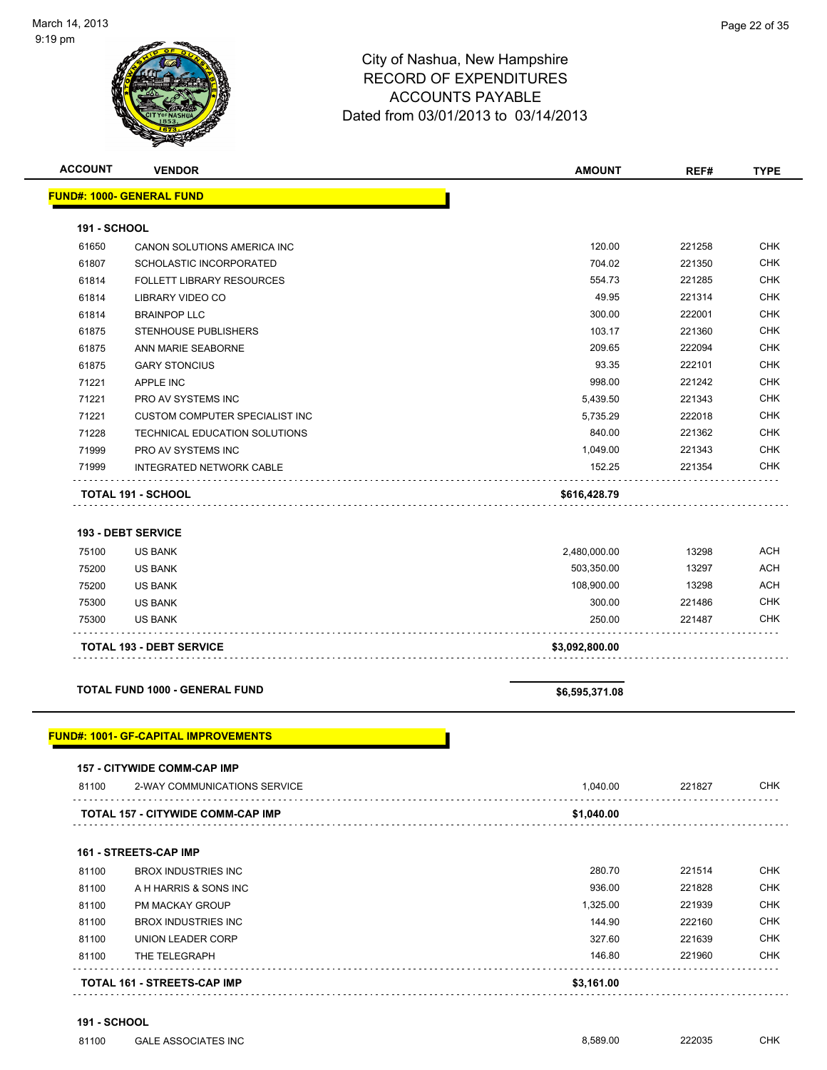City of Nashua, New Hampshire
RECORD OF EXPENDITURES
ACCOUNTS PAYABLE
Dated from 03/01/2013 to 03/14/2013

| ACCOUNT | VENDOR | AMOUNT | REF# | TYPE |
|---|---|---|---|---|
| **FUND#: 1000- GENERAL FUND** | | | | |
| **191 - SCHOOL** | | | | |
| 61650 | CANON SOLUTIONS AMERICA INC | 120.00 | 221258 | CHK |
| 61807 | SCHOLASTIC INCORPORATED | 704.02 | 221350 | CHK |
| 61814 | FOLLETT LIBRARY RESOURCES | 554.73 | 221285 | CHK |
| 61814 | LIBRARY VIDEO CO | 49.95 | 221314 | CHK |
| 61814 | BRAINPOP LLC | 300.00 | 222001 | CHK |
| 61875 | STENHOUSE PUBLISHERS | 103.17 | 221360 | CHK |
| 61875 | ANN MARIE SEABORNE | 209.65 | 222094 | CHK |
| 61875 | GARY STONCIUS | 93.35 | 222101 | CHK |
| 71221 | APPLE INC | 998.00 | 221242 | CHK |
| 71221 | PRO AV SYSTEMS INC | 5,439.50 | 221343 | CHK |
| 71221 | CUSTOM COMPUTER SPECIALIST INC | 5,735.29 | 222018 | CHK |
| 71228 | TECHNICAL EDUCATION SOLUTIONS | 840.00 | 221362 | CHK |
| 71999 | PRO AV SYSTEMS INC | 1,049.00 | 221343 | CHK |
| 71999 | INTEGRATED NETWORK CABLE | 152.25 | 221354 | CHK |
| **TOTAL 191 - SCHOOL** | | **$616,428.79** | | |
| **193 - DEBT SERVICE** | | | | |
| 75100 | US BANK | 2,480,000.00 | 13298 | ACH |
| 75200 | US BANK | 503,350.00 | 13297 | ACH |
| 75200 | US BANK | 108,900.00 | 13298 | ACH |
| 75300 | US BANK | 300.00 | 221486 | CHK |
| 75300 | US BANK | 250.00 | 221487 | CHK |
| **TOTAL 193 - DEBT SERVICE** | | **$3,092,800.00** | | |
| **TOTAL FUND 1000 - GENERAL FUND** | | **$6,595,371.08** | | |
| **FUND#: 1001- GF-CAPITAL IMPROVEMENTS** | | | | |
| **157 - CITYWIDE COMM-CAP IMP** | | | | |
| 81100 | 2-WAY COMMUNICATIONS SERVICE | 1,040.00 | 221827 | CHK |
| **TOTAL 157 - CITYWIDE COMM-CAP IMP** | | **$1,040.00** | | |
| **161 - STREETS-CAP IMP** | | | | |
| 81100 | BROX INDUSTRIES INC | 280.70 | 221514 | CHK |
| 81100 | A H HARRIS & SONS INC | 936.00 | 221828 | CHK |
| 81100 | PM MACKAY GROUP | 1,325.00 | 221939 | CHK |
| 81100 | BROX INDUSTRIES INC | 144.90 | 222160 | CHK |
| 81100 | UNION LEADER CORP | 327.60 | 221639 | CHK |
| 81100 | THE TELEGRAPH | 146.80 | 221960 | CHK |
| **TOTAL 161 - STREETS-CAP IMP** | | **$3,161.00** | | |
| **191 - SCHOOL** | | | | |
| 81100 | GALE ASSOCIATES INC | 8,589.00 | 222035 | CHK |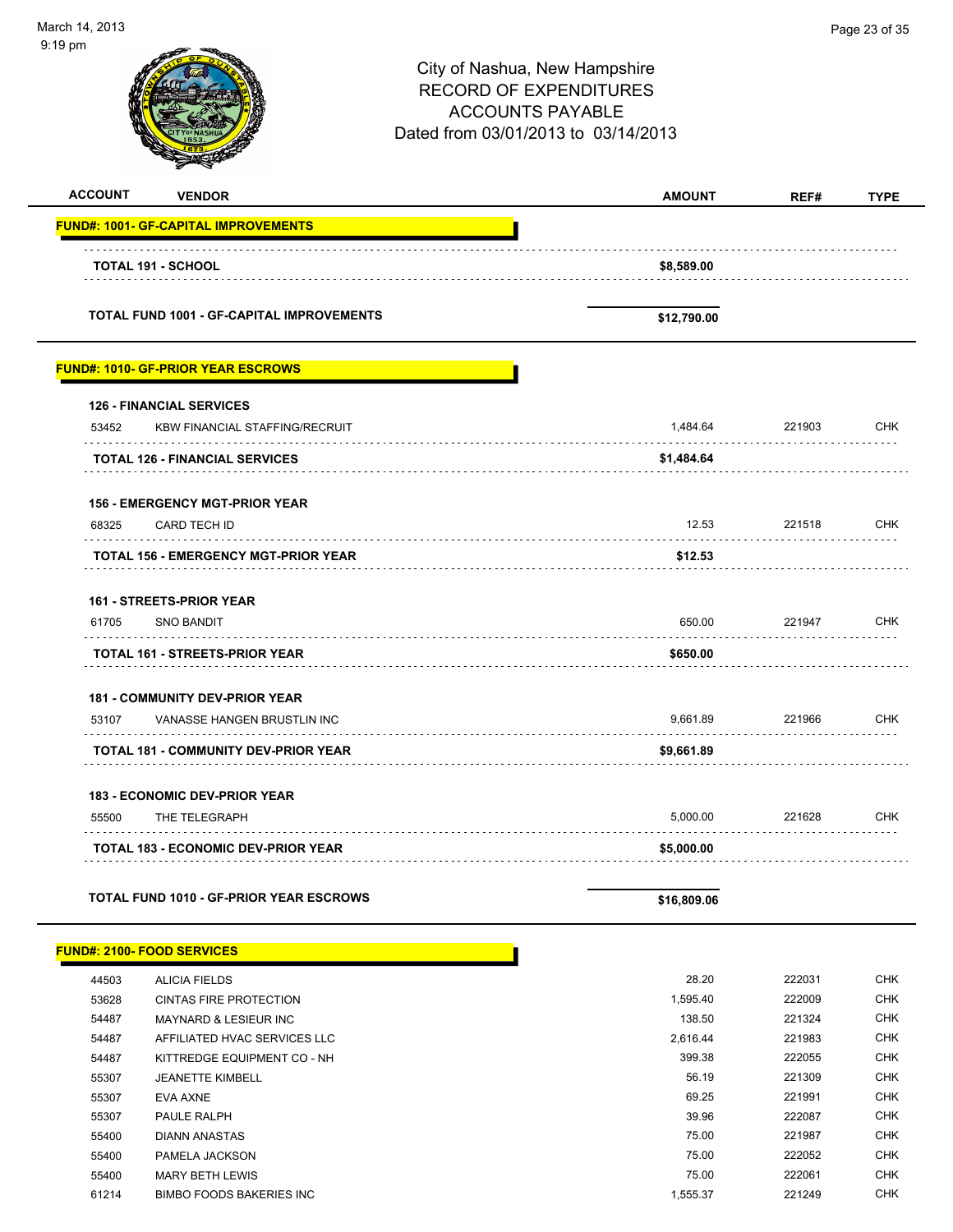City of Nashua, New Hampshire
RECORD OF EXPENDITURES
ACCOUNTS PAYABLE
Dated from 03/01/2013 to 03/14/2013

| ACCOUNT | VENDOR | AMOUNT | REF# | TYPE |
|---|---|---|---|---|
| **FUND#: 1001- GF-CAPITAL IMPROVEMENTS** | | | | |
| | **TOTAL 191 - SCHOOL** | **$8,589.00** | | |
| | **TOTAL FUND 1001 - GF-CAPITAL IMPROVEMENTS** | **$12,790.00** | | |
| **FUND#: 1010- GF-PRIOR YEAR ESCROWS** | | | | |
| **126 - FINANCIAL SERVICES** | | | | |
| 53452 | KBW FINANCIAL STAFFING/RECRUIT | 1,484.64 | 221903 | CHK |
| | **TOTAL 126 - FINANCIAL SERVICES** | **$1,484.64** | | |
| **156 - EMERGENCY MGT-PRIOR YEAR** | | | | |
| 68325 | CARD TECH ID | 12.53 | 221518 | CHK |
| | **TOTAL 156 - EMERGENCY MGT-PRIOR YEAR** | **$12.53** | | |
| **161 - STREETS-PRIOR YEAR** | | | | |
| 61705 | SNO BANDIT | 650.00 | 221947 | CHK |
| | **TOTAL 161 - STREETS-PRIOR YEAR** | **$650.00** | | |
| **181 - COMMUNITY DEV-PRIOR YEAR** | | | | |
| 53107 | VANASSE HANGEN BRUSTLIN INC | 9,661.89 | 221966 | CHK |
| | **TOTAL 181 - COMMUNITY DEV-PRIOR YEAR** | **$9,661.89** | | |
| **183 - ECONOMIC DEV-PRIOR YEAR** | | | | |
| 55500 | THE TELEGRAPH | 5,000.00 | 221628 | CHK |
| | **TOTAL 183 - ECONOMIC DEV-PRIOR YEAR** | **$5,000.00** | | |
| | **TOTAL FUND 1010 - GF-PRIOR YEAR ESCROWS** | **$16,809.06** | | |
| **FUND#: 2100- FOOD SERVICES** | | | | |
| 44503 | ALICIA FIELDS | 28.20 | 222031 | CHK |
| 53628 | CINTAS FIRE PROTECTION | 1,595.40 | 222009 | CHK |
| 54487 | MAYNARD & LESIEUR INC | 138.50 | 221324 | CHK |
| 54487 | AFFILIATED HVAC SERVICES LLC | 2,616.44 | 221983 | CHK |
| 54487 | KITTREDGE EQUIPMENT CO - NH | 399.38 | 222055 | CHK |
| 55307 | JEANETTE KIMBELL | 56.19 | 221309 | CHK |
| 55307 | EVA AXNE | 69.25 | 221991 | CHK |
| 55307 | PAULE RALPH | 39.96 | 222087 | CHK |
| 55400 | DIANN ANASTAS | 75.00 | 221987 | CHK |
| 55400 | PAMELA JACKSON | 75.00 | 222052 | CHK |
| 55400 | MARY BETH LEWIS | 75.00 | 222061 | CHK |
| 61214 | BIMBO FOODS BAKERIES INC | 1,555.37 | 221249 | CHK |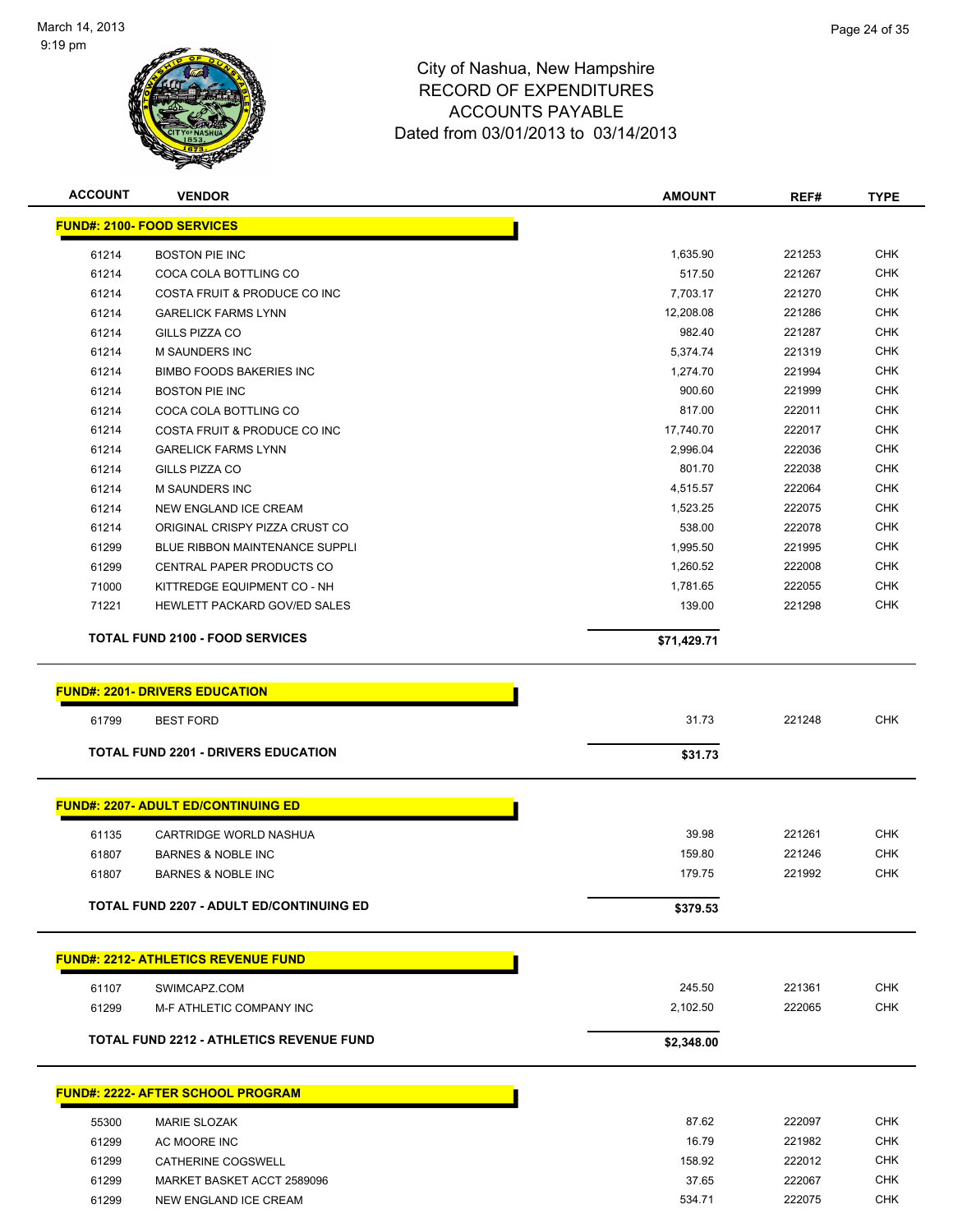# City of Nashua, New Hampshire
## RECORD OF EXPENDITURES
## ACCOUNTS PAYABLE
## Dated from 03/01/2013 to 03/14/2013

| ACCOUNT | VENDOR | AMOUNT | REF# | TYPE |
|---|---|---|---|---|
| **FUND#: 2100- FOOD SERVICES** | | | | |
| 61214 | BOSTON PIE INC | 1,635.90 | 221253 | CHK |
| 61214 | COCA COLA BOTTLING CO | 517.50 | 221267 | CHK |
| 61214 | COSTA FRUIT & PRODUCE CO INC | 7,703.17 | 221270 | CHK |
| 61214 | GARELICK FARMS LYNN | 12,208.08 | 221286 | CHK |
| 61214 | GILLS PIZZA CO | 982.40 | 221287 | CHK |
| 61214 | M SAUNDERS INC | 5,374.74 | 221319 | CHK |
| 61214 | BIMBO FOODS BAKERIES INC | 1,274.70 | 221994 | CHK |
| 61214 | BOSTON PIE INC | 900.60 | 221999 | CHK |
| 61214 | COCA COLA BOTTLING CO | 817.00 | 222011 | CHK |
| 61214 | COSTA FRUIT & PRODUCE CO INC | 17,740.70 | 222017 | CHK |
| 61214 | GARELICK FARMS LYNN | 2,996.04 | 222036 | CHK |
| 61214 | GILLS PIZZA CO | 801.70 | 222038 | CHK |
| 61214 | M SAUNDERS INC | 4,515.57 | 222064 | CHK |
| 61214 | NEW ENGLAND ICE CREAM | 1,523.25 | 222075 | CHK |
| 61214 | ORIGINAL CRISPY PIZZA CRUST CO | 538.00 | 222078 | CHK |
| 61299 | BLUE RIBBON MAINTENANCE SUPPLI | 1,995.50 | 221995 | CHK |
| 61299 | CENTRAL PAPER PRODUCTS CO | 1,260.52 | 222008 | CHK |
| 71000 | KITTREDGE EQUIPMENT CO - NH | 1,781.65 | 222055 | CHK |
| 71221 | HEWLETT PACKARD GOV/ED SALES | 139.00 | 221298 | CHK |
| **TOTAL FUND 2100 - FOOD SERVICES** | | **$71,429.71** | | |
| **FUND#: 2201- DRIVERS EDUCATION** | | | | |
| 61799 | BEST FORD | 31.73 | 221248 | CHK |
| **TOTAL FUND 2201 - DRIVERS EDUCATION** | | **$31.73** | | |
| **FUND#: 2207- ADULT ED/CONTINUING ED** | | | | |
| 61135 | CARTRIDGE WORLD NASHUA | 39.98 | 221261 | CHK |
| 61807 | BARNES & NOBLE INC | 159.80 | 221246 | CHK |
| 61807 | BARNES & NOBLE INC | 179.75 | 221992 | CHK |
| **TOTAL FUND 2207 - ADULT ED/CONTINUING ED** | | **$379.53** | | |
| **FUND#: 2212- ATHLETICS REVENUE FUND** | | | | |
| 61107 | SWIMCAPZ.COM | 245.50 | 221361 | CHK |
| 61299 | M-F ATHLETIC COMPANY INC | 2,102.50 | 222065 | CHK |
| **TOTAL FUND 2212 - ATHLETICS REVENUE FUND** | | **$2,348.00** | | |
| **FUND#: 2222- AFTER SCHOOL PROGRAM** | | | | |
| 55300 | MARIE SLOZAK | 87.62 | 222097 | CHK |
| 61299 | AC MOORE INC | 16.79 | 221982 | CHK |
| 61299 | CATHERINE COGSWELL | 158.92 | 222012 | CHK |
| 61299 | MARKET BASKET ACCT 2589096 | 37.65 | 222067 | CHK |
| 61299 | NEW ENGLAND ICE CREAM | 534.71 | 222075 | CHK |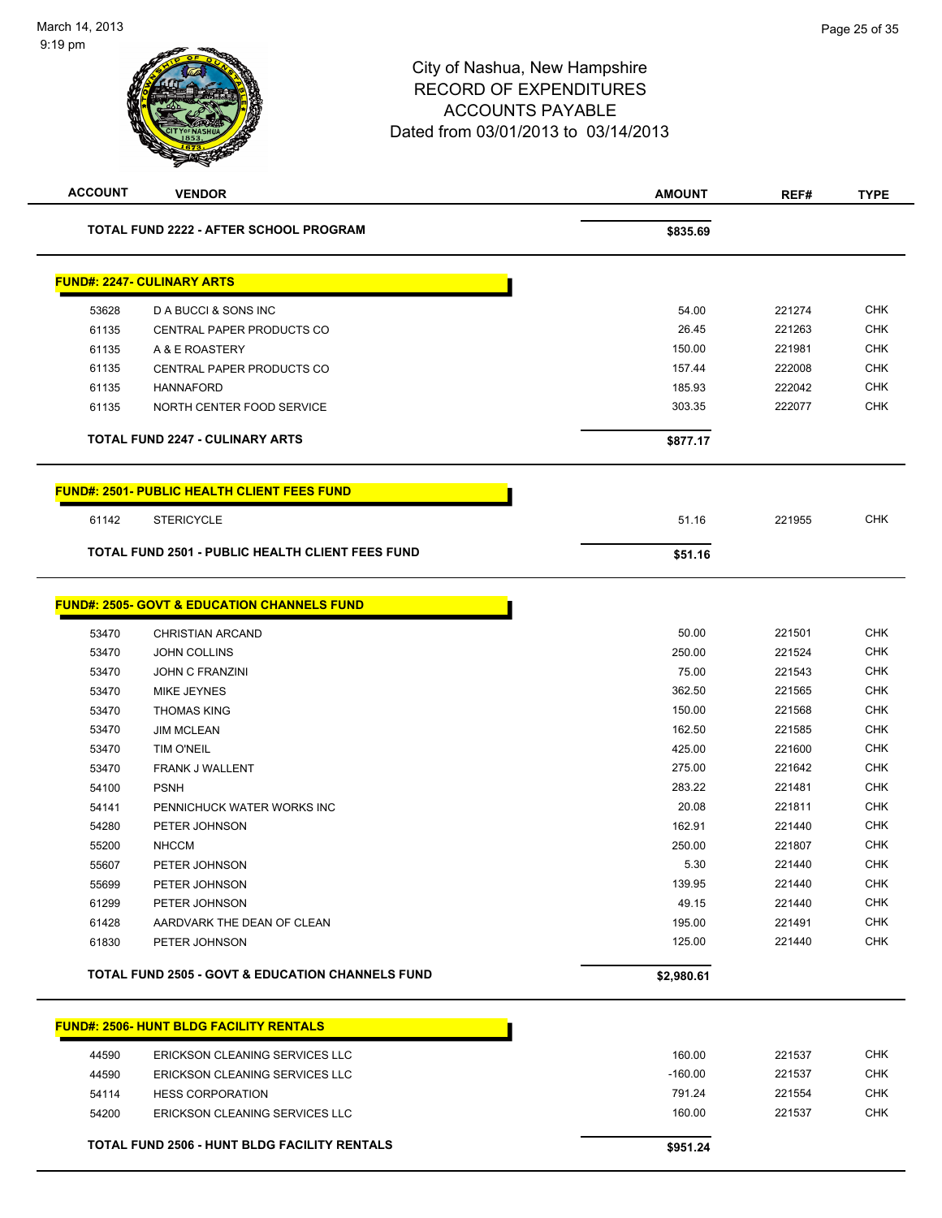City of Nashua, New Hampshire
RECORD OF EXPENDITURES
ACCOUNTS PAYABLE
Dated from 03/01/2013 to 03/14/2013

| ACCOUNT | VENDOR | AMOUNT | REF# | TYPE |
|---|---|---|---|---|
| | **TOTAL FUND 2222 - AFTER SCHOOL PROGRAM** | **$835.69** | | |

**FUND#: 2247- CULINARY ARTS**

| ACCOUNT | VENDOR | AMOUNT | REF# | TYPE |
|---|---|---|---|---|
| 53628 | D A BUCCI & SONS INC | 54.00 | 221274 | CHK |
| 61135 | CENTRAL PAPER PRODUCTS CO | 26.45 | 221263 | CHK |
| 61135 | A & E ROASTERY | 150.00 | 221981 | CHK |
| 61135 | CENTRAL PAPER PRODUCTS CO | 157.44 | 222008 | CHK |
| 61135 | HANNAFORD | 185.93 | 222042 | CHK |
| 61135 | NORTH CENTER FOOD SERVICE | 303.35 | 222077 | CHK |
| | **TOTAL FUND 2247 - CULINARY ARTS** | **$877.17** | | |

**FUND#: 2501- PUBLIC HEALTH CLIENT FEES FUND**

| ACCOUNT | VENDOR | AMOUNT | REF# | TYPE |
|---|---|---|---|---|
| 61142 | STERICYCLE | 51.16 | 221955 | CHK |
| | **TOTAL FUND 2501 - PUBLIC HEALTH CLIENT FEES FUND** | **$51.16** | | |

**FUND#: 2505- GOVT & EDUCATION CHANNELS FUND**

| ACCOUNT | VENDOR | AMOUNT | REF# | TYPE |
|---|---|---|---|---|
| 53470 | CHRISTIAN ARCAND | 50.00 | 221501 | CHK |
| 53470 | JOHN COLLINS | 250.00 | 221524 | CHK |
| 53470 | JOHN C FRANZINI | 75.00 | 221543 | CHK |
| 53470 | MIKE JEYNES | 362.50 | 221565 | CHK |
| 53470 | THOMAS KING | 150.00 | 221568 | CHK |
| 53470 | JIM MCLEAN | 162.50 | 221585 | CHK |
| 53470 | TIM O'NEIL | 425.00 | 221600 | CHK |
| 53470 | FRANK J WALLENT | 275.00 | 221642 | CHK |
| 54100 | PSNH | 283.22 | 221481 | CHK |
| 54141 | PENNICHUCK WATER WORKS INC | 20.08 | 221811 | CHK |
| 54280 | PETER JOHNSON | 162.91 | 221440 | CHK |
| 55200 | NHCCM | 250.00 | 221807 | CHK |
| 55607 | PETER JOHNSON | 5.30 | 221440 | CHK |
| 55699 | PETER JOHNSON | 139.95 | 221440 | CHK |
| 61299 | PETER JOHNSON | 49.15 | 221440 | CHK |
| 61428 | AARDVARK THE DEAN OF CLEAN | 195.00 | 221491 | CHK |
| 61830 | PETER JOHNSON | 125.00 | 221440 | CHK |
| | **TOTAL FUND 2505 - GOVT & EDUCATION CHANNELS FUND** | **$2,980.61** | | |

**FUND#: 2506- HUNT BLDG FACILITY RENTALS**

| ACCOUNT | VENDOR | AMOUNT | REF# | TYPE |
|---|---|---|---|---|
| 44590 | ERICKSON CLEANING SERVICES LLC | 160.00 | 221537 | CHK |
| 44590 | ERICKSON CLEANING SERVICES LLC | -160.00 | 221537 | CHK |
| 54114 | HESS CORPORATION | 791.24 | 221554 | CHK |
| 54200 | ERICKSON CLEANING SERVICES LLC | 160.00 | 221537 | CHK |
| | **TOTAL FUND 2506 - HUNT BLDG FACILITY RENTALS** | **$951.24** | | |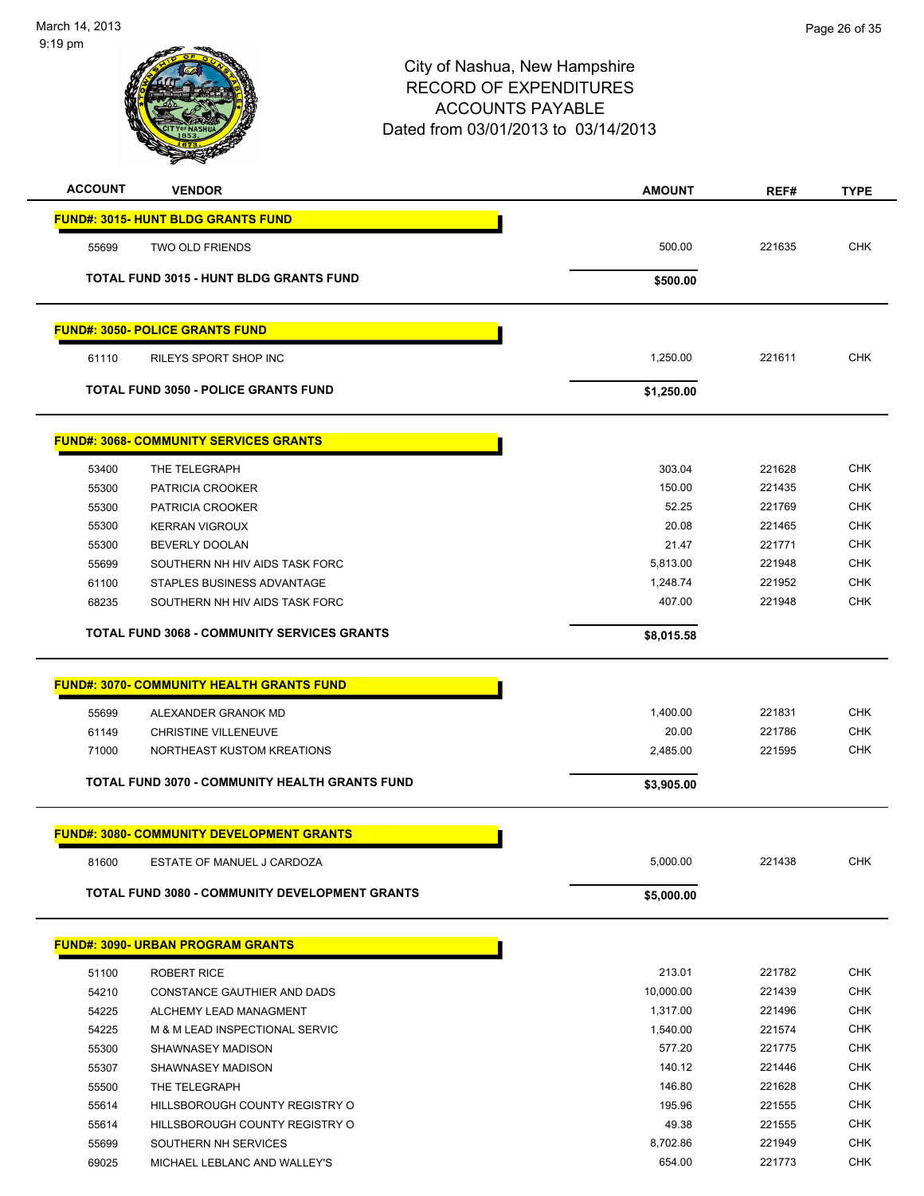City of Nashua, New Hampshire
RECORD OF EXPENDITURES
ACCOUNTS PAYABLE
Dated from 03/01/2013 to 03/14/2013

| ACCOUNT | VENDOR | AMOUNT | REF# | TYPE |
|---|---|---|---|---|
| **FUND#: 3015- HUNT BLDG GRANTS FUND** | | | | |
| 55699 | TWO OLD FRIENDS | 500.00 | 221635 | CHK |
| **TOTAL FUND 3015 - HUNT BLDG GRANTS FUND** | | **$500.00** | | |
| **FUND#: 3050- POLICE GRANTS FUND** | | | | |
| 61110 | RILEYS SPORT SHOP INC | 1,250.00 | 221611 | CHK |
| **TOTAL FUND 3050 - POLICE GRANTS FUND** | | **$1,250.00** | | |
| **FUND#: 3068- COMMUNITY SERVICES GRANTS** | | | | |
| 53400 | THE TELEGRAPH | 303.04 | 221628 | CHK |
| 55300 | PATRICIA CROOKER | 150.00 | 221435 | CHK |
| 55300 | PATRICIA CROOKER | 52.25 | 221769 | CHK |
| 55300 | KERRAN VIGROUX | 20.08 | 221465 | CHK |
| 55300 | BEVERLY DOOLAN | 21.47 | 221771 | CHK |
| 55699 | SOUTHERN NH HIV AIDS TASK FORC | 5,813.00 | 221948 | CHK |
| 61100 | STAPLES BUSINESS ADVANTAGE | 1,248.74 | 221952 | CHK |
| 68235 | SOUTHERN NH HIV AIDS TASK FORC | 407.00 | 221948 | CHK |
| **TOTAL FUND 3068 - COMMUNITY SERVICES GRANTS** | | **$8,015.58** | | |
| **FUND#: 3070- COMMUNITY HEALTH GRANTS FUND** | | | | |
| 55699 | ALEXANDER GRANOK MD | 1,400.00 | 221831 | CHK |
| 61149 | CHRISTINE VILLENEUVE | 20.00 | 221786 | CHK |
| 71000 | NORTHEAST KUSTOM KREATIONS | 2,485.00 | 221595 | CHK |
| **TOTAL FUND 3070 - COMMUNITY HEALTH GRANTS FUND** | | **$3,905.00** | | |
| **FUND#: 3080- COMMUNITY DEVELOPMENT GRANTS** | | | | |
| 81600 | ESTATE OF MANUEL J CARDOZA | 5,000.00 | 221438 | CHK |
| **TOTAL FUND 3080 - COMMUNITY DEVELOPMENT GRANTS** | | **$5,000.00** | | |
| **FUND#: 3090- URBAN PROGRAM GRANTS** | | | | |
| 51100 | ROBERT RICE | 213.01 | 221782 | CHK |
| 54210 | CONSTANCE GAUTHIER AND DADS | 10,000.00 | 221439 | CHK |
| 54225 | ALCHEMY LEAD MANAGMENT | 1,317.00 | 221496 | CHK |
| 54225 | M & M LEAD INSPECTIONAL SERVIC | 1,540.00 | 221574 | CHK |
| 55300 | SHAWNASEY MADISON | 577.20 | 221775 | CHK |
| 55307 | SHAWNASEY MADISON | 140.12 | 221446 | CHK |
| 55500 | THE TELEGRAPH | 146.80 | 221628 | CHK |
| 55614 | HILLSBOROUGH COUNTY REGISTRY O | 195.96 | 221555 | CHK |
| 55614 | HILLSBOROUGH COUNTY REGISTRY O | 49.38 | 221555 | CHK |
| 55699 | SOUTHERN NH SERVICES | 8,702.86 | 221949 | CHK |
| 69025 | MICHAEL LEBLANC AND WALLEY'S | 654.00 | 221773 | CHK |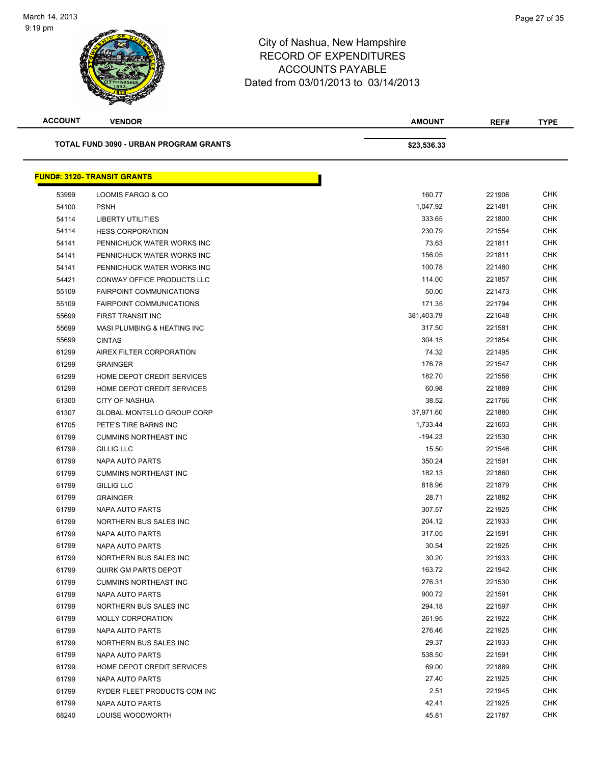# City of Nashua, New Hampshire
# RECORD OF EXPENDITURES
# ACCOUNTS PAYABLE
Dated from 03/01/2013 to 03/14/2013

| ACCOUNT | VENDOR | AMOUNT | REF# | TYPE |
|---|---|---|---|---|
| | **TOTAL FUND 3090 - URBAN PROGRAM GRANTS** | **$23,536.33** | | |

**FUND#: 3120- TRANSIT GRANTS**

| ACCOUNT | VENDOR | AMOUNT | REF# | TYPE |
|---|---|---|---|---|
| 53999 | LOOMIS FARGO & CO | 160.77 | 221906 | CHK |
| 54100 | PSNH | 1,047.92 | 221481 | CHK |
| 54114 | LIBERTY UTILITIES | 333.65 | 221800 | CHK |
| 54114 | HESS CORPORATION | 230.79 | 221554 | CHK |
| 54141 | PENNICHUCK WATER WORKS INC | 73.63 | 221811 | CHK |
| 54141 | PENNICHUCK WATER WORKS INC | 156.05 | 221811 | CHK |
| 54141 | PENNICHUCK WATER WORKS INC | 100.78 | 221480 | CHK |
| 54421 | CONWAY OFFICE PRODUCTS LLC | 114.00 | 221857 | CHK |
| 55109 | FAIRPOINT COMMUNICATIONS | 50.00 | 221473 | CHK |
| 55109 | FAIRPOINT COMMUNICATIONS | 171.35 | 221794 | CHK |
| 55699 | FIRST TRANSIT INC | 381,403.79 | 221648 | CHK |
| 55699 | MASI PLUMBING & HEATING INC | 317.50 | 221581 | CHK |
| 55699 | CINTAS | 304.15 | 221854 | CHK |
| 61299 | AIREX FILTER CORPORATION | 74.32 | 221495 | CHK |
| 61299 | GRAINGER | 176.78 | 221547 | CHK |
| 61299 | HOME DEPOT CREDIT SERVICES | 182.70 | 221556 | CHK |
| 61299 | HOME DEPOT CREDIT SERVICES | 60.98 | 221889 | CHK |
| 61300 | CITY OF NASHUA | 38.52 | 221766 | CHK |
| 61307 | GLOBAL MONTELLO GROUP CORP | 37,971.60 | 221880 | CHK |
| 61705 | PETE'S TIRE BARNS INC | 1,733.44 | 221603 | CHK |
| 61799 | CUMMINS NORTHEAST INC | -194.23 | 221530 | CHK |
| 61799 | GILLIG LLC | 15.50 | 221546 | CHK |
| 61799 | NAPA AUTO PARTS | 350.24 | 221591 | CHK |
| 61799 | CUMMINS NORTHEAST INC | 182.13 | 221860 | CHK |
| 61799 | GILLIG LLC | 818.96 | 221879 | CHK |
| 61799 | GRAINGER | 28.71 | 221882 | CHK |
| 61799 | NAPA AUTO PARTS | 307.57 | 221925 | CHK |
| 61799 | NORTHERN BUS SALES INC | 204.12 | 221933 | CHK |
| 61799 | NAPA AUTO PARTS | 317.05 | 221591 | CHK |
| 61799 | NAPA AUTO PARTS | 30.54 | 221925 | CHK |
| 61799 | NORTHERN BUS SALES INC | 30.20 | 221933 | CHK |
| 61799 | QUIRK GM PARTS DEPOT | 163.72 | 221942 | CHK |
| 61799 | CUMMINS NORTHEAST INC | 276.31 | 221530 | CHK |
| 61799 | NAPA AUTO PARTS | 900.72 | 221591 | CHK |
| 61799 | NORTHERN BUS SALES INC | 294.18 | 221597 | CHK |
| 61799 | MOLLY CORPORATION | 261.95 | 221922 | CHK |
| 61799 | NAPA AUTO PARTS | 276.46 | 221925 | CHK |
| 61799 | NORTHERN BUS SALES INC | 29.37 | 221933 | CHK |
| 61799 | NAPA AUTO PARTS | 538.50 | 221591 | CHK |
| 61799 | HOME DEPOT CREDIT SERVICES | 69.00 | 221889 | CHK |
| 61799 | NAPA AUTO PARTS | 27.40 | 221925 | CHK |
| 61799 | RYDER FLEET PRODUCTS COM INC | 2.51 | 221945 | CHK |
| 61799 | NAPA AUTO PARTS | 42.41 | 221925 | CHK |
| 68240 | LOUISE WOODWORTH | 45.81 | 221787 | CHK |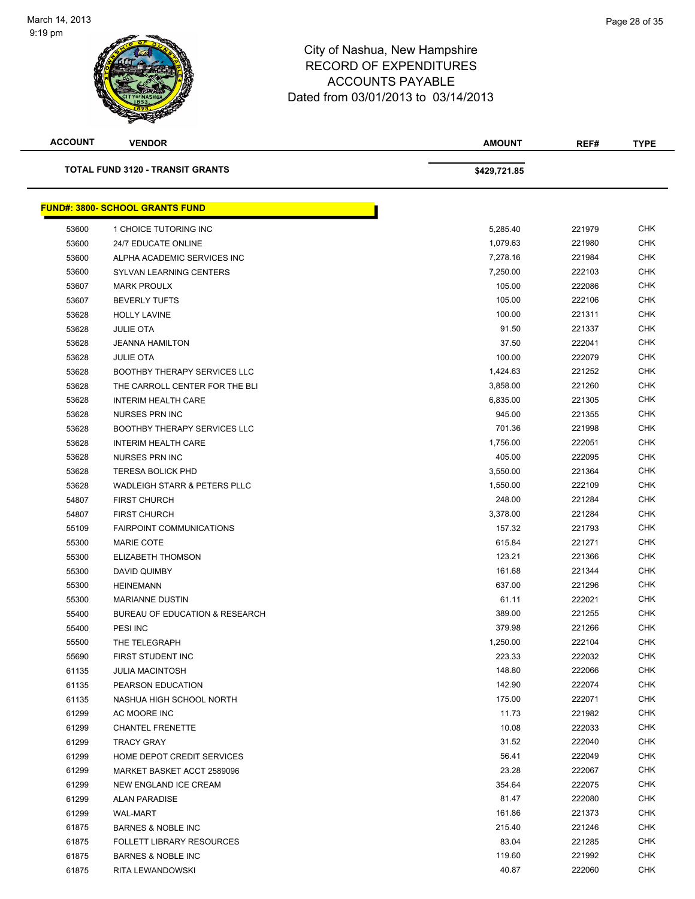# City of Nashua, New Hampshire
## RECORD OF EXPENDITURES
## ACCOUNTS PAYABLE
### Dated from 03/01/2013 to 03/14/2013

| ACCOUNT | VENDOR | AMOUNT | REF# | TYPE |
|---|---|---|---|---|
| | **TOTAL FUND 3120 - TRANSIT GRANTS** | **$429,721.85** | | |

**FUND#: 3800- SCHOOL GRANTS FUND**

| ACCOUNT | VENDOR | AMOUNT | REF# | TYPE |
|---|---|---|---|---|
| 53600 | 1 CHOICE TUTORING INC | 5,285.40 | 221979 | CHK |
| 53600 | 24/7 EDUCATE ONLINE | 1,079.63 | 221980 | CHK |
| 53600 | ALPHA ACADEMIC SERVICES INC | 7,278.16 | 221984 | CHK |
| 53600 | SYLVAN LEARNING CENTERS | 7,250.00 | 222103 | CHK |
| 53607 | MARK PROULX | 105.00 | 222086 | CHK |
| 53607 | BEVERLY TUFTS | 105.00 | 222106 | CHK |
| 53628 | HOLLY LAVINE | 100.00 | 221311 | CHK |
| 53628 | JULIE OTA | 91.50 | 221337 | CHK |
| 53628 | JEANNA HAMILTON | 37.50 | 222041 | CHK |
| 53628 | JULIE OTA | 100.00 | 222079 | CHK |
| 53628 | BOOTHBY THERAPY SERVICES LLC | 1,424.63 | 221252 | CHK |
| 53628 | THE CARROLL CENTER FOR THE BLI | 3,858.00 | 221260 | CHK |
| 53628 | INTERIM HEALTH CARE | 6,835.00 | 221305 | CHK |
| 53628 | NURSES PRN INC | 945.00 | 221355 | CHK |
| 53628 | BOOTHBY THERAPY SERVICES LLC | 701.36 | 221998 | CHK |
| 53628 | INTERIM HEALTH CARE | 1,756.00 | 222051 | CHK |
| 53628 | NURSES PRN INC | 405.00 | 222095 | CHK |
| 53628 | TERESA BOLICK PHD | 3,550.00 | 221364 | CHK |
| 53628 | WADLEIGH STARR & PETERS PLLC | 1,550.00 | 222109 | CHK |
| 54807 | FIRST CHURCH | 248.00 | 221284 | CHK |
| 54807 | FIRST CHURCH | 3,378.00 | 221284 | CHK |
| 55109 | FAIRPOINT COMMUNICATIONS | 157.32 | 221793 | CHK |
| 55300 | MARIE COTE | 615.84 | 221271 | CHK |
| 55300 | ELIZABETH THOMSON | 123.21 | 221366 | CHK |
| 55300 | DAVID QUIMBY | 161.68 | 221344 | CHK |
| 55300 | HEINEMANN | 637.00 | 221296 | CHK |
| 55300 | MARIANNE DUSTIN | 61.11 | 222021 | CHK |
| 55400 | BUREAU OF EDUCATION & RESEARCH | 389.00 | 221255 | CHK |
| 55400 | PESI INC | 379.98 | 221266 | CHK |
| 55500 | THE TELEGRAPH | 1,250.00 | 222104 | CHK |
| 55690 | FIRST STUDENT INC | 223.33 | 222032 | CHK |
| 61135 | JULIA MACINTOSH | 148.80 | 222066 | CHK |
| 61135 | PEARSON EDUCATION | 142.90 | 222074 | CHK |
| 61135 | NASHUA HIGH SCHOOL NORTH | 175.00 | 222071 | CHK |
| 61299 | AC MOORE INC | 11.73 | 221982 | CHK |
| 61299 | CHANTEL FRENETTE | 10.08 | 222033 | CHK |
| 61299 | TRACY GRAY | 31.52 | 222040 | CHK |
| 61299 | HOME DEPOT CREDIT SERVICES | 56.41 | 222049 | CHK |
| 61299 | MARKET BASKET ACCT 2589096 | 23.28 | 222067 | CHK |
| 61299 | NEW ENGLAND ICE CREAM | 354.64 | 222075 | CHK |
| 61299 | ALAN PARADISE | 81.47 | 222080 | CHK |
| 61299 | WAL-MART | 161.86 | 221373 | CHK |
| 61875 | BARNES & NOBLE INC | 215.40 | 221246 | CHK |
| 61875 | FOLLETT LIBRARY RESOURCES | 83.04 | 221285 | CHK |
| 61875 | BARNES & NOBLE INC | 119.60 | 221992 | CHK |
| 61875 | RITA LEWANDOWSKI | 40.87 | 222060 | CHK |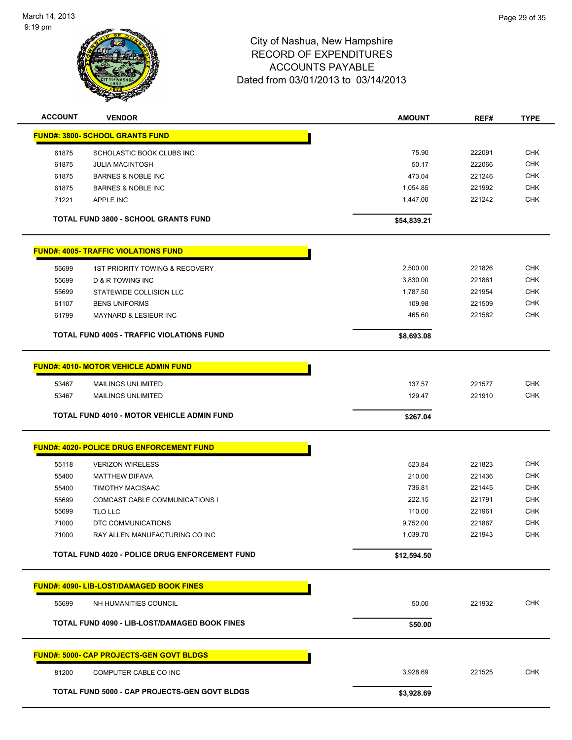City of Nashua, New Hampshire
RECORD OF EXPENDITURES
ACCOUNTS PAYABLE
Dated from 03/01/2013 to 03/14/2013

| ACCOUNT | VENDOR | AMOUNT | REF# | TYPE |
|---|---|---|---|---|
| **FUND#: 3800- SCHOOL GRANTS FUND** | | | | |
| 61875 | SCHOLASTIC BOOK CLUBS INC | 75.90 | 222091 | CHK |
| 61875 | JULIA MACINTOSH | 50.17 | 222066 | CHK |
| 61875 | BARNES & NOBLE INC | 473.04 | 221246 | CHK |
| 61875 | BARNES & NOBLE INC | 1,054.85 | 221992 | CHK |
| 71221 | APPLE INC | 1,447.00 | 221242 | CHK |
| | **TOTAL FUND 3800 - SCHOOL GRANTS FUND** | **$54,839.21** | | |
| **FUND#: 4005- TRAFFIC VIOLATIONS FUND** | | | | |
| 55699 | 1ST PRIORITY TOWING & RECOVERY | 2,500.00 | 221826 | CHK |
| 55699 | D & R TOWING INC | 3,830.00 | 221861 | CHK |
| 55699 | STATEWIDE COLLISION LLC | 1,787.50 | 221954 | CHK |
| 61107 | BENS UNIFORMS | 109.98 | 221509 | CHK |
| 61799 | MAYNARD & LESIEUR INC | 465.60 | 221582 | CHK |
| | **TOTAL FUND 4005 - TRAFFIC VIOLATIONS FUND** | **$8,693.08** | | |
| **FUND#: 4010- MOTOR VEHICLE ADMIN FUND** | | | | |
| 53467 | MAILINGS UNLIMITED | 137.57 | 221577 | CHK |
| 53467 | MAILINGS UNLIMITED | 129.47 | 221910 | CHK |
| | **TOTAL FUND 4010 - MOTOR VEHICLE ADMIN FUND** | **$267.04** | | |
| **FUND#: 4020- POLICE DRUG ENFORCEMENT FUND** | | | | |
| 55118 | VERIZON WIRELESS | 523.84 | 221823 | CHK |
| 55400 | MATTHEW DIFAVA | 210.00 | 221436 | CHK |
| 55400 | TIMOTHY MACISAAC | 736.81 | 221445 | CHK |
| 55699 | COMCAST CABLE COMMUNICATIONS I | 222.15 | 221791 | CHK |
| 55699 | TLO LLC | 110.00 | 221961 | CHK |
| 71000 | DTC COMMUNICATIONS | 9,752.00 | 221867 | CHK |
| 71000 | RAY ALLEN MANUFACTURING CO INC | 1,039.70 | 221943 | CHK |
| | **TOTAL FUND 4020 - POLICE DRUG ENFORCEMENT FUND** | **$12,594.50** | | |
| **FUND#: 4090- LIB-LOST/DAMAGED BOOK FINES** | | | | |
| 55699 | NH HUMANITIES COUNCIL | 50.00 | 221932 | CHK |
| | **TOTAL FUND 4090 - LIB-LOST/DAMAGED BOOK FINES** | **$50.00** | | |
| **FUND#: 5000- CAP PROJECTS-GEN GOVT BLDGS** | | | | |
| 81200 | COMPUTER CABLE CO INC | 3,928.69 | 221525 | CHK |
| | **TOTAL FUND 5000 - CAP PROJECTS-GEN GOVT BLDGS** | **$3,928.69** | | |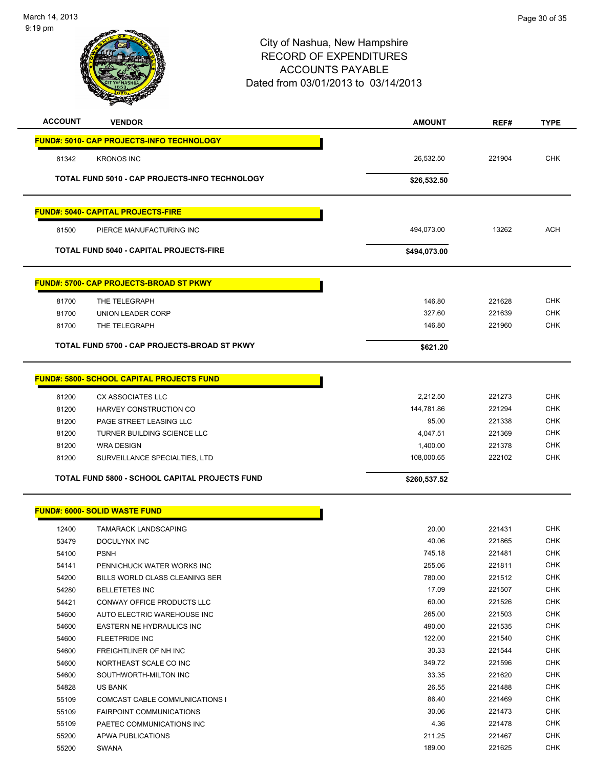City of Nashua, New Hampshire
RECORD OF EXPENDITURES
ACCOUNTS PAYABLE
Dated from 03/01/2013 to 03/14/2013

| ACCOUNT | VENDOR | AMOUNT | REF# | TYPE |
|---|---|---|---|---|
| **FUND#: 5010- CAP PROJECTS-INFO TECHNOLOGY** | | | | |
| 81342 | KRONOS INC | 26,532.50 | 221904 | CHK |
| **TOTAL FUND 5010 - CAP PROJECTS-INFO TECHNOLOGY** | | **$26,532.50** | | |
| **FUND#: 5040- CAPITAL PROJECTS-FIRE** | | | | |
| 81500 | PIERCE MANUFACTURING INC | 494,073.00 | 13262 | ACH |
| **TOTAL FUND 5040 - CAPITAL PROJECTS-FIRE** | | **$494,073.00** | | |
| **FUND#: 5700- CAP PROJECTS-BROAD ST PKWY** | | | | |
| 81700 | THE TELEGRAPH | 146.80 | 221628 | CHK |
| 81700 | UNION LEADER CORP | 327.60 | 221639 | CHK |
| 81700 | THE TELEGRAPH | 146.80 | 221960 | CHK |
| **TOTAL FUND 5700 - CAP PROJECTS-BROAD ST PKWY** | | **$621.20** | | |
| **FUND#: 5800- SCHOOL CAPITAL PROJECTS FUND** | | | | |
| 81200 | CX ASSOCIATES LLC | 2,212.50 | 221273 | CHK |
| 81200 | HARVEY CONSTRUCTION CO | 144,781.86 | 221294 | CHK |
| 81200 | PAGE STREET LEASING LLC | 95.00 | 221338 | CHK |
| 81200 | TURNER BUILDING SCIENCE LLC | 4,047.51 | 221369 | CHK |
| 81200 | WRA DESIGN | 1,400.00 | 221378 | CHK |
| 81200 | SURVEILLANCE SPECIALTIES, LTD | 108,000.65 | 222102 | CHK |
| **TOTAL FUND 5800 - SCHOOL CAPITAL PROJECTS FUND** | | **$260,537.52** | | |
| **FUND#: 6000- SOLID WASTE FUND** | | | | |
| 12400 | TAMARACK LANDSCAPING | 20.00 | 221431 | CHK |
| 53479 | DOCULYNX INC | 40.06 | 221865 | CHK |
| 54100 | PSNH | 745.18 | 221481 | CHK |
| 54141 | PENNICHUCK WATER WORKS INC | 255.06 | 221811 | CHK |
| 54200 | BILLS WORLD CLASS CLEANING SER | 780.00 | 221512 | CHK |
| 54280 | BELLETETES INC | 17.09 | 221507 | CHK |
| 54421 | CONWAY OFFICE PRODUCTS LLC | 60.00 | 221526 | CHK |
| 54600 | AUTO ELECTRIC WAREHOUSE INC | 265.00 | 221503 | CHK |
| 54600 | EASTERN NE HYDRAULICS INC | 490.00 | 221535 | CHK |
| 54600 | FLEETPRIDE INC | 122.00 | 221540 | CHK |
| 54600 | FREIGHTLINER OF NH INC | 30.33 | 221544 | CHK |
| 54600 | NORTHEAST SCALE CO INC | 349.72 | 221596 | CHK |
| 54600 | SOUTHWORTH-MILTON INC | 33.35 | 221620 | CHK |
| 54828 | US BANK | 26.55 | 221488 | CHK |
| 55109 | COMCAST CABLE COMMUNICATIONS I | 86.40 | 221469 | CHK |
| 55109 | FAIRPOINT COMMUNICATIONS | 30.06 | 221473 | CHK |
| 55109 | PAETEC COMMUNICATIONS INC | 4.36 | 221478 | CHK |
| 55200 | APWA PUBLICATIONS | 211.25 | 221467 | CHK |
| 55200 | SWANA | 189.00 | 221625 | CHK |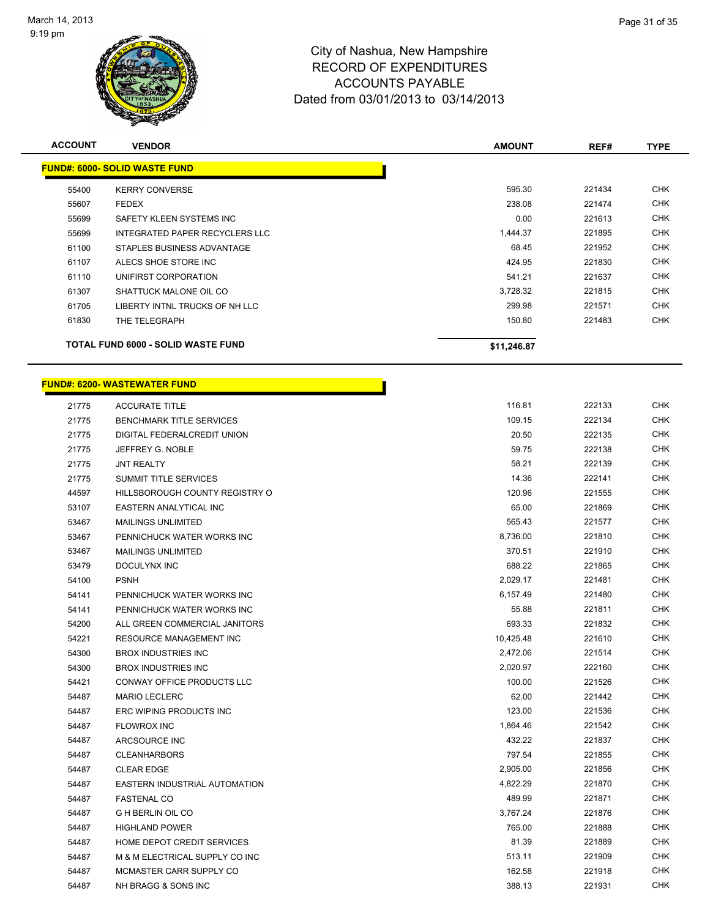City of Nashua, New Hampshire
RECORD OF EXPENDITURES
ACCOUNTS PAYABLE
Dated from 03/01/2013 to 03/14/2013

| ACCOUNT | VENDOR | AMOUNT | REF# | TYPE |
|---|---|---|---|---|
| **FUND#: 6000- SOLID WASTE FUND** | | | | |
| 55400 | KERRY CONVERSE | 595.30 | 221434 | CHK |
| 55607 | FEDEX | 238.08 | 221474 | CHK |
| 55699 | SAFETY KLEEN SYSTEMS INC | 0.00 | 221613 | CHK |
| 55699 | INTEGRATED PAPER RECYCLERS LLC | 1,444.37 | 221895 | CHK |
| 61100 | STAPLES BUSINESS ADVANTAGE | 68.45 | 221952 | CHK |
| 61107 | ALECS SHOE STORE INC | 424.95 | 221830 | CHK |
| 61110 | UNIFIRST CORPORATION | 541.21 | 221637 | CHK |
| 61307 | SHATTUCK MALONE OIL CO | 3,728.32 | 221815 | CHK |
| 61705 | LIBERTY INTNL TRUCKS OF NH LLC | 299.98 | 221571 | CHK |
| 61830 | THE TELEGRAPH | 150.80 | 221483 | CHK |
| **TOTAL FUND 6000 - SOLID WASTE FUND** | | **$11,246.87** | | |

| ACCOUNT | VENDOR | AMOUNT | REF# | TYPE |
|---|---|---|---|---|
| **FUND#: 6200- WASTEWATER FUND** | | | | |
| 21775 | ACCURATE TITLE | 116.81 | 222133 | CHK |
| 21775 | BENCHMARK TITLE SERVICES | 109.15 | 222134 | CHK |
| 21775 | DIGITAL FEDERALCREDIT UNION | 20.50 | 222135 | CHK |
| 21775 | JEFFREY G. NOBLE | 59.75 | 222138 | CHK |
| 21775 | JNT REALTY | 58.21 | 222139 | CHK |
| 21775 | SUMMIT TITLE SERVICES | 14.36 | 222141 | CHK |
| 44597 | HILLSBOROUGH COUNTY REGISTRY O | 120.96 | 221555 | CHK |
| 53107 | EASTERN ANALYTICAL INC | 65.00 | 221869 | CHK |
| 53467 | MAILINGS UNLIMITED | 565.43 | 221577 | CHK |
| 53467 | PENNICHUCK WATER WORKS INC | 8,736.00 | 221810 | CHK |
| 53467 | MAILINGS UNLIMITED | 370.51 | 221910 | CHK |
| 53479 | DOCULYNX INC | 688.22 | 221865 | CHK |
| 54100 | PSNH | 2,029.17 | 221481 | CHK |
| 54141 | PENNICHUCK WATER WORKS INC | 6,157.49 | 221480 | CHK |
| 54141 | PENNICHUCK WATER WORKS INC | 55.88 | 221811 | CHK |
| 54200 | ALL GREEN COMMERCIAL JANITORS | 693.33 | 221832 | CHK |
| 54221 | RESOURCE MANAGEMENT INC | 10,425.48 | 221610 | CHK |
| 54300 | BROX INDUSTRIES INC | 2,472.06 | 221514 | CHK |
| 54300 | BROX INDUSTRIES INC | 2,020.97 | 222160 | CHK |
| 54421 | CONWAY OFFICE PRODUCTS LLC | 100.00 | 221526 | CHK |
| 54487 | MARIO LECLERC | 62.00 | 221442 | CHK |
| 54487 | ERC WIPING PRODUCTS INC | 123.00 | 221536 | CHK |
| 54487 | FLOWROX INC | 1,864.46 | 221542 | CHK |
| 54487 | ARCSOURCE INC | 432.22 | 221837 | CHK |
| 54487 | CLEANHARBORS | 797.54 | 221855 | CHK |
| 54487 | CLEAR EDGE | 2,905.00 | 221856 | CHK |
| 54487 | EASTERN INDUSTRIAL AUTOMATION | 4,822.29 | 221870 | CHK |
| 54487 | FASTENAL CO | 489.99 | 221871 | CHK |
| 54487 | G H BERLIN OIL CO | 3,767.24 | 221876 | CHK |
| 54487 | HIGHLAND POWER | 765.00 | 221888 | CHK |
| 54487 | HOME DEPOT CREDIT SERVICES | 81.39 | 221889 | CHK |
| 54487 | M & M ELECTRICAL SUPPLY CO INC | 513.11 | 221909 | CHK |
| 54487 | MCMASTER CARR SUPPLY CO | 162.58 | 221918 | CHK |
| 54487 | NH BRAGG & SONS INC | 388.13 | 221931 | CHK |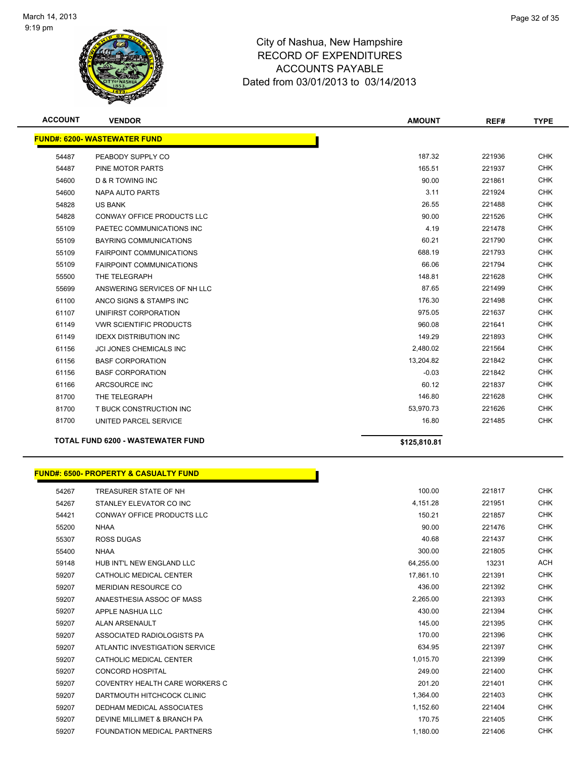City of Nashua, New Hampshire
RECORD OF EXPENDITURES
ACCOUNTS PAYABLE
Dated from 03/01/2013 to 03/14/2013

| ACCOUNT | VENDOR | AMOUNT | REF# | TYPE |
|---|---|---|---|---|
| **FUND#: 6200- WASTEWATER FUND** | | | | |
| 54487 | PEABODY SUPPLY CO | 187.32 | 221936 | CHK |
| 54487 | PINE MOTOR PARTS | 165.51 | 221937 | CHK |
| 54600 | D & R TOWING INC | 90.00 | 221861 | CHK |
| 54600 | NAPA AUTO PARTS | 3.11 | 221924 | CHK |
| 54828 | US BANK | 26.55 | 221488 | CHK |
| 54828 | CONWAY OFFICE PRODUCTS LLC | 90.00 | 221526 | CHK |
| 55109 | PAETEC COMMUNICATIONS INC | 4.19 | 221478 | CHK |
| 55109 | BAYRING COMMUNICATIONS | 60.21 | 221790 | CHK |
| 55109 | FAIRPOINT COMMUNICATIONS | 688.19 | 221793 | CHK |
| 55109 | FAIRPOINT COMMUNICATIONS | 66.06 | 221794 | CHK |
| 55500 | THE TELEGRAPH | 148.81 | 221628 | CHK |
| 55699 | ANSWERING SERVICES OF NH LLC | 87.65 | 221499 | CHK |
| 61100 | ANCO SIGNS & STAMPS INC | 176.30 | 221498 | CHK |
| 61107 | UNIFIRST CORPORATION | 975.05 | 221637 | CHK |
| 61149 | VWR SCIENTIFIC PRODUCTS | 960.08 | 221641 | CHK |
| 61149 | IDEXX DISTRIBUTION INC | 149.29 | 221893 | CHK |
| 61156 | JCI JONES CHEMICALS INC | 2,480.02 | 221564 | CHK |
| 61156 | BASF CORPORATION | 13,204.82 | 221842 | CHK |
| 61156 | BASF CORPORATION | -0.03 | 221842 | CHK |
| 61166 | ARCSOURCE INC | 60.12 | 221837 | CHK |
| 81700 | THE TELEGRAPH | 146.80 | 221628 | CHK |
| 81700 | T BUCK CONSTRUCTION INC | 53,970.73 | 221626 | CHK |
| 81700 | UNITED PARCEL SERVICE | 16.80 | 221485 | CHK |
| **TOTAL FUND 6200 - WASTEWATER FUND** | | **$125,810.81** | | |

| ACCOUNT | VENDOR | AMOUNT | REF# | TYPE |
|---|---|---|---|---|
| **FUND#: 6500- PROPERTY & CASUALTY FUND** | | | | |
| 54267 | TREASURER STATE OF NH | 100.00 | 221817 | CHK |
| 54267 | STANLEY ELEVATOR CO INC | 4,151.28 | 221951 | CHK |
| 54421 | CONWAY OFFICE PRODUCTS LLC | 150.21 | 221857 | CHK |
| 55200 | NHAA | 90.00 | 221476 | CHK |
| 55307 | ROSS DUGAS | 40.68 | 221437 | CHK |
| 55400 | NHAA | 300.00 | 221805 | CHK |
| 59148 | HUB INT'L NEW ENGLAND LLC | 64,255.00 | 13231 | ACH |
| 59207 | CATHOLIC MEDICAL CENTER | 17,861.10 | 221391 | CHK |
| 59207 | MERIDIAN RESOURCE CO | 436.00 | 221392 | CHK |
| 59207 | ANAESTHESIA ASSOC OF MASS | 2,265.00 | 221393 | CHK |
| 59207 | APPLE NASHUA LLC | 430.00 | 221394 | CHK |
| 59207 | ALAN ARSENAULT | 145.00 | 221395 | CHK |
| 59207 | ASSOCIATED RADIOLOGISTS PA | 170.00 | 221396 | CHK |
| 59207 | ATLANTIC INVESTIGATION SERVICE | 634.95 | 221397 | CHK |
| 59207 | CATHOLIC MEDICAL CENTER | 1,015.70 | 221399 | CHK |
| 59207 | CONCORD HOSPITAL | 249.00 | 221400 | CHK |
| 59207 | COVENTRY HEALTH CARE WORKERS C | 201.20 | 221401 | CHK |
| 59207 | DARTMOUTH HITCHCOCK CLINIC | 1,364.00 | 221403 | CHK |
| 59207 | DEDHAM MEDICAL ASSOCIATES | 1,152.60 | 221404 | CHK |
| 59207 | DEVINE MILLIMET & BRANCH PA | 170.75 | 221405 | CHK |
| 59207 | FOUNDATION MEDICAL PARTNERS | 1,180.00 | 221406 | CHK |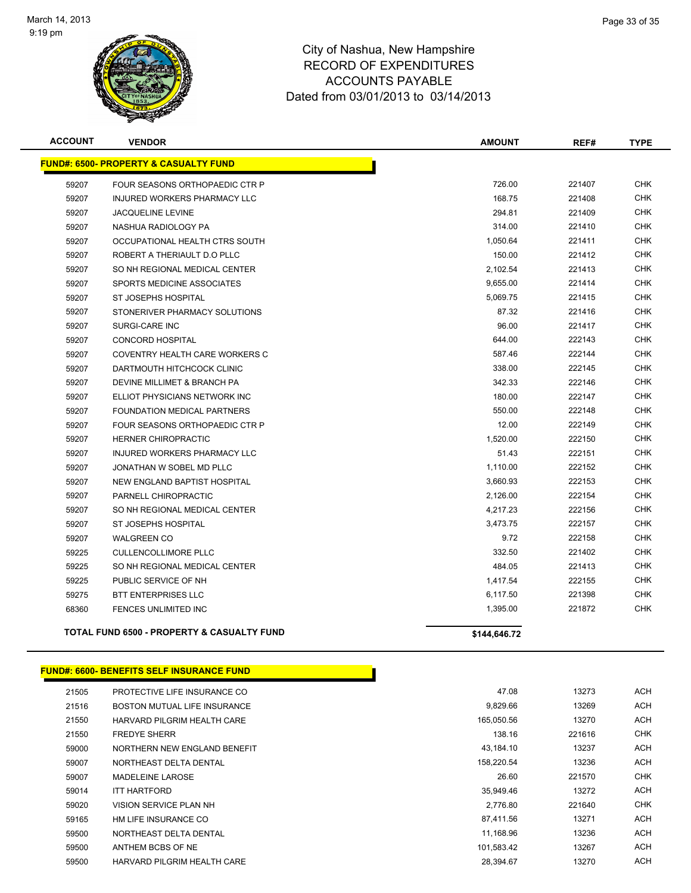# City of Nashua, New Hampshire
## RECORD OF EXPENDITURES
## ACCOUNTS PAYABLE
### Dated from 03/01/2013 to 03/14/2013

| ACCOUNT | VENDOR | AMOUNT | REF# | TYPE |
|---|---|---|---|---|
| **FUND#: 6500- PROPERTY & CASUALTY FUND** | | | | |
| 59207 | FOUR SEASONS ORTHOPAEDIC CTR P | 726.00 | 221407 | CHK |
| 59207 | INJURED WORKERS PHARMACY LLC | 168.75 | 221408 | CHK |
| 59207 | JACQUELINE LEVINE | 294.81 | 221409 | CHK |
| 59207 | NASHUA RADIOLOGY PA | 314.00 | 221410 | CHK |
| 59207 | OCCUPATIONAL HEALTH CTRS SOUTH | 1,050.64 | 221411 | CHK |
| 59207 | ROBERT A THERIAULT D.O PLLC | 150.00 | 221412 | CHK |
| 59207 | SO NH REGIONAL MEDICAL CENTER | 2,102.54 | 221413 | CHK |
| 59207 | SPORTS MEDICINE ASSOCIATES | 9,655.00 | 221414 | CHK |
| 59207 | ST JOSEPHS HOSPITAL | 5,069.75 | 221415 | CHK |
| 59207 | STONERIVER PHARMACY SOLUTIONS | 87.32 | 221416 | CHK |
| 59207 | SURGI-CARE INC | 96.00 | 221417 | CHK |
| 59207 | CONCORD HOSPITAL | 644.00 | 222143 | CHK |
| 59207 | COVENTRY HEALTH CARE WORKERS C | 587.46 | 222144 | CHK |
| 59207 | DARTMOUTH HITCHCOCK CLINIC | 338.00 | 222145 | CHK |
| 59207 | DEVINE MILLIMET & BRANCH PA | 342.33 | 222146 | CHK |
| 59207 | ELLIOT PHYSICIANS NETWORK INC | 180.00 | 222147 | CHK |
| 59207 | FOUNDATION MEDICAL PARTNERS | 550.00 | 222148 | CHK |
| 59207 | FOUR SEASONS ORTHOPAEDIC CTR P | 12.00 | 222149 | CHK |
| 59207 | HERNER CHIROPRACTIC | 1,520.00 | 222150 | CHK |
| 59207 | INJURED WORKERS PHARMACY LLC | 51.43 | 222151 | CHK |
| 59207 | JONATHAN W SOBEL MD PLLC | 1,110.00 | 222152 | CHK |
| 59207 | NEW ENGLAND BAPTIST HOSPITAL | 3,660.93 | 222153 | CHK |
| 59207 | PARNELL CHIROPRACTIC | 2,126.00 | 222154 | CHK |
| 59207 | SO NH REGIONAL MEDICAL CENTER | 4,217.23 | 222156 | CHK |
| 59207 | ST JOSEPHS HOSPITAL | 3,473.75 | 222157 | CHK |
| 59207 | WALGREEN CO | 9.72 | 222158 | CHK |
| 59225 | CULLENCOLLIMORE PLLC | 332.50 | 221402 | CHK |
| 59225 | SO NH REGIONAL MEDICAL CENTER | 484.05 | 221413 | CHK |
| 59225 | PUBLIC SERVICE OF NH | 1,417.54 | 222155 | CHK |
| 59275 | BTT ENTERPRISES LLC | 6,117.50 | 221398 | CHK |
| 68360 | FENCES UNLIMITED INC | 1,395.00 | 221872 | CHK |
| **TOTAL FUND 6500 - PROPERTY & CASUALTY FUND** | | **$144,646.72** | | |

| ACCOUNT | VENDOR | AMOUNT | REF# | TYPE |
|---|---|---|---|---|
| **FUND#: 6600- BENEFITS SELF INSURANCE FUND** | | | | |
| 21505 | PROTECTIVE LIFE INSURANCE CO | 47.08 | 13273 | ACH |
| 21516 | BOSTON MUTUAL LIFE INSURANCE | 9,829.66 | 13269 | ACH |
| 21550 | HARVARD PILGRIM HEALTH CARE | 165,050.56 | 13270 | ACH |
| 21550 | FREDYE SHERR | 138.16 | 221616 | CHK |
| 59000 | NORTHERN NEW ENGLAND BENEFIT | 43,184.10 | 13237 | ACH |
| 59007 | NORTHEAST DELTA DENTAL | 158,220.54 | 13236 | ACH |
| 59007 | MADELEINE LAROSE | 26.60 | 221570 | CHK |
| 59014 | ITT HARTFORD | 35,949.46 | 13272 | ACH |
| 59020 | VISION SERVICE PLAN NH | 2,776.80 | 221640 | CHK |
| 59165 | HM LIFE INSURANCE CO | 87,411.56 | 13271 | ACH |
| 59500 | NORTHEAST DELTA DENTAL | 11,168.96 | 13236 | ACH |
| 59500 | ANTHEM BCBS OF NE | 101,583.42 | 13267 | ACH |
| 59500 | HARVARD PILGRIM HEALTH CARE | 28,394.67 | 13270 | ACH |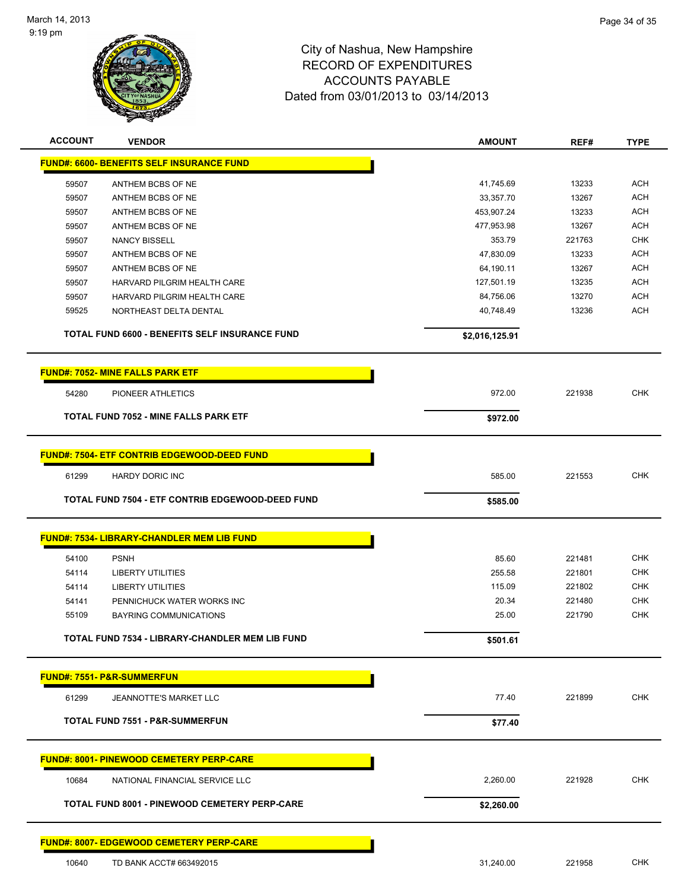City of Nashua, New Hampshire
RECORD OF EXPENDITURES
ACCOUNTS PAYABLE
Dated from 03/01/2013 to 03/14/2013

| ACCOUNT | VENDOR | AMOUNT | REF# | TYPE |
|---|---|---|---|---|
| **FUND#: 6600- BENEFITS SELF INSURANCE FUND** | | | | |
| 59507 | ANTHEM BCBS OF NE | 41,745.69 | 13233 | ACH |
| 59507 | ANTHEM BCBS OF NE | 33,357.70 | 13267 | ACH |
| 59507 | ANTHEM BCBS OF NE | 453,907.24 | 13233 | ACH |
| 59507 | ANTHEM BCBS OF NE | 477,953.98 | 13267 | ACH |
| 59507 | NANCY BISSELL | 353.79 | 221763 | CHK |
| 59507 | ANTHEM BCBS OF NE | 47,830.09 | 13233 | ACH |
| 59507 | ANTHEM BCBS OF NE | 64,190.11 | 13267 | ACH |
| 59507 | HARVARD PILGRIM HEALTH CARE | 127,501.19 | 13235 | ACH |
| 59507 | HARVARD PILGRIM HEALTH CARE | 84,756.06 | 13270 | ACH |
| 59525 | NORTHEAST DELTA DENTAL | 40,748.49 | 13236 | ACH |
| **TOTAL FUND 6600 - BENEFITS SELF INSURANCE FUND** | | **$2,016,125.91** | | |
| **FUND#: 7052- MINE FALLS PARK ETF** | | | | |
| 54280 | PIONEER ATHLETICS | 972.00 | 221938 | CHK |
| **TOTAL FUND 7052 - MINE FALLS PARK ETF** | | **$972.00** | | |
| **FUND#: 7504- ETF CONTRIB EDGEWOOD-DEED FUND** | | | | |
| 61299 | HARDY DORIC INC | 585.00 | 221553 | CHK |
| **TOTAL FUND 7504 - ETF CONTRIB EDGEWOOD-DEED FUND** | | **$585.00** | | |
| **FUND#: 7534- LIBRARY-CHANDLER MEM LIB FUND** | | | | |
| 54100 | PSNH | 85.60 | 221481 | CHK |
| 54114 | LIBERTY UTILITIES | 255.58 | 221801 | CHK |
| 54114 | LIBERTY UTILITIES | 115.09 | 221802 | CHK |
| 54141 | PENNICHUCK WATER WORKS INC | 20.34 | 221480 | CHK |
| 55109 | BAYRING COMMUNICATIONS | 25.00 | 221790 | CHK |
| **TOTAL FUND 7534 - LIBRARY-CHANDLER MEM LIB FUND** | | **$501.61** | | |
| **FUND#: 7551- P&R-SUMMERFUN** | | | | |
| 61299 | JEANNOTTE'S MARKET LLC | 77.40 | 221899 | CHK |
| **TOTAL FUND 7551 - P&R-SUMMERFUN** | | **$77.40** | | |
| **FUND#: 8001- PINEWOOD CEMETERY PERP-CARE** | | | | |
| 10684 | NATIONAL FINANCIAL SERVICE LLC | 2,260.00 | 221928 | CHK |
| **TOTAL FUND 8001 - PINEWOOD CEMETERY PERP-CARE** | | **$2,260.00** | | |
| **FUND#: 8007- EDGEWOOD CEMETERY PERP-CARE** | | | | |
| 10640 | TD BANK ACCT# 663492015 | 31,240.00 | 221958 | CHK |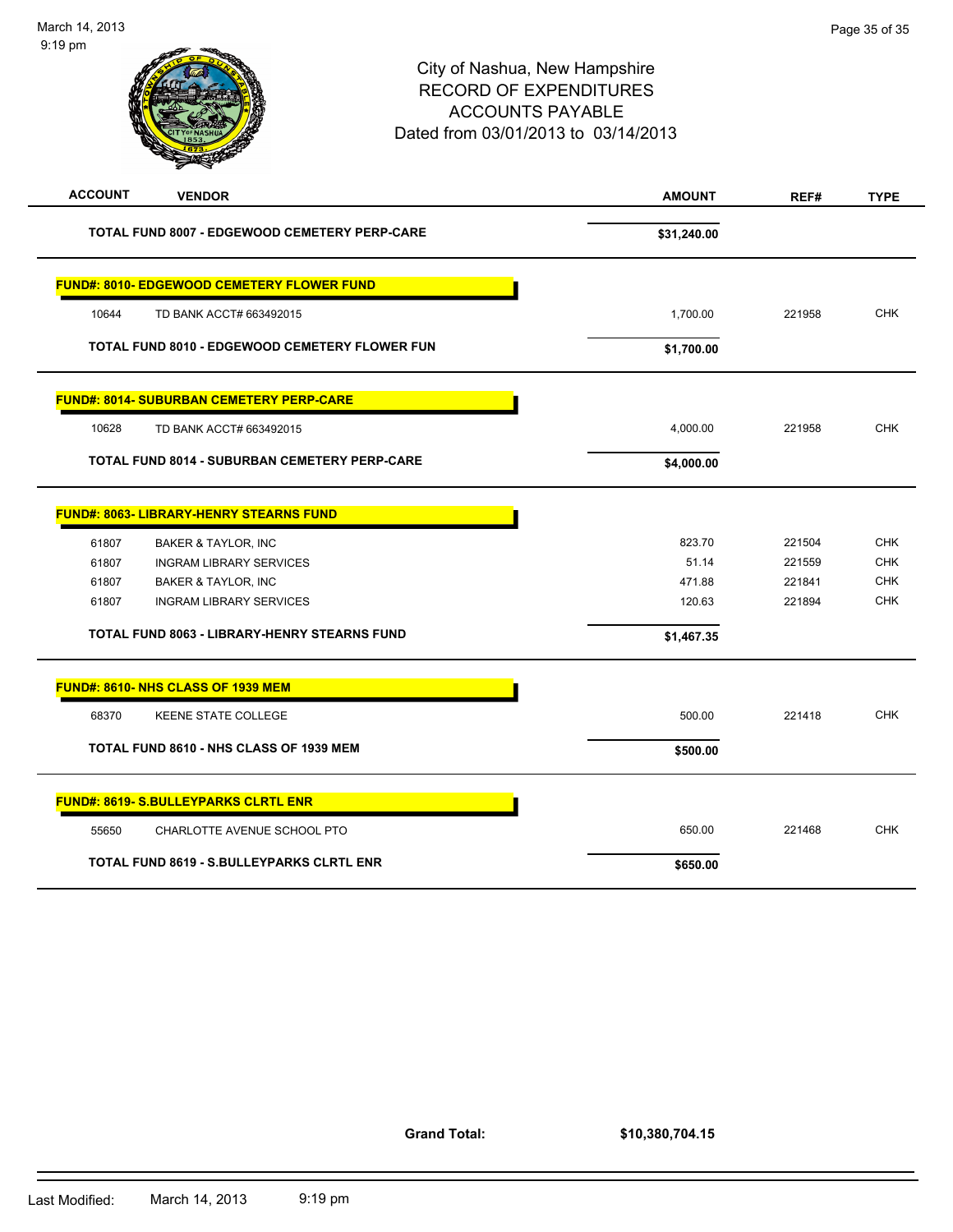| ACCOUNT | VENDOR | AMOUNT | REF# | TYPE |
|---|---|---|---|---|
| | **TOTAL FUND 8007 - EDGEWOOD CEMETERY PERP-CARE** | **$31,240.00** | | |
| **FUND#: 8010- EDGEWOOD CEMETERY FLOWER FUND** | | | | |
| 10644 | TD BANK ACCT# 663492015 | 1,700.00 | 221958 | CHK |
| | **TOTAL FUND 8010 - EDGEWOOD CEMETERY FLOWER FUN** | **$1,700.00** | | |
| **FUND#: 8014- SUBURBAN CEMETERY PERP-CARE** | | | | |
| 10628 | TD BANK ACCT# 663492015 | 4,000.00 | 221958 | CHK |
| | **TOTAL FUND 8014 - SUBURBAN CEMETERY PERP-CARE** | **$4,000.00** | | |
| **FUND#: 8063- LIBRARY-HENRY STEARNS FUND** | | | | |
| 61807 | BAKER & TAYLOR, INC | 823.70 | 221504 | CHK |
| 61807 | INGRAM LIBRARY SERVICES | 51.14 | 221559 | CHK |
| 61807 | BAKER & TAYLOR, INC | 471.88 | 221841 | CHK |
| 61807 | INGRAM LIBRARY SERVICES | 120.63 | 221894 | CHK |
| | **TOTAL FUND 8063 - LIBRARY-HENRY STEARNS FUND** | **$1,467.35** | | |
| **FUND#: 8610- NHS CLASS OF 1939 MEM** | | | | |
| 68370 | KEENE STATE COLLEGE | 500.00 | 221418 | CHK |
| | **TOTAL FUND 8610 - NHS CLASS OF 1939 MEM** | **$500.00** | | |
| **FUND#: 8619- S.BULLEYPARKS CLRTL ENR** | | | | |
| 55650 | CHARLOTTE AVENUE SCHOOL PTO | 650.00 | 221468 | CHK |
| | **TOTAL FUND 8619 - S.BULLEYPARKS CLRTL ENR** | **$650.00** | | |

**Grand Total:** **$10,380,704.15**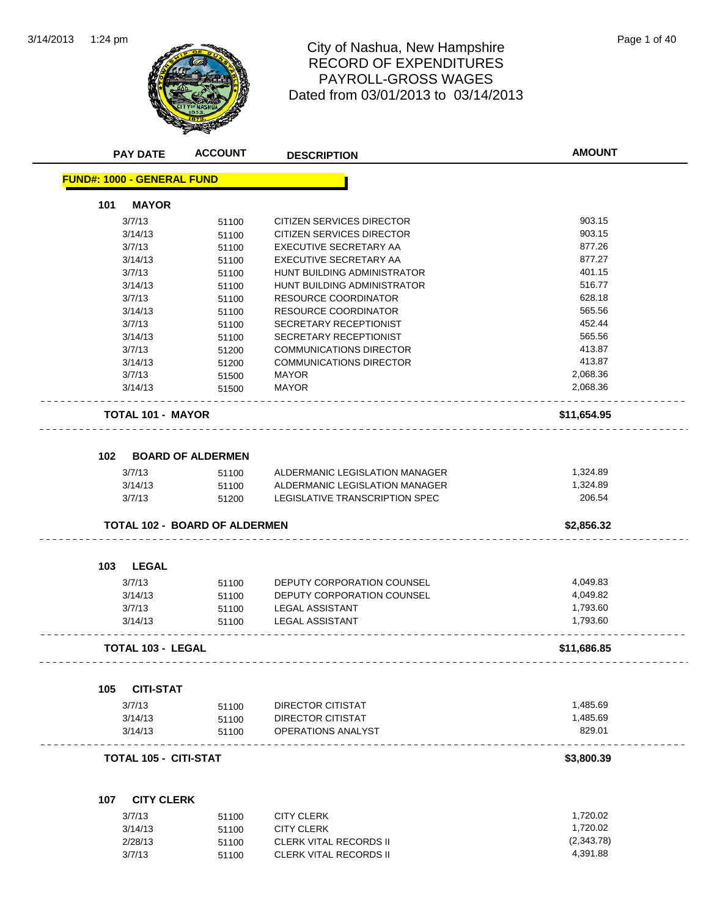# City of Nashua, New Hampshire
# RECORD OF EXPENDITURES
# PAYROLL-GROSS WAGES
# Dated from 03/01/2013 to 03/14/2013

| PAY DATE | ACCOUNT | DESCRIPTION | AMOUNT |
|---|---|---|---|

## FUND#: 1000 - GENERAL FUND

### 101 MAYOR

| PAY DATE | ACCOUNT | DESCRIPTION | AMOUNT |
|---|---|---|---|
| 3/7/13 | 51100 | CITIZEN SERVICES DIRECTOR | 903.15 |
| 3/14/13 | 51100 | CITIZEN SERVICES DIRECTOR | 903.15 |
| 3/7/13 | 51100 | EXECUTIVE SECRETARY AA | 877.26 |
| 3/14/13 | 51100 | EXECUTIVE SECRETARY AA | 877.27 |
| 3/7/13 | 51100 | HUNT BUILDING ADMINISTRATOR | 401.15 |
| 3/14/13 | 51100 | HUNT BUILDING ADMINISTRATOR | 516.77 |
| 3/7/13 | 51100 | RESOURCE COORDINATOR | 628.18 |
| 3/14/13 | 51100 | RESOURCE COORDINATOR | 565.56 |
| 3/7/13 | 51100 | SECRETARY RECEPTIONIST | 452.44 |
| 3/14/13 | 51100 | SECRETARY RECEPTIONIST | 565.56 |
| 3/7/13 | 51200 | COMMUNICATIONS DIRECTOR | 413.87 |
| 3/14/13 | 51200 | COMMUNICATIONS DIRECTOR | 413.87 |
| 3/7/13 | 51500 | MAYOR | 2,068.36 |
| 3/14/13 | 51500 | MAYOR | 2,068.36 |
| **TOTAL 101 - MAYOR** | | | **$11,654.95** |

### 102 BOARD OF ALDERMEN

| PAY DATE | ACCOUNT | DESCRIPTION | AMOUNT |
|---|---|---|---|
| 3/7/13 | 51100 | ALDERMANIC LEGISLATION MANAGER | 1,324.89 |
| 3/14/13 | 51100 | ALDERMANIC LEGISLATION MANAGER | 1,324.89 |
| 3/7/13 | 51200 | LEGISLATIVE TRANSCRIPTION SPEC | 206.54 |
| **TOTAL 102 - BOARD OF ALDERMEN** | | | **$2,856.32** |

### 103 LEGAL

| PAY DATE | ACCOUNT | DESCRIPTION | AMOUNT |
|---|---|---|---|
| 3/7/13 | 51100 | DEPUTY CORPORATION COUNSEL | 4,049.83 |
| 3/14/13 | 51100 | DEPUTY CORPORATION COUNSEL | 4,049.82 |
| 3/7/13 | 51100 | LEGAL ASSISTANT | 1,793.60 |
| 3/14/13 | 51100 | LEGAL ASSISTANT | 1,793.60 |
| **TOTAL 103 - LEGAL** | | | **$11,686.85** |

### 105 CITI-STAT

| PAY DATE | ACCOUNT | DESCRIPTION | AMOUNT |
|---|---|---|---|
| 3/7/13 | 51100 | DIRECTOR CITISTAT | 1,485.69 |
| 3/14/13 | 51100 | DIRECTOR CITISTAT | 1,485.69 |
| 3/14/13 | 51100 | OPERATIONS ANALYST | 829.01 |
| **TOTAL 105 - CITI-STAT** | | | **$3,800.39** |

### 107 CITY CLERK

| PAY DATE | ACCOUNT | DESCRIPTION | AMOUNT |
|---|---|---|---|
| 3/7/13 | 51100 | CITY CLERK | 1,720.02 |
| 3/14/13 | 51100 | CITY CLERK | 1,720.02 |
| 2/28/13 | 51100 | CLERK VITAL RECORDS II | (2,343.78) |
| 3/7/13 | 51100 | CLERK VITAL RECORDS II | 4,391.88 |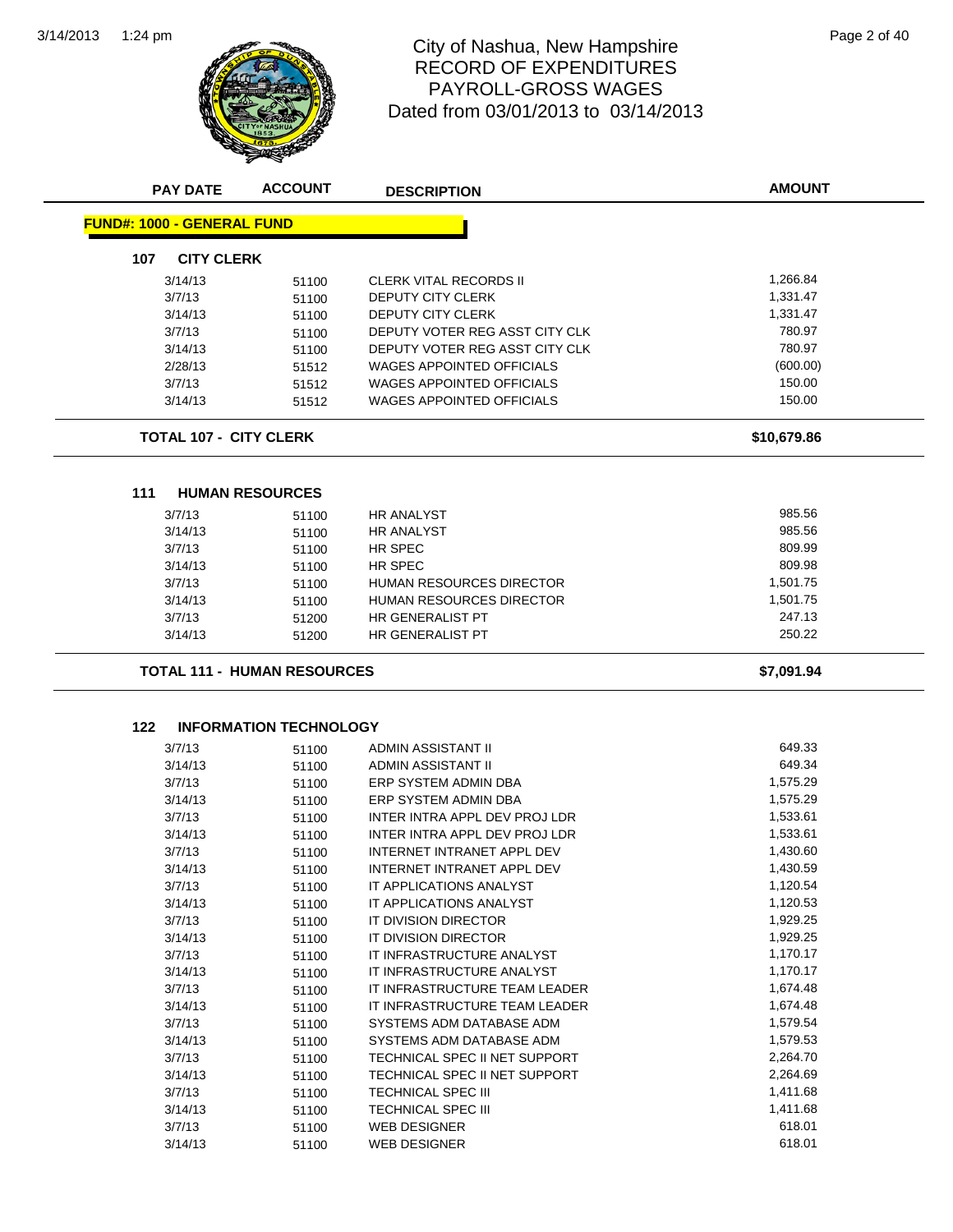# City of Nashua, New Hampshire
## RECORD OF EXPENDITURES
## PAYROLL-GROSS WAGES
### Dated from 03/01/2013 to 03/14/2013

| PAY DATE | ACCOUNT | DESCRIPTION | AMOUNT |
|---|---|---|---|
| **FUND#: 1000 - GENERAL FUND** | | | |
| **107 CITY CLERK** | | | |
| 3/14/13 | 51100 | CLERK VITAL RECORDS II | 1,266.84 |
| 3/7/13 | 51100 | DEPUTY CITY CLERK | 1,331.47 |
| 3/14/13 | 51100 | DEPUTY CITY CLERK | 1,331.47 |
| 3/7/13 | 51100 | DEPUTY VOTER REG ASST CITY CLK | 780.97 |
| 3/14/13 | 51100 | DEPUTY VOTER REG ASST CITY CLK | 780.97 |
| 2/28/13 | 51512 | WAGES APPOINTED OFFICIALS | (600.00) |
| 3/7/13 | 51512 | WAGES APPOINTED OFFICIALS | 150.00 |
| 3/14/13 | 51512 | WAGES APPOINTED OFFICIALS | 150.00 |
| **TOTAL 107 - CITY CLERK** | | | **$10,679.86** |
| **111 HUMAN RESOURCES** | | | |
| 3/7/13 | 51100 | HR ANALYST | 985.56 |
| 3/14/13 | 51100 | HR ANALYST | 985.56 |
| 3/7/13 | 51100 | HR SPEC | 809.99 |
| 3/14/13 | 51100 | HR SPEC | 809.98 |
| 3/7/13 | 51100 | HUMAN RESOURCES DIRECTOR | 1,501.75 |
| 3/14/13 | 51100 | HUMAN RESOURCES DIRECTOR | 1,501.75 |
| 3/7/13 | 51200 | HR GENERALIST PT | 247.13 |
| 3/14/13 | 51200 | HR GENERALIST PT | 250.22 |
| **TOTAL 111 - HUMAN RESOURCES** | | | **$7,091.94** |
| **122 INFORMATION TECHNOLOGY** | | | |
| 3/7/13 | 51100 | ADMIN ASSISTANT II | 649.33 |
| 3/14/13 | 51100 | ADMIN ASSISTANT II | 649.34 |
| 3/7/13 | 51100 | ERP SYSTEM ADMIN DBA | 1,575.29 |
| 3/14/13 | 51100 | ERP SYSTEM ADMIN DBA | 1,575.29 |
| 3/7/13 | 51100 | INTER INTRA APPL DEV PROJ LDR | 1,533.61 |
| 3/14/13 | 51100 | INTER INTRA APPL DEV PROJ LDR | 1,533.61 |
| 3/7/13 | 51100 | INTERNET INTRANET APPL DEV | 1,430.60 |
| 3/14/13 | 51100 | INTERNET INTRANET APPL DEV | 1,430.59 |
| 3/7/13 | 51100 | IT APPLICATIONS ANALYST | 1,120.54 |
| 3/14/13 | 51100 | IT APPLICATIONS ANALYST | 1,120.53 |
| 3/7/13 | 51100 | IT DIVISION DIRECTOR | 1,929.25 |
| 3/14/13 | 51100 | IT DIVISION DIRECTOR | 1,929.25 |
| 3/7/13 | 51100 | IT INFRASTRUCTURE ANALYST | 1,170.17 |
| 3/14/13 | 51100 | IT INFRASTRUCTURE ANALYST | 1,170.17 |
| 3/7/13 | 51100 | IT INFRASTRUCTURE TEAM LEADER | 1,674.48 |
| 3/14/13 | 51100 | IT INFRASTRUCTURE TEAM LEADER | 1,674.48 |
| 3/7/13 | 51100 | SYSTEMS ADM DATABASE ADM | 1,579.54 |
| 3/14/13 | 51100 | SYSTEMS ADM DATABASE ADM | 1,579.53 |
| 3/7/13 | 51100 | TECHNICAL SPEC II NET SUPPORT | 2,264.70 |
| 3/14/13 | 51100 | TECHNICAL SPEC II NET SUPPORT | 2,264.69 |
| 3/7/13 | 51100 | TECHNICAL SPEC III | 1,411.68 |
| 3/14/13 | 51100 | TECHNICAL SPEC III | 1,411.68 |
| 3/7/13 | 51100 | WEB DESIGNER | 618.01 |
| 3/14/13 | 51100 | WEB DESIGNER | 618.01 |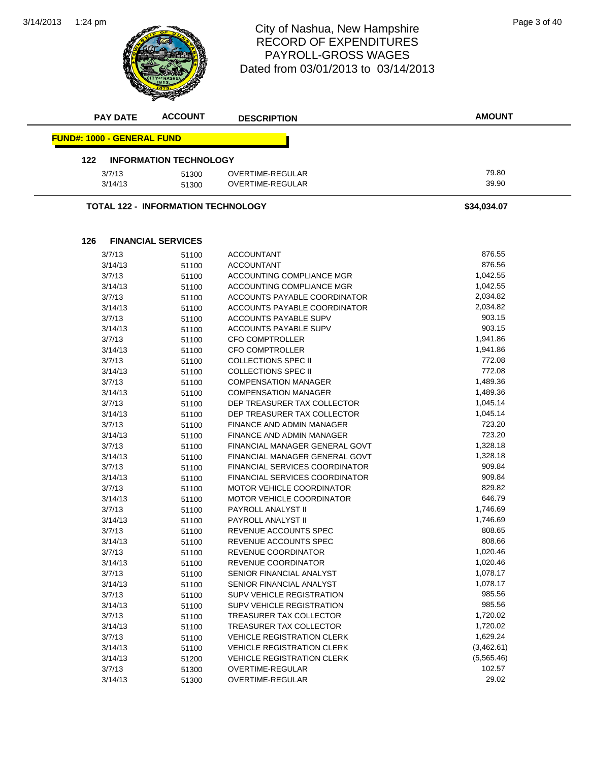# City of Nashua, New Hampshire
## RECORD OF EXPENDITURES
## PAYROLL-GROSS WAGES
## Dated from 03/01/2013 to 03/14/2013

| PAY DATE | ACCOUNT | DESCRIPTION | AMOUNT |
|---|---|---|---|

**FUND#: 1000 - GENERAL FUND**

**122 INFORMATION TECHNOLOGY**

| PAY DATE | ACCOUNT | DESCRIPTION | AMOUNT |
|---|---|---|---|
| 3/7/13 | 51300 | OVERTIME-REGULAR | 79.80 |
| 3/14/13 | 51300 | OVERTIME-REGULAR | 39.90 |

**TOTAL 122 - INFORMATION TECHNOLOGY** **$34,034.07**

**126 FINANCIAL SERVICES**

| PAY DATE | ACCOUNT | DESCRIPTION | AMOUNT |
|---|---|---|---|
| 3/7/13 | 51100 | ACCOUNTANT | 876.55 |
| 3/14/13 | 51100 | ACCOUNTANT | 876.56 |
| 3/7/13 | 51100 | ACCOUNTING COMPLIANCE MGR | 1,042.55 |
| 3/14/13 | 51100 | ACCOUNTING COMPLIANCE MGR | 1,042.55 |
| 3/7/13 | 51100 | ACCOUNTS PAYABLE COORDINATOR | 2,034.82 |
| 3/14/13 | 51100 | ACCOUNTS PAYABLE COORDINATOR | 2,034.82 |
| 3/7/13 | 51100 | ACCOUNTS PAYABLE SUPV | 903.15 |
| 3/14/13 | 51100 | ACCOUNTS PAYABLE SUPV | 903.15 |
| 3/7/13 | 51100 | CFO COMPTROLLER | 1,941.86 |
| 3/14/13 | 51100 | CFO COMPTROLLER | 1,941.86 |
| 3/7/13 | 51100 | COLLECTIONS SPEC II | 772.08 |
| 3/14/13 | 51100 | COLLECTIONS SPEC II | 772.08 |
| 3/7/13 | 51100 | COMPENSATION MANAGER | 1,489.36 |
| 3/14/13 | 51100 | COMPENSATION MANAGER | 1,489.36 |
| 3/7/13 | 51100 | DEP TREASURER TAX COLLECTOR | 1,045.14 |
| 3/14/13 | 51100 | DEP TREASURER TAX COLLECTOR | 1,045.14 |
| 3/7/13 | 51100 | FINANCE AND ADMIN MANAGER | 723.20 |
| 3/14/13 | 51100 | FINANCE AND ADMIN MANAGER | 723.20 |
| 3/7/13 | 51100 | FINANCIAL MANAGER GENERAL GOVT | 1,328.18 |
| 3/14/13 | 51100 | FINANCIAL MANAGER GENERAL GOVT | 1,328.18 |
| 3/7/13 | 51100 | FINANCIAL SERVICES COORDINATOR | 909.84 |
| 3/14/13 | 51100 | FINANCIAL SERVICES COORDINATOR | 909.84 |
| 3/7/13 | 51100 | MOTOR VEHICLE COORDINATOR | 829.82 |
| 3/14/13 | 51100 | MOTOR VEHICLE COORDINATOR | 646.79 |
| 3/7/13 | 51100 | PAYROLL ANALYST II | 1,746.69 |
| 3/14/13 | 51100 | PAYROLL ANALYST II | 1,746.69 |
| 3/7/13 | 51100 | REVENUE ACCOUNTS SPEC | 808.65 |
| 3/14/13 | 51100 | REVENUE ACCOUNTS SPEC | 808.66 |
| 3/7/13 | 51100 | REVENUE COORDINATOR | 1,020.46 |
| 3/14/13 | 51100 | REVENUE COORDINATOR | 1,020.46 |
| 3/7/13 | 51100 | SENIOR FINANCIAL ANALYST | 1,078.17 |
| 3/14/13 | 51100 | SENIOR FINANCIAL ANALYST | 1,078.17 |
| 3/7/13 | 51100 | SUPV VEHICLE REGISTRATION | 985.56 |
| 3/14/13 | 51100 | SUPV VEHICLE REGISTRATION | 985.56 |
| 3/7/13 | 51100 | TREASURER TAX COLLECTOR | 1,720.02 |
| 3/14/13 | 51100 | TREASURER TAX COLLECTOR | 1,720.02 |
| 3/7/13 | 51100 | VEHICLE REGISTRATION CLERK | 1,629.24 |
| 3/14/13 | 51100 | VEHICLE REGISTRATION CLERK | (3,462.61) |
| 3/14/13 | 51200 | VEHICLE REGISTRATION CLERK | (5,565.46) |
| 3/7/13 | 51300 | OVERTIME-REGULAR | 102.57 |
| 3/14/13 | 51300 | OVERTIME-REGULAR | 29.02 |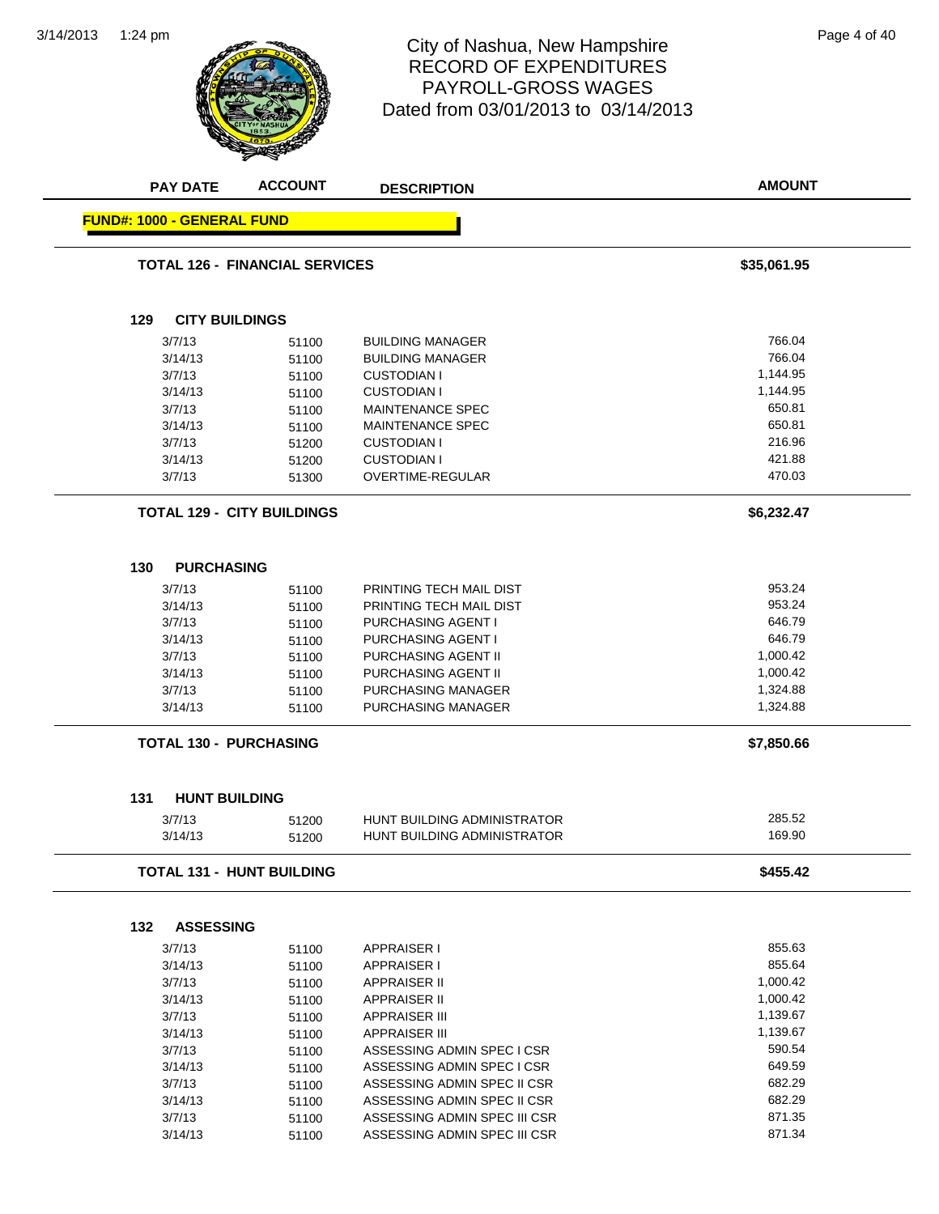# City of Nashua, New Hampshire
## RECORD OF EXPENDITURES
## PAYROLL-GROSS WAGES
## Dated from 03/01/2013 to 03/14/2013

| PAY DATE | ACCOUNT | DESCRIPTION | AMOUNT |
|---|---|---|---|

**FUND#: 1000 - GENERAL FUND**

| | | | |
|---|---|---|---|
| **TOTAL 126 - FINANCIAL SERVICES** | | | **$35,061.95** |

### 129 CITY BUILDINGS

| PAY DATE | ACCOUNT | DESCRIPTION | AMOUNT |
|---|---|---|---|
| 3/7/13 | 51100 | BUILDING MANAGER | 766.04 |
| 3/14/13 | 51100 | BUILDING MANAGER | 766.04 |
| 3/7/13 | 51100 | CUSTODIAN I | 1,144.95 |
| 3/14/13 | 51100 | CUSTODIAN I | 1,144.95 |
| 3/7/13 | 51100 | MAINTENANCE SPEC | 650.81 |
| 3/14/13 | 51100 | MAINTENANCE SPEC | 650.81 |
| 3/7/13 | 51200 | CUSTODIAN I | 216.96 |
| 3/14/13 | 51200 | CUSTODIAN I | 421.88 |
| 3/7/13 | 51300 | OVERTIME-REGULAR | 470.03 |
| **TOTAL 129 - CITY BUILDINGS** | | | **$6,232.47** |

### 130 PURCHASING

| PAY DATE | ACCOUNT | DESCRIPTION | AMOUNT |
|---|---|---|---|
| 3/7/13 | 51100 | PRINTING TECH MAIL DIST | 953.24 |
| 3/14/13 | 51100 | PRINTING TECH MAIL DIST | 953.24 |
| 3/7/13 | 51100 | PURCHASING AGENT I | 646.79 |
| 3/14/13 | 51100 | PURCHASING AGENT I | 646.79 |
| 3/7/13 | 51100 | PURCHASING AGENT II | 1,000.42 |
| 3/14/13 | 51100 | PURCHASING AGENT II | 1,000.42 |
| 3/7/13 | 51100 | PURCHASING MANAGER | 1,324.88 |
| 3/14/13 | 51100 | PURCHASING MANAGER | 1,324.88 |
| **TOTAL 130 - PURCHASING** | | | **$7,850.66** |

### 131 HUNT BUILDING

| PAY DATE | ACCOUNT | DESCRIPTION | AMOUNT |
|---|---|---|---|
| 3/7/13 | 51200 | HUNT BUILDING ADMINISTRATOR | 285.52 |
| 3/14/13 | 51200 | HUNT BUILDING ADMINISTRATOR | 169.90 |
| **TOTAL 131 - HUNT BUILDING** | | | **$455.42** |

### 132 ASSESSING

| PAY DATE | ACCOUNT | DESCRIPTION | AMOUNT |
|---|---|---|---|
| 3/7/13 | 51100 | APPRAISER I | 855.63 |
| 3/14/13 | 51100 | APPRAISER I | 855.64 |
| 3/7/13 | 51100 | APPRAISER II | 1,000.42 |
| 3/14/13 | 51100 | APPRAISER II | 1,000.42 |
| 3/7/13 | 51100 | APPRAISER III | 1,139.67 |
| 3/14/13 | 51100 | APPRAISER III | 1,139.67 |
| 3/7/13 | 51100 | ASSESSING ADMIN SPEC I CSR | 590.54 |
| 3/14/13 | 51100 | ASSESSING ADMIN SPEC I CSR | 649.59 |
| 3/7/13 | 51100 | ASSESSING ADMIN SPEC II CSR | 682.29 |
| 3/14/13 | 51100 | ASSESSING ADMIN SPEC II CSR | 682.29 |
| 3/7/13 | 51100 | ASSESSING ADMIN SPEC III CSR | 871.35 |
| 3/14/13 | 51100 | ASSESSING ADMIN SPEC III CSR | 871.34 |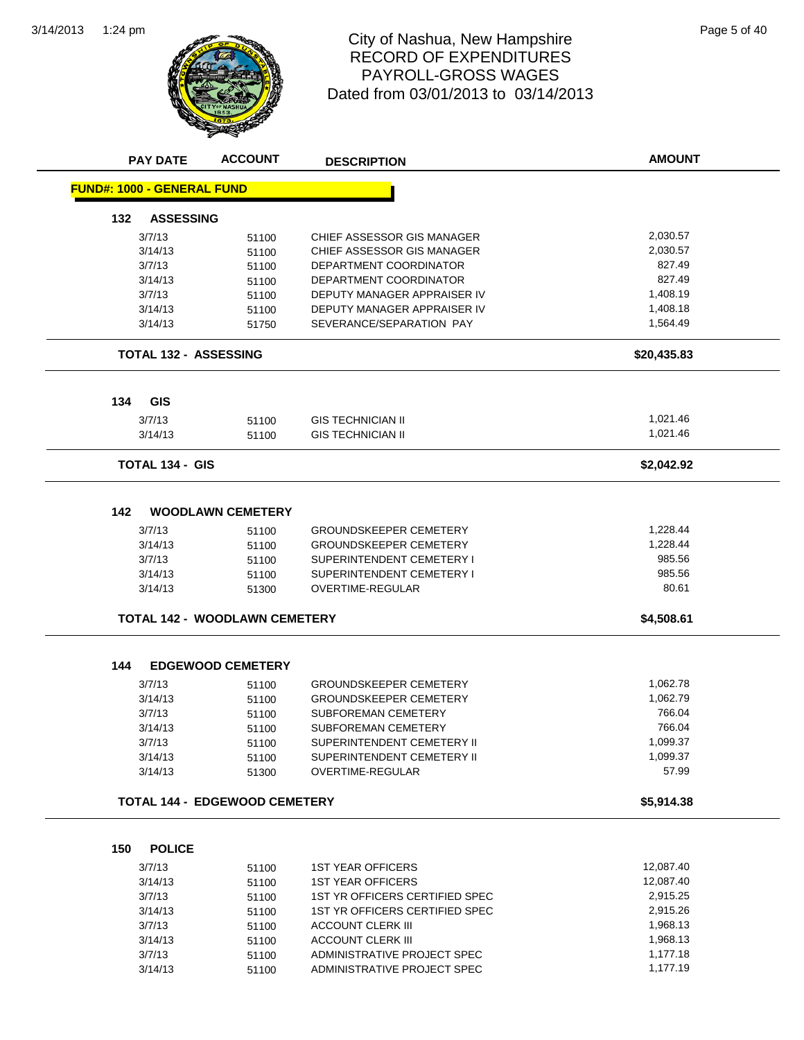# City of Nashua, New Hampshire
## RECORD OF EXPENDITURES
## PAYROLL-GROSS WAGES
## Dated from 03/01/2013 to 03/14/2013

| PAY DATE | ACCOUNT | DESCRIPTION | AMOUNT |
|---|---|---|---|
| **FUND#: 1000 - GENERAL FUND** | | | |
| **132 ASSESSING** | | | |
| 3/7/13 | 51100 | CHIEF ASSESSOR GIS MANAGER | 2,030.57 |
| 3/14/13 | 51100 | CHIEF ASSESSOR GIS MANAGER | 2,030.57 |
| 3/7/13 | 51100 | DEPARTMENT COORDINATOR | 827.49 |
| 3/14/13 | 51100 | DEPARTMENT COORDINATOR | 827.49 |
| 3/7/13 | 51100 | DEPUTY MANAGER APPRAISER IV | 1,408.19 |
| 3/14/13 | 51100 | DEPUTY MANAGER APPRAISER IV | 1,408.18 |
| 3/14/13 | 51750 | SEVERANCE/SEPARATION PAY | 1,564.49 |
| **TOTAL 132 - ASSESSING** | | | **$20,435.83** |
| **134 GIS** | | | |
| 3/7/13 | 51100 | GIS TECHNICIAN II | 1,021.46 |
| 3/14/13 | 51100 | GIS TECHNICIAN II | 1,021.46 |
| **TOTAL 134 - GIS** | | | **$2,042.92** |
| **142 WOODLAWN CEMETERY** | | | |
| 3/7/13 | 51100 | GROUNDSKEEPER CEMETERY | 1,228.44 |
| 3/14/13 | 51100 | GROUNDSKEEPER CEMETERY | 1,228.44 |
| 3/7/13 | 51100 | SUPERINTENDENT CEMETERY I | 985.56 |
| 3/14/13 | 51100 | SUPERINTENDENT CEMETERY I | 985.56 |
| 3/14/13 | 51300 | OVERTIME-REGULAR | 80.61 |
| **TOTAL 142 - WOODLAWN CEMETERY** | | | **$4,508.61** |
| **144 EDGEWOOD CEMETERY** | | | |
| 3/7/13 | 51100 | GROUNDSKEEPER CEMETERY | 1,062.78 |
| 3/14/13 | 51100 | GROUNDSKEEPER CEMETERY | 1,062.79 |
| 3/7/13 | 51100 | SUBFOREMAN CEMETERY | 766.04 |
| 3/14/13 | 51100 | SUBFOREMAN CEMETERY | 766.04 |
| 3/7/13 | 51100 | SUPERINTENDENT CEMETERY II | 1,099.37 |
| 3/14/13 | 51100 | SUPERINTENDENT CEMETERY II | 1,099.37 |
| 3/14/13 | 51300 | OVERTIME-REGULAR | 57.99 |
| **TOTAL 144 - EDGEWOOD CEMETERY** | | | **$5,914.38** |
| **150 POLICE** | | | |
| 3/7/13 | 51100 | 1ST YEAR OFFICERS | 12,087.40 |
| 3/14/13 | 51100 | 1ST YEAR OFFICERS | 12,087.40 |
| 3/7/13 | 51100 | 1ST YR OFFICERS CERTIFIED SPEC | 2,915.25 |
| 3/14/13 | 51100 | 1ST YR OFFICERS CERTIFIED SPEC | 2,915.26 |
| 3/7/13 | 51100 | ACCOUNT CLERK III | 1,968.13 |
| 3/14/13 | 51100 | ACCOUNT CLERK III | 1,968.13 |
| 3/7/13 | 51100 | ADMINISTRATIVE PROJECT SPEC | 1,177.18 |
| 3/14/13 | 51100 | ADMINISTRATIVE PROJECT SPEC | 1,177.19 |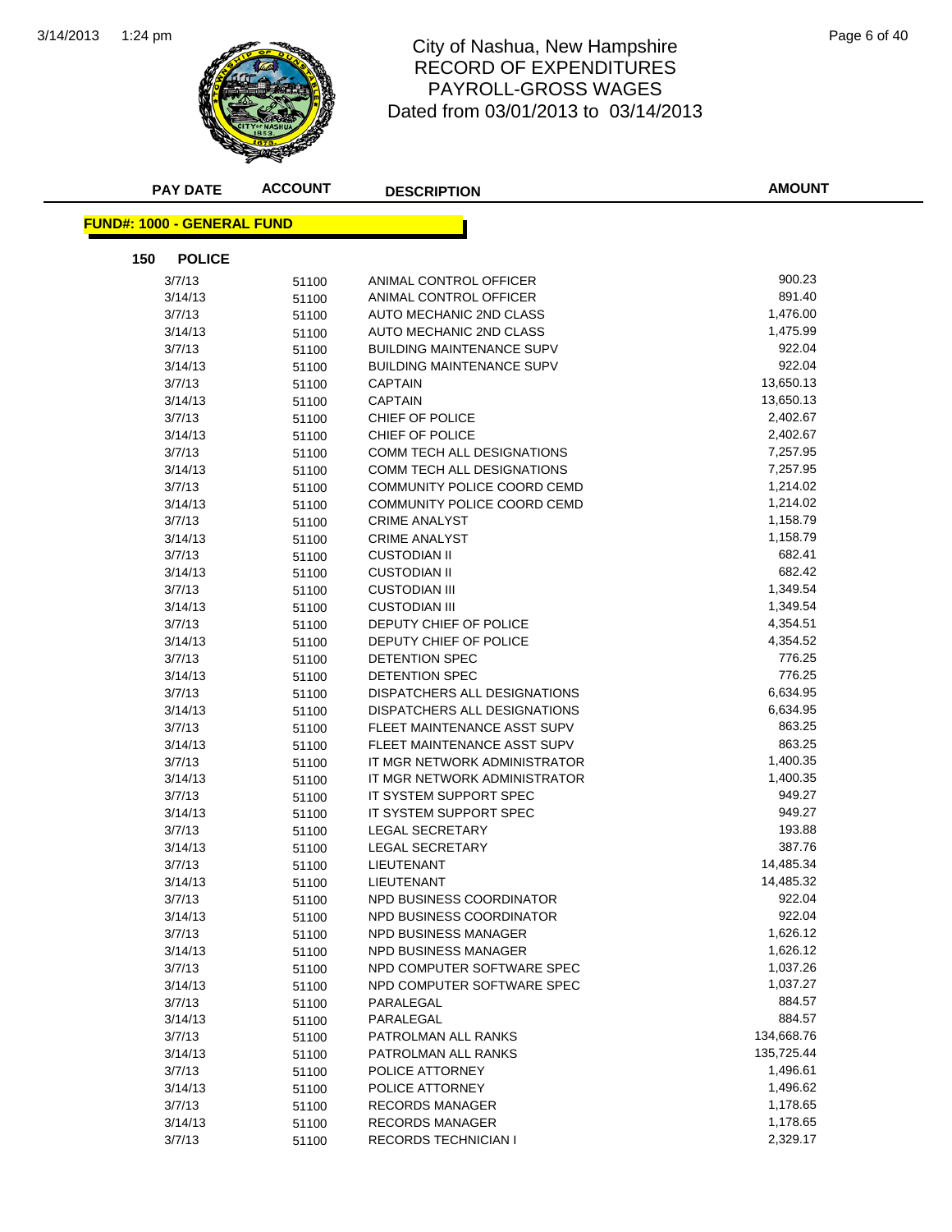# City of Nashua, New Hampshire
## RECORD OF EXPENDITURES
## PAYROLL-GROSS WAGES
### Dated from 03/01/2013 to 03/14/2013

| PAY DATE | ACCOUNT | DESCRIPTION | AMOUNT |
|---|---|---|---|

**FUND#: 1000 - GENERAL FUND**

**150 POLICE**

| PAY DATE | ACCOUNT | DESCRIPTION | AMOUNT |
|---|---|---|---|
| 3/7/13 | 51100 | ANIMAL CONTROL OFFICER | 900.23 |
| 3/14/13 | 51100 | ANIMAL CONTROL OFFICER | 891.40 |
| 3/7/13 | 51100 | AUTO MECHANIC 2ND CLASS | 1,476.00 |
| 3/14/13 | 51100 | AUTO MECHANIC 2ND CLASS | 1,475.99 |
| 3/7/13 | 51100 | BUILDING MAINTENANCE SUPV | 922.04 |
| 3/14/13 | 51100 | BUILDING MAINTENANCE SUPV | 922.04 |
| 3/7/13 | 51100 | CAPTAIN | 13,650.13 |
| 3/14/13 | 51100 | CAPTAIN | 13,650.13 |
| 3/7/13 | 51100 | CHIEF OF POLICE | 2,402.67 |
| 3/14/13 | 51100 | CHIEF OF POLICE | 2,402.67 |
| 3/7/13 | 51100 | COMM TECH ALL DESIGNATIONS | 7,257.95 |
| 3/14/13 | 51100 | COMM TECH ALL DESIGNATIONS | 7,257.95 |
| 3/7/13 | 51100 | COMMUNITY POLICE COORD CEMD | 1,214.02 |
| 3/14/13 | 51100 | COMMUNITY POLICE COORD CEMD | 1,214.02 |
| 3/7/13 | 51100 | CRIME ANALYST | 1,158.79 |
| 3/14/13 | 51100 | CRIME ANALYST | 1,158.79 |
| 3/7/13 | 51100 | CUSTODIAN II | 682.41 |
| 3/14/13 | 51100 | CUSTODIAN II | 682.42 |
| 3/7/13 | 51100 | CUSTODIAN III | 1,349.54 |
| 3/14/13 | 51100 | CUSTODIAN III | 1,349.54 |
| 3/7/13 | 51100 | DEPUTY CHIEF OF POLICE | 4,354.51 |
| 3/14/13 | 51100 | DEPUTY CHIEF OF POLICE | 4,354.52 |
| 3/7/13 | 51100 | DETENTION SPEC | 776.25 |
| 3/14/13 | 51100 | DETENTION SPEC | 776.25 |
| 3/7/13 | 51100 | DISPATCHERS ALL DESIGNATIONS | 6,634.95 |
| 3/14/13 | 51100 | DISPATCHERS ALL DESIGNATIONS | 6,634.95 |
| 3/7/13 | 51100 | FLEET MAINTENANCE ASST SUPV | 863.25 |
| 3/14/13 | 51100 | FLEET MAINTENANCE ASST SUPV | 863.25 |
| 3/7/13 | 51100 | IT MGR NETWORK ADMINISTRATOR | 1,400.35 |
| 3/14/13 | 51100 | IT MGR NETWORK ADMINISTRATOR | 1,400.35 |
| 3/7/13 | 51100 | IT SYSTEM SUPPORT SPEC | 949.27 |
| 3/14/13 | 51100 | IT SYSTEM SUPPORT SPEC | 949.27 |
| 3/7/13 | 51100 | LEGAL SECRETARY | 193.88 |
| 3/14/13 | 51100 | LEGAL SECRETARY | 387.76 |
| 3/7/13 | 51100 | LIEUTENANT | 14,485.34 |
| 3/14/13 | 51100 | LIEUTENANT | 14,485.32 |
| 3/7/13 | 51100 | NPD BUSINESS COORDINATOR | 922.04 |
| 3/14/13 | 51100 | NPD BUSINESS COORDINATOR | 922.04 |
| 3/7/13 | 51100 | NPD BUSINESS MANAGER | 1,626.12 |
| 3/14/13 | 51100 | NPD BUSINESS MANAGER | 1,626.12 |
| 3/7/13 | 51100 | NPD COMPUTER SOFTWARE SPEC | 1,037.26 |
| 3/14/13 | 51100 | NPD COMPUTER SOFTWARE SPEC | 1,037.27 |
| 3/7/13 | 51100 | PARALEGAL | 884.57 |
| 3/14/13 | 51100 | PARALEGAL | 884.57 |
| 3/7/13 | 51100 | PATROLMAN ALL RANKS | 134,668.76 |
| 3/14/13 | 51100 | PATROLMAN ALL RANKS | 135,725.44 |
| 3/7/13 | 51100 | POLICE ATTORNEY | 1,496.61 |
| 3/14/13 | 51100 | POLICE ATTORNEY | 1,496.62 |
| 3/7/13 | 51100 | RECORDS MANAGER | 1,178.65 |
| 3/14/13 | 51100 | RECORDS MANAGER | 1,178.65 |
| 3/7/13 | 51100 | RECORDS TECHNICIAN I | 2,329.17 |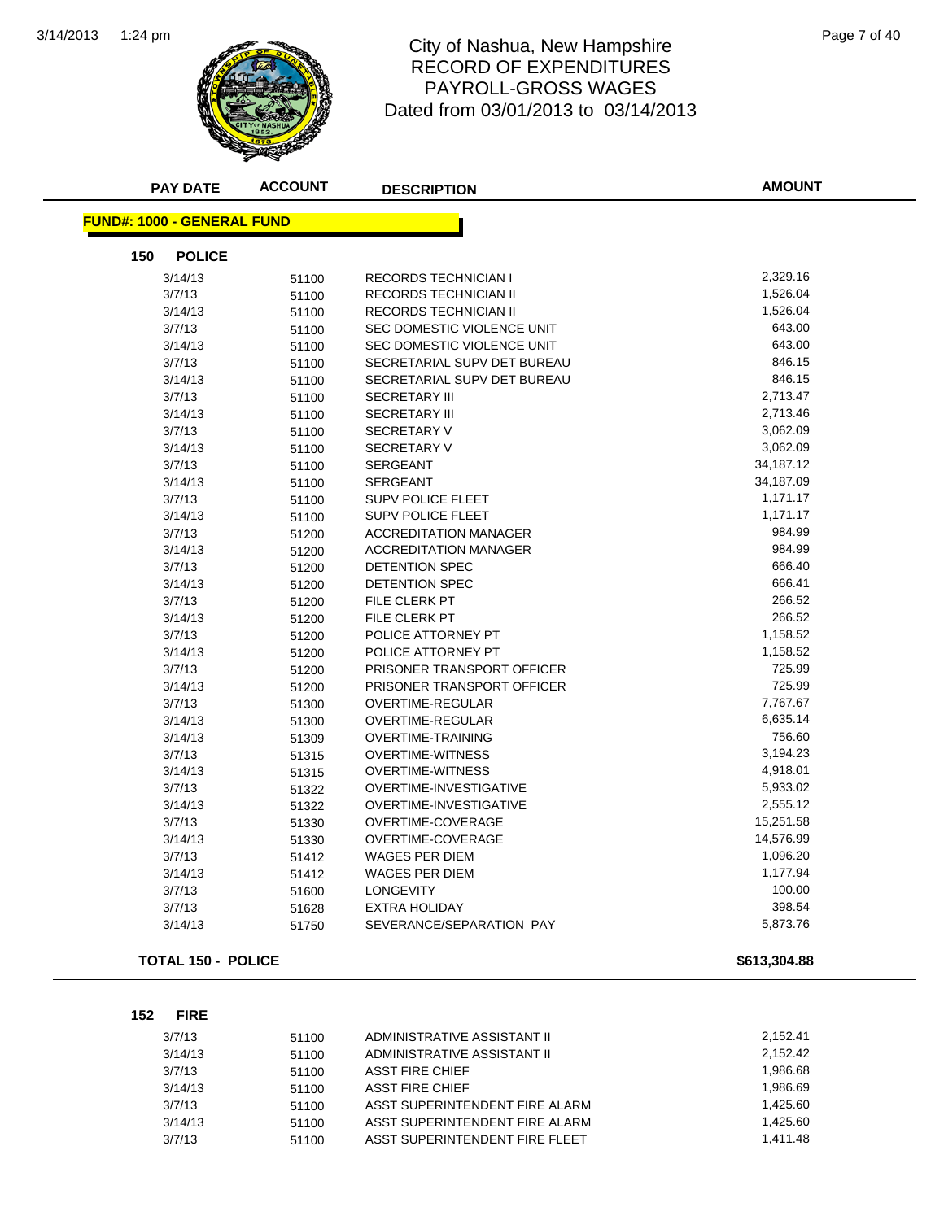# City of Nashua, New Hampshire
## RECORD OF EXPENDITURES
## PAYROLL-GROSS WAGES
## Dated from 03/01/2013 to 03/14/2013

| PAY DATE | ACCOUNT | DESCRIPTION | AMOUNT |
|---|---|---|---|

**FUND#: 1000 - GENERAL FUND**

**150 POLICE**

| PAY DATE | ACCOUNT | DESCRIPTION | AMOUNT |
|---|---|---|---|
| 3/14/13 | 51100 | RECORDS TECHNICIAN I | 2,329.16 |
| 3/7/13 | 51100 | RECORDS TECHNICIAN II | 1,526.04 |
| 3/14/13 | 51100 | RECORDS TECHNICIAN II | 1,526.04 |
| 3/7/13 | 51100 | SEC DOMESTIC VIOLENCE UNIT | 643.00 |
| 3/14/13 | 51100 | SEC DOMESTIC VIOLENCE UNIT | 643.00 |
| 3/7/13 | 51100 | SECRETARIAL SUPV DET BUREAU | 846.15 |
| 3/14/13 | 51100 | SECRETARIAL SUPV DET BUREAU | 846.15 |
| 3/7/13 | 51100 | SECRETARY III | 2,713.47 |
| 3/14/13 | 51100 | SECRETARY III | 2,713.46 |
| 3/7/13 | 51100 | SECRETARY V | 3,062.09 |
| 3/14/13 | 51100 | SECRETARY V | 3,062.09 |
| 3/7/13 | 51100 | SERGEANT | 34,187.12 |
| 3/14/13 | 51100 | SERGEANT | 34,187.09 |
| 3/7/13 | 51100 | SUPV POLICE FLEET | 1,171.17 |
| 3/14/13 | 51100 | SUPV POLICE FLEET | 1,171.17 |
| 3/7/13 | 51200 | ACCREDITATION MANAGER | 984.99 |
| 3/14/13 | 51200 | ACCREDITATION MANAGER | 984.99 |
| 3/7/13 | 51200 | DETENTION SPEC | 666.40 |
| 3/14/13 | 51200 | DETENTION SPEC | 666.41 |
| 3/7/13 | 51200 | FILE CLERK PT | 266.52 |
| 3/14/13 | 51200 | FILE CLERK PT | 266.52 |
| 3/7/13 | 51200 | POLICE ATTORNEY PT | 1,158.52 |
| 3/14/13 | 51200 | POLICE ATTORNEY PT | 1,158.52 |
| 3/7/13 | 51200 | PRISONER TRANSPORT OFFICER | 725.99 |
| 3/14/13 | 51200 | PRISONER TRANSPORT OFFICER | 725.99 |
| 3/7/13 | 51300 | OVERTIME-REGULAR | 7,767.67 |
| 3/14/13 | 51300 | OVERTIME-REGULAR | 6,635.14 |
| 3/14/13 | 51309 | OVERTIME-TRAINING | 756.60 |
| 3/7/13 | 51315 | OVERTIME-WITNESS | 3,194.23 |
| 3/14/13 | 51315 | OVERTIME-WITNESS | 4,918.01 |
| 3/7/13 | 51322 | OVERTIME-INVESTIGATIVE | 5,933.02 |
| 3/14/13 | 51322 | OVERTIME-INVESTIGATIVE | 2,555.12 |
| 3/7/13 | 51330 | OVERTIME-COVERAGE | 15,251.58 |
| 3/14/13 | 51330 | OVERTIME-COVERAGE | 14,576.99 |
| 3/7/13 | 51412 | WAGES PER DIEM | 1,096.20 |
| 3/14/13 | 51412 | WAGES PER DIEM | 1,177.94 |
| 3/7/13 | 51600 | LONGEVITY | 100.00 |
| 3/7/13 | 51628 | EXTRA HOLIDAY | 398.54 |
| 3/14/13 | 51750 | SEVERANCE/SEPARATION PAY | 5,873.76 |

**TOTAL 150 - POLICE** **$613,304.88**

**152 FIRE**

| PAY DATE | ACCOUNT | DESCRIPTION | AMOUNT |
|---|---|---|---|
| 3/7/13 | 51100 | ADMINISTRATIVE ASSISTANT II | 2,152.41 |
| 3/14/13 | 51100 | ADMINISTRATIVE ASSISTANT II | 2,152.42 |
| 3/7/13 | 51100 | ASST FIRE CHIEF | 1,986.68 |
| 3/14/13 | 51100 | ASST FIRE CHIEF | 1,986.69 |
| 3/7/13 | 51100 | ASST SUPERINTENDENT FIRE ALARM | 1,425.60 |
| 3/14/13 | 51100 | ASST SUPERINTENDENT FIRE ALARM | 1,425.60 |
| 3/7/13 | 51100 | ASST SUPERINTENDENT FIRE FLEET | 1,411.48 |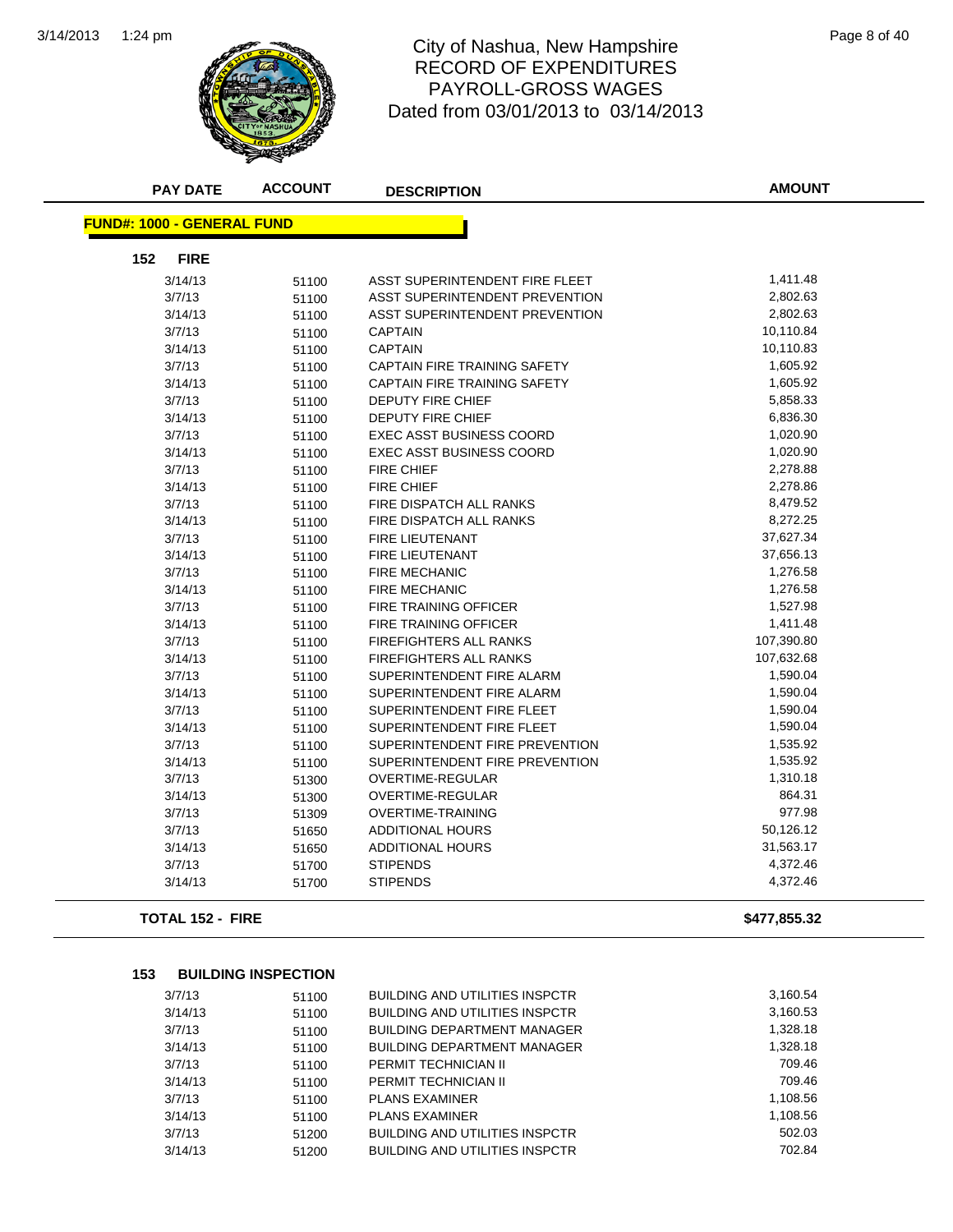# City of Nashua, New Hampshire
## RECORD OF EXPENDITURES
## PAYROLL-GROSS WAGES
## Dated from 03/01/2013 to 03/14/2013

| PAY DATE | ACCOUNT | DESCRIPTION | AMOUNT |
|---|---|---|---|

**FUND#: 1000 - GENERAL FUND**

**152 FIRE**

| PAY DATE | ACCOUNT | DESCRIPTION | AMOUNT |
|---|---|---|---|
| 3/14/13 | 51100 | ASST SUPERINTENDENT FIRE FLEET | 1,411.48 |
| 3/7/13 | 51100 | ASST SUPERINTENDENT PREVENTION | 2,802.63 |
| 3/14/13 | 51100 | ASST SUPERINTENDENT PREVENTION | 2,802.63 |
| 3/7/13 | 51100 | CAPTAIN | 10,110.84 |
| 3/14/13 | 51100 | CAPTAIN | 10,110.83 |
| 3/7/13 | 51100 | CAPTAIN FIRE TRAINING SAFETY | 1,605.92 |
| 3/14/13 | 51100 | CAPTAIN FIRE TRAINING SAFETY | 1,605.92 |
| 3/7/13 | 51100 | DEPUTY FIRE CHIEF | 5,858.33 |
| 3/14/13 | 51100 | DEPUTY FIRE CHIEF | 6,836.30 |
| 3/7/13 | 51100 | EXEC ASST BUSINESS COORD | 1,020.90 |
| 3/14/13 | 51100 | EXEC ASST BUSINESS COORD | 1,020.90 |
| 3/7/13 | 51100 | FIRE CHIEF | 2,278.88 |
| 3/14/13 | 51100 | FIRE CHIEF | 2,278.86 |
| 3/7/13 | 51100 | FIRE DISPATCH ALL RANKS | 8,479.52 |
| 3/14/13 | 51100 | FIRE DISPATCH ALL RANKS | 8,272.25 |
| 3/7/13 | 51100 | FIRE LIEUTENANT | 37,627.34 |
| 3/14/13 | 51100 | FIRE LIEUTENANT | 37,656.13 |
| 3/7/13 | 51100 | FIRE MECHANIC | 1,276.58 |
| 3/14/13 | 51100 | FIRE MECHANIC | 1,276.58 |
| 3/7/13 | 51100 | FIRE TRAINING OFFICER | 1,527.98 |
| 3/14/13 | 51100 | FIRE TRAINING OFFICER | 1,411.48 |
| 3/7/13 | 51100 | FIREFIGHTERS ALL RANKS | 107,390.80 |
| 3/14/13 | 51100 | FIREFIGHTERS ALL RANKS | 107,632.68 |
| 3/7/13 | 51100 | SUPERINTENDENT FIRE ALARM | 1,590.04 |
| 3/14/13 | 51100 | SUPERINTENDENT FIRE ALARM | 1,590.04 |
| 3/7/13 | 51100 | SUPERINTENDENT FIRE FLEET | 1,590.04 |
| 3/14/13 | 51100 | SUPERINTENDENT FIRE FLEET | 1,590.04 |
| 3/7/13 | 51100 | SUPERINTENDENT FIRE PREVENTION | 1,535.92 |
| 3/14/13 | 51100 | SUPERINTENDENT FIRE PREVENTION | 1,535.92 |
| 3/7/13 | 51300 | OVERTIME-REGULAR | 1,310.18 |
| 3/14/13 | 51300 | OVERTIME-REGULAR | 864.31 |
| 3/7/13 | 51309 | OVERTIME-TRAINING | 977.98 |
| 3/7/13 | 51650 | ADDITIONAL HOURS | 50,126.12 |
| 3/14/13 | 51650 | ADDITIONAL HOURS | 31,563.17 |
| 3/7/13 | 51700 | STIPENDS | 4,372.46 |
| 3/14/13 | 51700 | STIPENDS | 4,372.46 |

**TOTAL 152 - FIRE** **$477,855.32**

**153 BUILDING INSPECTION**

| PAY DATE | ACCOUNT | DESCRIPTION | AMOUNT |
|---|---|---|---|
| 3/7/13 | 51100 | BUILDING AND UTILITIES INSPCTR | 3,160.54 |
| 3/14/13 | 51100 | BUILDING AND UTILITIES INSPCTR | 3,160.53 |
| 3/7/13 | 51100 | BUILDING DEPARTMENT MANAGER | 1,328.18 |
| 3/14/13 | 51100 | BUILDING DEPARTMENT MANAGER | 1,328.18 |
| 3/7/13 | 51100 | PERMIT TECHNICIAN II | 709.46 |
| 3/14/13 | 51100 | PERMIT TECHNICIAN II | 709.46 |
| 3/7/13 | 51100 | PLANS EXAMINER | 1,108.56 |
| 3/14/13 | 51100 | PLANS EXAMINER | 1,108.56 |
| 3/7/13 | 51200 | BUILDING AND UTILITIES INSPCTR | 502.03 |
| 3/14/13 | 51200 | BUILDING AND UTILITIES INSPCTR | 702.84 |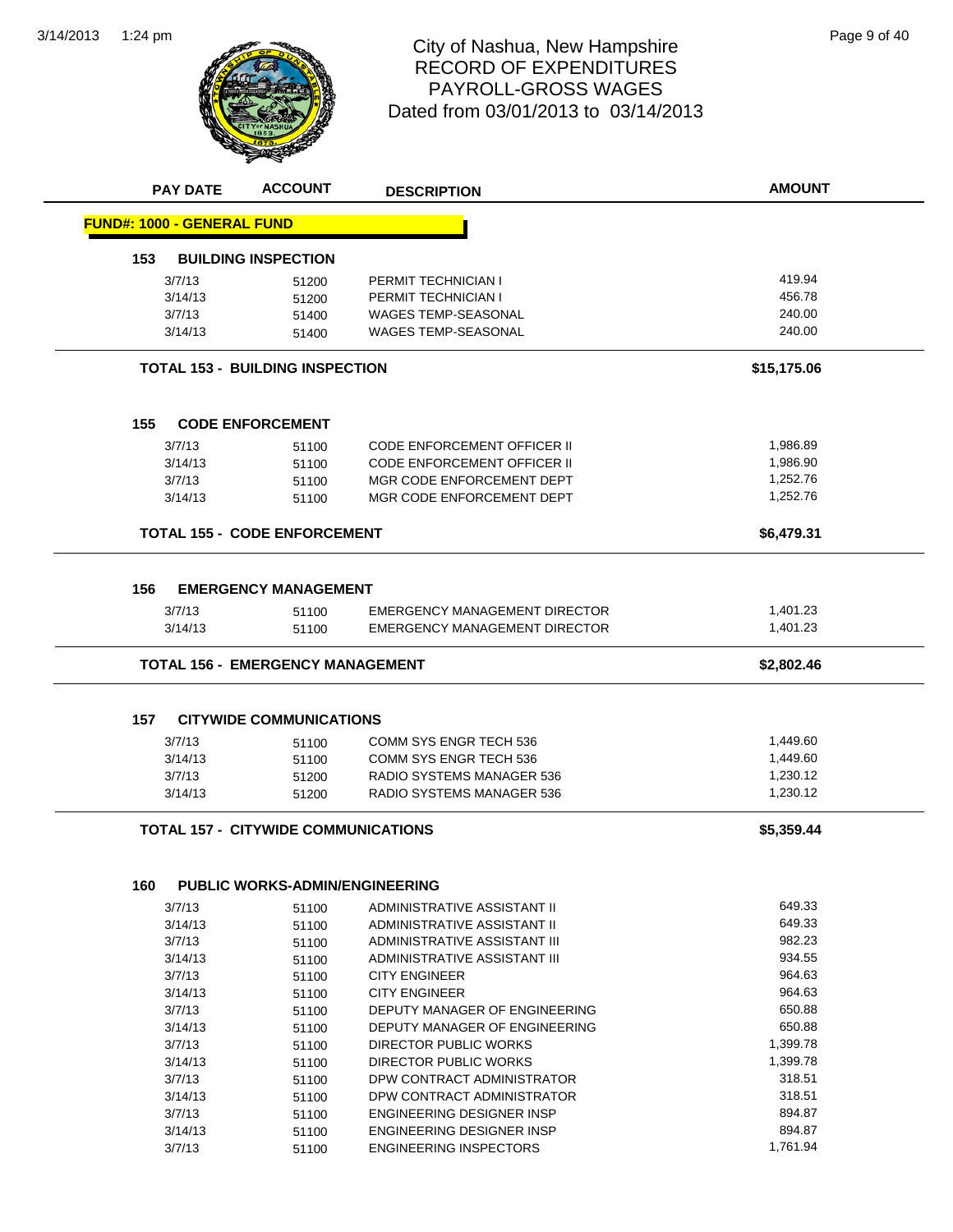# City of Nashua, New Hampshire
## RECORD OF EXPENDITURES
## PAYROLL-GROSS WAGES
## Dated from 03/01/2013 to 03/14/2013

| PAY DATE | ACCOUNT | DESCRIPTION | AMOUNT |
|---|---|---|---|
| **FUND#: 1000 - GENERAL FUND** | | | |
| **153 BUILDING INSPECTION** | | | |
| 3/7/13 | 51200 | PERMIT TECHNICIAN I | 419.94 |
| 3/14/13 | 51200 | PERMIT TECHNICIAN I | 456.78 |
| 3/7/13 | 51400 | WAGES TEMP-SEASONAL | 240.00 |
| 3/14/13 | 51400 | WAGES TEMP-SEASONAL | 240.00 |
| **TOTAL 153 - BUILDING INSPECTION** | | | **$15,175.06** |
| **155 CODE ENFORCEMENT** | | | |
| 3/7/13 | 51100 | CODE ENFORCEMENT OFFICER II | 1,986.89 |
| 3/14/13 | 51100 | CODE ENFORCEMENT OFFICER II | 1,986.90 |
| 3/7/13 | 51100 | MGR CODE ENFORCEMENT DEPT | 1,252.76 |
| 3/14/13 | 51100 | MGR CODE ENFORCEMENT DEPT | 1,252.76 |
| **TOTAL 155 - CODE ENFORCEMENT** | | | **$6,479.31** |
| **156 EMERGENCY MANAGEMENT** | | | |
| 3/7/13 | 51100 | EMERGENCY MANAGEMENT DIRECTOR | 1,401.23 |
| 3/14/13 | 51100 | EMERGENCY MANAGEMENT DIRECTOR | 1,401.23 |
| **TOTAL 156 - EMERGENCY MANAGEMENT** | | | **$2,802.46** |
| **157 CITYWIDE COMMUNICATIONS** | | | |
| 3/7/13 | 51100 | COMM SYS ENGR TECH 536 | 1,449.60 |
| 3/14/13 | 51100 | COMM SYS ENGR TECH 536 | 1,449.60 |
| 3/7/13 | 51200 | RADIO SYSTEMS MANAGER 536 | 1,230.12 |
| 3/14/13 | 51200 | RADIO SYSTEMS MANAGER 536 | 1,230.12 |
| **TOTAL 157 - CITYWIDE COMMUNICATIONS** | | | **$5,359.44** |
| **160 PUBLIC WORKS-ADMIN/ENGINEERING** | | | |
| 3/7/13 | 51100 | ADMINISTRATIVE ASSISTANT II | 649.33 |
| 3/14/13 | 51100 | ADMINISTRATIVE ASSISTANT II | 649.33 |
| 3/7/13 | 51100 | ADMINISTRATIVE ASSISTANT III | 982.23 |
| 3/14/13 | 51100 | ADMINISTRATIVE ASSISTANT III | 934.55 |
| 3/7/13 | 51100 | CITY ENGINEER | 964.63 |
| 3/14/13 | 51100 | CITY ENGINEER | 964.63 |
| 3/7/13 | 51100 | DEPUTY MANAGER OF ENGINEERING | 650.88 |
| 3/14/13 | 51100 | DEPUTY MANAGER OF ENGINEERING | 650.88 |
| 3/7/13 | 51100 | DIRECTOR PUBLIC WORKS | 1,399.78 |
| 3/14/13 | 51100 | DIRECTOR PUBLIC WORKS | 1,399.78 |
| 3/7/13 | 51100 | DPW CONTRACT ADMINISTRATOR | 318.51 |
| 3/14/13 | 51100 | DPW CONTRACT ADMINISTRATOR | 318.51 |
| 3/7/13 | 51100 | ENGINEERING DESIGNER INSP | 894.87 |
| 3/14/13 | 51100 | ENGINEERING DESIGNER INSP | 894.87 |
| 3/7/13 | 51100 | ENGINEERING INSPECTORS | 1,761.94 |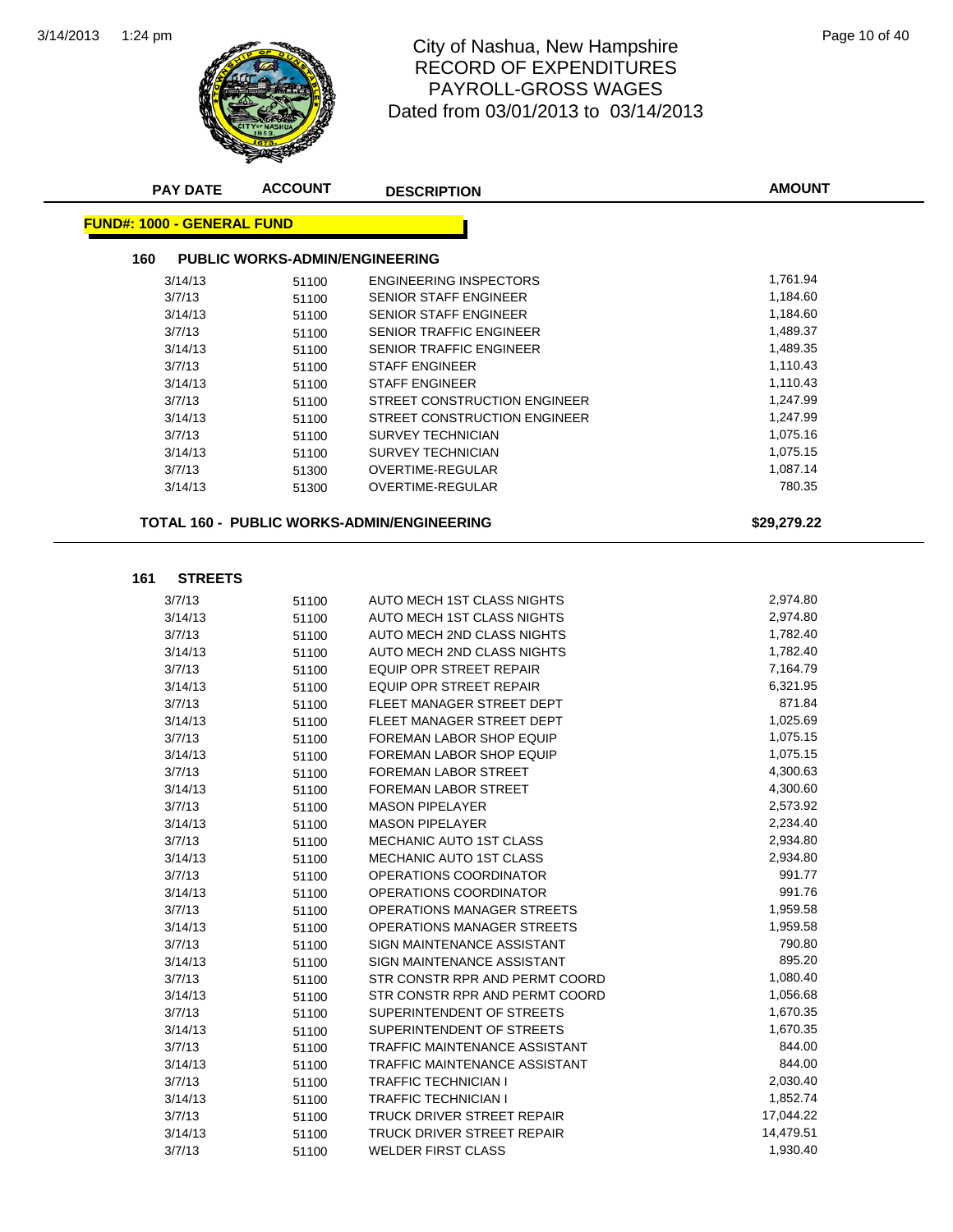# City of Nashua, New Hampshire
## RECORD OF EXPENDITURES
## PAYROLL-GROSS WAGES
## Dated from 03/01/2013 to 03/14/2013

| PAY DATE | ACCOUNT | DESCRIPTION | AMOUNT |
|---|---|---|---|

**FUND#: 1000 - GENERAL FUND**

### 160 PUBLIC WORKS-ADMIN/ENGINEERING

| PAY DATE | ACCOUNT | DESCRIPTION | AMOUNT |
|---|---|---|---|
| 3/14/13 | 51100 | ENGINEERING INSPECTORS | 1,761.94 |
| 3/7/13 | 51100 | SENIOR STAFF ENGINEER | 1,184.60 |
| 3/14/13 | 51100 | SENIOR STAFF ENGINEER | 1,184.60 |
| 3/7/13 | 51100 | SENIOR TRAFFIC ENGINEER | 1,489.37 |
| 3/14/13 | 51100 | SENIOR TRAFFIC ENGINEER | 1,489.35 |
| 3/7/13 | 51100 | STAFF ENGINEER | 1,110.43 |
| 3/14/13 | 51100 | STAFF ENGINEER | 1,110.43 |
| 3/7/13 | 51100 | STREET CONSTRUCTION ENGINEER | 1,247.99 |
| 3/14/13 | 51100 | STREET CONSTRUCTION ENGINEER | 1,247.99 |
| 3/7/13 | 51100 | SURVEY TECHNICIAN | 1,075.16 |
| 3/14/13 | 51100 | SURVEY TECHNICIAN | 1,075.15 |
| 3/7/13 | 51300 | OVERTIME-REGULAR | 1,087.14 |
| 3/14/13 | 51300 | OVERTIME-REGULAR | 780.35 |

**TOTAL 160 - PUBLIC WORKS-ADMIN/ENGINEERING** **$29,279.22**

### 161 STREETS

| PAY DATE | ACCOUNT | DESCRIPTION | AMOUNT |
|---|---|---|---|
| 3/7/13 | 51100 | AUTO MECH 1ST CLASS NIGHTS | 2,974.80 |
| 3/14/13 | 51100 | AUTO MECH 1ST CLASS NIGHTS | 2,974.80 |
| 3/7/13 | 51100 | AUTO MECH 2ND CLASS NIGHTS | 1,782.40 |
| 3/14/13 | 51100 | AUTO MECH 2ND CLASS NIGHTS | 1,782.40 |
| 3/7/13 | 51100 | EQUIP OPR STREET REPAIR | 7,164.79 |
| 3/14/13 | 51100 | EQUIP OPR STREET REPAIR | 6,321.95 |
| 3/7/13 | 51100 | FLEET MANAGER STREET DEPT | 871.84 |
| 3/14/13 | 51100 | FLEET MANAGER STREET DEPT | 1,025.69 |
| 3/7/13 | 51100 | FOREMAN LABOR SHOP EQUIP | 1,075.15 |
| 3/14/13 | 51100 | FOREMAN LABOR SHOP EQUIP | 1,075.15 |
| 3/7/13 | 51100 | FOREMAN LABOR STREET | 4,300.63 |
| 3/14/13 | 51100 | FOREMAN LABOR STREET | 4,300.60 |
| 3/7/13 | 51100 | MASON PIPELAYER | 2,573.92 |
| 3/14/13 | 51100 | MASON PIPELAYER | 2,234.40 |
| 3/7/13 | 51100 | MECHANIC AUTO 1ST CLASS | 2,934.80 |
| 3/14/13 | 51100 | MECHANIC AUTO 1ST CLASS | 2,934.80 |
| 3/7/13 | 51100 | OPERATIONS COORDINATOR | 991.77 |
| 3/14/13 | 51100 | OPERATIONS COORDINATOR | 991.76 |
| 3/7/13 | 51100 | OPERATIONS MANAGER STREETS | 1,959.58 |
| 3/14/13 | 51100 | OPERATIONS MANAGER STREETS | 1,959.58 |
| 3/7/13 | 51100 | SIGN MAINTENANCE ASSISTANT | 790.80 |
| 3/14/13 | 51100 | SIGN MAINTENANCE ASSISTANT | 895.20 |
| 3/7/13 | 51100 | STR CONSTR RPR AND PERMT COORD | 1,080.40 |
| 3/14/13 | 51100 | STR CONSTR RPR AND PERMT COORD | 1,056.68 |
| 3/7/13 | 51100 | SUPERINTENDENT OF STREETS | 1,670.35 |
| 3/14/13 | 51100 | SUPERINTENDENT OF STREETS | 1,670.35 |
| 3/7/13 | 51100 | TRAFFIC MAINTENANCE ASSISTANT | 844.00 |
| 3/14/13 | 51100 | TRAFFIC MAINTENANCE ASSISTANT | 844.00 |
| 3/7/13 | 51100 | TRAFFIC TECHNICIAN I | 2,030.40 |
| 3/14/13 | 51100 | TRAFFIC TECHNICIAN I | 1,852.74 |
| 3/7/13 | 51100 | TRUCK DRIVER STREET REPAIR | 17,044.22 |
| 3/14/13 | 51100 | TRUCK DRIVER STREET REPAIR | 14,479.51 |
| 3/7/13 | 51100 | WELDER FIRST CLASS | 1,930.40 |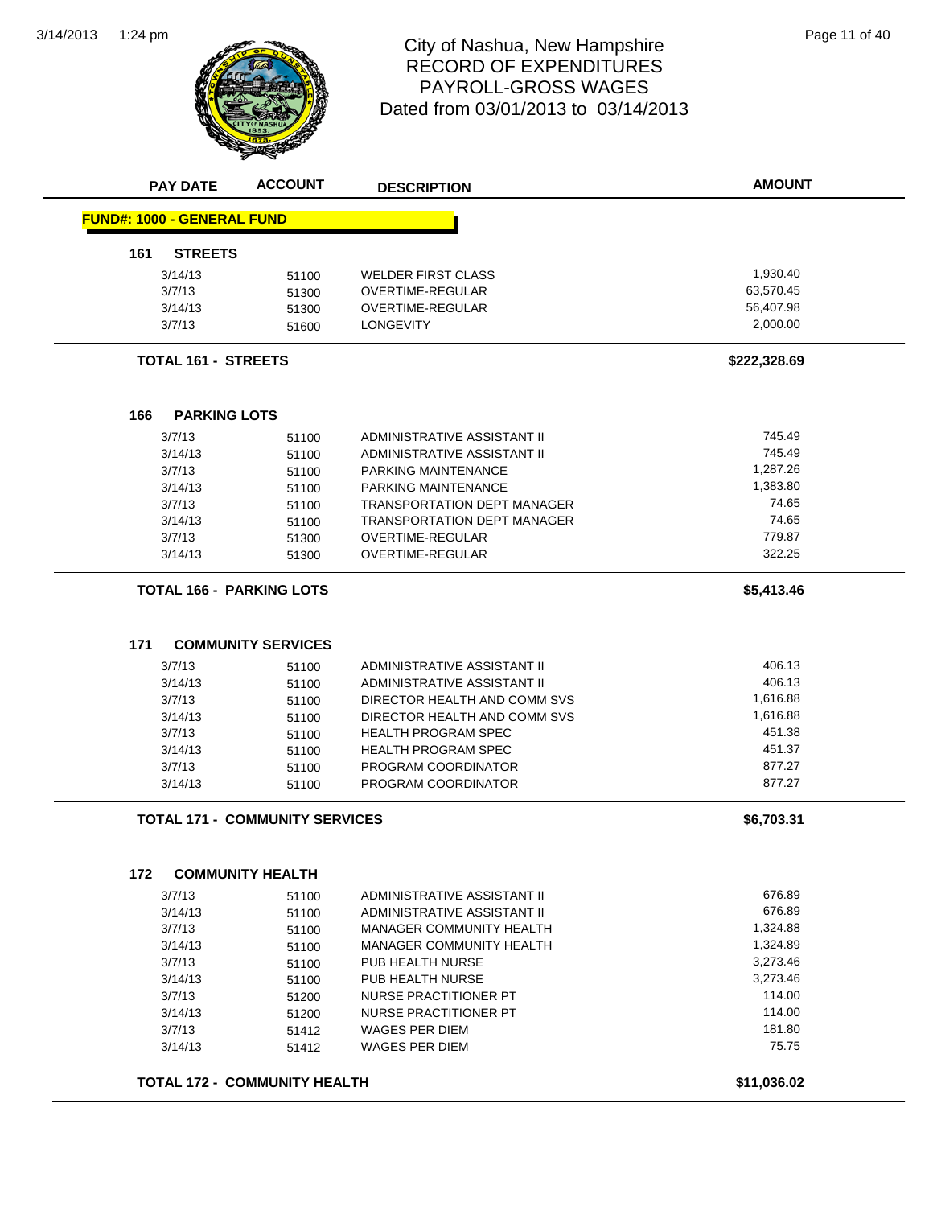# City of Nashua, New Hampshire
## RECORD OF EXPENDITURES
## PAYROLL-GROSS WAGES
### Dated from 03/01/2013 to 03/14/2013

| PAY DATE | ACCOUNT | DESCRIPTION | AMOUNT |
|---|---|---|---|
| **FUND#: 1000 - GENERAL FUND** | | | |
| **161 STREETS** | | | |
| 3/14/13 | 51100 | WELDER FIRST CLASS | 1,930.40 |
| 3/7/13 | 51300 | OVERTIME-REGULAR | 63,570.45 |
| 3/14/13 | 51300 | OVERTIME-REGULAR | 56,407.98 |
| 3/7/13 | 51600 | LONGEVITY | 2,000.00 |
| **TOTAL 161 - STREETS** | | | **$222,328.69** |
| **166 PARKING LOTS** | | | |
| 3/7/13 | 51100 | ADMINISTRATIVE ASSISTANT II | 745.49 |
| 3/14/13 | 51100 | ADMINISTRATIVE ASSISTANT II | 745.49 |
| 3/7/13 | 51100 | PARKING MAINTENANCE | 1,287.26 |
| 3/14/13 | 51100 | PARKING MAINTENANCE | 1,383.80 |
| 3/7/13 | 51100 | TRANSPORTATION DEPT MANAGER | 74.65 |
| 3/14/13 | 51100 | TRANSPORTATION DEPT MANAGER | 74.65 |
| 3/7/13 | 51300 | OVERTIME-REGULAR | 779.87 |
| 3/14/13 | 51300 | OVERTIME-REGULAR | 322.25 |
| **TOTAL 166 - PARKING LOTS** | | | **$5,413.46** |
| **171 COMMUNITY SERVICES** | | | |
| 3/7/13 | 51100 | ADMINISTRATIVE ASSISTANT II | 406.13 |
| 3/14/13 | 51100 | ADMINISTRATIVE ASSISTANT II | 406.13 |
| 3/7/13 | 51100 | DIRECTOR HEALTH AND COMM SVS | 1,616.88 |
| 3/14/13 | 51100 | DIRECTOR HEALTH AND COMM SVS | 1,616.88 |
| 3/7/13 | 51100 | HEALTH PROGRAM SPEC | 451.38 |
| 3/14/13 | 51100 | HEALTH PROGRAM SPEC | 451.37 |
| 3/7/13 | 51100 | PROGRAM COORDINATOR | 877.27 |
| 3/14/13 | 51100 | PROGRAM COORDINATOR | 877.27 |
| **TOTAL 171 - COMMUNITY SERVICES** | | | **$6,703.31** |
| **172 COMMUNITY HEALTH** | | | |
| 3/7/13 | 51100 | ADMINISTRATIVE ASSISTANT II | 676.89 |
| 3/14/13 | 51100 | ADMINISTRATIVE ASSISTANT II | 676.89 |
| 3/7/13 | 51100 | MANAGER COMMUNITY HEALTH | 1,324.88 |
| 3/14/13 | 51100 | MANAGER COMMUNITY HEALTH | 1,324.89 |
| 3/7/13 | 51100 | PUB HEALTH NURSE | 3,273.46 |
| 3/14/13 | 51100 | PUB HEALTH NURSE | 3,273.46 |
| 3/7/13 | 51200 | NURSE PRACTITIONER PT | 114.00 |
| 3/14/13 | 51200 | NURSE PRACTITIONER PT | 114.00 |
| 3/7/13 | 51412 | WAGES PER DIEM | 181.80 |
| 3/14/13 | 51412 | WAGES PER DIEM | 75.75 |
| **TOTAL 172 - COMMUNITY HEALTH** | | | **$11,036.02** |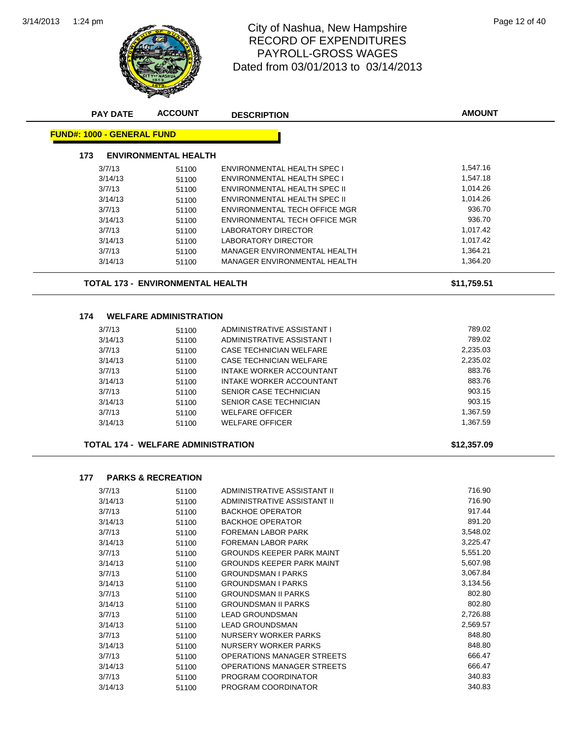# City of Nashua, New Hampshire
## RECORD OF EXPENDITURES
## PAYROLL-GROSS WAGES
### Dated from 03/01/2013 to 03/14/2013

| PAY DATE | ACCOUNT | DESCRIPTION | AMOUNT |
|---|---|---|---|

**FUND#: 1000 - GENERAL FUND**

**173 ENVIRONMENTAL HEALTH**

| PAY DATE | ACCOUNT | DESCRIPTION | AMOUNT |
|---|---|---|---|
| 3/7/13 | 51100 | ENVIRONMENTAL HEALTH SPEC I | 1,547.16 |
| 3/14/13 | 51100 | ENVIRONMENTAL HEALTH SPEC I | 1,547.18 |
| 3/7/13 | 51100 | ENVIRONMENTAL HEALTH SPEC II | 1,014.26 |
| 3/14/13 | 51100 | ENVIRONMENTAL HEALTH SPEC II | 1,014.26 |
| 3/7/13 | 51100 | ENVIRONMENTAL TECH OFFICE MGR | 936.70 |
| 3/14/13 | 51100 | ENVIRONMENTAL TECH OFFICE MGR | 936.70 |
| 3/7/13 | 51100 | LABORATORY DIRECTOR | 1,017.42 |
| 3/14/13 | 51100 | LABORATORY DIRECTOR | 1,017.42 |
| 3/7/13 | 51100 | MANAGER ENVIRONMENTAL HEALTH | 1,364.21 |
| 3/14/13 | 51100 | MANAGER ENVIRONMENTAL HEALTH | 1,364.20 |

**TOTAL 173 - ENVIRONMENTAL HEALTH** **$11,759.51**

**174 WELFARE ADMINISTRATION**

| PAY DATE | ACCOUNT | DESCRIPTION | AMOUNT |
|---|---|---|---|
| 3/7/13 | 51100 | ADMINISTRATIVE ASSISTANT I | 789.02 |
| 3/14/13 | 51100 | ADMINISTRATIVE ASSISTANT I | 789.02 |
| 3/7/13 | 51100 | CASE TECHNICIAN WELFARE | 2,235.03 |
| 3/14/13 | 51100 | CASE TECHNICIAN WELFARE | 2,235.02 |
| 3/7/13 | 51100 | INTAKE WORKER ACCOUNTANT | 883.76 |
| 3/14/13 | 51100 | INTAKE WORKER ACCOUNTANT | 883.76 |
| 3/7/13 | 51100 | SENIOR CASE TECHNICIAN | 903.15 |
| 3/14/13 | 51100 | SENIOR CASE TECHNICIAN | 903.15 |
| 3/7/13 | 51100 | WELFARE OFFICER | 1,367.59 |
| 3/14/13 | 51100 | WELFARE OFFICER | 1,367.59 |

**TOTAL 174 - WELFARE ADMINISTRATION** **$12,357.09**

**177 PARKS & RECREATION**

| PAY DATE | ACCOUNT | DESCRIPTION | AMOUNT |
|---|---|---|---|
| 3/7/13 | 51100 | ADMINISTRATIVE ASSISTANT II | 716.90 |
| 3/14/13 | 51100 | ADMINISTRATIVE ASSISTANT II | 716.90 |
| 3/7/13 | 51100 | BACKHOE OPERATOR | 917.44 |
| 3/14/13 | 51100 | BACKHOE OPERATOR | 891.20 |
| 3/7/13 | 51100 | FOREMAN LABOR PARK | 3,548.02 |
| 3/14/13 | 51100 | FOREMAN LABOR PARK | 3,225.47 |
| 3/7/13 | 51100 | GROUNDS KEEPER PARK MAINT | 5,551.20 |
| 3/14/13 | 51100 | GROUNDS KEEPER PARK MAINT | 5,607.98 |
| 3/7/13 | 51100 | GROUNDSMAN I PARKS | 3,067.84 |
| 3/14/13 | 51100 | GROUNDSMAN I PARKS | 3,134.56 |
| 3/7/13 | 51100 | GROUNDSMAN II PARKS | 802.80 |
| 3/14/13 | 51100 | GROUNDSMAN II PARKS | 802.80 |
| 3/7/13 | 51100 | LEAD GROUNDSMAN | 2,726.88 |
| 3/14/13 | 51100 | LEAD GROUNDSMAN | 2,569.57 |
| 3/7/13 | 51100 | NURSERY WORKER PARKS | 848.80 |
| 3/14/13 | 51100 | NURSERY WORKER PARKS | 848.80 |
| 3/7/13 | 51100 | OPERATIONS MANAGER STREETS | 666.47 |
| 3/14/13 | 51100 | OPERATIONS MANAGER STREETS | 666.47 |
| 3/7/13 | 51100 | PROGRAM COORDINATOR | 340.83 |
| 3/14/13 | 51100 | PROGRAM COORDINATOR | 340.83 |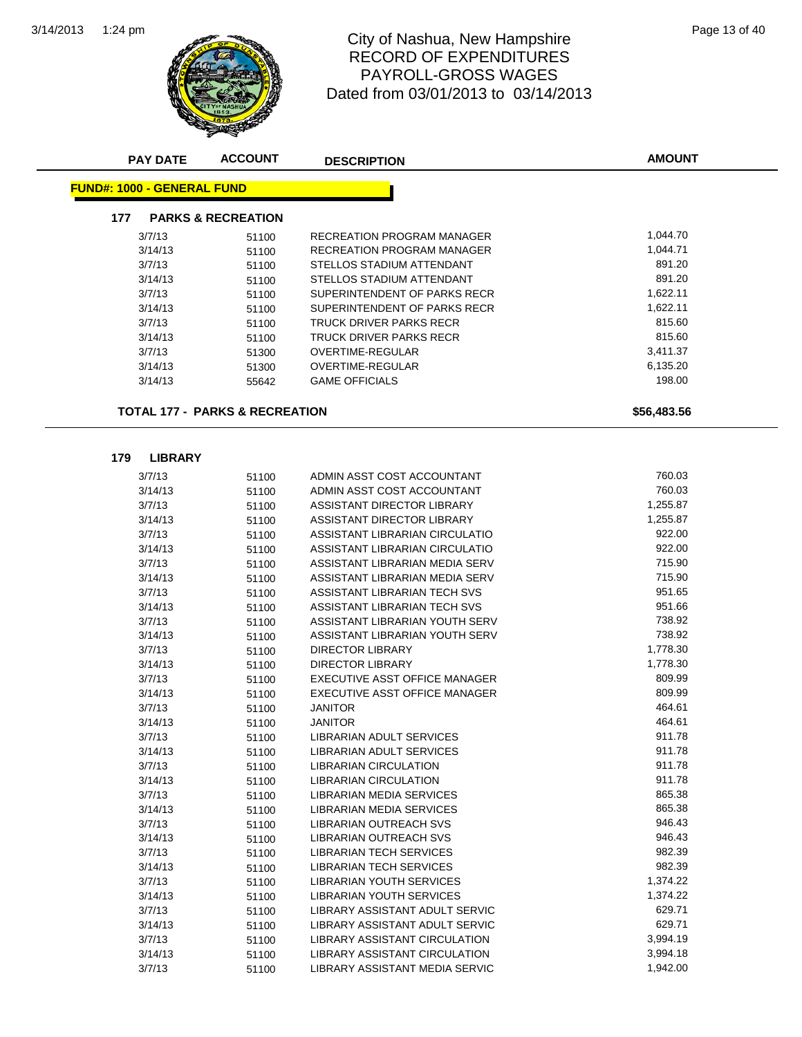# City of Nashua, New Hampshire
## RECORD OF EXPENDITURES
## PAYROLL-GROSS WAGES
## Dated from 03/01/2013 to 03/14/2013

| PAY DATE | ACCOUNT | DESCRIPTION | AMOUNT |
|---|---|---|---|

**FUND#: 1000 - GENERAL FUND**

### 177 PARKS & RECREATION

| PAY DATE | ACCOUNT | DESCRIPTION | AMOUNT |
|---|---|---|---|
| 3/7/13 | 51100 | RECREATION PROGRAM MANAGER | 1,044.70 |
| 3/14/13 | 51100 | RECREATION PROGRAM MANAGER | 1,044.71 |
| 3/7/13 | 51100 | STELLOS STADIUM ATTENDANT | 891.20 |
| 3/14/13 | 51100 | STELLOS STADIUM ATTENDANT | 891.20 |
| 3/7/13 | 51100 | SUPERINTENDENT OF PARKS RECR | 1,622.11 |
| 3/14/13 | 51100 | SUPERINTENDENT OF PARKS RECR | 1,622.11 |
| 3/7/13 | 51100 | TRUCK DRIVER PARKS RECR | 815.60 |
| 3/14/13 | 51100 | TRUCK DRIVER PARKS RECR | 815.60 |
| 3/7/13 | 51300 | OVERTIME-REGULAR | 3,411.37 |
| 3/14/13 | 51300 | OVERTIME-REGULAR | 6,135.20 |
| 3/14/13 | 55642 | GAME OFFICIALS | 198.00 |

**TOTAL 177 - PARKS & RECREATION** **$56,483.56**

### 179 LIBRARY

| PAY DATE | ACCOUNT | DESCRIPTION | AMOUNT |
|---|---|---|---|
| 3/7/13 | 51100 | ADMIN ASST COST ACCOUNTANT | 760.03 |
| 3/14/13 | 51100 | ADMIN ASST COST ACCOUNTANT | 760.03 |
| 3/7/13 | 51100 | ASSISTANT DIRECTOR LIBRARY | 1,255.87 |
| 3/14/13 | 51100 | ASSISTANT DIRECTOR LIBRARY | 1,255.87 |
| 3/7/13 | 51100 | ASSISTANT LIBRARIAN CIRCULATIO | 922.00 |
| 3/14/13 | 51100 | ASSISTANT LIBRARIAN CIRCULATIO | 922.00 |
| 3/7/13 | 51100 | ASSISTANT LIBRARIAN MEDIA SERV | 715.90 |
| 3/14/13 | 51100 | ASSISTANT LIBRARIAN MEDIA SERV | 715.90 |
| 3/7/13 | 51100 | ASSISTANT LIBRARIAN TECH SVS | 951.65 |
| 3/14/13 | 51100 | ASSISTANT LIBRARIAN TECH SVS | 951.66 |
| 3/7/13 | 51100 | ASSISTANT LIBRARIAN YOUTH SERV | 738.92 |
| 3/14/13 | 51100 | ASSISTANT LIBRARIAN YOUTH SERV | 738.92 |
| 3/7/13 | 51100 | DIRECTOR LIBRARY | 1,778.30 |
| 3/14/13 | 51100 | DIRECTOR LIBRARY | 1,778.30 |
| 3/7/13 | 51100 | EXECUTIVE ASST OFFICE MANAGER | 809.99 |
| 3/14/13 | 51100 | EXECUTIVE ASST OFFICE MANAGER | 809.99 |
| 3/7/13 | 51100 | JANITOR | 464.61 |
| 3/14/13 | 51100 | JANITOR | 464.61 |
| 3/7/13 | 51100 | LIBRARIAN ADULT SERVICES | 911.78 |
| 3/14/13 | 51100 | LIBRARIAN ADULT SERVICES | 911.78 |
| 3/7/13 | 51100 | LIBRARIAN CIRCULATION | 911.78 |
| 3/14/13 | 51100 | LIBRARIAN CIRCULATION | 911.78 |
| 3/7/13 | 51100 | LIBRARIAN MEDIA SERVICES | 865.38 |
| 3/14/13 | 51100 | LIBRARIAN MEDIA SERVICES | 865.38 |
| 3/7/13 | 51100 | LIBRARIAN OUTREACH SVS | 946.43 |
| 3/14/13 | 51100 | LIBRARIAN OUTREACH SVS | 946.43 |
| 3/7/13 | 51100 | LIBRARIAN TECH SERVICES | 982.39 |
| 3/14/13 | 51100 | LIBRARIAN TECH SERVICES | 982.39 |
| 3/7/13 | 51100 | LIBRARIAN YOUTH SERVICES | 1,374.22 |
| 3/14/13 | 51100 | LIBRARIAN YOUTH SERVICES | 1,374.22 |
| 3/7/13 | 51100 | LIBRARY ASSISTANT ADULT SERVIC | 629.71 |
| 3/14/13 | 51100 | LIBRARY ASSISTANT ADULT SERVIC | 629.71 |
| 3/7/13 | 51100 | LIBRARY ASSISTANT CIRCULATION | 3,994.19 |
| 3/14/13 | 51100 | LIBRARY ASSISTANT CIRCULATION | 3,994.18 |
| 3/7/13 | 51100 | LIBRARY ASSISTANT MEDIA SERVIC | 1,942.00 |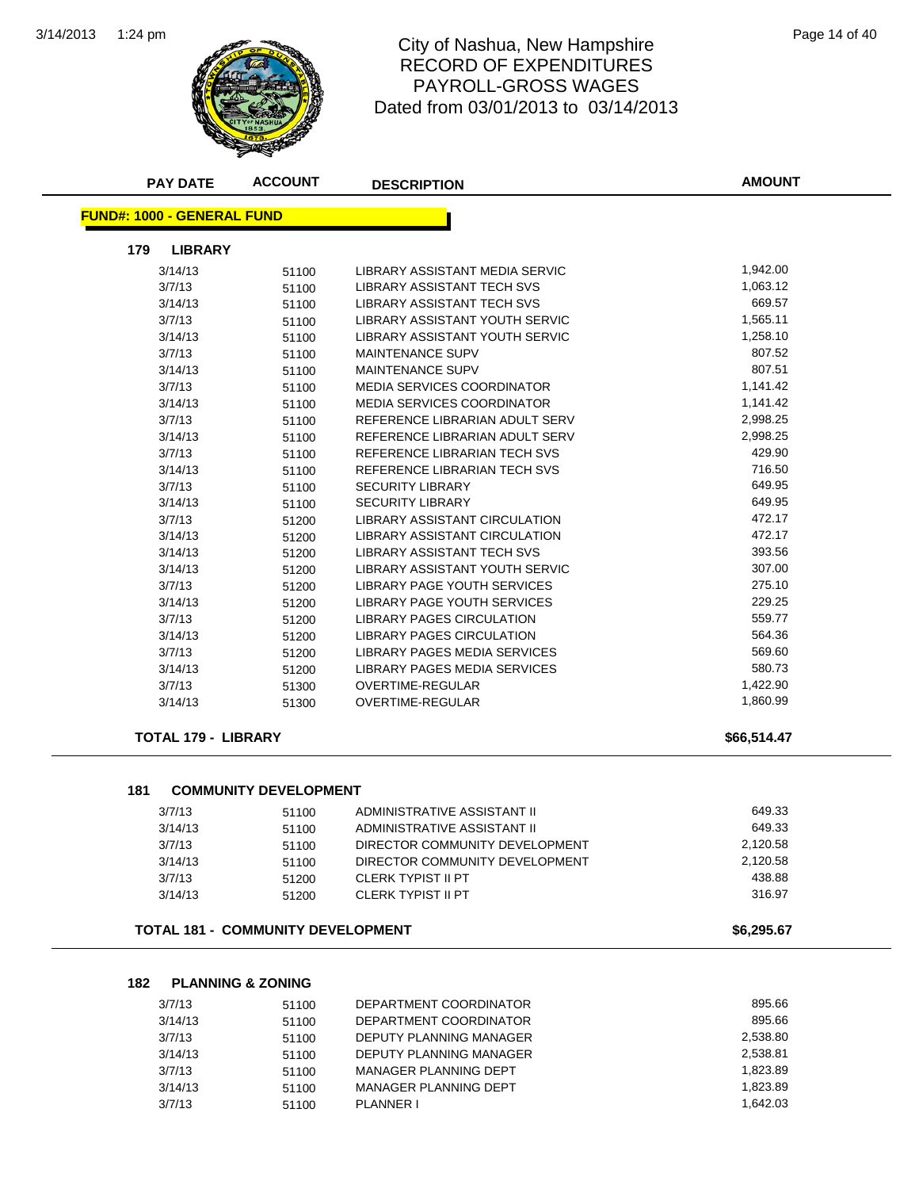# City of Nashua, New Hampshire
## RECORD OF EXPENDITURES
## PAYROLL-GROSS WAGES
## Dated from 03/01/2013 to 03/14/2013

| PAY DATE | ACCOUNT | DESCRIPTION | AMOUNT |
|---|---|---|---|

**FUND#: 1000 - GENERAL FUND**

### 179 LIBRARY

| PAY DATE | ACCOUNT | DESCRIPTION | AMOUNT |
|---|---|---|---|
| 3/14/13 | 51100 | LIBRARY ASSISTANT MEDIA SERVIC | 1,942.00 |
| 3/7/13 | 51100 | LIBRARY ASSISTANT TECH SVS | 1,063.12 |
| 3/14/13 | 51100 | LIBRARY ASSISTANT TECH SVS | 669.57 |
| 3/7/13 | 51100 | LIBRARY ASSISTANT YOUTH SERVIC | 1,565.11 |
| 3/14/13 | 51100 | LIBRARY ASSISTANT YOUTH SERVIC | 1,258.10 |
| 3/7/13 | 51100 | MAINTENANCE SUPV | 807.52 |
| 3/14/13 | 51100 | MAINTENANCE SUPV | 807.51 |
| 3/7/13 | 51100 | MEDIA SERVICES COORDINATOR | 1,141.42 |
| 3/14/13 | 51100 | MEDIA SERVICES COORDINATOR | 1,141.42 |
| 3/7/13 | 51100 | REFERENCE LIBRARIAN ADULT SERV | 2,998.25 |
| 3/14/13 | 51100 | REFERENCE LIBRARIAN ADULT SERV | 2,998.25 |
| 3/7/13 | 51100 | REFERENCE LIBRARIAN TECH SVS | 429.90 |
| 3/14/13 | 51100 | REFERENCE LIBRARIAN TECH SVS | 716.50 |
| 3/7/13 | 51100 | SECURITY LIBRARY | 649.95 |
| 3/14/13 | 51100 | SECURITY LIBRARY | 649.95 |
| 3/7/13 | 51200 | LIBRARY ASSISTANT CIRCULATION | 472.17 |
| 3/14/13 | 51200 | LIBRARY ASSISTANT CIRCULATION | 472.17 |
| 3/14/13 | 51200 | LIBRARY ASSISTANT TECH SVS | 393.56 |
| 3/14/13 | 51200 | LIBRARY ASSISTANT YOUTH SERVIC | 307.00 |
| 3/7/13 | 51200 | LIBRARY PAGE YOUTH SERVICES | 275.10 |
| 3/14/13 | 51200 | LIBRARY PAGE YOUTH SERVICES | 229.25 |
| 3/7/13 | 51200 | LIBRARY PAGES CIRCULATION | 559.77 |
| 3/14/13 | 51200 | LIBRARY PAGES CIRCULATION | 564.36 |
| 3/7/13 | 51200 | LIBRARY PAGES MEDIA SERVICES | 569.60 |
| 3/14/13 | 51200 | LIBRARY PAGES MEDIA SERVICES | 580.73 |
| 3/7/13 | 51300 | OVERTIME-REGULAR | 1,422.90 |
| 3/14/13 | 51300 | OVERTIME-REGULAR | 1,860.99 |

**TOTAL 179 - LIBRARY** **$66,514.47**

### 181 COMMUNITY DEVELOPMENT

| PAY DATE | ACCOUNT | DESCRIPTION | AMOUNT |
|---|---|---|---|
| 3/7/13 | 51100 | ADMINISTRATIVE ASSISTANT II | 649.33 |
| 3/14/13 | 51100 | ADMINISTRATIVE ASSISTANT II | 649.33 |
| 3/7/13 | 51100 | DIRECTOR COMMUNITY DEVELOPMENT | 2,120.58 |
| 3/14/13 | 51100 | DIRECTOR COMMUNITY DEVELOPMENT | 2,120.58 |
| 3/7/13 | 51200 | CLERK TYPIST II PT | 438.88 |
| 3/14/13 | 51200 | CLERK TYPIST II PT | 316.97 |

**TOTAL 181 - COMMUNITY DEVELOPMENT** **$6,295.67**

### 182 PLANNING & ZONING

| PAY DATE | ACCOUNT | DESCRIPTION | AMOUNT |
|---|---|---|---|
| 3/7/13 | 51100 | DEPARTMENT COORDINATOR | 895.66 |
| 3/14/13 | 51100 | DEPARTMENT COORDINATOR | 895.66 |
| 3/7/13 | 51100 | DEPUTY PLANNING MANAGER | 2,538.80 |
| 3/14/13 | 51100 | DEPUTY PLANNING MANAGER | 2,538.81 |
| 3/7/13 | 51100 | MANAGER PLANNING DEPT | 1,823.89 |
| 3/14/13 | 51100 | MANAGER PLANNING DEPT | 1,823.89 |
| 3/7/13 | 51100 | PLANNER I | 1,642.03 |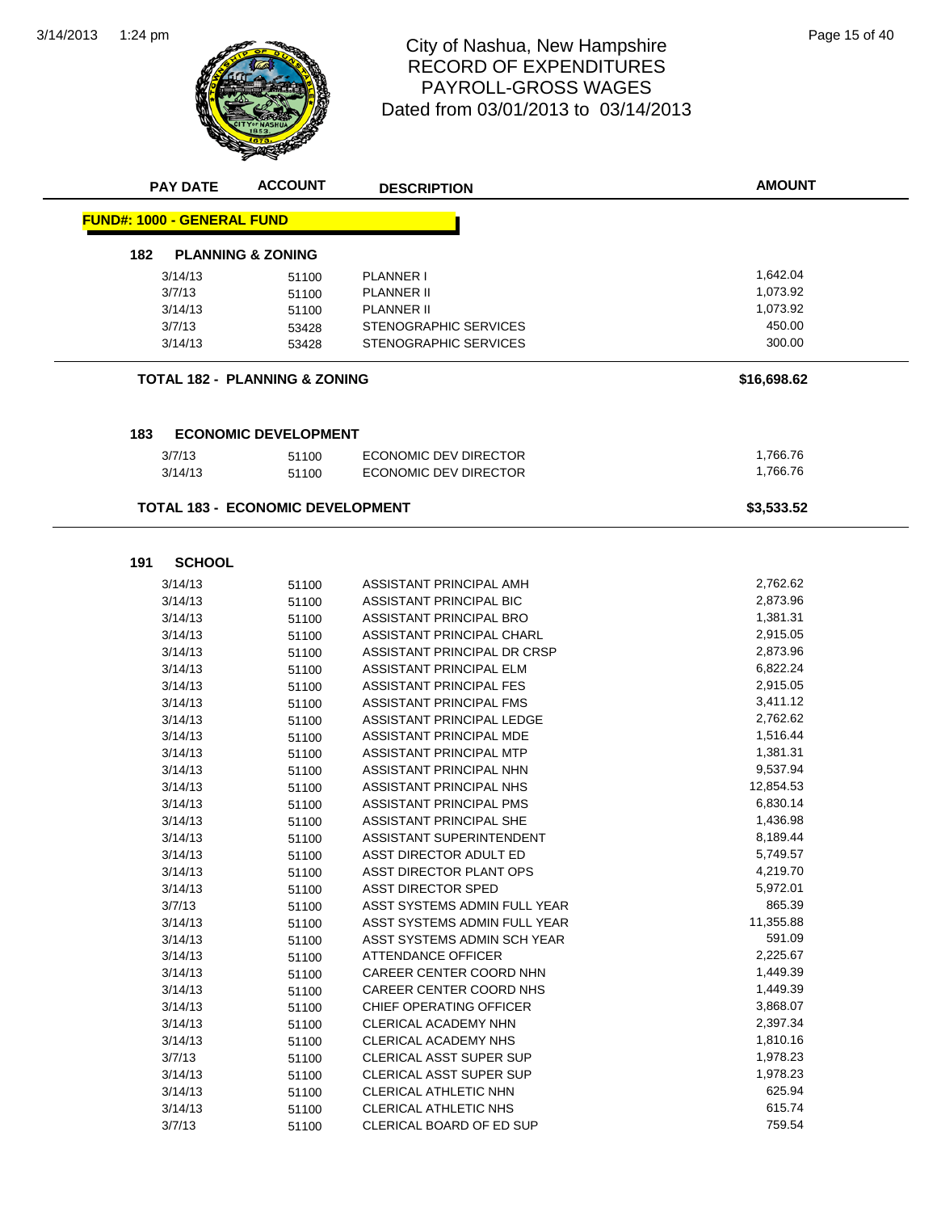# City of Nashua, New Hampshire
## RECORD OF EXPENDITURES
## PAYROLL-GROSS WAGES
## Dated from 03/01/2013 to 03/14/2013

| PAY DATE | ACCOUNT | DESCRIPTION | AMOUNT |
|---|---|---|---|
| **FUND#: 1000 - GENERAL FUND** | | | |
| **182 PLANNING & ZONING** | | | |
| 3/14/13 | 51100 | PLANNER I | 1,642.04 |
| 3/7/13 | 51100 | PLANNER II | 1,073.92 |
| 3/14/13 | 51100 | PLANNER II | 1,073.92 |
| 3/7/13 | 53428 | STENOGRAPHIC SERVICES | 450.00 |
| 3/14/13 | 53428 | STENOGRAPHIC SERVICES | 300.00 |
| **TOTAL 182 - PLANNING & ZONING** | | | **$16,698.62** |
| **183 ECONOMIC DEVELOPMENT** | | | |
| 3/7/13 | 51100 | ECONOMIC DEV DIRECTOR | 1,766.76 |
| 3/14/13 | 51100 | ECONOMIC DEV DIRECTOR | 1,766.76 |
| **TOTAL 183 - ECONOMIC DEVELOPMENT** | | | **$3,533.52** |
| **191 SCHOOL** | | | |
| 3/14/13 | 51100 | ASSISTANT PRINCIPAL AMH | 2,762.62 |
| 3/14/13 | 51100 | ASSISTANT PRINCIPAL BIC | 2,873.96 |
| 3/14/13 | 51100 | ASSISTANT PRINCIPAL BRO | 1,381.31 |
| 3/14/13 | 51100 | ASSISTANT PRINCIPAL CHARL | 2,915.05 |
| 3/14/13 | 51100 | ASSISTANT PRINCIPAL DR CRSP | 2,873.96 |
| 3/14/13 | 51100 | ASSISTANT PRINCIPAL ELM | 6,822.24 |
| 3/14/13 | 51100 | ASSISTANT PRINCIPAL FES | 2,915.05 |
| 3/14/13 | 51100 | ASSISTANT PRINCIPAL FMS | 3,411.12 |
| 3/14/13 | 51100 | ASSISTANT PRINCIPAL LEDGE | 2,762.62 |
| 3/14/13 | 51100 | ASSISTANT PRINCIPAL MDE | 1,516.44 |
| 3/14/13 | 51100 | ASSISTANT PRINCIPAL MTP | 1,381.31 |
| 3/14/13 | 51100 | ASSISTANT PRINCIPAL NHN | 9,537.94 |
| 3/14/13 | 51100 | ASSISTANT PRINCIPAL NHS | 12,854.53 |
| 3/14/13 | 51100 | ASSISTANT PRINCIPAL PMS | 6,830.14 |
| 3/14/13 | 51100 | ASSISTANT PRINCIPAL SHE | 1,436.98 |
| 3/14/13 | 51100 | ASSISTANT SUPERINTENDENT | 8,189.44 |
| 3/14/13 | 51100 | ASST DIRECTOR ADULT ED | 5,749.57 |
| 3/14/13 | 51100 | ASST DIRECTOR PLANT OPS | 4,219.70 |
| 3/14/13 | 51100 | ASST DIRECTOR SPED | 5,972.01 |
| 3/7/13 | 51100 | ASST SYSTEMS ADMIN FULL YEAR | 865.39 |
| 3/14/13 | 51100 | ASST SYSTEMS ADMIN FULL YEAR | 11,355.88 |
| 3/14/13 | 51100 | ASST SYSTEMS ADMIN SCH YEAR | 591.09 |
| 3/14/13 | 51100 | ATTENDANCE OFFICER | 2,225.67 |
| 3/14/13 | 51100 | CAREER CENTER COORD NHN | 1,449.39 |
| 3/14/13 | 51100 | CAREER CENTER COORD NHS | 1,449.39 |
| 3/14/13 | 51100 | CHIEF OPERATING OFFICER | 3,868.07 |
| 3/14/13 | 51100 | CLERICAL ACADEMY NHN | 2,397.34 |
| 3/14/13 | 51100 | CLERICAL ACADEMY NHS | 1,810.16 |
| 3/7/13 | 51100 | CLERICAL ASST SUPER SUP | 1,978.23 |
| 3/14/13 | 51100 | CLERICAL ASST SUPER SUP | 1,978.23 |
| 3/14/13 | 51100 | CLERICAL ATHLETIC NHN | 625.94 |
| 3/14/13 | 51100 | CLERICAL ATHLETIC NHS | 615.74 |
| 3/7/13 | 51100 | CLERICAL BOARD OF ED SUP | 759.54 |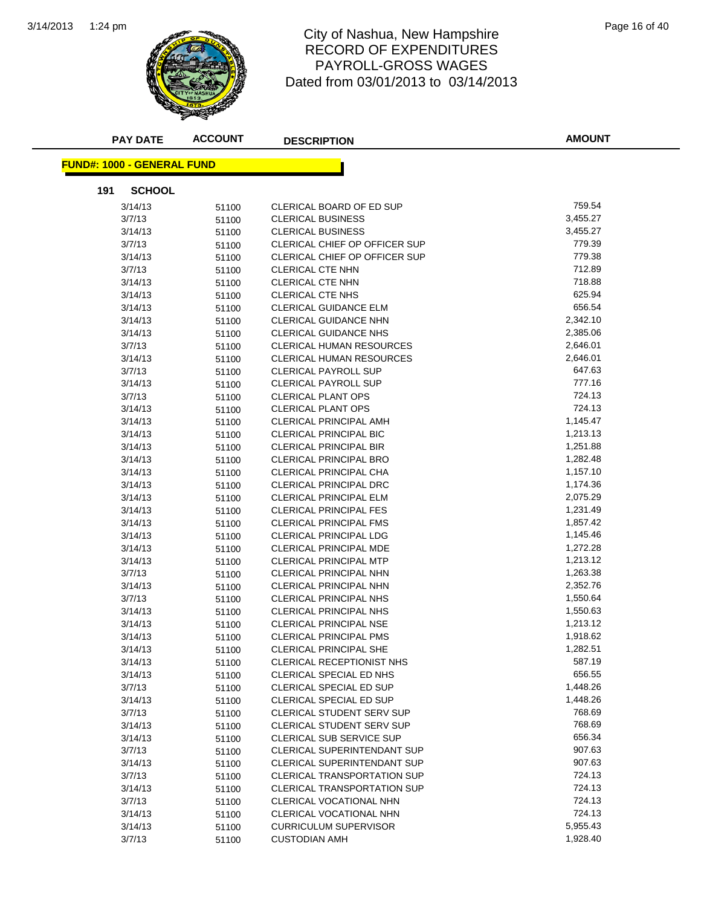# City of Nashua, New Hampshire
# RECORD OF EXPENDITURES
# PAYROLL-GROSS WAGES
# Dated from 03/01/2013 to 03/14/2013

**FUND#: 1000 - GENERAL FUND**

**191 SCHOOL**

| PAY DATE | ACCOUNT | DESCRIPTION | AMOUNT |
|---|---|---|---|
| 3/14/13 | 51100 | CLERICAL BOARD OF ED SUP | 759.54 |
| 3/7/13 | 51100 | CLERICAL BUSINESS | 3,455.27 |
| 3/14/13 | 51100 | CLERICAL BUSINESS | 3,455.27 |
| 3/7/13 | 51100 | CLERICAL CHIEF OP OFFICER SUP | 779.39 |
| 3/14/13 | 51100 | CLERICAL CHIEF OP OFFICER SUP | 779.38 |
| 3/7/13 | 51100 | CLERICAL CTE NHN | 712.89 |
| 3/14/13 | 51100 | CLERICAL CTE NHN | 718.88 |
| 3/14/13 | 51100 | CLERICAL CTE NHS | 625.94 |
| 3/14/13 | 51100 | CLERICAL GUIDANCE ELM | 656.54 |
| 3/14/13 | 51100 | CLERICAL GUIDANCE NHN | 2,342.10 |
| 3/14/13 | 51100 | CLERICAL GUIDANCE NHS | 2,385.06 |
| 3/7/13 | 51100 | CLERICAL HUMAN RESOURCES | 2,646.01 |
| 3/14/13 | 51100 | CLERICAL HUMAN RESOURCES | 2,646.01 |
| 3/7/13 | 51100 | CLERICAL PAYROLL SUP | 647.63 |
| 3/14/13 | 51100 | CLERICAL PAYROLL SUP | 777.16 |
| 3/7/13 | 51100 | CLERICAL PLANT OPS | 724.13 |
| 3/14/13 | 51100 | CLERICAL PLANT OPS | 724.13 |
| 3/14/13 | 51100 | CLERICAL PRINCIPAL AMH | 1,145.47 |
| 3/14/13 | 51100 | CLERICAL PRINCIPAL BIC | 1,213.13 |
| 3/14/13 | 51100 | CLERICAL PRINCIPAL BIR | 1,251.88 |
| 3/14/13 | 51100 | CLERICAL PRINCIPAL BRO | 1,282.48 |
| 3/14/13 | 51100 | CLERICAL PRINCIPAL CHA | 1,157.10 |
| 3/14/13 | 51100 | CLERICAL PRINCIPAL DRC | 1,174.36 |
| 3/14/13 | 51100 | CLERICAL PRINCIPAL ELM | 2,075.29 |
| 3/14/13 | 51100 | CLERICAL PRINCIPAL FES | 1,231.49 |
| 3/14/13 | 51100 | CLERICAL PRINCIPAL FMS | 1,857.42 |
| 3/14/13 | 51100 | CLERICAL PRINCIPAL LDG | 1,145.46 |
| 3/14/13 | 51100 | CLERICAL PRINCIPAL MDE | 1,272.28 |
| 3/14/13 | 51100 | CLERICAL PRINCIPAL MTP | 1,213.12 |
| 3/7/13 | 51100 | CLERICAL PRINCIPAL NHN | 1,263.38 |
| 3/14/13 | 51100 | CLERICAL PRINCIPAL NHN | 2,352.76 |
| 3/7/13 | 51100 | CLERICAL PRINCIPAL NHS | 1,550.64 |
| 3/14/13 | 51100 | CLERICAL PRINCIPAL NHS | 1,550.63 |
| 3/14/13 | 51100 | CLERICAL PRINCIPAL NSE | 1,213.12 |
| 3/14/13 | 51100 | CLERICAL PRINCIPAL PMS | 1,918.62 |
| 3/14/13 | 51100 | CLERICAL PRINCIPAL SHE | 1,282.51 |
| 3/14/13 | 51100 | CLERICAL RECEPTIONIST NHS | 587.19 |
| 3/14/13 | 51100 | CLERICAL SPECIAL ED NHS | 656.55 |
| 3/7/13 | 51100 | CLERICAL SPECIAL ED SUP | 1,448.26 |
| 3/14/13 | 51100 | CLERICAL SPECIAL ED SUP | 1,448.26 |
| 3/7/13 | 51100 | CLERICAL STUDENT SERV SUP | 768.69 |
| 3/14/13 | 51100 | CLERICAL STUDENT SERV SUP | 768.69 |
| 3/14/13 | 51100 | CLERICAL SUB SERVICE SUP | 656.34 |
| 3/7/13 | 51100 | CLERICAL SUPERINTENDANT SUP | 907.63 |
| 3/14/13 | 51100 | CLERICAL SUPERINTENDANT SUP | 907.63 |
| 3/7/13 | 51100 | CLERICAL TRANSPORTATION SUP | 724.13 |
| 3/14/13 | 51100 | CLERICAL TRANSPORTATION SUP | 724.13 |
| 3/7/13 | 51100 | CLERICAL VOCATIONAL NHN | 724.13 |
| 3/14/13 | 51100 | CLERICAL VOCATIONAL NHN | 724.13 |
| 3/14/13 | 51100 | CURRICULUM SUPERVISOR | 5,955.43 |
| 3/7/13 | 51100 | CUSTODIAN AMH | 1,928.40 |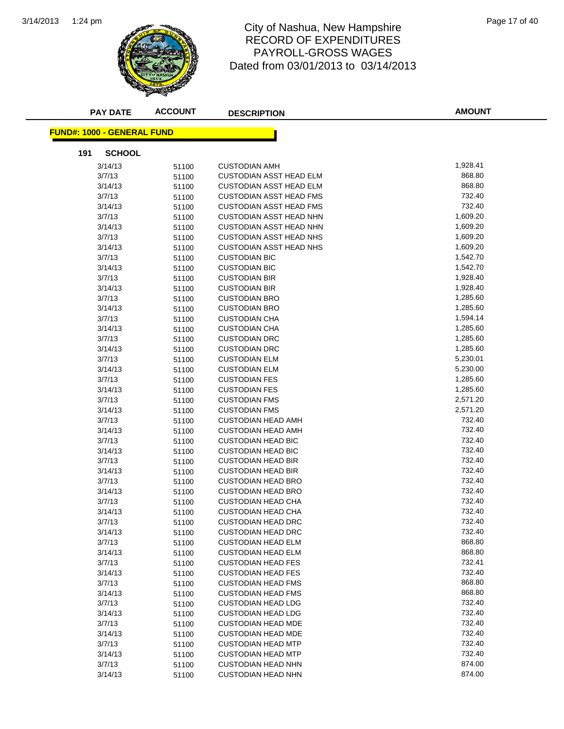# City of Nashua, New Hampshire
## RECORD OF EXPENDITURES
## PAYROLL-GROSS WAGES
## Dated from 03/01/2013 to 03/14/2013

**FUND#: 1000 - GENERAL FUND**

**191 SCHOOL**

| PAY DATE | ACCOUNT | DESCRIPTION | AMOUNT |
|---|---|---|---|
| 3/14/13 | 51100 | CUSTODIAN AMH | 1,928.41 |
| 3/7/13 | 51100 | CUSTODIAN ASST HEAD ELM | 868.80 |
| 3/14/13 | 51100 | CUSTODIAN ASST HEAD ELM | 868.80 |
| 3/7/13 | 51100 | CUSTODIAN ASST HEAD FMS | 732.40 |
| 3/14/13 | 51100 | CUSTODIAN ASST HEAD FMS | 732.40 |
| 3/7/13 | 51100 | CUSTODIAN ASST HEAD NHN | 1,609.20 |
| 3/14/13 | 51100 | CUSTODIAN ASST HEAD NHN | 1,609.20 |
| 3/7/13 | 51100 | CUSTODIAN ASST HEAD NHS | 1,609.20 |
| 3/14/13 | 51100 | CUSTODIAN ASST HEAD NHS | 1,609.20 |
| 3/7/13 | 51100 | CUSTODIAN BIC | 1,542.70 |
| 3/14/13 | 51100 | CUSTODIAN BIC | 1,542.70 |
| 3/7/13 | 51100 | CUSTODIAN BIR | 1,928.40 |
| 3/14/13 | 51100 | CUSTODIAN BIR | 1,928.40 |
| 3/7/13 | 51100 | CUSTODIAN BRO | 1,285.60 |
| 3/14/13 | 51100 | CUSTODIAN BRO | 1,285.60 |
| 3/7/13 | 51100 | CUSTODIAN CHA | 1,594.14 |
| 3/14/13 | 51100 | CUSTODIAN CHA | 1,285.60 |
| 3/7/13 | 51100 | CUSTODIAN DRC | 1,285.60 |
| 3/14/13 | 51100 | CUSTODIAN DRC | 1,285.60 |
| 3/7/13 | 51100 | CUSTODIAN ELM | 5,230.01 |
| 3/14/13 | 51100 | CUSTODIAN ELM | 5,230.00 |
| 3/7/13 | 51100 | CUSTODIAN FES | 1,285.60 |
| 3/14/13 | 51100 | CUSTODIAN FES | 1,285.60 |
| 3/7/13 | 51100 | CUSTODIAN FMS | 2,571.20 |
| 3/14/13 | 51100 | CUSTODIAN FMS | 2,571.20 |
| 3/7/13 | 51100 | CUSTODIAN HEAD AMH | 732.40 |
| 3/14/13 | 51100 | CUSTODIAN HEAD AMH | 732.40 |
| 3/7/13 | 51100 | CUSTODIAN HEAD BIC | 732.40 |
| 3/14/13 | 51100 | CUSTODIAN HEAD BIC | 732.40 |
| 3/7/13 | 51100 | CUSTODIAN HEAD BIR | 732.40 |
| 3/14/13 | 51100 | CUSTODIAN HEAD BIR | 732.40 |
| 3/7/13 | 51100 | CUSTODIAN HEAD BRO | 732.40 |
| 3/14/13 | 51100 | CUSTODIAN HEAD BRO | 732.40 |
| 3/7/13 | 51100 | CUSTODIAN HEAD CHA | 732.40 |
| 3/14/13 | 51100 | CUSTODIAN HEAD CHA | 732.40 |
| 3/7/13 | 51100 | CUSTODIAN HEAD DRC | 732.40 |
| 3/14/13 | 51100 | CUSTODIAN HEAD DRC | 732.40 |
| 3/7/13 | 51100 | CUSTODIAN HEAD ELM | 868.80 |
| 3/14/13 | 51100 | CUSTODIAN HEAD ELM | 868.80 |
| 3/7/13 | 51100 | CUSTODIAN HEAD FES | 732.41 |
| 3/14/13 | 51100 | CUSTODIAN HEAD FES | 732.40 |
| 3/7/13 | 51100 | CUSTODIAN HEAD FMS | 868.80 |
| 3/14/13 | 51100 | CUSTODIAN HEAD FMS | 868.80 |
| 3/7/13 | 51100 | CUSTODIAN HEAD LDG | 732.40 |
| 3/14/13 | 51100 | CUSTODIAN HEAD LDG | 732.40 |
| 3/7/13 | 51100 | CUSTODIAN HEAD MDE | 732.40 |
| 3/14/13 | 51100 | CUSTODIAN HEAD MDE | 732.40 |
| 3/7/13 | 51100 | CUSTODIAN HEAD MTP | 732.40 |
| 3/14/13 | 51100 | CUSTODIAN HEAD MTP | 732.40 |
| 3/7/13 | 51100 | CUSTODIAN HEAD NHN | 874.00 |
| 3/14/13 | 51100 | CUSTODIAN HEAD NHN | 874.00 |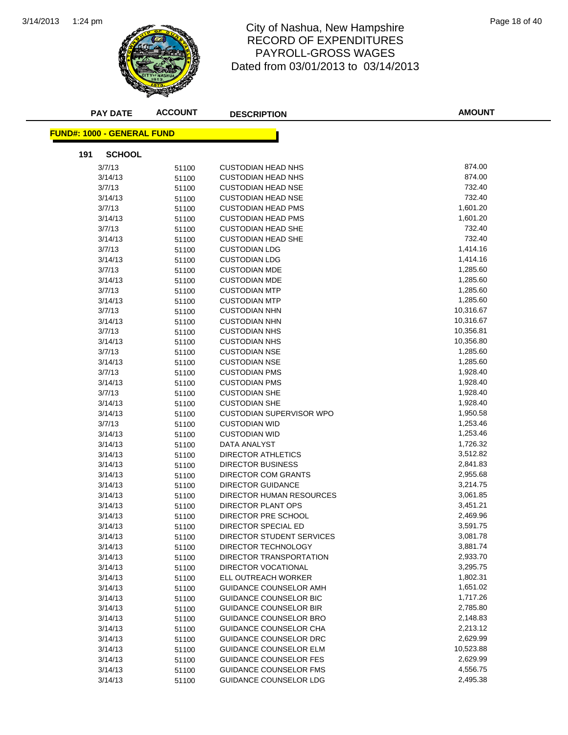# City of Nashua, New Hampshire
## RECORD OF EXPENDITURES
## PAYROLL-GROSS WAGES
## Dated from 03/01/2013 to 03/14/2013

| PAY DATE | ACCOUNT | DESCRIPTION | AMOUNT |
|---|---|---|---|

**FUND#: 1000 - GENERAL FUND**

**191 SCHOOL**

| PAY DATE | ACCOUNT | DESCRIPTION | AMOUNT |
|---|---|---|---|
| 3/7/13 | 51100 | CUSTODIAN HEAD NHS | 874.00 |
| 3/14/13 | 51100 | CUSTODIAN HEAD NHS | 874.00 |
| 3/7/13 | 51100 | CUSTODIAN HEAD NSE | 732.40 |
| 3/14/13 | 51100 | CUSTODIAN HEAD NSE | 732.40 |
| 3/7/13 | 51100 | CUSTODIAN HEAD PMS | 1,601.20 |
| 3/14/13 | 51100 | CUSTODIAN HEAD PMS | 1,601.20 |
| 3/7/13 | 51100 | CUSTODIAN HEAD SHE | 732.40 |
| 3/14/13 | 51100 | CUSTODIAN HEAD SHE | 732.40 |
| 3/7/13 | 51100 | CUSTODIAN LDG | 1,414.16 |
| 3/14/13 | 51100 | CUSTODIAN LDG | 1,414.16 |
| 3/7/13 | 51100 | CUSTODIAN MDE | 1,285.60 |
| 3/14/13 | 51100 | CUSTODIAN MDE | 1,285.60 |
| 3/7/13 | 51100 | CUSTODIAN MTP | 1,285.60 |
| 3/14/13 | 51100 | CUSTODIAN MTP | 1,285.60 |
| 3/7/13 | 51100 | CUSTODIAN NHN | 10,316.67 |
| 3/14/13 | 51100 | CUSTODIAN NHN | 10,316.67 |
| 3/7/13 | 51100 | CUSTODIAN NHS | 10,356.81 |
| 3/14/13 | 51100 | CUSTODIAN NHS | 10,356.80 |
| 3/7/13 | 51100 | CUSTODIAN NSE | 1,285.60 |
| 3/14/13 | 51100 | CUSTODIAN NSE | 1,285.60 |
| 3/7/13 | 51100 | CUSTODIAN PMS | 1,928.40 |
| 3/14/13 | 51100 | CUSTODIAN PMS | 1,928.40 |
| 3/7/13 | 51100 | CUSTODIAN SHE | 1,928.40 |
| 3/14/13 | 51100 | CUSTODIAN SHE | 1,928.40 |
| 3/14/13 | 51100 | CUSTODIAN SUPERVISOR WPO | 1,950.58 |
| 3/7/13 | 51100 | CUSTODIAN WID | 1,253.46 |
| 3/14/13 | 51100 | CUSTODIAN WID | 1,253.46 |
| 3/14/13 | 51100 | DATA ANALYST | 1,726.32 |
| 3/14/13 | 51100 | DIRECTOR ATHLETICS | 3,512.82 |
| 3/14/13 | 51100 | DIRECTOR BUSINESS | 2,841.83 |
| 3/14/13 | 51100 | DIRECTOR COM GRANTS | 2,955.68 |
| 3/14/13 | 51100 | DIRECTOR GUIDANCE | 3,214.75 |
| 3/14/13 | 51100 | DIRECTOR HUMAN RESOURCES | 3,061.85 |
| 3/14/13 | 51100 | DIRECTOR PLANT OPS | 3,451.21 |
| 3/14/13 | 51100 | DIRECTOR PRE SCHOOL | 2,469.96 |
| 3/14/13 | 51100 | DIRECTOR SPECIAL ED | 3,591.75 |
| 3/14/13 | 51100 | DIRECTOR STUDENT SERVICES | 3,081.78 |
| 3/14/13 | 51100 | DIRECTOR TECHNOLOGY | 3,881.74 |
| 3/14/13 | 51100 | DIRECTOR TRANSPORTATION | 2,933.70 |
| 3/14/13 | 51100 | DIRECTOR VOCATIONAL | 3,295.75 |
| 3/14/13 | 51100 | ELL OUTREACH WORKER | 1,802.31 |
| 3/14/13 | 51100 | GUIDANCE COUNSELOR AMH | 1,651.02 |
| 3/14/13 | 51100 | GUIDANCE COUNSELOR BIC | 1,717.26 |
| 3/14/13 | 51100 | GUIDANCE COUNSELOR BIR | 2,785.80 |
| 3/14/13 | 51100 | GUIDANCE COUNSELOR BRO | 2,148.83 |
| 3/14/13 | 51100 | GUIDANCE COUNSELOR CHA | 2,213.12 |
| 3/14/13 | 51100 | GUIDANCE COUNSELOR DRC | 2,629.99 |
| 3/14/13 | 51100 | GUIDANCE COUNSELOR ELM | 10,523.88 |
| 3/14/13 | 51100 | GUIDANCE COUNSELOR FES | 2,629.99 |
| 3/14/13 | 51100 | GUIDANCE COUNSELOR FMS | 4,556.75 |
| 3/14/13 | 51100 | GUIDANCE COUNSELOR LDG | 2,495.38 |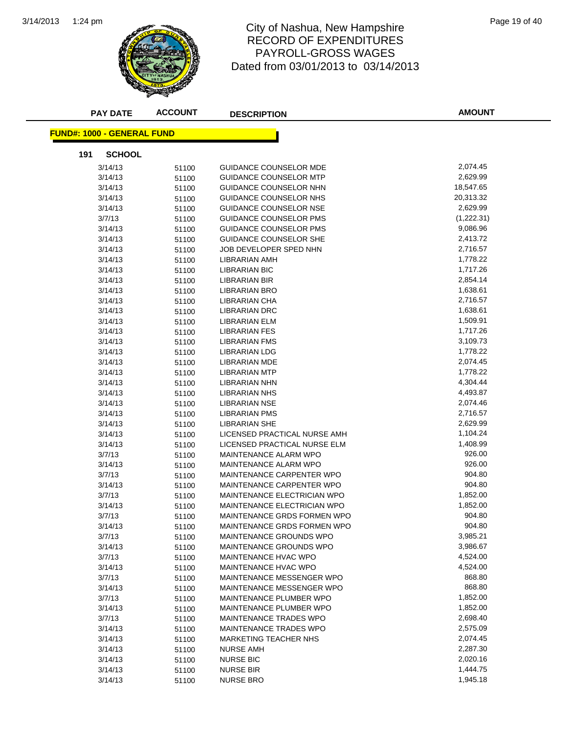# City of Nashua, New Hampshire
## RECORD OF EXPENDITURES
## PAYROLL-GROSS WAGES
## Dated from 03/01/2013 to 03/14/2013

**FUND#: 1000 - GENERAL FUND**

**191 SCHOOL**

| PAY DATE | ACCOUNT | DESCRIPTION | AMOUNT |
|---|---|---|---|
| 3/14/13 | 51100 | GUIDANCE COUNSELOR MDE | 2,074.45 |
| 3/14/13 | 51100 | GUIDANCE COUNSELOR MTP | 2,629.99 |
| 3/14/13 | 51100 | GUIDANCE COUNSELOR NHN | 18,547.65 |
| 3/14/13 | 51100 | GUIDANCE COUNSELOR NHS | 20,313.32 |
| 3/14/13 | 51100 | GUIDANCE COUNSELOR NSE | 2,629.99 |
| 3/7/13 | 51100 | GUIDANCE COUNSELOR PMS | (1,222.31) |
| 3/14/13 | 51100 | GUIDANCE COUNSELOR PMS | 9,086.96 |
| 3/14/13 | 51100 | GUIDANCE COUNSELOR SHE | 2,413.72 |
| 3/14/13 | 51100 | JOB DEVELOPER SPED NHN | 2,716.57 |
| 3/14/13 | 51100 | LIBRARIAN AMH | 1,778.22 |
| 3/14/13 | 51100 | LIBRARIAN BIC | 1,717.26 |
| 3/14/13 | 51100 | LIBRARIAN BIR | 2,854.14 |
| 3/14/13 | 51100 | LIBRARIAN BRO | 1,638.61 |
| 3/14/13 | 51100 | LIBRARIAN CHA | 2,716.57 |
| 3/14/13 | 51100 | LIBRARIAN DRC | 1,638.61 |
| 3/14/13 | 51100 | LIBRARIAN ELM | 1,509.91 |
| 3/14/13 | 51100 | LIBRARIAN FES | 1,717.26 |
| 3/14/13 | 51100 | LIBRARIAN FMS | 3,109.73 |
| 3/14/13 | 51100 | LIBRARIAN LDG | 1,778.22 |
| 3/14/13 | 51100 | LIBRARIAN MDE | 2,074.45 |
| 3/14/13 | 51100 | LIBRARIAN MTP | 1,778.22 |
| 3/14/13 | 51100 | LIBRARIAN NHN | 4,304.44 |
| 3/14/13 | 51100 | LIBRARIAN NHS | 4,493.87 |
| 3/14/13 | 51100 | LIBRARIAN NSE | 2,074.46 |
| 3/14/13 | 51100 | LIBRARIAN PMS | 2,716.57 |
| 3/14/13 | 51100 | LIBRARIAN SHE | 2,629.99 |
| 3/14/13 | 51100 | LICENSED PRACTICAL NURSE AMH | 1,104.24 |
| 3/14/13 | 51100 | LICENSED PRACTICAL NURSE ELM | 1,408.99 |
| 3/7/13 | 51100 | MAINTENANCE ALARM WPO | 926.00 |
| 3/14/13 | 51100 | MAINTENANCE ALARM WPO | 926.00 |
| 3/7/13 | 51100 | MAINTENANCE CARPENTER WPO | 904.80 |
| 3/14/13 | 51100 | MAINTENANCE CARPENTER WPO | 904.80 |
| 3/7/13 | 51100 | MAINTENANCE ELECTRICIAN WPO | 1,852.00 |
| 3/14/13 | 51100 | MAINTENANCE ELECTRICIAN WPO | 1,852.00 |
| 3/7/13 | 51100 | MAINTENANCE GRDS FORMEN WPO | 904.80 |
| 3/14/13 | 51100 | MAINTENANCE GRDS FORMEN WPO | 904.80 |
| 3/7/13 | 51100 | MAINTENANCE GROUNDS WPO | 3,985.21 |
| 3/14/13 | 51100 | MAINTENANCE GROUNDS WPO | 3,986.67 |
| 3/7/13 | 51100 | MAINTENANCE HVAC WPO | 4,524.00 |
| 3/14/13 | 51100 | MAINTENANCE HVAC WPO | 4,524.00 |
| 3/7/13 | 51100 | MAINTENANCE MESSENGER WPO | 868.80 |
| 3/14/13 | 51100 | MAINTENANCE MESSENGER WPO | 868.80 |
| 3/7/13 | 51100 | MAINTENANCE PLUMBER WPO | 1,852.00 |
| 3/14/13 | 51100 | MAINTENANCE PLUMBER WPO | 1,852.00 |
| 3/7/13 | 51100 | MAINTENANCE TRADES WPO | 2,698.40 |
| 3/14/13 | 51100 | MAINTENANCE TRADES WPO | 2,575.09 |
| 3/14/13 | 51100 | MARKETING TEACHER NHS | 2,074.45 |
| 3/14/13 | 51100 | NURSE AMH | 2,287.30 |
| 3/14/13 | 51100 | NURSE BIC | 2,020.16 |
| 3/14/13 | 51100 | NURSE BIR | 1,444.75 |
| 3/14/13 | 51100 | NURSE BRO | 1,945.18 |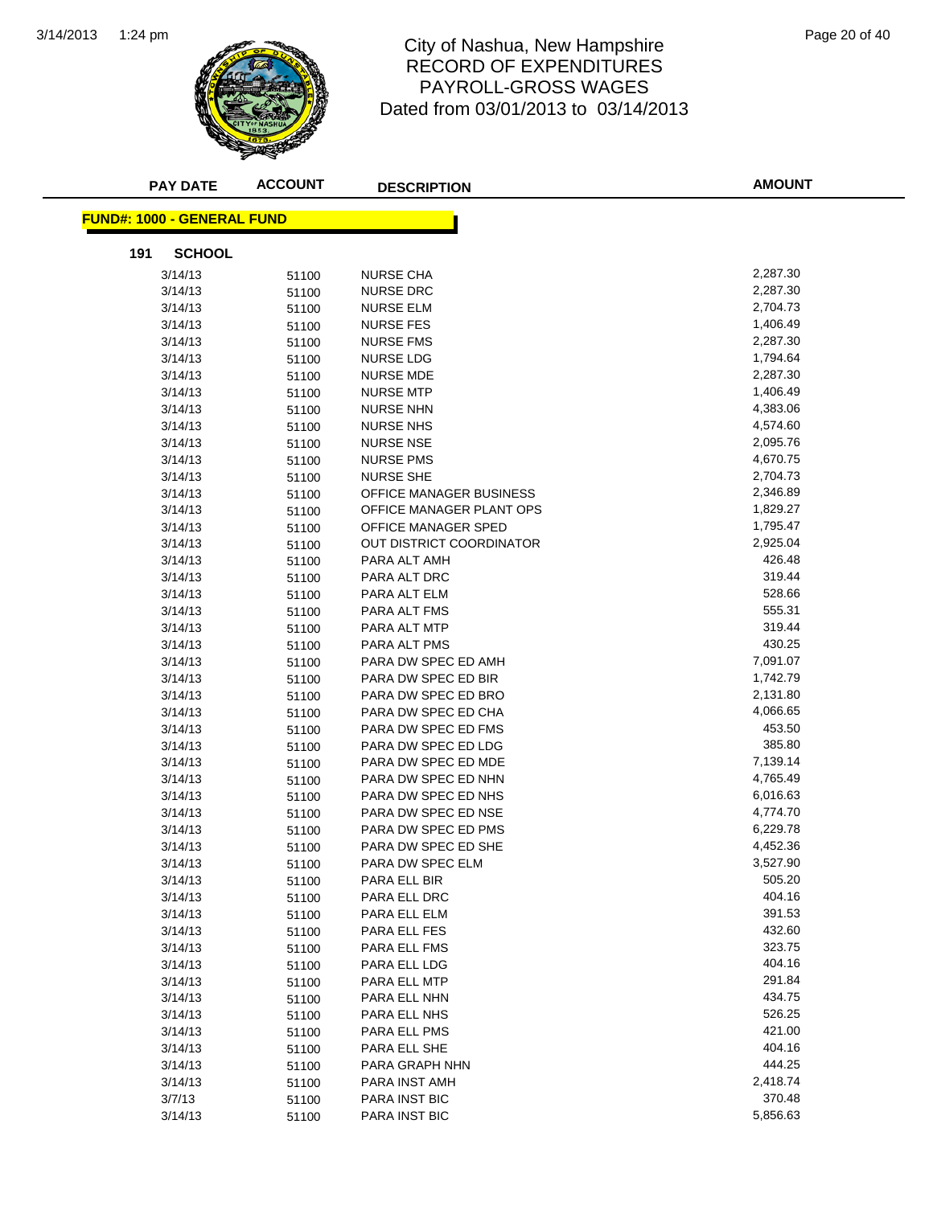# City of Nashua, New Hampshire
## RECORD OF EXPENDITURES
## PAYROLL-GROSS WAGES
### Dated from 03/01/2013 to 03/14/2013

| PAY DATE | ACCOUNT | DESCRIPTION | AMOUNT |
|---|---|---|---|

**FUND#: 1000 - GENERAL FUND**

**191 SCHOOL**

| PAY DATE | ACCOUNT | DESCRIPTION | AMOUNT |
|---|---|---|---|
| 3/14/13 | 51100 | NURSE CHA | 2,287.30 |
| 3/14/13 | 51100 | NURSE DRC | 2,287.30 |
| 3/14/13 | 51100 | NURSE ELM | 2,704.73 |
| 3/14/13 | 51100 | NURSE FES | 1,406.49 |
| 3/14/13 | 51100 | NURSE FMS | 2,287.30 |
| 3/14/13 | 51100 | NURSE LDG | 1,794.64 |
| 3/14/13 | 51100 | NURSE MDE | 2,287.30 |
| 3/14/13 | 51100 | NURSE MTP | 1,406.49 |
| 3/14/13 | 51100 | NURSE NHN | 4,383.06 |
| 3/14/13 | 51100 | NURSE NHS | 4,574.60 |
| 3/14/13 | 51100 | NURSE NSE | 2,095.76 |
| 3/14/13 | 51100 | NURSE PMS | 4,670.75 |
| 3/14/13 | 51100 | NURSE SHE | 2,704.73 |
| 3/14/13 | 51100 | OFFICE MANAGER BUSINESS | 2,346.89 |
| 3/14/13 | 51100 | OFFICE MANAGER PLANT OPS | 1,829.27 |
| 3/14/13 | 51100 | OFFICE MANAGER SPED | 1,795.47 |
| 3/14/13 | 51100 | OUT DISTRICT COORDINATOR | 2,925.04 |
| 3/14/13 | 51100 | PARA ALT AMH | 426.48 |
| 3/14/13 | 51100 | PARA ALT DRC | 319.44 |
| 3/14/13 | 51100 | PARA ALT ELM | 528.66 |
| 3/14/13 | 51100 | PARA ALT FMS | 555.31 |
| 3/14/13 | 51100 | PARA ALT MTP | 319.44 |
| 3/14/13 | 51100 | PARA ALT PMS | 430.25 |
| 3/14/13 | 51100 | PARA DW SPEC ED AMH | 7,091.07 |
| 3/14/13 | 51100 | PARA DW SPEC ED BIR | 1,742.79 |
| 3/14/13 | 51100 | PARA DW SPEC ED BRO | 2,131.80 |
| 3/14/13 | 51100 | PARA DW SPEC ED CHA | 4,066.65 |
| 3/14/13 | 51100 | PARA DW SPEC ED FMS | 453.50 |
| 3/14/13 | 51100 | PARA DW SPEC ED LDG | 385.80 |
| 3/14/13 | 51100 | PARA DW SPEC ED MDE | 7,139.14 |
| 3/14/13 | 51100 | PARA DW SPEC ED NHN | 4,765.49 |
| 3/14/13 | 51100 | PARA DW SPEC ED NHS | 6,016.63 |
| 3/14/13 | 51100 | PARA DW SPEC ED NSE | 4,774.70 |
| 3/14/13 | 51100 | PARA DW SPEC ED PMS | 6,229.78 |
| 3/14/13 | 51100 | PARA DW SPEC ED SHE | 4,452.36 |
| 3/14/13 | 51100 | PARA DW SPEC ELM | 3,527.90 |
| 3/14/13 | 51100 | PARA ELL BIR | 505.20 |
| 3/14/13 | 51100 | PARA ELL DRC | 404.16 |
| 3/14/13 | 51100 | PARA ELL ELM | 391.53 |
| 3/14/13 | 51100 | PARA ELL FES | 432.60 |
| 3/14/13 | 51100 | PARA ELL FMS | 323.75 |
| 3/14/13 | 51100 | PARA ELL LDG | 404.16 |
| 3/14/13 | 51100 | PARA ELL MTP | 291.84 |
| 3/14/13 | 51100 | PARA ELL NHN | 434.75 |
| 3/14/13 | 51100 | PARA ELL NHS | 526.25 |
| 3/14/13 | 51100 | PARA ELL PMS | 421.00 |
| 3/14/13 | 51100 | PARA ELL SHE | 404.16 |
| 3/14/13 | 51100 | PARA GRAPH NHN | 444.25 |
| 3/14/13 | 51100 | PARA INST AMH | 2,418.74 |
| 3/7/13 | 51100 | PARA INST BIC | 370.48 |
| 3/14/13 | 51100 | PARA INST BIC | 5,856.63 |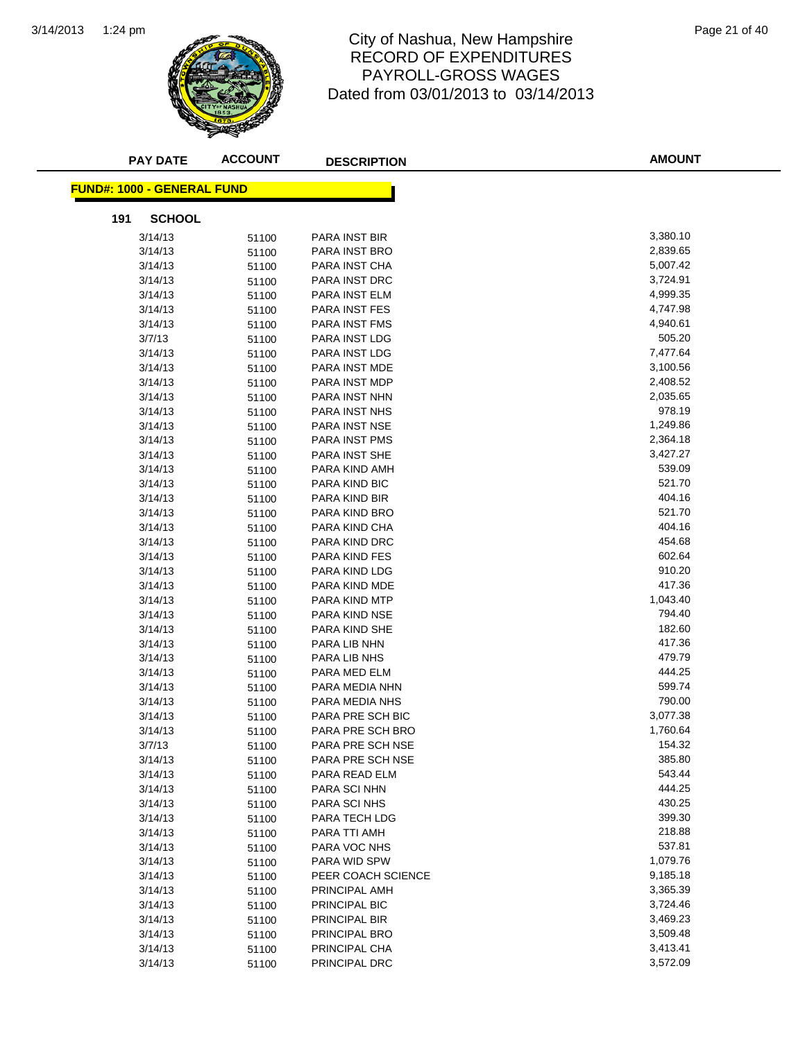# City of Nashua, New Hampshire
## RECORD OF EXPENDITURES
## PAYROLL-GROSS WAGES
## Dated from 03/01/2013 to 03/14/2013

**FUND#: 1000 - GENERAL FUND**

**191 SCHOOL**

| PAY DATE | ACCOUNT | DESCRIPTION | AMOUNT |
|---|---|---|---|
| 3/14/13 | 51100 | PARA INST BIR | 3,380.10 |
| 3/14/13 | 51100 | PARA INST BRO | 2,839.65 |
| 3/14/13 | 51100 | PARA INST CHA | 5,007.42 |
| 3/14/13 | 51100 | PARA INST DRC | 3,724.91 |
| 3/14/13 | 51100 | PARA INST ELM | 4,999.35 |
| 3/14/13 | 51100 | PARA INST FES | 4,747.98 |
| 3/14/13 | 51100 | PARA INST FMS | 4,940.61 |
| 3/7/13 | 51100 | PARA INST LDG | 505.20 |
| 3/14/13 | 51100 | PARA INST LDG | 7,477.64 |
| 3/14/13 | 51100 | PARA INST MDE | 3,100.56 |
| 3/14/13 | 51100 | PARA INST MDP | 2,408.52 |
| 3/14/13 | 51100 | PARA INST NHN | 2,035.65 |
| 3/14/13 | 51100 | PARA INST NHS | 978.19 |
| 3/14/13 | 51100 | PARA INST NSE | 1,249.86 |
| 3/14/13 | 51100 | PARA INST PMS | 2,364.18 |
| 3/14/13 | 51100 | PARA INST SHE | 3,427.27 |
| 3/14/13 | 51100 | PARA KIND AMH | 539.09 |
| 3/14/13 | 51100 | PARA KIND BIC | 521.70 |
| 3/14/13 | 51100 | PARA KIND BIR | 404.16 |
| 3/14/13 | 51100 | PARA KIND BRO | 521.70 |
| 3/14/13 | 51100 | PARA KIND CHA | 404.16 |
| 3/14/13 | 51100 | PARA KIND DRC | 454.68 |
| 3/14/13 | 51100 | PARA KIND FES | 602.64 |
| 3/14/13 | 51100 | PARA KIND LDG | 910.20 |
| 3/14/13 | 51100 | PARA KIND MDE | 417.36 |
| 3/14/13 | 51100 | PARA KIND MTP | 1,043.40 |
| 3/14/13 | 51100 | PARA KIND NSE | 794.40 |
| 3/14/13 | 51100 | PARA KIND SHE | 182.60 |
| 3/14/13 | 51100 | PARA LIB NHN | 417.36 |
| 3/14/13 | 51100 | PARA LIB NHS | 479.79 |
| 3/14/13 | 51100 | PARA MED ELM | 444.25 |
| 3/14/13 | 51100 | PARA MEDIA NHN | 599.74 |
| 3/14/13 | 51100 | PARA MEDIA NHS | 790.00 |
| 3/14/13 | 51100 | PARA PRE SCH BIC | 3,077.38 |
| 3/14/13 | 51100 | PARA PRE SCH BRO | 1,760.64 |
| 3/7/13 | 51100 | PARA PRE SCH NSE | 154.32 |
| 3/14/13 | 51100 | PARA PRE SCH NSE | 385.80 |
| 3/14/13 | 51100 | PARA READ ELM | 543.44 |
| 3/14/13 | 51100 | PARA SCI NHN | 444.25 |
| 3/14/13 | 51100 | PARA SCI NHS | 430.25 |
| 3/14/13 | 51100 | PARA TECH LDG | 399.30 |
| 3/14/13 | 51100 | PARA TTI AMH | 218.88 |
| 3/14/13 | 51100 | PARA VOC NHS | 537.81 |
| 3/14/13 | 51100 | PARA WID SPW | 1,079.76 |
| 3/14/13 | 51100 | PEER COACH SCIENCE | 9,185.18 |
| 3/14/13 | 51100 | PRINCIPAL AMH | 3,365.39 |
| 3/14/13 | 51100 | PRINCIPAL BIC | 3,724.46 |
| 3/14/13 | 51100 | PRINCIPAL BIR | 3,469.23 |
| 3/14/13 | 51100 | PRINCIPAL BRO | 3,509.48 |
| 3/14/13 | 51100 | PRINCIPAL CHA | 3,413.41 |
| 3/14/13 | 51100 | PRINCIPAL DRC | 3,572.09 |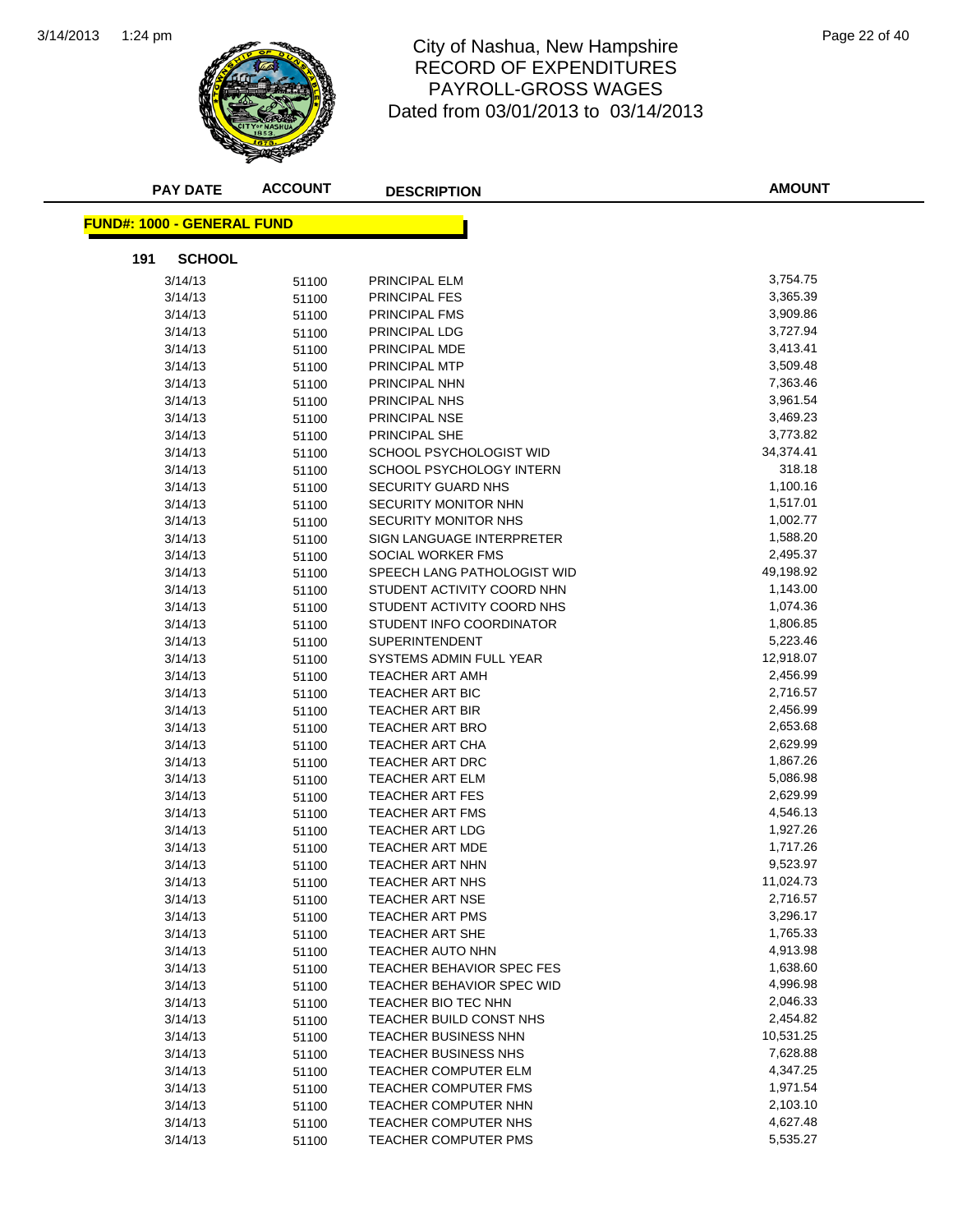# City of Nashua, New Hampshire
## RECORD OF EXPENDITURES
## PAYROLL-GROSS WAGES
## Dated from 03/01/2013 to 03/14/2013

**FUND#: 1000 - GENERAL FUND**

**191 SCHOOL**

| PAY DATE | ACCOUNT | DESCRIPTION | AMOUNT |
|---|---|---|---|
| 3/14/13 | 51100 | PRINCIPAL ELM | 3,754.75 |
| 3/14/13 | 51100 | PRINCIPAL FES | 3,365.39 |
| 3/14/13 | 51100 | PRINCIPAL FMS | 3,909.86 |
| 3/14/13 | 51100 | PRINCIPAL LDG | 3,727.94 |
| 3/14/13 | 51100 | PRINCIPAL MDE | 3,413.41 |
| 3/14/13 | 51100 | PRINCIPAL MTP | 3,509.48 |
| 3/14/13 | 51100 | PRINCIPAL NHN | 7,363.46 |
| 3/14/13 | 51100 | PRINCIPAL NHS | 3,961.54 |
| 3/14/13 | 51100 | PRINCIPAL NSE | 3,469.23 |
| 3/14/13 | 51100 | PRINCIPAL SHE | 3,773.82 |
| 3/14/13 | 51100 | SCHOOL PSYCHOLOGIST WID | 34,374.41 |
| 3/14/13 | 51100 | SCHOOL PSYCHOLOGY INTERN | 318.18 |
| 3/14/13 | 51100 | SECURITY GUARD NHS | 1,100.16 |
| 3/14/13 | 51100 | SECURITY MONITOR NHN | 1,517.01 |
| 3/14/13 | 51100 | SECURITY MONITOR NHS | 1,002.77 |
| 3/14/13 | 51100 | SIGN LANGUAGE INTERPRETER | 1,588.20 |
| 3/14/13 | 51100 | SOCIAL WORKER FMS | 2,495.37 |
| 3/14/13 | 51100 | SPEECH LANG PATHOLOGIST WID | 49,198.92 |
| 3/14/13 | 51100 | STUDENT ACTIVITY COORD NHN | 1,143.00 |
| 3/14/13 | 51100 | STUDENT ACTIVITY COORD NHS | 1,074.36 |
| 3/14/13 | 51100 | STUDENT INFO COORDINATOR | 1,806.85 |
| 3/14/13 | 51100 | SUPERINTENDENT | 5,223.46 |
| 3/14/13 | 51100 | SYSTEMS ADMIN FULL YEAR | 12,918.07 |
| 3/14/13 | 51100 | TEACHER ART AMH | 2,456.99 |
| 3/14/13 | 51100 | TEACHER ART BIC | 2,716.57 |
| 3/14/13 | 51100 | TEACHER ART BIR | 2,456.99 |
| 3/14/13 | 51100 | TEACHER ART BRO | 2,653.68 |
| 3/14/13 | 51100 | TEACHER ART CHA | 2,629.99 |
| 3/14/13 | 51100 | TEACHER ART DRC | 1,867.26 |
| 3/14/13 | 51100 | TEACHER ART ELM | 5,086.98 |
| 3/14/13 | 51100 | TEACHER ART FES | 2,629.99 |
| 3/14/13 | 51100 | TEACHER ART FMS | 4,546.13 |
| 3/14/13 | 51100 | TEACHER ART LDG | 1,927.26 |
| 3/14/13 | 51100 | TEACHER ART MDE | 1,717.26 |
| 3/14/13 | 51100 | TEACHER ART NHN | 9,523.97 |
| 3/14/13 | 51100 | TEACHER ART NHS | 11,024.73 |
| 3/14/13 | 51100 | TEACHER ART NSE | 2,716.57 |
| 3/14/13 | 51100 | TEACHER ART PMS | 3,296.17 |
| 3/14/13 | 51100 | TEACHER ART SHE | 1,765.33 |
| 3/14/13 | 51100 | TEACHER AUTO NHN | 4,913.98 |
| 3/14/13 | 51100 | TEACHER BEHAVIOR SPEC FES | 1,638.60 |
| 3/14/13 | 51100 | TEACHER BEHAVIOR SPEC WID | 4,996.98 |
| 3/14/13 | 51100 | TEACHER BIO TEC NHN | 2,046.33 |
| 3/14/13 | 51100 | TEACHER BUILD CONST NHS | 2,454.82 |
| 3/14/13 | 51100 | TEACHER BUSINESS NHN | 10,531.25 |
| 3/14/13 | 51100 | TEACHER BUSINESS NHS | 7,628.88 |
| 3/14/13 | 51100 | TEACHER COMPUTER ELM | 4,347.25 |
| 3/14/13 | 51100 | TEACHER COMPUTER FMS | 1,971.54 |
| 3/14/13 | 51100 | TEACHER COMPUTER NHN | 2,103.10 |
| 3/14/13 | 51100 | TEACHER COMPUTER NHS | 4,627.48 |
| 3/14/13 | 51100 | TEACHER COMPUTER PMS | 5,535.27 |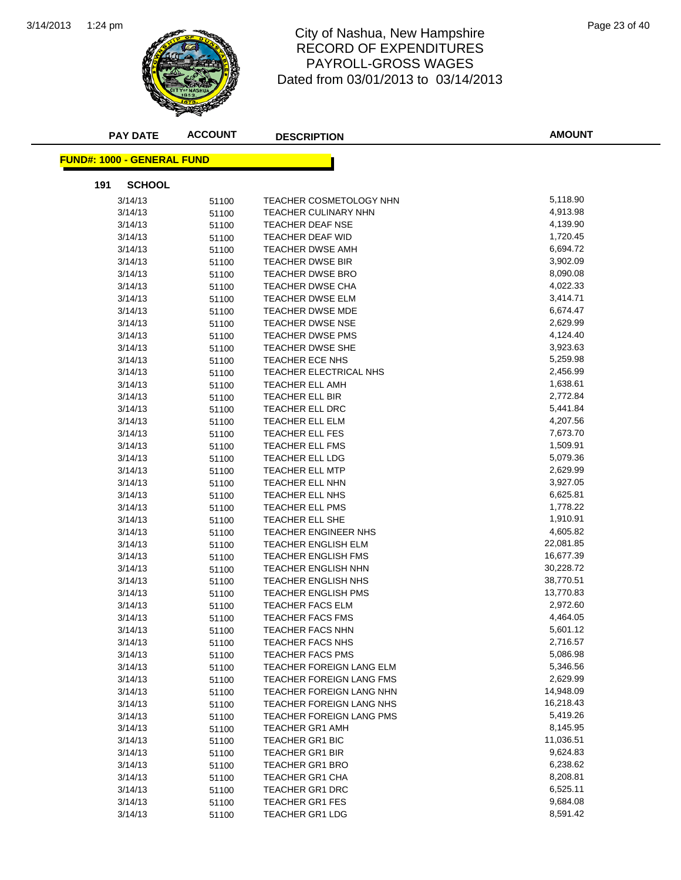# City of Nashua, New Hampshire
## RECORD OF EXPENDITURES
## PAYROLL-GROSS WAGES
## Dated from 03/01/2013 to 03/14/2013

**FUND#: 1000 - GENERAL FUND**

**191 SCHOOL**

| PAY DATE | ACCOUNT | DESCRIPTION | AMOUNT |
|---|---|---|---|
| 3/14/13 | 51100 | TEACHER COSMETOLOGY NHN | 5,118.90 |
| 3/14/13 | 51100 | TEACHER CULINARY NHN | 4,913.98 |
| 3/14/13 | 51100 | TEACHER DEAF NSE | 4,139.90 |
| 3/14/13 | 51100 | TEACHER DEAF WID | 1,720.45 |
| 3/14/13 | 51100 | TEACHER DWSE AMH | 6,694.72 |
| 3/14/13 | 51100 | TEACHER DWSE BIR | 3,902.09 |
| 3/14/13 | 51100 | TEACHER DWSE BRO | 8,090.08 |
| 3/14/13 | 51100 | TEACHER DWSE CHA | 4,022.33 |
| 3/14/13 | 51100 | TEACHER DWSE ELM | 3,414.71 |
| 3/14/13 | 51100 | TEACHER DWSE MDE | 6,674.47 |
| 3/14/13 | 51100 | TEACHER DWSE NSE | 2,629.99 |
| 3/14/13 | 51100 | TEACHER DWSE PMS | 4,124.40 |
| 3/14/13 | 51100 | TEACHER DWSE SHE | 3,923.63 |
| 3/14/13 | 51100 | TEACHER ECE NHS | 5,259.98 |
| 3/14/13 | 51100 | TEACHER ELECTRICAL NHS | 2,456.99 |
| 3/14/13 | 51100 | TEACHER ELL AMH | 1,638.61 |
| 3/14/13 | 51100 | TEACHER ELL BIR | 2,772.84 |
| 3/14/13 | 51100 | TEACHER ELL DRC | 5,441.84 |
| 3/14/13 | 51100 | TEACHER ELL ELM | 4,207.56 |
| 3/14/13 | 51100 | TEACHER ELL FES | 7,673.70 |
| 3/14/13 | 51100 | TEACHER ELL FMS | 1,509.91 |
| 3/14/13 | 51100 | TEACHER ELL LDG | 5,079.36 |
| 3/14/13 | 51100 | TEACHER ELL MTP | 2,629.99 |
| 3/14/13 | 51100 | TEACHER ELL NHN | 3,927.05 |
| 3/14/13 | 51100 | TEACHER ELL NHS | 6,625.81 |
| 3/14/13 | 51100 | TEACHER ELL PMS | 1,778.22 |
| 3/14/13 | 51100 | TEACHER ELL SHE | 1,910.91 |
| 3/14/13 | 51100 | TEACHER ENGINEER NHS | 4,605.82 |
| 3/14/13 | 51100 | TEACHER ENGLISH ELM | 22,081.85 |
| 3/14/13 | 51100 | TEACHER ENGLISH FMS | 16,677.39 |
| 3/14/13 | 51100 | TEACHER ENGLISH NHN | 30,228.72 |
| 3/14/13 | 51100 | TEACHER ENGLISH NHS | 38,770.51 |
| 3/14/13 | 51100 | TEACHER ENGLISH PMS | 13,770.83 |
| 3/14/13 | 51100 | TEACHER FACS ELM | 2,972.60 |
| 3/14/13 | 51100 | TEACHER FACS FMS | 4,464.05 |
| 3/14/13 | 51100 | TEACHER FACS NHN | 5,601.12 |
| 3/14/13 | 51100 | TEACHER FACS NHS | 2,716.57 |
| 3/14/13 | 51100 | TEACHER FACS PMS | 5,086.98 |
| 3/14/13 | 51100 | TEACHER FOREIGN LANG ELM | 5,346.56 |
| 3/14/13 | 51100 | TEACHER FOREIGN LANG FMS | 2,629.99 |
| 3/14/13 | 51100 | TEACHER FOREIGN LANG NHN | 14,948.09 |
| 3/14/13 | 51100 | TEACHER FOREIGN LANG NHS | 16,218.43 |
| 3/14/13 | 51100 | TEACHER FOREIGN LANG PMS | 5,419.26 |
| 3/14/13 | 51100 | TEACHER GR1 AMH | 8,145.95 |
| 3/14/13 | 51100 | TEACHER GR1 BIC | 11,036.51 |
| 3/14/13 | 51100 | TEACHER GR1 BIR | 9,624.83 |
| 3/14/13 | 51100 | TEACHER GR1 BRO | 6,238.62 |
| 3/14/13 | 51100 | TEACHER GR1 CHA | 8,208.81 |
| 3/14/13 | 51100 | TEACHER GR1 DRC | 6,525.11 |
| 3/14/13 | 51100 | TEACHER GR1 FES | 9,684.08 |
| 3/14/13 | 51100 | TEACHER GR1 LDG | 8,591.42 |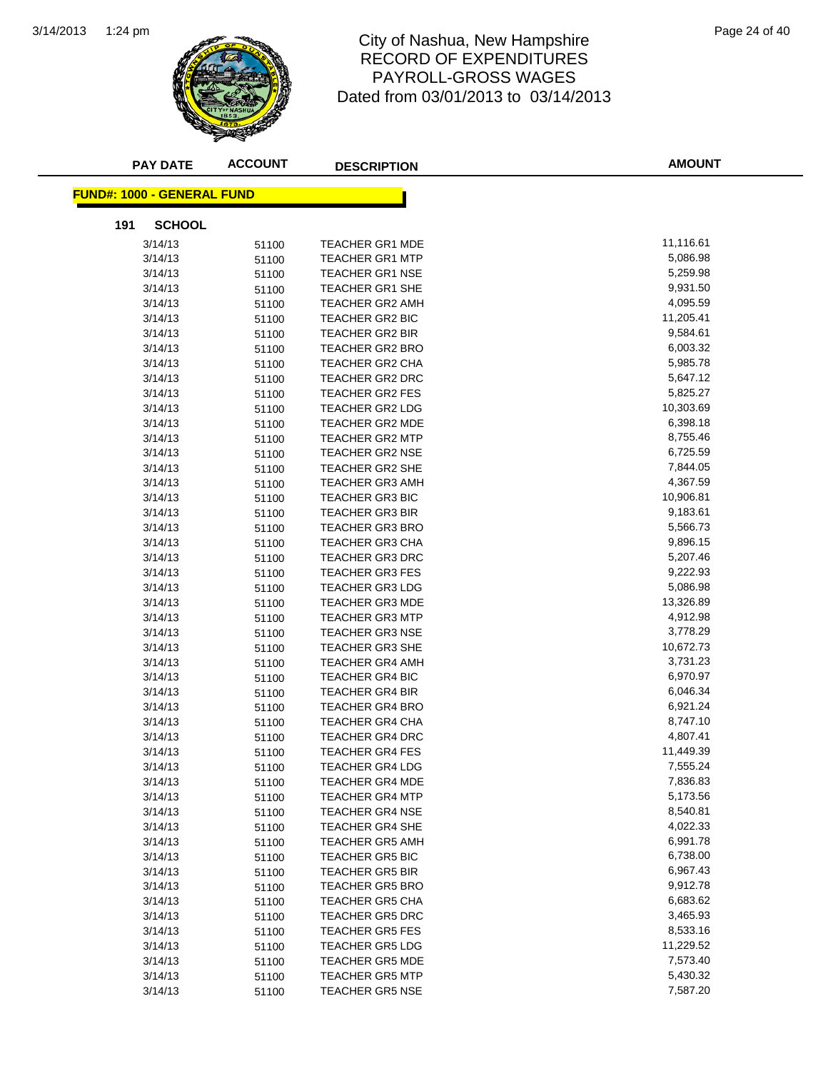# City of Nashua, New Hampshire
## RECORD OF EXPENDITURES
## PAYROLL-GROSS WAGES
## Dated from 03/01/2013 to 03/14/2013

**FUND#: 1000 - GENERAL FUND**

**191 SCHOOL**

| PAY DATE | ACCOUNT | DESCRIPTION | AMOUNT |
|---|---|---|---|
| 3/14/13 | 51100 | TEACHER GR1 MDE | 11,116.61 |
| 3/14/13 | 51100 | TEACHER GR1 MTP | 5,086.98 |
| 3/14/13 | 51100 | TEACHER GR1 NSE | 5,259.98 |
| 3/14/13 | 51100 | TEACHER GR1 SHE | 9,931.50 |
| 3/14/13 | 51100 | TEACHER GR2 AMH | 4,095.59 |
| 3/14/13 | 51100 | TEACHER GR2 BIC | 11,205.41 |
| 3/14/13 | 51100 | TEACHER GR2 BIR | 9,584.61 |
| 3/14/13 | 51100 | TEACHER GR2 BRO | 6,003.32 |
| 3/14/13 | 51100 | TEACHER GR2 CHA | 5,985.78 |
| 3/14/13 | 51100 | TEACHER GR2 DRC | 5,647.12 |
| 3/14/13 | 51100 | TEACHER GR2 FES | 5,825.27 |
| 3/14/13 | 51100 | TEACHER GR2 LDG | 10,303.69 |
| 3/14/13 | 51100 | TEACHER GR2 MDE | 6,398.18 |
| 3/14/13 | 51100 | TEACHER GR2 MTP | 8,755.46 |
| 3/14/13 | 51100 | TEACHER GR2 NSE | 6,725.59 |
| 3/14/13 | 51100 | TEACHER GR2 SHE | 7,844.05 |
| 3/14/13 | 51100 | TEACHER GR3 AMH | 4,367.59 |
| 3/14/13 | 51100 | TEACHER GR3 BIC | 10,906.81 |
| 3/14/13 | 51100 | TEACHER GR3 BIR | 9,183.61 |
| 3/14/13 | 51100 | TEACHER GR3 BRO | 5,566.73 |
| 3/14/13 | 51100 | TEACHER GR3 CHA | 9,896.15 |
| 3/14/13 | 51100 | TEACHER GR3 DRC | 5,207.46 |
| 3/14/13 | 51100 | TEACHER GR3 FES | 9,222.93 |
| 3/14/13 | 51100 | TEACHER GR3 LDG | 5,086.98 |
| 3/14/13 | 51100 | TEACHER GR3 MDE | 13,326.89 |
| 3/14/13 | 51100 | TEACHER GR3 MTP | 4,912.98 |
| 3/14/13 | 51100 | TEACHER GR3 NSE | 3,778.29 |
| 3/14/13 | 51100 | TEACHER GR3 SHE | 10,672.73 |
| 3/14/13 | 51100 | TEACHER GR4 AMH | 3,731.23 |
| 3/14/13 | 51100 | TEACHER GR4 BIC | 6,970.97 |
| 3/14/13 | 51100 | TEACHER GR4 BIR | 6,046.34 |
| 3/14/13 | 51100 | TEACHER GR4 BRO | 6,921.24 |
| 3/14/13 | 51100 | TEACHER GR4 CHA | 8,747.10 |
| 3/14/13 | 51100 | TEACHER GR4 DRC | 4,807.41 |
| 3/14/13 | 51100 | TEACHER GR4 FES | 11,449.39 |
| 3/14/13 | 51100 | TEACHER GR4 LDG | 7,555.24 |
| 3/14/13 | 51100 | TEACHER GR4 MDE | 7,836.83 |
| 3/14/13 | 51100 | TEACHER GR4 MTP | 5,173.56 |
| 3/14/13 | 51100 | TEACHER GR4 NSE | 8,540.81 |
| 3/14/13 | 51100 | TEACHER GR4 SHE | 4,022.33 |
| 3/14/13 | 51100 | TEACHER GR5 AMH | 6,991.78 |
| 3/14/13 | 51100 | TEACHER GR5 BIC | 6,738.00 |
| 3/14/13 | 51100 | TEACHER GR5 BIR | 6,967.43 |
| 3/14/13 | 51100 | TEACHER GR5 BRO | 9,912.78 |
| 3/14/13 | 51100 | TEACHER GR5 CHA | 6,683.62 |
| 3/14/13 | 51100 | TEACHER GR5 DRC | 3,465.93 |
| 3/14/13 | 51100 | TEACHER GR5 FES | 8,533.16 |
| 3/14/13 | 51100 | TEACHER GR5 LDG | 11,229.52 |
| 3/14/13 | 51100 | TEACHER GR5 MDE | 7,573.40 |
| 3/14/13 | 51100 | TEACHER GR5 MTP | 5,430.32 |
| 3/14/13 | 51100 | TEACHER GR5 NSE | 7,587.20 |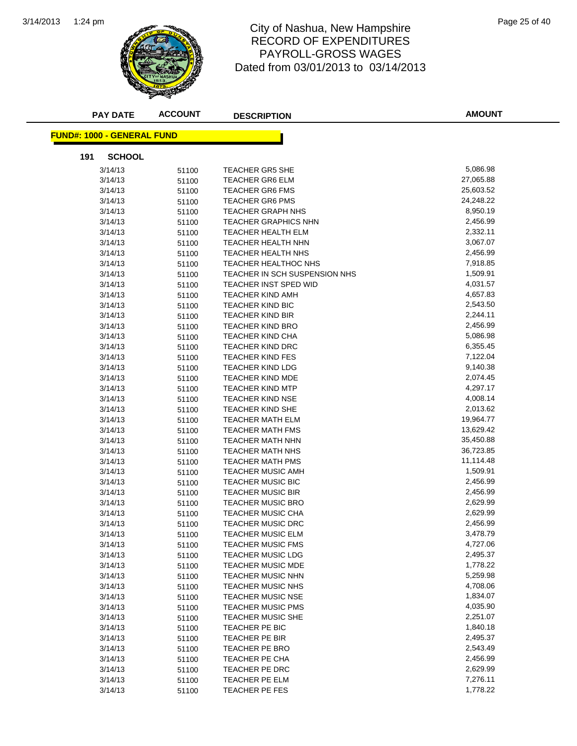# City of Nashua, New Hampshire
# RECORD OF EXPENDITURES
# PAYROLL-GROSS WAGES
Dated from 03/01/2013 to 03/14/2013

**FUND#: 1000 - GENERAL FUND**

**191 SCHOOL**

| PAY DATE | ACCOUNT | DESCRIPTION | AMOUNT |
|---|---|---|---|
| 3/14/13 | 51100 | TEACHER GR5 SHE | 5,086.98 |
| 3/14/13 | 51100 | TEACHER GR6 ELM | 27,065.88 |
| 3/14/13 | 51100 | TEACHER GR6 FMS | 25,603.52 |
| 3/14/13 | 51100 | TEACHER GR6 PMS | 24,248.22 |
| 3/14/13 | 51100 | TEACHER GRAPH NHS | 8,950.19 |
| 3/14/13 | 51100 | TEACHER GRAPHICS NHN | 2,456.99 |
| 3/14/13 | 51100 | TEACHER HEALTH ELM | 2,332.11 |
| 3/14/13 | 51100 | TEACHER HEALTH NHN | 3,067.07 |
| 3/14/13 | 51100 | TEACHER HEALTH NHS | 2,456.99 |
| 3/14/13 | 51100 | TEACHER HEALTHOC NHS | 7,918.85 |
| 3/14/13 | 51100 | TEACHER IN SCH SUSPENSION NHS | 1,509.91 |
| 3/14/13 | 51100 | TEACHER INST SPED WID | 4,031.57 |
| 3/14/13 | 51100 | TEACHER KIND AMH | 4,657.83 |
| 3/14/13 | 51100 | TEACHER KIND BIC | 2,543.50 |
| 3/14/13 | 51100 | TEACHER KIND BIR | 2,244.11 |
| 3/14/13 | 51100 | TEACHER KIND BRO | 2,456.99 |
| 3/14/13 | 51100 | TEACHER KIND CHA | 5,086.98 |
| 3/14/13 | 51100 | TEACHER KIND DRC | 6,355.45 |
| 3/14/13 | 51100 | TEACHER KIND FES | 7,122.04 |
| 3/14/13 | 51100 | TEACHER KIND LDG | 9,140.38 |
| 3/14/13 | 51100 | TEACHER KIND MDE | 2,074.45 |
| 3/14/13 | 51100 | TEACHER KIND MTP | 4,297.17 |
| 3/14/13 | 51100 | TEACHER KIND NSE | 4,008.14 |
| 3/14/13 | 51100 | TEACHER KIND SHE | 2,013.62 |
| 3/14/13 | 51100 | TEACHER MATH ELM | 19,964.77 |
| 3/14/13 | 51100 | TEACHER MATH FMS | 13,629.42 |
| 3/14/13 | 51100 | TEACHER MATH NHN | 35,450.88 |
| 3/14/13 | 51100 | TEACHER MATH NHS | 36,723.85 |
| 3/14/13 | 51100 | TEACHER MATH PMS | 11,114.48 |
| 3/14/13 | 51100 | TEACHER MUSIC AMH | 1,509.91 |
| 3/14/13 | 51100 | TEACHER MUSIC BIC | 2,456.99 |
| 3/14/13 | 51100 | TEACHER MUSIC BIR | 2,456.99 |
| 3/14/13 | 51100 | TEACHER MUSIC BRO | 2,629.99 |
| 3/14/13 | 51100 | TEACHER MUSIC CHA | 2,629.99 |
| 3/14/13 | 51100 | TEACHER MUSIC DRC | 2,456.99 |
| 3/14/13 | 51100 | TEACHER MUSIC ELM | 3,478.79 |
| 3/14/13 | 51100 | TEACHER MUSIC FMS | 4,727.06 |
| 3/14/13 | 51100 | TEACHER MUSIC LDG | 2,495.37 |
| 3/14/13 | 51100 | TEACHER MUSIC MDE | 1,778.22 |
| 3/14/13 | 51100 | TEACHER MUSIC NHN | 5,259.98 |
| 3/14/13 | 51100 | TEACHER MUSIC NHS | 4,708.06 |
| 3/14/13 | 51100 | TEACHER MUSIC NSE | 1,834.07 |
| 3/14/13 | 51100 | TEACHER MUSIC PMS | 4,035.90 |
| 3/14/13 | 51100 | TEACHER MUSIC SHE | 2,251.07 |
| 3/14/13 | 51100 | TEACHER PE BIC | 1,840.18 |
| 3/14/13 | 51100 | TEACHER PE BIR | 2,495.37 |
| 3/14/13 | 51100 | TEACHER PE BRO | 2,543.49 |
| 3/14/13 | 51100 | TEACHER PE CHA | 2,456.99 |
| 3/14/13 | 51100 | TEACHER PE DRC | 2,629.99 |
| 3/14/13 | 51100 | TEACHER PE ELM | 7,276.11 |
| 3/14/13 | 51100 | TEACHER PE FES | 1,778.22 |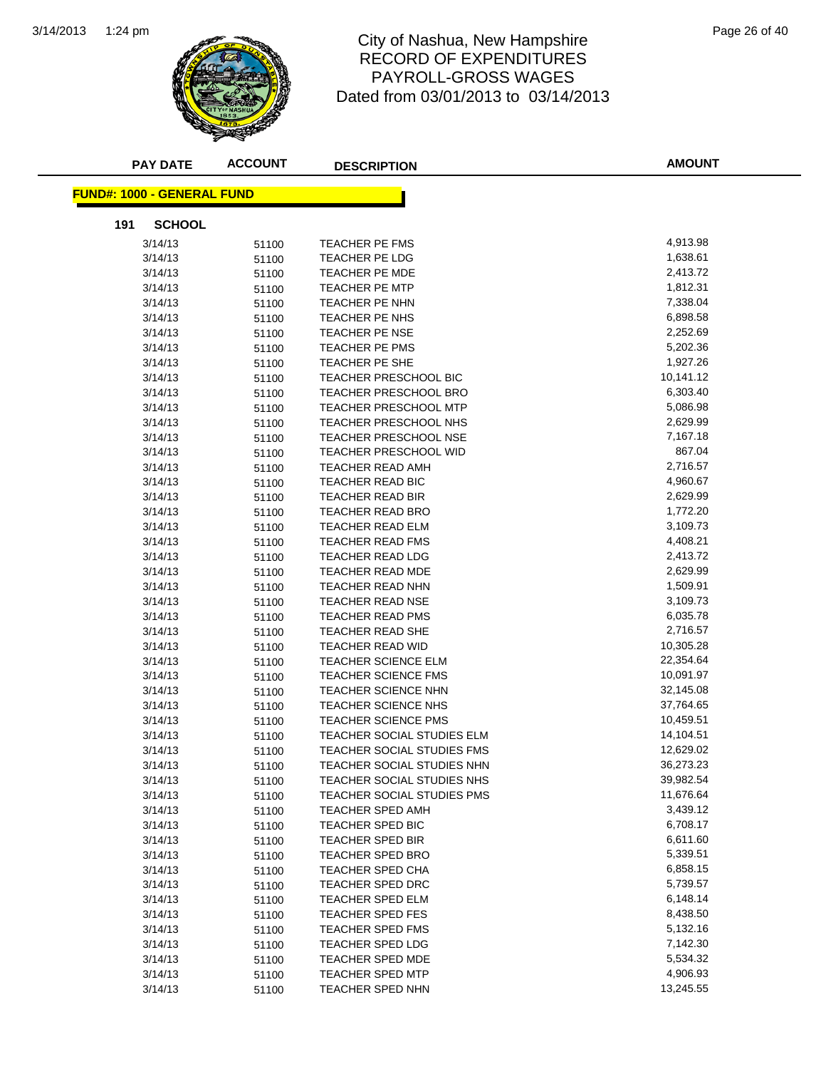# City of Nashua, New Hampshire
## RECORD OF EXPENDITURES
## PAYROLL-GROSS WAGES
### Dated from 03/01/2013 to 03/14/2013

**FUND#: 1000 - GENERAL FUND**

**191 SCHOOL**

| PAY DATE | ACCOUNT | DESCRIPTION | AMOUNT |
|---|---|---|---|
| 3/14/13 | 51100 | TEACHER PE FMS | 4,913.98 |
| 3/14/13 | 51100 | TEACHER PE LDG | 1,638.61 |
| 3/14/13 | 51100 | TEACHER PE MDE | 2,413.72 |
| 3/14/13 | 51100 | TEACHER PE MTP | 1,812.31 |
| 3/14/13 | 51100 | TEACHER PE NHN | 7,338.04 |
| 3/14/13 | 51100 | TEACHER PE NHS | 6,898.58 |
| 3/14/13 | 51100 | TEACHER PE NSE | 2,252.69 |
| 3/14/13 | 51100 | TEACHER PE PMS | 5,202.36 |
| 3/14/13 | 51100 | TEACHER PE SHE | 1,927.26 |
| 3/14/13 | 51100 | TEACHER PRESCHOOL BIC | 10,141.12 |
| 3/14/13 | 51100 | TEACHER PRESCHOOL BRO | 6,303.40 |
| 3/14/13 | 51100 | TEACHER PRESCHOOL MTP | 5,086.98 |
| 3/14/13 | 51100 | TEACHER PRESCHOOL NHS | 2,629.99 |
| 3/14/13 | 51100 | TEACHER PRESCHOOL NSE | 7,167.18 |
| 3/14/13 | 51100 | TEACHER PRESCHOOL WID | 867.04 |
| 3/14/13 | 51100 | TEACHER READ AMH | 2,716.57 |
| 3/14/13 | 51100 | TEACHER READ BIC | 4,960.67 |
| 3/14/13 | 51100 | TEACHER READ BIR | 2,629.99 |
| 3/14/13 | 51100 | TEACHER READ BRO | 1,772.20 |
| 3/14/13 | 51100 | TEACHER READ ELM | 3,109.73 |
| 3/14/13 | 51100 | TEACHER READ FMS | 4,408.21 |
| 3/14/13 | 51100 | TEACHER READ LDG | 2,413.72 |
| 3/14/13 | 51100 | TEACHER READ MDE | 2,629.99 |
| 3/14/13 | 51100 | TEACHER READ NHN | 1,509.91 |
| 3/14/13 | 51100 | TEACHER READ NSE | 3,109.73 |
| 3/14/13 | 51100 | TEACHER READ PMS | 6,035.78 |
| 3/14/13 | 51100 | TEACHER READ SHE | 2,716.57 |
| 3/14/13 | 51100 | TEACHER READ WID | 10,305.28 |
| 3/14/13 | 51100 | TEACHER SCIENCE ELM | 22,354.64 |
| 3/14/13 | 51100 | TEACHER SCIENCE FMS | 10,091.97 |
| 3/14/13 | 51100 | TEACHER SCIENCE NHN | 32,145.08 |
| 3/14/13 | 51100 | TEACHER SCIENCE NHS | 37,764.65 |
| 3/14/13 | 51100 | TEACHER SCIENCE PMS | 10,459.51 |
| 3/14/13 | 51100 | TEACHER SOCIAL STUDIES ELM | 14,104.51 |
| 3/14/13 | 51100 | TEACHER SOCIAL STUDIES FMS | 12,629.02 |
| 3/14/13 | 51100 | TEACHER SOCIAL STUDIES NHN | 36,273.23 |
| 3/14/13 | 51100 | TEACHER SOCIAL STUDIES NHS | 39,982.54 |
| 3/14/13 | 51100 | TEACHER SOCIAL STUDIES PMS | 11,676.64 |
| 3/14/13 | 51100 | TEACHER SPED AMH | 3,439.12 |
| 3/14/13 | 51100 | TEACHER SPED BIC | 6,708.17 |
| 3/14/13 | 51100 | TEACHER SPED BIR | 6,611.60 |
| 3/14/13 | 51100 | TEACHER SPED BRO | 5,339.51 |
| 3/14/13 | 51100 | TEACHER SPED CHA | 6,858.15 |
| 3/14/13 | 51100 | TEACHER SPED DRC | 5,739.57 |
| 3/14/13 | 51100 | TEACHER SPED ELM | 6,148.14 |
| 3/14/13 | 51100 | TEACHER SPED FES | 8,438.50 |
| 3/14/13 | 51100 | TEACHER SPED FMS | 5,132.16 |
| 3/14/13 | 51100 | TEACHER SPED LDG | 7,142.30 |
| 3/14/13 | 51100 | TEACHER SPED MDE | 5,534.32 |
| 3/14/13 | 51100 | TEACHER SPED MTP | 4,906.93 |
| 3/14/13 | 51100 | TEACHER SPED NHN | 13,245.55 |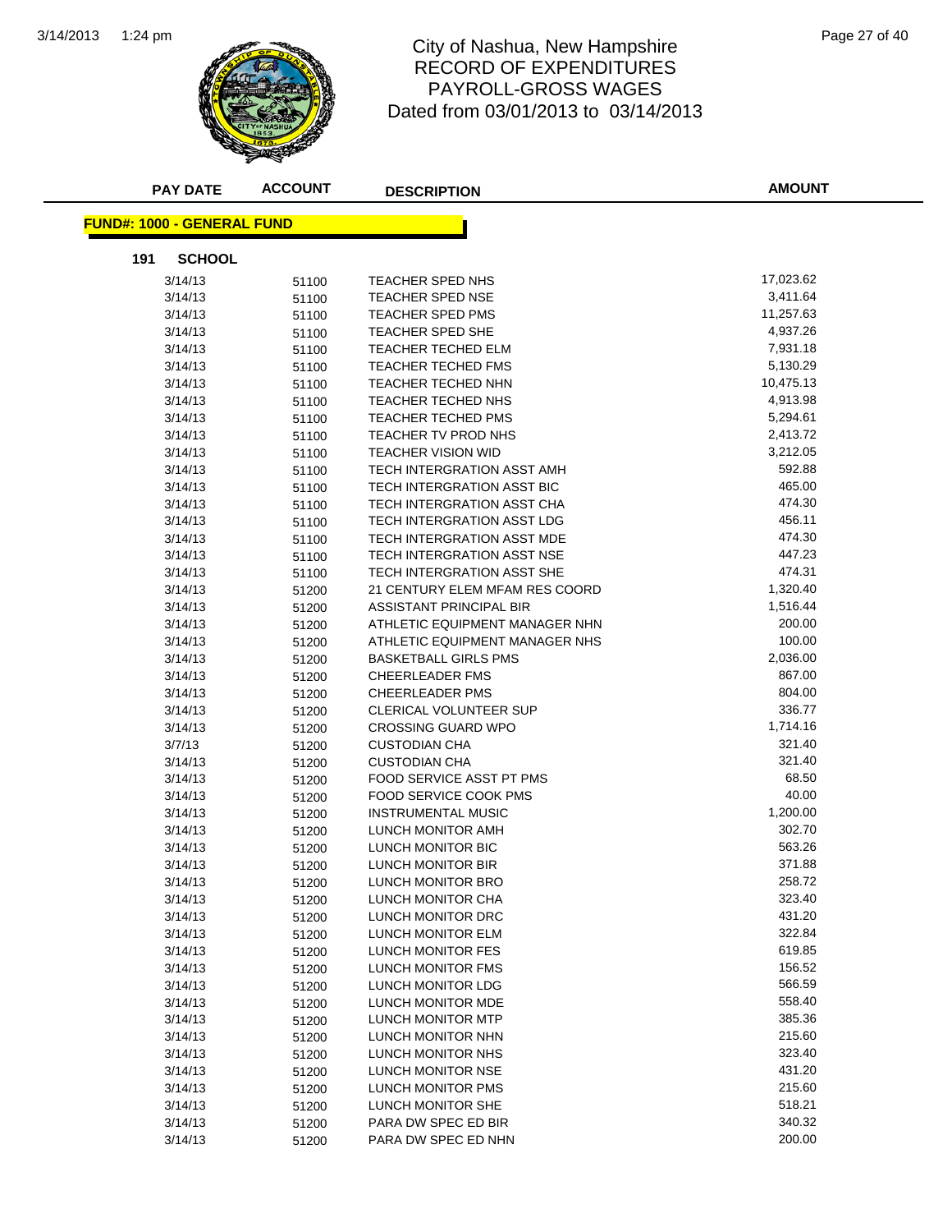# City of Nashua, New Hampshire
## RECORD OF EXPENDITURES
## PAYROLL-GROSS WAGES
### Dated from 03/01/2013 to 03/14/2013

**FUND#: 1000 - GENERAL FUND**

**191 SCHOOL**

| PAY DATE | ACCOUNT | DESCRIPTION | AMOUNT |
|---|---|---|---|
| 3/14/13 | 51100 | TEACHER SPED NHS | 17,023.62 |
| 3/14/13 | 51100 | TEACHER SPED NSE | 3,411.64 |
| 3/14/13 | 51100 | TEACHER SPED PMS | 11,257.63 |
| 3/14/13 | 51100 | TEACHER SPED SHE | 4,937.26 |
| 3/14/13 | 51100 | TEACHER TECHED ELM | 7,931.18 |
| 3/14/13 | 51100 | TEACHER TECHED FMS | 5,130.29 |
| 3/14/13 | 51100 | TEACHER TECHED NHN | 10,475.13 |
| 3/14/13 | 51100 | TEACHER TECHED NHS | 4,913.98 |
| 3/14/13 | 51100 | TEACHER TECHED PMS | 5,294.61 |
| 3/14/13 | 51100 | TEACHER TV PROD NHS | 2,413.72 |
| 3/14/13 | 51100 | TEACHER VISION WID | 3,212.05 |
| 3/14/13 | 51100 | TECH INTERGRATION ASST AMH | 592.88 |
| 3/14/13 | 51100 | TECH INTERGRATION ASST BIC | 465.00 |
| 3/14/13 | 51100 | TECH INTERGRATION ASST CHA | 474.30 |
| 3/14/13 | 51100 | TECH INTERGRATION ASST LDG | 456.11 |
| 3/14/13 | 51100 | TECH INTERGRATION ASST MDE | 474.30 |
| 3/14/13 | 51100 | TECH INTERGRATION ASST NSE | 447.23 |
| 3/14/13 | 51100 | TECH INTERGRATION ASST SHE | 474.31 |
| 3/14/13 | 51200 | 21 CENTURY ELEM MFAM RES COORD | 1,320.40 |
| 3/14/13 | 51200 | ASSISTANT PRINCIPAL BIR | 1,516.44 |
| 3/14/13 | 51200 | ATHLETIC EQUIPMENT MANAGER NHN | 200.00 |
| 3/14/13 | 51200 | ATHLETIC EQUIPMENT MANAGER NHS | 100.00 |
| 3/14/13 | 51200 | BASKETBALL GIRLS PMS | 2,036.00 |
| 3/14/13 | 51200 | CHEERLEADER FMS | 867.00 |
| 3/14/13 | 51200 | CHEERLEADER PMS | 804.00 |
| 3/14/13 | 51200 | CLERICAL VOLUNTEER SUP | 336.77 |
| 3/14/13 | 51200 | CROSSING GUARD WPO | 1,714.16 |
| 3/7/13 | 51200 | CUSTODIAN CHA | 321.40 |
| 3/14/13 | 51200 | CUSTODIAN CHA | 321.40 |
| 3/14/13 | 51200 | FOOD SERVICE ASST PT PMS | 68.50 |
| 3/14/13 | 51200 | FOOD SERVICE COOK PMS | 40.00 |
| 3/14/13 | 51200 | INSTRUMENTAL MUSIC | 1,200.00 |
| 3/14/13 | 51200 | LUNCH MONITOR AMH | 302.70 |
| 3/14/13 | 51200 | LUNCH MONITOR BIC | 563.26 |
| 3/14/13 | 51200 | LUNCH MONITOR BIR | 371.88 |
| 3/14/13 | 51200 | LUNCH MONITOR BRO | 258.72 |
| 3/14/13 | 51200 | LUNCH MONITOR CHA | 323.40 |
| 3/14/13 | 51200 | LUNCH MONITOR DRC | 431.20 |
| 3/14/13 | 51200 | LUNCH MONITOR ELM | 322.84 |
| 3/14/13 | 51200 | LUNCH MONITOR FES | 619.85 |
| 3/14/13 | 51200 | LUNCH MONITOR FMS | 156.52 |
| 3/14/13 | 51200 | LUNCH MONITOR LDG | 566.59 |
| 3/14/13 | 51200 | LUNCH MONITOR MDE | 558.40 |
| 3/14/13 | 51200 | LUNCH MONITOR MTP | 385.36 |
| 3/14/13 | 51200 | LUNCH MONITOR NHN | 215.60 |
| 3/14/13 | 51200 | LUNCH MONITOR NHS | 323.40 |
| 3/14/13 | 51200 | LUNCH MONITOR NSE | 431.20 |
| 3/14/13 | 51200 | LUNCH MONITOR PMS | 215.60 |
| 3/14/13 | 51200 | LUNCH MONITOR SHE | 518.21 |
| 3/14/13 | 51200 | PARA DW SPEC ED BIR | 340.32 |
| 3/14/13 | 51200 | PARA DW SPEC ED NHN | 200.00 |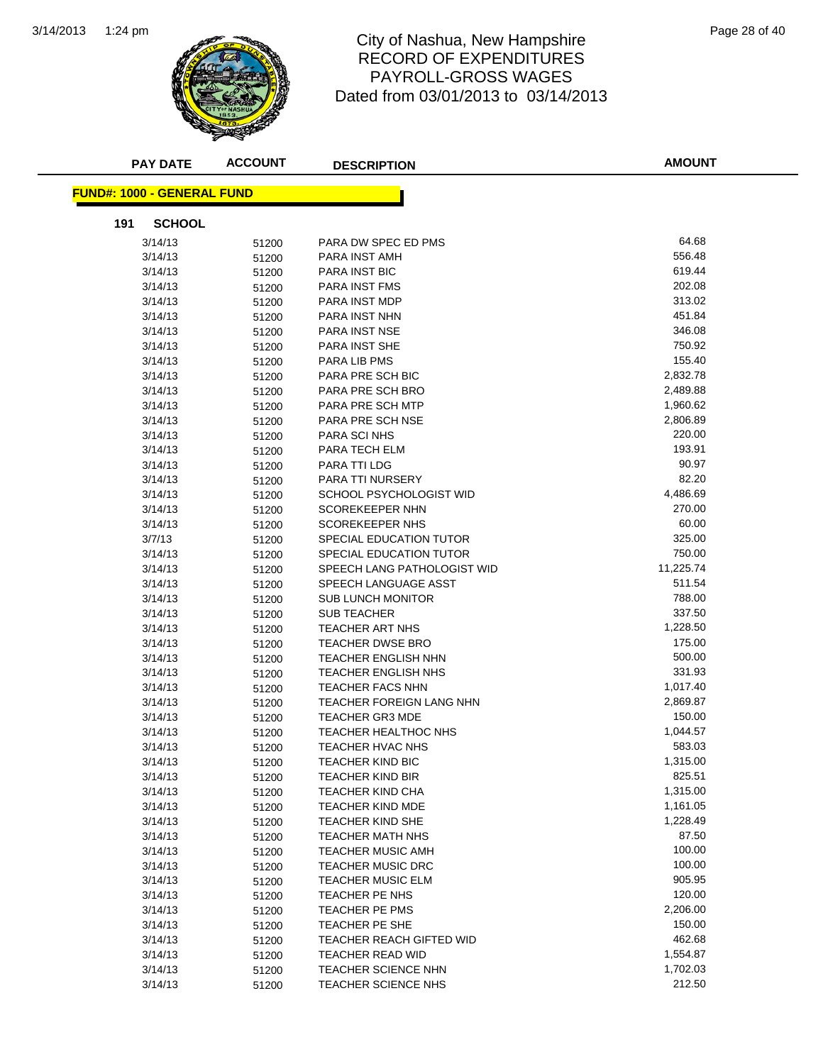# City of Nashua, New Hampshire
## RECORD OF EXPENDITURES
## PAYROLL-GROSS WAGES
### Dated from 03/01/2013 to 03/14/2013

**FUND#: 1000 - GENERAL FUND**

**191 SCHOOL**

| PAY DATE | ACCOUNT | DESCRIPTION | AMOUNT |
|---|---|---|---|
| 3/14/13 | 51200 | PARA DW SPEC ED PMS | 64.68 |
| 3/14/13 | 51200 | PARA INST AMH | 556.48 |
| 3/14/13 | 51200 | PARA INST BIC | 619.44 |
| 3/14/13 | 51200 | PARA INST FMS | 202.08 |
| 3/14/13 | 51200 | PARA INST MDP | 313.02 |
| 3/14/13 | 51200 | PARA INST NHN | 451.84 |
| 3/14/13 | 51200 | PARA INST NSE | 346.08 |
| 3/14/13 | 51200 | PARA INST SHE | 750.92 |
| 3/14/13 | 51200 | PARA LIB PMS | 155.40 |
| 3/14/13 | 51200 | PARA PRE SCH BIC | 2,832.78 |
| 3/14/13 | 51200 | PARA PRE SCH BRO | 2,489.88 |
| 3/14/13 | 51200 | PARA PRE SCH MTP | 1,960.62 |
| 3/14/13 | 51200 | PARA PRE SCH NSE | 2,806.89 |
| 3/14/13 | 51200 | PARA SCI NHS | 220.00 |
| 3/14/13 | 51200 | PARA TECH ELM | 193.91 |
| 3/14/13 | 51200 | PARA TTI LDG | 90.97 |
| 3/14/13 | 51200 | PARA TTI NURSERY | 82.20 |
| 3/14/13 | 51200 | SCHOOL PSYCHOLOGIST WID | 4,486.69 |
| 3/14/13 | 51200 | SCOREKEEPER NHN | 270.00 |
| 3/14/13 | 51200 | SCOREKEEPER NHS | 60.00 |
| 3/7/13 | 51200 | SPECIAL EDUCATION TUTOR | 325.00 |
| 3/14/13 | 51200 | SPECIAL EDUCATION TUTOR | 750.00 |
| 3/14/13 | 51200 | SPEECH LANG PATHOLOGIST WID | 11,225.74 |
| 3/14/13 | 51200 | SPEECH LANGUAGE ASST | 511.54 |
| 3/14/13 | 51200 | SUB LUNCH MONITOR | 788.00 |
| 3/14/13 | 51200 | SUB TEACHER | 337.50 |
| 3/14/13 | 51200 | TEACHER ART NHS | 1,228.50 |
| 3/14/13 | 51200 | TEACHER DWSE BRO | 175.00 |
| 3/14/13 | 51200 | TEACHER ENGLISH NHN | 500.00 |
| 3/14/13 | 51200 | TEACHER ENGLISH NHS | 331.93 |
| 3/14/13 | 51200 | TEACHER FACS NHN | 1,017.40 |
| 3/14/13 | 51200 | TEACHER FOREIGN LANG NHN | 2,869.87 |
| 3/14/13 | 51200 | TEACHER GR3 MDE | 150.00 |
| 3/14/13 | 51200 | TEACHER HEALTHOC NHS | 1,044.57 |
| 3/14/13 | 51200 | TEACHER HVAC NHS | 583.03 |
| 3/14/13 | 51200 | TEACHER KIND BIC | 1,315.00 |
| 3/14/13 | 51200 | TEACHER KIND BIR | 825.51 |
| 3/14/13 | 51200 | TEACHER KIND CHA | 1,315.00 |
| 3/14/13 | 51200 | TEACHER KIND MDE | 1,161.05 |
| 3/14/13 | 51200 | TEACHER KIND SHE | 1,228.49 |
| 3/14/13 | 51200 | TEACHER MATH NHS | 87.50 |
| 3/14/13 | 51200 | TEACHER MUSIC AMH | 100.00 |
| 3/14/13 | 51200 | TEACHER MUSIC DRC | 100.00 |
| 3/14/13 | 51200 | TEACHER MUSIC ELM | 905.95 |
| 3/14/13 | 51200 | TEACHER PE NHS | 120.00 |
| 3/14/13 | 51200 | TEACHER PE PMS | 2,206.00 |
| 3/14/13 | 51200 | TEACHER PE SHE | 150.00 |
| 3/14/13 | 51200 | TEACHER REACH GIFTED WID | 462.68 |
| 3/14/13 | 51200 | TEACHER READ WID | 1,554.87 |
| 3/14/13 | 51200 | TEACHER SCIENCE NHN | 1,702.03 |
| 3/14/13 | 51200 | TEACHER SCIENCE NHS | 212.50 |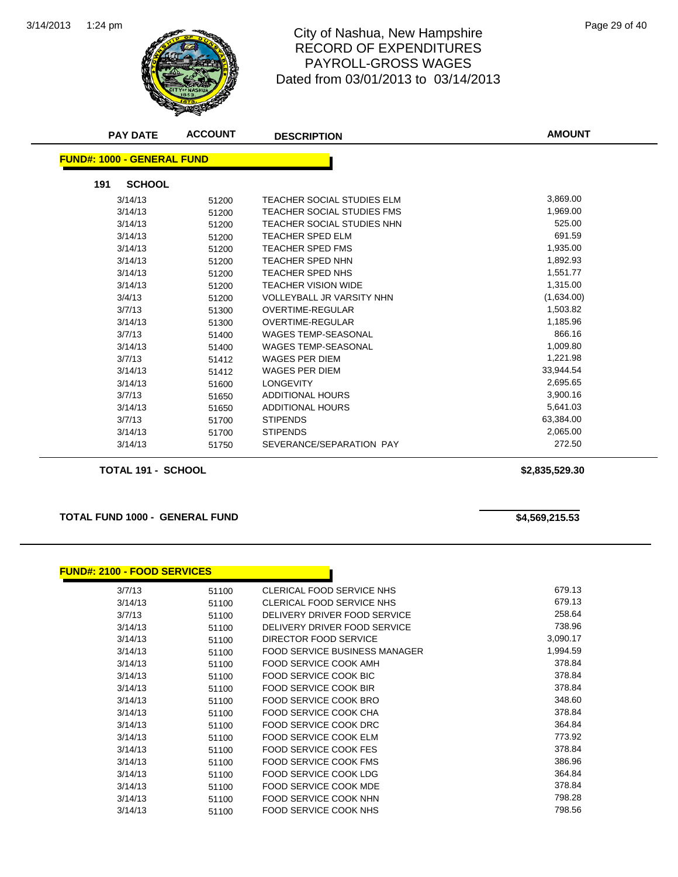# City of Nashua, New Hampshire
## RECORD OF EXPENDITURES
## PAYROLL-GROSS WAGES
### Dated from 03/01/2013 to 03/14/2013

**FUND#: 1000 - GENERAL FUND**

**191 SCHOOL**

| PAY DATE | ACCOUNT | DESCRIPTION | AMOUNT |
|---|---|---|---|
| 3/14/13 | 51200 | TEACHER SOCIAL STUDIES ELM | 3,869.00 |
| 3/14/13 | 51200 | TEACHER SOCIAL STUDIES FMS | 1,969.00 |
| 3/14/13 | 51200 | TEACHER SOCIAL STUDIES NHN | 525.00 |
| 3/14/13 | 51200 | TEACHER SPED ELM | 691.59 |
| 3/14/13 | 51200 | TEACHER SPED FMS | 1,935.00 |
| 3/14/13 | 51200 | TEACHER SPED NHN | 1,892.93 |
| 3/14/13 | 51200 | TEACHER SPED NHS | 1,551.77 |
| 3/14/13 | 51200 | TEACHER VISION WIDE | 1,315.00 |
| 3/4/13 | 51200 | VOLLEYBALL JR VARSITY NHN | (1,634.00) |
| 3/7/13 | 51300 | OVERTIME-REGULAR | 1,503.82 |
| 3/14/13 | 51300 | OVERTIME-REGULAR | 1,185.96 |
| 3/7/13 | 51400 | WAGES TEMP-SEASONAL | 866.16 |
| 3/14/13 | 51400 | WAGES TEMP-SEASONAL | 1,009.80 |
| 3/7/13 | 51412 | WAGES PER DIEM | 1,221.98 |
| 3/14/13 | 51412 | WAGES PER DIEM | 33,944.54 |
| 3/14/13 | 51600 | LONGEVITY | 2,695.65 |
| 3/7/13 | 51650 | ADDITIONAL HOURS | 3,900.16 |
| 3/14/13 | 51650 | ADDITIONAL HOURS | 5,641.03 |
| 3/7/13 | 51700 | STIPENDS | 63,384.00 |
| 3/14/13 | 51700 | STIPENDS | 2,065.00 |
| 3/14/13 | 51750 | SEVERANCE/SEPARATION PAY | 272.50 |

**TOTAL 191 - SCHOOL** **$2,835,529.30**

**TOTAL FUND 1000 - GENERAL FUND** **$4,569,215.53**

**FUND#: 2100 - FOOD SERVICES**

| PAY DATE | ACCOUNT | DESCRIPTION | AMOUNT |
|---|---|---|---|
| 3/7/13 | 51100 | CLERICAL FOOD SERVICE NHS | 679.13 |
| 3/14/13 | 51100 | CLERICAL FOOD SERVICE NHS | 679.13 |
| 3/7/13 | 51100 | DELIVERY DRIVER FOOD SERVICE | 258.64 |
| 3/14/13 | 51100 | DELIVERY DRIVER FOOD SERVICE | 738.96 |
| 3/14/13 | 51100 | DIRECTOR FOOD SERVICE | 3,090.17 |
| 3/14/13 | 51100 | FOOD SERVICE BUSINESS MANAGER | 1,994.59 |
| 3/14/13 | 51100 | FOOD SERVICE COOK AMH | 378.84 |
| 3/14/13 | 51100 | FOOD SERVICE COOK BIC | 378.84 |
| 3/14/13 | 51100 | FOOD SERVICE COOK BIR | 378.84 |
| 3/14/13 | 51100 | FOOD SERVICE COOK BRO | 348.60 |
| 3/14/13 | 51100 | FOOD SERVICE COOK CHA | 378.84 |
| 3/14/13 | 51100 | FOOD SERVICE COOK DRC | 364.84 |
| 3/14/13 | 51100 | FOOD SERVICE COOK ELM | 773.92 |
| 3/14/13 | 51100 | FOOD SERVICE COOK FES | 378.84 |
| 3/14/13 | 51100 | FOOD SERVICE COOK FMS | 386.96 |
| 3/14/13 | 51100 | FOOD SERVICE COOK LDG | 364.84 |
| 3/14/13 | 51100 | FOOD SERVICE COOK MDE | 378.84 |
| 3/14/13 | 51100 | FOOD SERVICE COOK NHN | 798.28 |
| 3/14/13 | 51100 | FOOD SERVICE COOK NHS | 798.56 |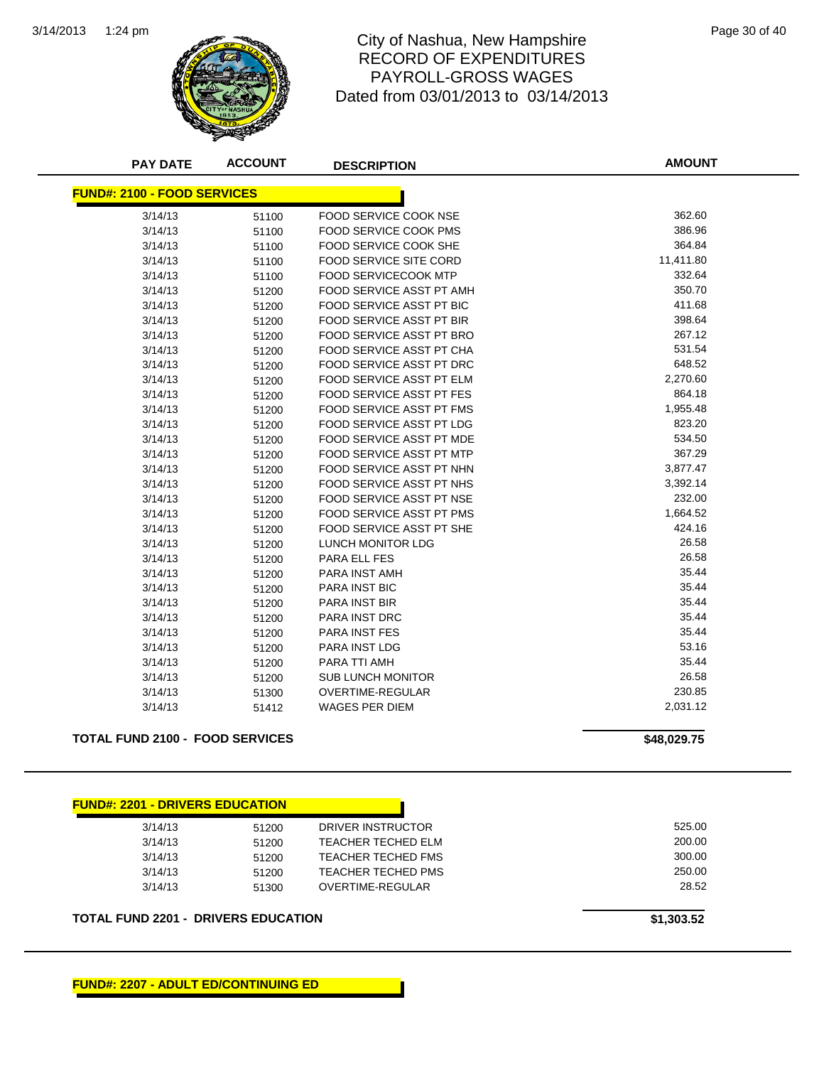# City of Nashua, New Hampshire
## RECORD OF EXPENDITURES
## PAYROLL-GROSS WAGES
### Dated from 03/01/2013 to 03/14/2013

| PAY DATE | ACCOUNT | DESCRIPTION | AMOUNT |
|---|---|---|---|
| **FUND#: 2100 - FOOD SERVICES** | | | |
| 3/14/13 | 51100 | FOOD SERVICE COOK NSE | 362.60 |
| 3/14/13 | 51100 | FOOD SERVICE COOK PMS | 386.96 |
| 3/14/13 | 51100 | FOOD SERVICE COOK SHE | 364.84 |
| 3/14/13 | 51100 | FOOD SERVICE SITE CORD | 11,411.80 |
| 3/14/13 | 51100 | FOOD SERVICECOOK MTP | 332.64 |
| 3/14/13 | 51200 | FOOD SERVICE ASST PT AMH | 350.70 |
| 3/14/13 | 51200 | FOOD SERVICE ASST PT BIC | 411.68 |
| 3/14/13 | 51200 | FOOD SERVICE ASST PT BIR | 398.64 |
| 3/14/13 | 51200 | FOOD SERVICE ASST PT BRO | 267.12 |
| 3/14/13 | 51200 | FOOD SERVICE ASST PT CHA | 531.54 |
| 3/14/13 | 51200 | FOOD SERVICE ASST PT DRC | 648.52 |
| 3/14/13 | 51200 | FOOD SERVICE ASST PT ELM | 2,270.60 |
| 3/14/13 | 51200 | FOOD SERVICE ASST PT FES | 864.18 |
| 3/14/13 | 51200 | FOOD SERVICE ASST PT FMS | 1,955.48 |
| 3/14/13 | 51200 | FOOD SERVICE ASST PT LDG | 823.20 |
| 3/14/13 | 51200 | FOOD SERVICE ASST PT MDE | 534.50 |
| 3/14/13 | 51200 | FOOD SERVICE ASST PT MTP | 367.29 |
| 3/14/13 | 51200 | FOOD SERVICE ASST PT NHN | 3,877.47 |
| 3/14/13 | 51200 | FOOD SERVICE ASST PT NHS | 3,392.14 |
| 3/14/13 | 51200 | FOOD SERVICE ASST PT NSE | 232.00 |
| 3/14/13 | 51200 | FOOD SERVICE ASST PT PMS | 1,664.52 |
| 3/14/13 | 51200 | FOOD SERVICE ASST PT SHE | 424.16 |
| 3/14/13 | 51200 | LUNCH MONITOR LDG | 26.58 |
| 3/14/13 | 51200 | PARA ELL FES | 26.58 |
| 3/14/13 | 51200 | PARA INST AMH | 35.44 |
| 3/14/13 | 51200 | PARA INST BIC | 35.44 |
| 3/14/13 | 51200 | PARA INST BIR | 35.44 |
| 3/14/13 | 51200 | PARA INST DRC | 35.44 |
| 3/14/13 | 51200 | PARA INST FES | 35.44 |
| 3/14/13 | 51200 | PARA INST LDG | 53.16 |
| 3/14/13 | 51200 | PARA TTI AMH | 35.44 |
| 3/14/13 | 51200 | SUB LUNCH MONITOR | 26.58 |
| 3/14/13 | 51300 | OVERTIME-REGULAR | 230.85 |
| 3/14/13 | 51412 | WAGES PER DIEM | 2,031.12 |
| **TOTAL FUND 2100 - FOOD SERVICES** | | | **$48,029.75** |

| PAY DATE | ACCOUNT | DESCRIPTION | AMOUNT |
|---|---|---|---|
| **FUND#: 2201 - DRIVERS EDUCATION** | | | |
| 3/14/13 | 51200 | DRIVER INSTRUCTOR | 525.00 |
| 3/14/13 | 51200 | TEACHER TECHED ELM | 200.00 |
| 3/14/13 | 51200 | TEACHER TECHED FMS | 300.00 |
| 3/14/13 | 51200 | TEACHER TECHED PMS | 250.00 |
| 3/14/13 | 51300 | OVERTIME-REGULAR | 28.52 |
| **TOTAL FUND 2201 - DRIVERS EDUCATION** | | | **$1,303.52** |

**FUND#: 2207 - ADULT ED/CONTINUING ED**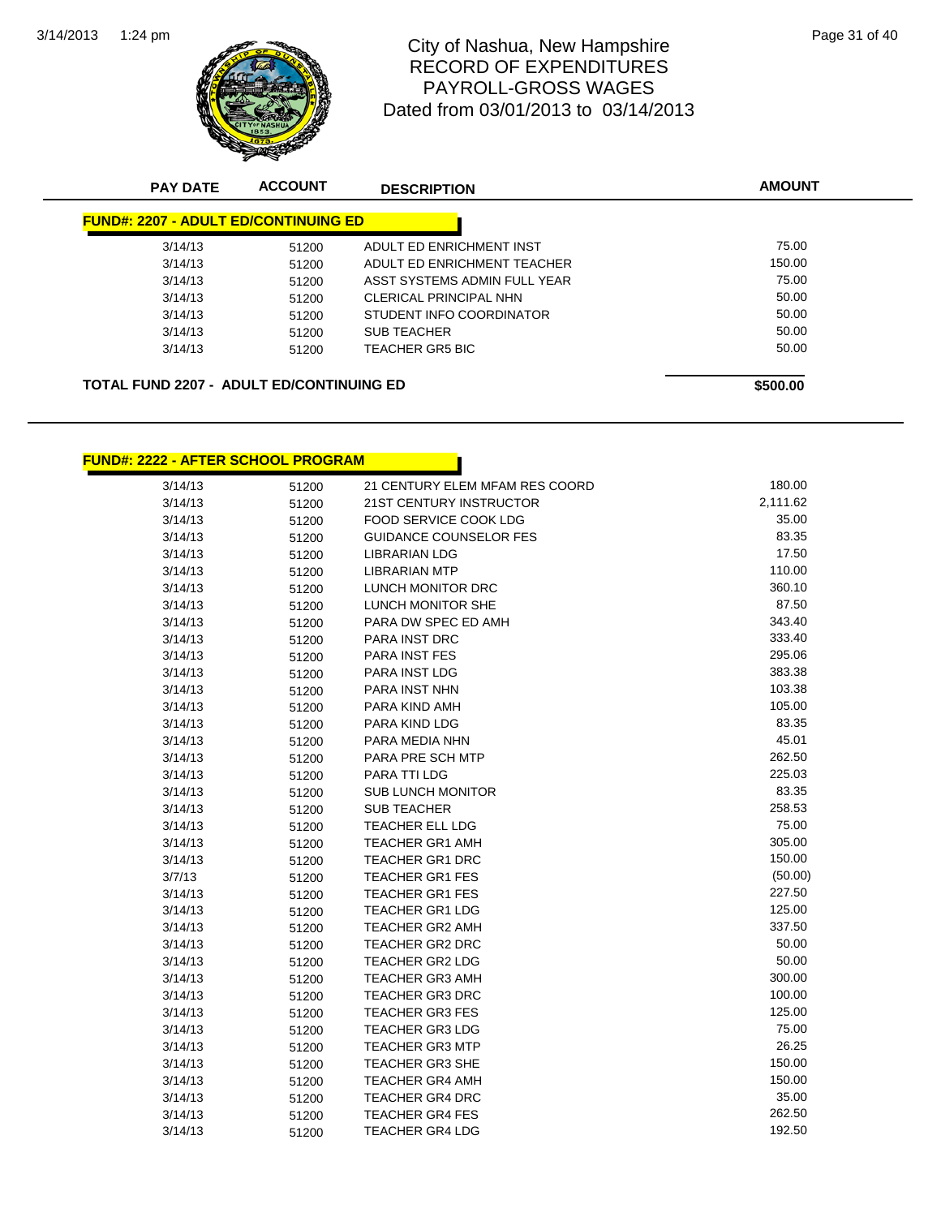# City of Nashua, New Hampshire
## RECORD OF EXPENDITURES
## PAYROLL-GROSS WAGES
### Dated from 03/01/2013 to 03/14/2013

### FUND#: 2207 - ADULT ED/CONTINUING ED

| PAY DATE | ACCOUNT | DESCRIPTION | AMOUNT |
|---|---|---|---|
| 3/14/13 | 51200 | ADULT ED ENRICHMENT INST | 75.00 |
| 3/14/13 | 51200 | ADULT ED ENRICHMENT TEACHER | 150.00 |
| 3/14/13 | 51200 | ASST SYSTEMS ADMIN FULL YEAR | 75.00 |
| 3/14/13 | 51200 | CLERICAL PRINCIPAL NHN | 50.00 |
| 3/14/13 | 51200 | STUDENT INFO COORDINATOR | 50.00 |
| 3/14/13 | 51200 | SUB TEACHER | 50.00 |
| 3/14/13 | 51200 | TEACHER GR5 BIC | 50.00 |

**TOTAL FUND 2207 - ADULT ED/CONTINUING ED** **$500.00**

### FUND#: 2222 - AFTER SCHOOL PROGRAM

| PAY DATE | ACCOUNT | DESCRIPTION | AMOUNT |
|---|---|---|---|
| 3/14/13 | 51200 | 21 CENTURY ELEM MFAM RES COORD | 180.00 |
| 3/14/13 | 51200 | 21ST CENTURY INSTRUCTOR | 2,111.62 |
| 3/14/13 | 51200 | FOOD SERVICE COOK LDG | 35.00 |
| 3/14/13 | 51200 | GUIDANCE COUNSELOR FES | 83.35 |
| 3/14/13 | 51200 | LIBRARIAN LDG | 17.50 |
| 3/14/13 | 51200 | LIBRARIAN MTP | 110.00 |
| 3/14/13 | 51200 | LUNCH MONITOR DRC | 360.10 |
| 3/14/13 | 51200 | LUNCH MONITOR SHE | 87.50 |
| 3/14/13 | 51200 | PARA DW SPEC ED AMH | 343.40 |
| 3/14/13 | 51200 | PARA INST DRC | 333.40 |
| 3/14/13 | 51200 | PARA INST FES | 295.06 |
| 3/14/13 | 51200 | PARA INST LDG | 383.38 |
| 3/14/13 | 51200 | PARA INST NHN | 103.38 |
| 3/14/13 | 51200 | PARA KIND AMH | 105.00 |
| 3/14/13 | 51200 | PARA KIND LDG | 83.35 |
| 3/14/13 | 51200 | PARA MEDIA NHN | 45.01 |
| 3/14/13 | 51200 | PARA PRE SCH MTP | 262.50 |
| 3/14/13 | 51200 | PARA TTI LDG | 225.03 |
| 3/14/13 | 51200 | SUB LUNCH MONITOR | 83.35 |
| 3/14/13 | 51200 | SUB TEACHER | 258.53 |
| 3/14/13 | 51200 | TEACHER ELL LDG | 75.00 |
| 3/14/13 | 51200 | TEACHER GR1 AMH | 305.00 |
| 3/14/13 | 51200 | TEACHER GR1 DRC | 150.00 |
| 3/7/13 | 51200 | TEACHER GR1 FES | (50.00) |
| 3/14/13 | 51200 | TEACHER GR1 FES | 227.50 |
| 3/14/13 | 51200 | TEACHER GR1 LDG | 125.00 |
| 3/14/13 | 51200 | TEACHER GR2 AMH | 337.50 |
| 3/14/13 | 51200 | TEACHER GR2 DRC | 50.00 |
| 3/14/13 | 51200 | TEACHER GR2 LDG | 50.00 |
| 3/14/13 | 51200 | TEACHER GR3 AMH | 300.00 |
| 3/14/13 | 51200 | TEACHER GR3 DRC | 100.00 |
| 3/14/13 | 51200 | TEACHER GR3 FES | 125.00 |
| 3/14/13 | 51200 | TEACHER GR3 LDG | 75.00 |
| 3/14/13 | 51200 | TEACHER GR3 MTP | 26.25 |
| 3/14/13 | 51200 | TEACHER GR3 SHE | 150.00 |
| 3/14/13 | 51200 | TEACHER GR4 AMH | 150.00 |
| 3/14/13 | 51200 | TEACHER GR4 DRC | 35.00 |
| 3/14/13 | 51200 | TEACHER GR4 FES | 262.50 |
| 3/14/13 | 51200 | TEACHER GR4 LDG | 192.50 |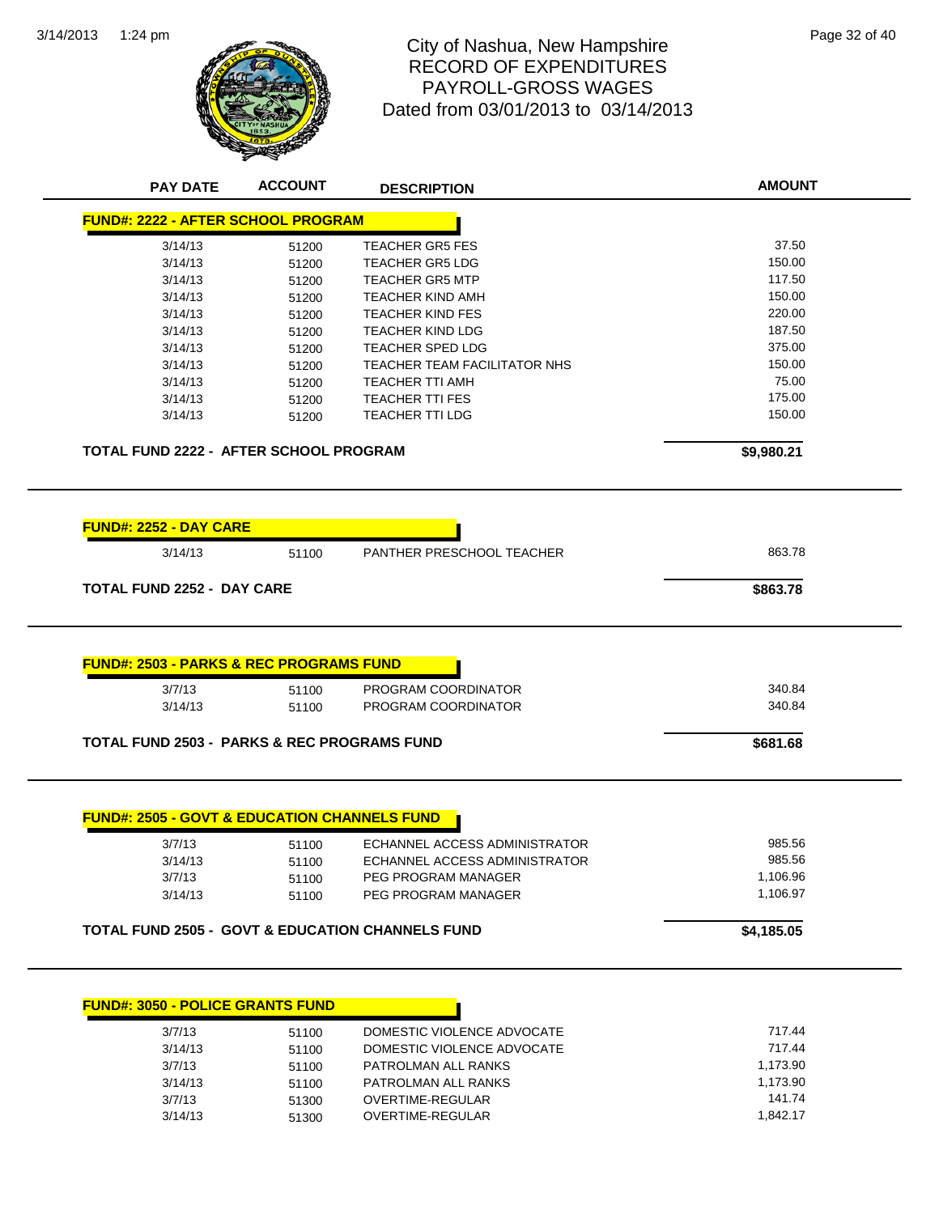# City of Nashua, New Hampshire
## RECORD OF EXPENDITURES
## PAYROLL-GROSS WAGES
### Dated from 03/01/2013 to 03/14/2013

| PAY DATE | ACCOUNT | DESCRIPTION | AMOUNT |
|---|---|---|---|
| **FUND#: 2222 - AFTER SCHOOL PROGRAM** | | | |
| 3/14/13 | 51200 | TEACHER GR5 FES | 37.50 |
| 3/14/13 | 51200 | TEACHER GR5 LDG | 150.00 |
| 3/14/13 | 51200 | TEACHER GR5 MTP | 117.50 |
| 3/14/13 | 51200 | TEACHER KIND AMH | 150.00 |
| 3/14/13 | 51200 | TEACHER KIND FES | 220.00 |
| 3/14/13 | 51200 | TEACHER KIND LDG | 187.50 |
| 3/14/13 | 51200 | TEACHER SPED LDG | 375.00 |
| 3/14/13 | 51200 | TEACHER TEAM FACILITATOR NHS | 150.00 |
| 3/14/13 | 51200 | TEACHER TTI AMH | 75.00 |
| 3/14/13 | 51200 | TEACHER TTI FES | 175.00 |
| 3/14/13 | 51200 | TEACHER TTI LDG | 150.00 |
| **TOTAL FUND 2222 - AFTER SCHOOL PROGRAM** | | | **$9,980.21** |
| **FUND#: 2252 - DAY CARE** | | | |
| 3/14/13 | 51100 | PANTHER PRESCHOOL TEACHER | 863.78 |
| **TOTAL FUND 2252 - DAY CARE** | | | **$863.78** |
| **FUND#: 2503 - PARKS & REC PROGRAMS FUND** | | | |
| 3/7/13 | 51100 | PROGRAM COORDINATOR | 340.84 |
| 3/14/13 | 51100 | PROGRAM COORDINATOR | 340.84 |
| **TOTAL FUND 2503 - PARKS & REC PROGRAMS FUND** | | | **$681.68** |
| **FUND#: 2505 - GOVT & EDUCATION CHANNELS FUND** | | | |
| 3/7/13 | 51100 | ECHANNEL ACCESS ADMINISTRATOR | 985.56 |
| 3/14/13 | 51100 | ECHANNEL ACCESS ADMINISTRATOR | 985.56 |
| 3/7/13 | 51100 | PEG PROGRAM MANAGER | 1,106.96 |
| 3/14/13 | 51100 | PEG PROGRAM MANAGER | 1,106.97 |
| **TOTAL FUND 2505 - GOVT & EDUCATION CHANNELS FUND** | | | **$4,185.05** |
| **FUND#: 3050 - POLICE GRANTS FUND** | | | |
| 3/7/13 | 51100 | DOMESTIC VIOLENCE ADVOCATE | 717.44 |
| 3/14/13 | 51100 | DOMESTIC VIOLENCE ADVOCATE | 717.44 |
| 3/7/13 | 51100 | PATROLMAN ALL RANKS | 1,173.90 |
| 3/14/13 | 51100 | PATROLMAN ALL RANKS | 1,173.90 |
| 3/7/13 | 51300 | OVERTIME-REGULAR | 141.74 |
| 3/14/13 | 51300 | OVERTIME-REGULAR | 1,842.17 |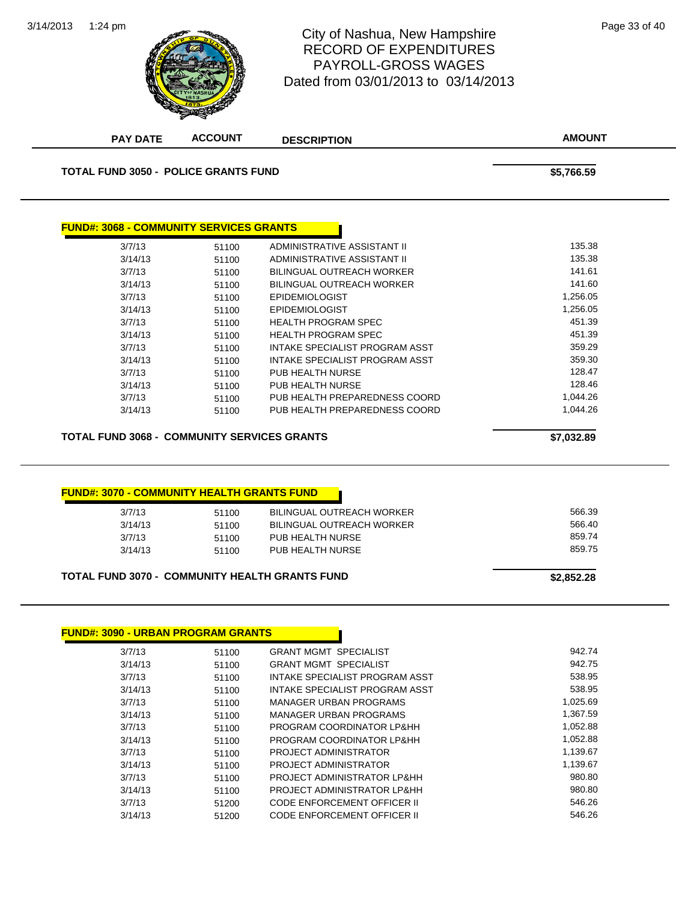# City of Nashua, New Hampshire
## RECORD OF EXPENDITURES
## PAYROLL-GROSS WAGES
## Dated from 03/01/2013 to 03/14/2013

| PAY DATE | ACCOUNT | DESCRIPTION | AMOUNT |
|---|---|---|---|

**TOTAL FUND 3050 - POLICE GRANTS FUND** **$5,766.59**

### FUND#: 3068 - COMMUNITY SERVICES GRANTS

| PAY DATE | ACCOUNT | DESCRIPTION | AMOUNT |
|---|---|---|---|
| 3/7/13 | 51100 | ADMINISTRATIVE ASSISTANT II | 135.38 |
| 3/14/13 | 51100 | ADMINISTRATIVE ASSISTANT II | 135.38 |
| 3/7/13 | 51100 | BILINGUAL OUTREACH WORKER | 141.61 |
| 3/14/13 | 51100 | BILINGUAL OUTREACH WORKER | 141.60 |
| 3/7/13 | 51100 | EPIDEMIOLOGIST | 1,256.05 |
| 3/14/13 | 51100 | EPIDEMIOLOGIST | 1,256.05 |
| 3/7/13 | 51100 | HEALTH PROGRAM SPEC | 451.39 |
| 3/14/13 | 51100 | HEALTH PROGRAM SPEC | 451.39 |
| 3/7/13 | 51100 | INTAKE SPECIALIST PROGRAM ASST | 359.29 |
| 3/14/13 | 51100 | INTAKE SPECIALIST PROGRAM ASST | 359.30 |
| 3/7/13 | 51100 | PUB HEALTH NURSE | 128.47 |
| 3/14/13 | 51100 | PUB HEALTH NURSE | 128.46 |
| 3/7/13 | 51100 | PUB HEALTH PREPAREDNESS COORD | 1,044.26 |
| 3/14/13 | 51100 | PUB HEALTH PREPAREDNESS COORD | 1,044.26 |

**TOTAL FUND 3068 - COMMUNITY SERVICES GRANTS** **$7,032.89**

### FUND#: 3070 - COMMUNITY HEALTH GRANTS FUND

| PAY DATE | ACCOUNT | DESCRIPTION | AMOUNT |
|---|---|---|---|
| 3/7/13 | 51100 | BILINGUAL OUTREACH WORKER | 566.39 |
| 3/14/13 | 51100 | BILINGUAL OUTREACH WORKER | 566.40 |
| 3/7/13 | 51100 | PUB HEALTH NURSE | 859.74 |
| 3/14/13 | 51100 | PUB HEALTH NURSE | 859.75 |

**TOTAL FUND 3070 - COMMUNITY HEALTH GRANTS FUND** **$2,852.28**

### FUND#: 3090 - URBAN PROGRAM GRANTS

| PAY DATE | ACCOUNT | DESCRIPTION | AMOUNT |
|---|---|---|---|
| 3/7/13 | 51100 | GRANT MGMT SPECIALIST | 942.74 |
| 3/14/13 | 51100 | GRANT MGMT SPECIALIST | 942.75 |
| 3/7/13 | 51100 | INTAKE SPECIALIST PROGRAM ASST | 538.95 |
| 3/14/13 | 51100 | INTAKE SPECIALIST PROGRAM ASST | 538.95 |
| 3/7/13 | 51100 | MANAGER URBAN PROGRAMS | 1,025.69 |
| 3/14/13 | 51100 | MANAGER URBAN PROGRAMS | 1,367.59 |
| 3/7/13 | 51100 | PROGRAM COORDINATOR LP&HH | 1,052.88 |
| 3/14/13 | 51100 | PROGRAM COORDINATOR LP&HH | 1,052.88 |
| 3/7/13 | 51100 | PROJECT ADMINISTRATOR | 1,139.67 |
| 3/14/13 | 51100 | PROJECT ADMINISTRATOR | 1,139.67 |
| 3/7/13 | 51100 | PROJECT ADMINISTRATOR LP&HH | 980.80 |
| 3/14/13 | 51100 | PROJECT ADMINISTRATOR LP&HH | 980.80 |
| 3/7/13 | 51200 | CODE ENFORCEMENT OFFICER II | 546.26 |
| 3/14/13 | 51200 | CODE ENFORCEMENT OFFICER II | 546.26 |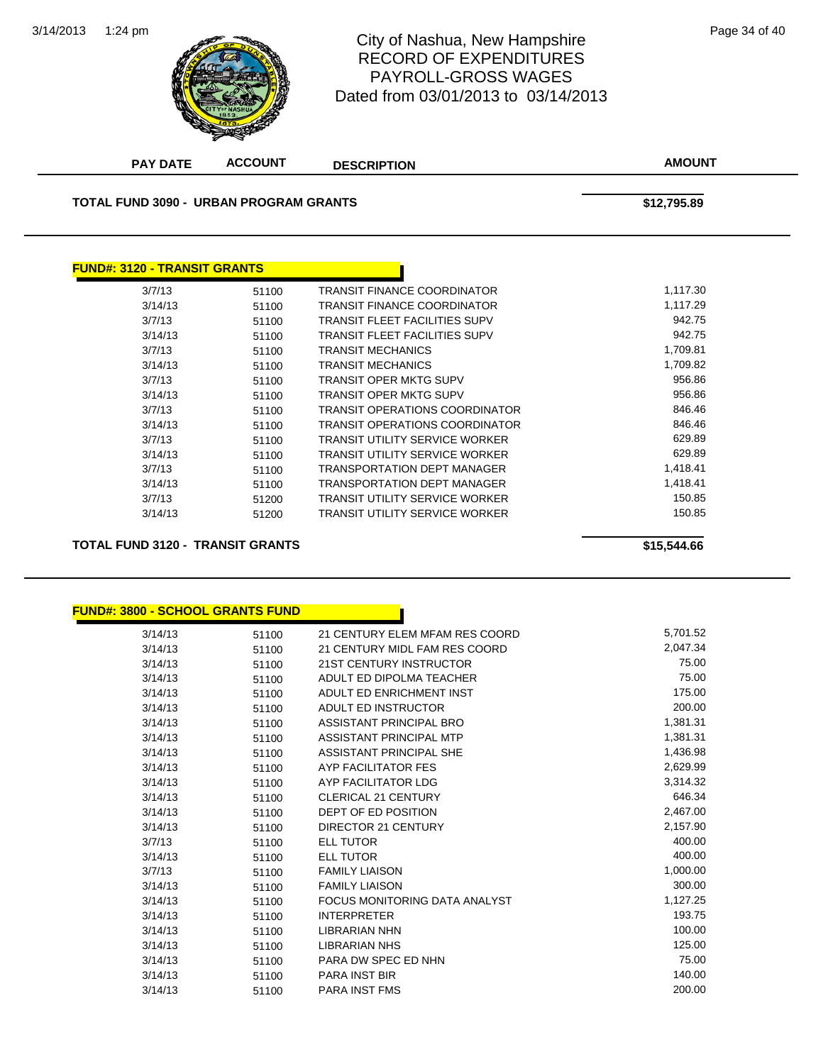# City of Nashua, New Hampshire
## RECORD OF EXPENDITURES
## PAYROLL-GROSS WAGES
## Dated from 03/01/2013 to 03/14/2013

| PAY DATE | ACCOUNT | DESCRIPTION | AMOUNT |
|---|---|---|---|

**TOTAL FUND 3090 - URBAN PROGRAM GRANTS** **$12,795.89**

**FUND#: 3120 - TRANSIT GRANTS**

| PAY DATE | ACCOUNT | DESCRIPTION | AMOUNT |
|---|---|---|---|
| 3/7/13 | 51100 | TRANSIT FINANCE COORDINATOR | 1,117.30 |
| 3/14/13 | 51100 | TRANSIT FINANCE COORDINATOR | 1,117.29 |
| 3/7/13 | 51100 | TRANSIT FLEET FACILITIES SUPV | 942.75 |
| 3/14/13 | 51100 | TRANSIT FLEET FACILITIES SUPV | 942.75 |
| 3/7/13 | 51100 | TRANSIT MECHANICS | 1,709.81 |
| 3/14/13 | 51100 | TRANSIT MECHANICS | 1,709.82 |
| 3/7/13 | 51100 | TRANSIT OPER MKTG SUPV | 956.86 |
| 3/14/13 | 51100 | TRANSIT OPER MKTG SUPV | 956.86 |
| 3/7/13 | 51100 | TRANSIT OPERATIONS COORDINATOR | 846.46 |
| 3/14/13 | 51100 | TRANSIT OPERATIONS COORDINATOR | 846.46 |
| 3/7/13 | 51100 | TRANSIT UTILITY SERVICE WORKER | 629.89 |
| 3/14/13 | 51100 | TRANSIT UTILITY SERVICE WORKER | 629.89 |
| 3/7/13 | 51100 | TRANSPORTATION DEPT MANAGER | 1,418.41 |
| 3/14/13 | 51100 | TRANSPORTATION DEPT MANAGER | 1,418.41 |
| 3/7/13 | 51200 | TRANSIT UTILITY SERVICE WORKER | 150.85 |
| 3/14/13 | 51200 | TRANSIT UTILITY SERVICE WORKER | 150.85 |

**TOTAL FUND 3120 - TRANSIT GRANTS** **$15,544.66**

**FUND#: 3800 - SCHOOL GRANTS FUND**

| PAY DATE | ACCOUNT | DESCRIPTION | AMOUNT |
|---|---|---|---|
| 3/14/13 | 51100 | 21 CENTURY ELEM MFAM RES COORD | 5,701.52 |
| 3/14/13 | 51100 | 21 CENTURY MIDL FAM RES COORD | 2,047.34 |
| 3/14/13 | 51100 | 21ST CENTURY INSTRUCTOR | 75.00 |
| 3/14/13 | 51100 | ADULT ED DIPOLMA TEACHER | 75.00 |
| 3/14/13 | 51100 | ADULT ED ENRICHMENT INST | 175.00 |
| 3/14/13 | 51100 | ADULT ED INSTRUCTOR | 200.00 |
| 3/14/13 | 51100 | ASSISTANT PRINCIPAL BRO | 1,381.31 |
| 3/14/13 | 51100 | ASSISTANT PRINCIPAL MTP | 1,381.31 |
| 3/14/13 | 51100 | ASSISTANT PRINCIPAL SHE | 1,436.98 |
| 3/14/13 | 51100 | AYP FACILITATOR FES | 2,629.99 |
| 3/14/13 | 51100 | AYP FACILITATOR LDG | 3,314.32 |
| 3/14/13 | 51100 | CLERICAL 21 CENTURY | 646.34 |
| 3/14/13 | 51100 | DEPT OF ED POSITION | 2,467.00 |
| 3/14/13 | 51100 | DIRECTOR 21 CENTURY | 2,157.90 |
| 3/7/13 | 51100 | ELL TUTOR | 400.00 |
| 3/14/13 | 51100 | ELL TUTOR | 400.00 |
| 3/7/13 | 51100 | FAMILY LIAISON | 1,000.00 |
| 3/14/13 | 51100 | FAMILY LIAISON | 300.00 |
| 3/14/13 | 51100 | FOCUS MONITORING DATA ANALYST | 1,127.25 |
| 3/14/13 | 51100 | INTERPRETER | 193.75 |
| 3/14/13 | 51100 | LIBRARIAN NHN | 100.00 |
| 3/14/13 | 51100 | LIBRARIAN NHS | 125.00 |
| 3/14/13 | 51100 | PARA DW SPEC ED NHN | 75.00 |
| 3/14/13 | 51100 | PARA INST BIR | 140.00 |
| 3/14/13 | 51100 | PARA INST FMS | 200.00 |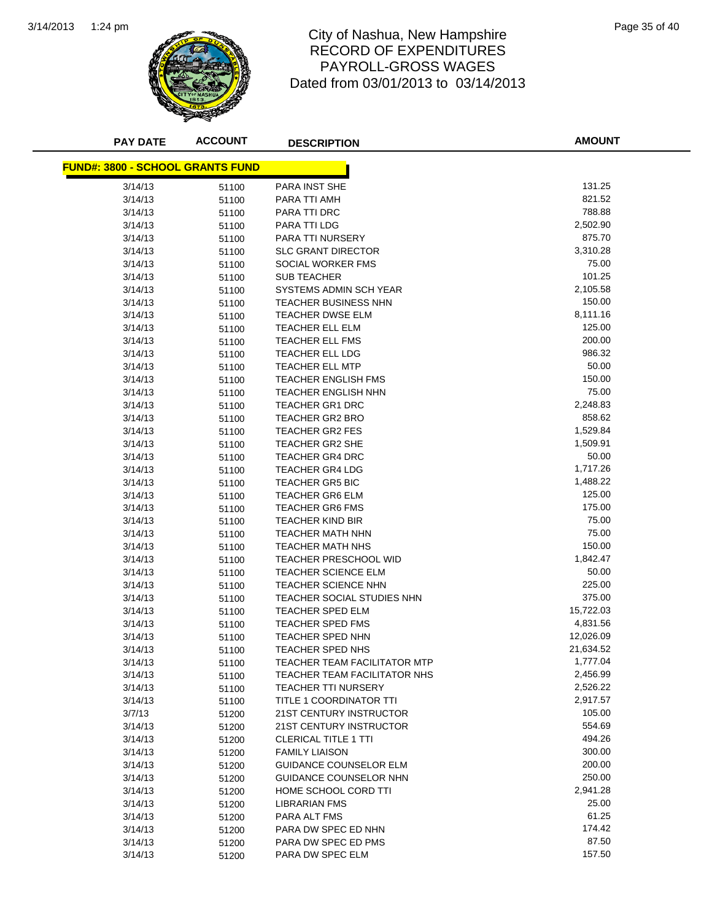# City of Nashua, New Hampshire
## RECORD OF EXPENDITURES
## PAYROLL-GROSS WAGES
## Dated from 03/01/2013 to 03/14/2013

| PAY DATE | ACCOUNT | DESCRIPTION | AMOUNT |
|---|---|---|---|
| **FUND#: 3800 - SCHOOL GRANTS FUND** | | | |
| 3/14/13 | 51100 | PARA INST SHE | 131.25 |
| 3/14/13 | 51100 | PARA TTI AMH | 821.52 |
| 3/14/13 | 51100 | PARA TTI DRC | 788.88 |
| 3/14/13 | 51100 | PARA TTI LDG | 2,502.90 |
| 3/14/13 | 51100 | PARA TTI NURSERY | 875.70 |
| 3/14/13 | 51100 | SLC GRANT DIRECTOR | 3,310.28 |
| 3/14/13 | 51100 | SOCIAL WORKER FMS | 75.00 |
| 3/14/13 | 51100 | SUB TEACHER | 101.25 |
| 3/14/13 | 51100 | SYSTEMS ADMIN SCH YEAR | 2,105.58 |
| 3/14/13 | 51100 | TEACHER BUSINESS NHN | 150.00 |
| 3/14/13 | 51100 | TEACHER DWSE ELM | 8,111.16 |
| 3/14/13 | 51100 | TEACHER ELL ELM | 125.00 |
| 3/14/13 | 51100 | TEACHER ELL FMS | 200.00 |
| 3/14/13 | 51100 | TEACHER ELL LDG | 986.32 |
| 3/14/13 | 51100 | TEACHER ELL MTP | 50.00 |
| 3/14/13 | 51100 | TEACHER ENGLISH FMS | 150.00 |
| 3/14/13 | 51100 | TEACHER ENGLISH NHN | 75.00 |
| 3/14/13 | 51100 | TEACHER GR1 DRC | 2,248.83 |
| 3/14/13 | 51100 | TEACHER GR2 BRO | 858.62 |
| 3/14/13 | 51100 | TEACHER GR2 FES | 1,529.84 |
| 3/14/13 | 51100 | TEACHER GR2 SHE | 1,509.91 |
| 3/14/13 | 51100 | TEACHER GR4 DRC | 50.00 |
| 3/14/13 | 51100 | TEACHER GR4 LDG | 1,717.26 |
| 3/14/13 | 51100 | TEACHER GR5 BIC | 1,488.22 |
| 3/14/13 | 51100 | TEACHER GR6 ELM | 125.00 |
| 3/14/13 | 51100 | TEACHER GR6 FMS | 175.00 |
| 3/14/13 | 51100 | TEACHER KIND BIR | 75.00 |
| 3/14/13 | 51100 | TEACHER MATH NHN | 75.00 |
| 3/14/13 | 51100 | TEACHER MATH NHS | 150.00 |
| 3/14/13 | 51100 | TEACHER PRESCHOOL WID | 1,842.47 |
| 3/14/13 | 51100 | TEACHER SCIENCE ELM | 50.00 |
| 3/14/13 | 51100 | TEACHER SCIENCE NHN | 225.00 |
| 3/14/13 | 51100 | TEACHER SOCIAL STUDIES NHN | 375.00 |
| 3/14/13 | 51100 | TEACHER SPED ELM | 15,722.03 |
| 3/14/13 | 51100 | TEACHER SPED FMS | 4,831.56 |
| 3/14/13 | 51100 | TEACHER SPED NHN | 12,026.09 |
| 3/14/13 | 51100 | TEACHER SPED NHS | 21,634.52 |
| 3/14/13 | 51100 | TEACHER TEAM FACILITATOR MTP | 1,777.04 |
| 3/14/13 | 51100 | TEACHER TEAM FACILITATOR NHS | 2,456.99 |
| 3/14/13 | 51100 | TEACHER TTI NURSERY | 2,526.22 |
| 3/14/13 | 51100 | TITLE 1 COORDINATOR TTI | 2,917.57 |
| 3/7/13 | 51200 | 21ST CENTURY INSTRUCTOR | 105.00 |
| 3/14/13 | 51200 | 21ST CENTURY INSTRUCTOR | 554.69 |
| 3/14/13 | 51200 | CLERICAL TITLE 1 TTI | 494.26 |
| 3/14/13 | 51200 | FAMILY LIAISON | 300.00 |
| 3/14/13 | 51200 | GUIDANCE COUNSELOR ELM | 200.00 |
| 3/14/13 | 51200 | GUIDANCE COUNSELOR NHN | 250.00 |
| 3/14/13 | 51200 | HOME SCHOOL CORD TTI | 2,941.28 |
| 3/14/13 | 51200 | LIBRARIAN FMS | 25.00 |
| 3/14/13 | 51200 | PARA ALT FMS | 61.25 |
| 3/14/13 | 51200 | PARA DW SPEC ED NHN | 174.42 |
| 3/14/13 | 51200 | PARA DW SPEC ED PMS | 87.50 |
| 3/14/13 | 51200 | PARA DW SPEC ELM | 157.50 |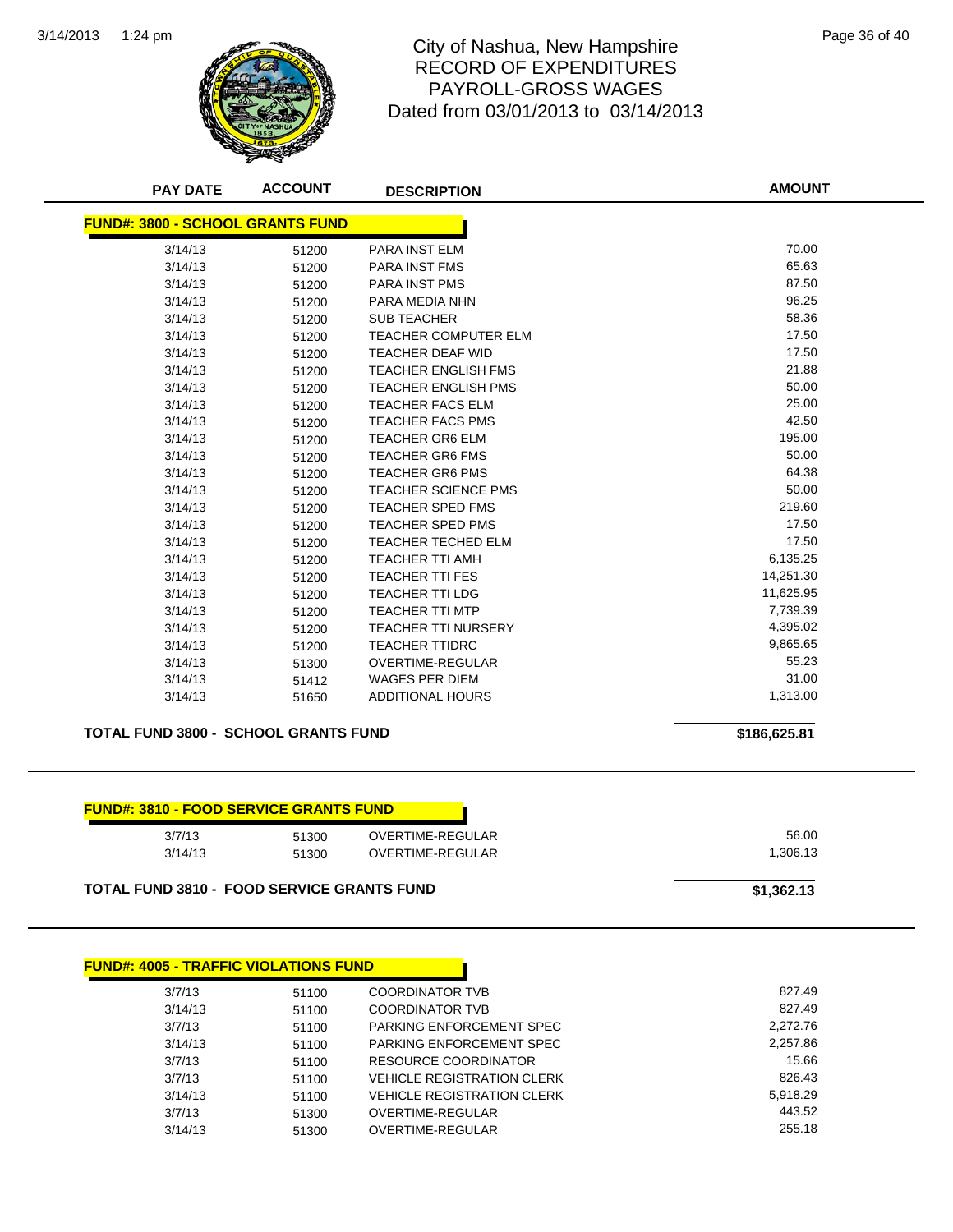# City of Nashua, New Hampshire
## RECORD OF EXPENDITURES
## PAYROLL-GROSS WAGES
## Dated from 03/01/2013 to 03/14/2013

| PAY DATE | ACCOUNT | DESCRIPTION | AMOUNT |
|---|---|---|---|
| **FUND#: 3800 - SCHOOL GRANTS FUND** | | | |
| 3/14/13 | 51200 | PARA INST ELM | 70.00 |
| 3/14/13 | 51200 | PARA INST FMS | 65.63 |
| 3/14/13 | 51200 | PARA INST PMS | 87.50 |
| 3/14/13 | 51200 | PARA MEDIA NHN | 96.25 |
| 3/14/13 | 51200 | SUB TEACHER | 58.36 |
| 3/14/13 | 51200 | TEACHER COMPUTER ELM | 17.50 |
| 3/14/13 | 51200 | TEACHER DEAF WID | 17.50 |
| 3/14/13 | 51200 | TEACHER ENGLISH FMS | 21.88 |
| 3/14/13 | 51200 | TEACHER ENGLISH PMS | 50.00 |
| 3/14/13 | 51200 | TEACHER FACS ELM | 25.00 |
| 3/14/13 | 51200 | TEACHER FACS PMS | 42.50 |
| 3/14/13 | 51200 | TEACHER GR6 ELM | 195.00 |
| 3/14/13 | 51200 | TEACHER GR6 FMS | 50.00 |
| 3/14/13 | 51200 | TEACHER GR6 PMS | 64.38 |
| 3/14/13 | 51200 | TEACHER SCIENCE PMS | 50.00 |
| 3/14/13 | 51200 | TEACHER SPED FMS | 219.60 |
| 3/14/13 | 51200 | TEACHER SPED PMS | 17.50 |
| 3/14/13 | 51200 | TEACHER TECHED ELM | 17.50 |
| 3/14/13 | 51200 | TEACHER TTI AMH | 6,135.25 |
| 3/14/13 | 51200 | TEACHER TTI FES | 14,251.30 |
| 3/14/13 | 51200 | TEACHER TTI LDG | 11,625.95 |
| 3/14/13 | 51200 | TEACHER TTI MTP | 7,739.39 |
| 3/14/13 | 51200 | TEACHER TTI NURSERY | 4,395.02 |
| 3/14/13 | 51200 | TEACHER TTIDRC | 9,865.65 |
| 3/14/13 | 51300 | OVERTIME-REGULAR | 55.23 |
| 3/14/13 | 51412 | WAGES PER DIEM | 31.00 |
| 3/14/13 | 51650 | ADDITIONAL HOURS | 1,313.00 |
| **TOTAL FUND 3800 - SCHOOL GRANTS FUND** | | | **$186,625.81** |

| PAY DATE | ACCOUNT | DESCRIPTION | AMOUNT |
|---|---|---|---|
| **FUND#: 3810 - FOOD SERVICE GRANTS FUND** | | | |
| 3/7/13 | 51300 | OVERTIME-REGULAR | 56.00 |
| 3/14/13 | 51300 | OVERTIME-REGULAR | 1,306.13 |
| **TOTAL FUND 3810 - FOOD SERVICE GRANTS FUND** | | | **$1,362.13** |

| PAY DATE | ACCOUNT | DESCRIPTION | AMOUNT |
|---|---|---|---|
| **FUND#: 4005 - TRAFFIC VIOLATIONS FUND** | | | |
| 3/7/13 | 51100 | COORDINATOR TVB | 827.49 |
| 3/14/13 | 51100 | COORDINATOR TVB | 827.49 |
| 3/7/13 | 51100 | PARKING ENFORCEMENT SPEC | 2,272.76 |
| 3/14/13 | 51100 | PARKING ENFORCEMENT SPEC | 2,257.86 |
| 3/7/13 | 51100 | RESOURCE COORDINATOR | 15.66 |
| 3/7/13 | 51100 | VEHICLE REGISTRATION CLERK | 826.43 |
| 3/14/13 | 51100 | VEHICLE REGISTRATION CLERK | 5,918.29 |
| 3/7/13 | 51300 | OVERTIME-REGULAR | 443.52 |
| 3/14/13 | 51300 | OVERTIME-REGULAR | 255.18 |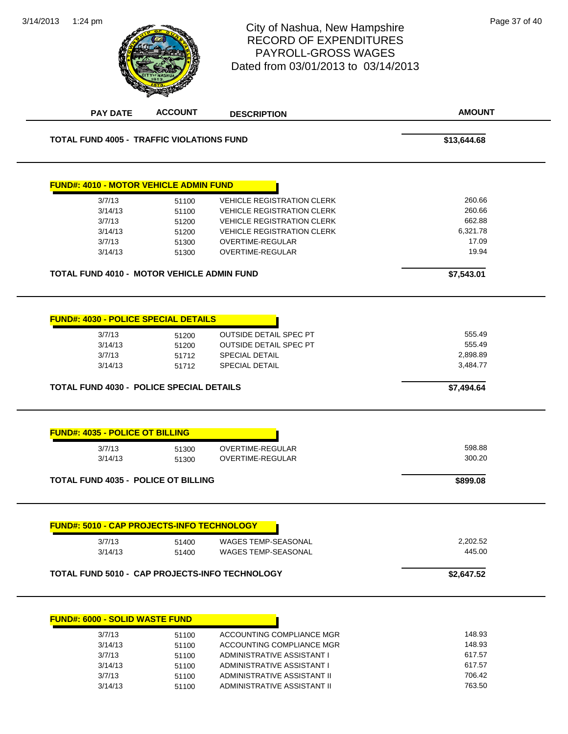# City of Nashua, New Hampshire
## RECORD OF EXPENDITURES
## PAYROLL-GROSS WAGES
### Dated from 03/01/2013 to 03/14/2013

| PAY DATE | ACCOUNT | DESCRIPTION | AMOUNT |
|---|---|---|---|
| **TOTAL FUND 4005 - TRAFFIC VIOLATIONS FUND** | | | **$13,644.68** |

**FUND#: 4010 - MOTOR VEHICLE ADMIN FUND**

| PAY DATE | ACCOUNT | DESCRIPTION | AMOUNT |
|---|---|---|---|
| 3/7/13 | 51100 | VEHICLE REGISTRATION CLERK | 260.66 |
| 3/14/13 | 51100 | VEHICLE REGISTRATION CLERK | 260.66 |
| 3/7/13 | 51200 | VEHICLE REGISTRATION CLERK | 662.88 |
| 3/14/13 | 51200 | VEHICLE REGISTRATION CLERK | 6,321.78 |
| 3/7/13 | 51300 | OVERTIME-REGULAR | 17.09 |
| 3/14/13 | 51300 | OVERTIME-REGULAR | 19.94 |
| **TOTAL FUND 4010 - MOTOR VEHICLE ADMIN FUND** | | | **$7,543.01** |

**FUND#: 4030 - POLICE SPECIAL DETAILS**

| PAY DATE | ACCOUNT | DESCRIPTION | AMOUNT |
|---|---|---|---|
| 3/7/13 | 51200 | OUTSIDE DETAIL SPEC PT | 555.49 |
| 3/14/13 | 51200 | OUTSIDE DETAIL SPEC PT | 555.49 |
| 3/7/13 | 51712 | SPECIAL DETAIL | 2,898.89 |
| 3/14/13 | 51712 | SPECIAL DETAIL | 3,484.77 |
| **TOTAL FUND 4030 - POLICE SPECIAL DETAILS** | | | **$7,494.64** |

**FUND#: 4035 - POLICE OT BILLING**

| PAY DATE | ACCOUNT | DESCRIPTION | AMOUNT |
|---|---|---|---|
| 3/7/13 | 51300 | OVERTIME-REGULAR | 598.88 |
| 3/14/13 | 51300 | OVERTIME-REGULAR | 300.20 |
| **TOTAL FUND 4035 - POLICE OT BILLING** | | | **$899.08** |

**FUND#: 5010 - CAP PROJECTS-INFO TECHNOLOGY**

| PAY DATE | ACCOUNT | DESCRIPTION | AMOUNT |
|---|---|---|---|
| 3/7/13 | 51400 | WAGES TEMP-SEASONAL | 2,202.52 |
| 3/14/13 | 51400 | WAGES TEMP-SEASONAL | 445.00 |
| **TOTAL FUND 5010 - CAP PROJECTS-INFO TECHNOLOGY** | | | **$2,647.52** |

**FUND#: 6000 - SOLID WASTE FUND**

| PAY DATE | ACCOUNT | DESCRIPTION | AMOUNT |
|---|---|---|---|
| 3/7/13 | 51100 | ACCOUNTING COMPLIANCE MGR | 148.93 |
| 3/14/13 | 51100 | ACCOUNTING COMPLIANCE MGR | 148.93 |
| 3/7/13 | 51100 | ADMINISTRATIVE ASSISTANT I | 617.57 |
| 3/14/13 | 51100 | ADMINISTRATIVE ASSISTANT I | 617.57 |
| 3/7/13 | 51100 | ADMINISTRATIVE ASSISTANT II | 706.42 |
| 3/14/13 | 51100 | ADMINISTRATIVE ASSISTANT II | 763.50 |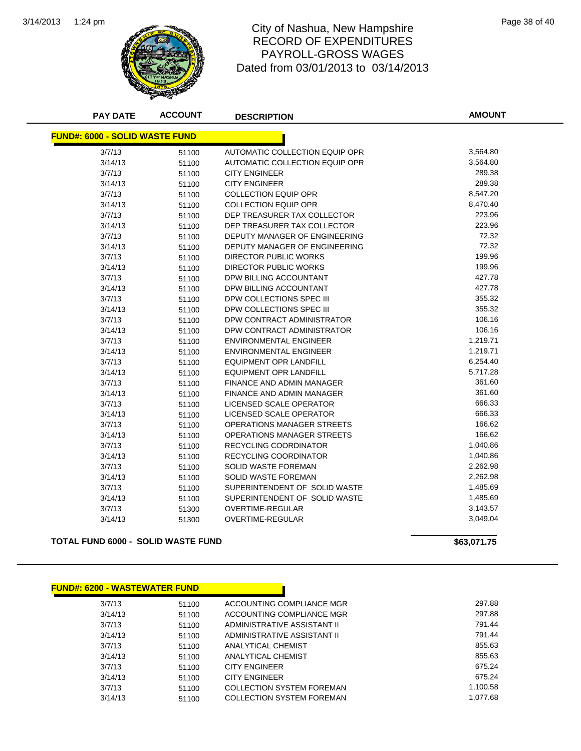# City of Nashua, New Hampshire
## RECORD OF EXPENDITURES
## PAYROLL-GROSS WAGES
## Dated from 03/01/2013 to 03/14/2013

| PAY DATE | ACCOUNT | DESCRIPTION | AMOUNT |
|---|---|---|---|
| **FUND#: 6000 - SOLID WASTE FUND** | | | |
| 3/7/13 | 51100 | AUTOMATIC COLLECTION EQUIP OPR | 3,564.80 |
| 3/14/13 | 51100 | AUTOMATIC COLLECTION EQUIP OPR | 3,564.80 |
| 3/7/13 | 51100 | CITY ENGINEER | 289.38 |
| 3/14/13 | 51100 | CITY ENGINEER | 289.38 |
| 3/7/13 | 51100 | COLLECTION EQUIP OPR | 8,547.20 |
| 3/14/13 | 51100 | COLLECTION EQUIP OPR | 8,470.40 |
| 3/7/13 | 51100 | DEP TREASURER TAX COLLECTOR | 223.96 |
| 3/14/13 | 51100 | DEP TREASURER TAX COLLECTOR | 223.96 |
| 3/7/13 | 51100 | DEPUTY MANAGER OF ENGINEERING | 72.32 |
| 3/14/13 | 51100 | DEPUTY MANAGER OF ENGINEERING | 72.32 |
| 3/7/13 | 51100 | DIRECTOR PUBLIC WORKS | 199.96 |
| 3/14/13 | 51100 | DIRECTOR PUBLIC WORKS | 199.96 |
| 3/7/13 | 51100 | DPW BILLING ACCOUNTANT | 427.78 |
| 3/14/13 | 51100 | DPW BILLING ACCOUNTANT | 427.78 |
| 3/7/13 | 51100 | DPW COLLECTIONS SPEC III | 355.32 |
| 3/14/13 | 51100 | DPW COLLECTIONS SPEC III | 355.32 |
| 3/7/13 | 51100 | DPW CONTRACT ADMINISTRATOR | 106.16 |
| 3/14/13 | 51100 | DPW CONTRACT ADMINISTRATOR | 106.16 |
| 3/7/13 | 51100 | ENVIRONMENTAL ENGINEER | 1,219.71 |
| 3/14/13 | 51100 | ENVIRONMENTAL ENGINEER | 1,219.71 |
| 3/7/13 | 51100 | EQUIPMENT OPR LANDFILL | 6,254.40 |
| 3/14/13 | 51100 | EQUIPMENT OPR LANDFILL | 5,717.28 |
| 3/7/13 | 51100 | FINANCE AND ADMIN MANAGER | 361.60 |
| 3/14/13 | 51100 | FINANCE AND ADMIN MANAGER | 361.60 |
| 3/7/13 | 51100 | LICENSED SCALE OPERATOR | 666.33 |
| 3/14/13 | 51100 | LICENSED SCALE OPERATOR | 666.33 |
| 3/7/13 | 51100 | OPERATIONS MANAGER STREETS | 166.62 |
| 3/14/13 | 51100 | OPERATIONS MANAGER STREETS | 166.62 |
| 3/7/13 | 51100 | RECYCLING COORDINATOR | 1,040.86 |
| 3/14/13 | 51100 | RECYCLING COORDINATOR | 1,040.86 |
| 3/7/13 | 51100 | SOLID WASTE FOREMAN | 2,262.98 |
| 3/14/13 | 51100 | SOLID WASTE FOREMAN | 2,262.98 |
| 3/7/13 | 51100 | SUPERINTENDENT OF SOLID WASTE | 1,485.69 |
| 3/14/13 | 51100 | SUPERINTENDENT OF SOLID WASTE | 1,485.69 |
| 3/7/13 | 51300 | OVERTIME-REGULAR | 3,143.57 |
| 3/14/13 | 51300 | OVERTIME-REGULAR | 3,049.04 |
| **TOTAL FUND 6000 - SOLID WASTE FUND** | | | **$63,071.75** |

| PAY DATE | ACCOUNT | DESCRIPTION | AMOUNT |
|---|---|---|---|
| **FUND#: 6200 - WASTEWATER FUND** | | | |
| 3/7/13 | 51100 | ACCOUNTING COMPLIANCE MGR | 297.88 |
| 3/14/13 | 51100 | ACCOUNTING COMPLIANCE MGR | 297.88 |
| 3/7/13 | 51100 | ADMINISTRATIVE ASSISTANT II | 791.44 |
| 3/14/13 | 51100 | ADMINISTRATIVE ASSISTANT II | 791.44 |
| 3/7/13 | 51100 | ANALYTICAL CHEMIST | 855.63 |
| 3/14/13 | 51100 | ANALYTICAL CHEMIST | 855.63 |
| 3/7/13 | 51100 | CITY ENGINEER | 675.24 |
| 3/14/13 | 51100 | CITY ENGINEER | 675.24 |
| 3/7/13 | 51100 | COLLECTION SYSTEM FOREMAN | 1,100.58 |
| 3/14/13 | 51100 | COLLECTION SYSTEM FOREMAN | 1,077.68 |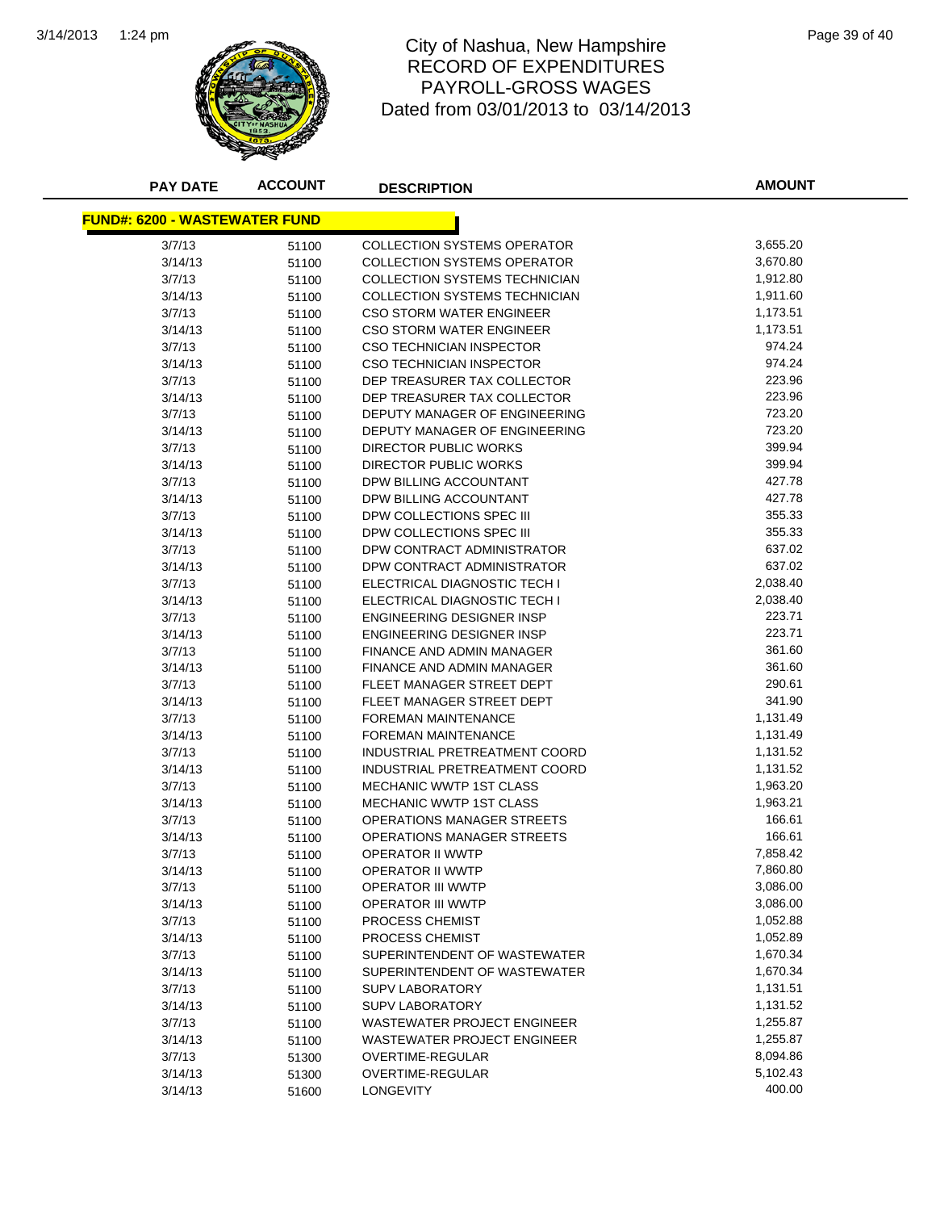# City of Nashua, New Hampshire
## RECORD OF EXPENDITURES
## PAYROLL-GROSS WAGES
### Dated from 03/01/2013 to 03/14/2013

| PAY DATE | ACCOUNT | DESCRIPTION | AMOUNT |
|---|---|---|---|
| **FUND#: 6200 - WASTEWATER FUND** | | | |
| 3/7/13 | 51100 | COLLECTION SYSTEMS OPERATOR | 3,655.20 |
| 3/14/13 | 51100 | COLLECTION SYSTEMS OPERATOR | 3,670.80 |
| 3/7/13 | 51100 | COLLECTION SYSTEMS TECHNICIAN | 1,912.80 |
| 3/14/13 | 51100 | COLLECTION SYSTEMS TECHNICIAN | 1,911.60 |
| 3/7/13 | 51100 | CSO STORM WATER ENGINEER | 1,173.51 |
| 3/14/13 | 51100 | CSO STORM WATER ENGINEER | 1,173.51 |
| 3/7/13 | 51100 | CSO TECHNICIAN INSPECTOR | 974.24 |
| 3/14/13 | 51100 | CSO TECHNICIAN INSPECTOR | 974.24 |
| 3/7/13 | 51100 | DEP TREASURER TAX COLLECTOR | 223.96 |
| 3/14/13 | 51100 | DEP TREASURER TAX COLLECTOR | 223.96 |
| 3/7/13 | 51100 | DEPUTY MANAGER OF ENGINEERING | 723.20 |
| 3/14/13 | 51100 | DEPUTY MANAGER OF ENGINEERING | 723.20 |
| 3/7/13 | 51100 | DIRECTOR PUBLIC WORKS | 399.94 |
| 3/14/13 | 51100 | DIRECTOR PUBLIC WORKS | 399.94 |
| 3/7/13 | 51100 | DPW BILLING ACCOUNTANT | 427.78 |
| 3/14/13 | 51100 | DPW BILLING ACCOUNTANT | 427.78 |
| 3/7/13 | 51100 | DPW COLLECTIONS SPEC III | 355.33 |
| 3/14/13 | 51100 | DPW COLLECTIONS SPEC III | 355.33 |
| 3/7/13 | 51100 | DPW CONTRACT ADMINISTRATOR | 637.02 |
| 3/14/13 | 51100 | DPW CONTRACT ADMINISTRATOR | 637.02 |
| 3/7/13 | 51100 | ELECTRICAL DIAGNOSTIC TECH I | 2,038.40 |
| 3/14/13 | 51100 | ELECTRICAL DIAGNOSTIC TECH I | 2,038.40 |
| 3/7/13 | 51100 | ENGINEERING DESIGNER INSP | 223.71 |
| 3/14/13 | 51100 | ENGINEERING DESIGNER INSP | 223.71 |
| 3/7/13 | 51100 | FINANCE AND ADMIN MANAGER | 361.60 |
| 3/14/13 | 51100 | FINANCE AND ADMIN MANAGER | 361.60 |
| 3/7/13 | 51100 | FLEET MANAGER STREET DEPT | 290.61 |
| 3/14/13 | 51100 | FLEET MANAGER STREET DEPT | 341.90 |
| 3/7/13 | 51100 | FOREMAN MAINTENANCE | 1,131.49 |
| 3/14/13 | 51100 | FOREMAN MAINTENANCE | 1,131.49 |
| 3/7/13 | 51100 | INDUSTRIAL PRETREATMENT COORD | 1,131.52 |
| 3/14/13 | 51100 | INDUSTRIAL PRETREATMENT COORD | 1,131.52 |
| 3/7/13 | 51100 | MECHANIC WWTP 1ST CLASS | 1,963.20 |
| 3/14/13 | 51100 | MECHANIC WWTP 1ST CLASS | 1,963.21 |
| 3/7/13 | 51100 | OPERATIONS MANAGER STREETS | 166.61 |
| 3/14/13 | 51100 | OPERATIONS MANAGER STREETS | 166.61 |
| 3/7/13 | 51100 | OPERATOR II WWTP | 7,858.42 |
| 3/14/13 | 51100 | OPERATOR II WWTP | 7,860.80 |
| 3/7/13 | 51100 | OPERATOR III WWTP | 3,086.00 |
| 3/14/13 | 51100 | OPERATOR III WWTP | 3,086.00 |
| 3/7/13 | 51100 | PROCESS CHEMIST | 1,052.88 |
| 3/14/13 | 51100 | PROCESS CHEMIST | 1,052.89 |
| 3/7/13 | 51100 | SUPERINTENDENT OF WASTEWATER | 1,670.34 |
| 3/14/13 | 51100 | SUPERINTENDENT OF WASTEWATER | 1,670.34 |
| 3/7/13 | 51100 | SUPV LABORATORY | 1,131.51 |
| 3/14/13 | 51100 | SUPV LABORATORY | 1,131.52 |
| 3/7/13 | 51100 | WASTEWATER PROJECT ENGINEER | 1,255.87 |
| 3/14/13 | 51100 | WASTEWATER PROJECT ENGINEER | 1,255.87 |
| 3/7/13 | 51300 | OVERTIME-REGULAR | 8,094.86 |
| 3/14/13 | 51300 | OVERTIME-REGULAR | 5,102.43 |
| 3/14/13 | 51600 | LONGEVITY | 400.00 |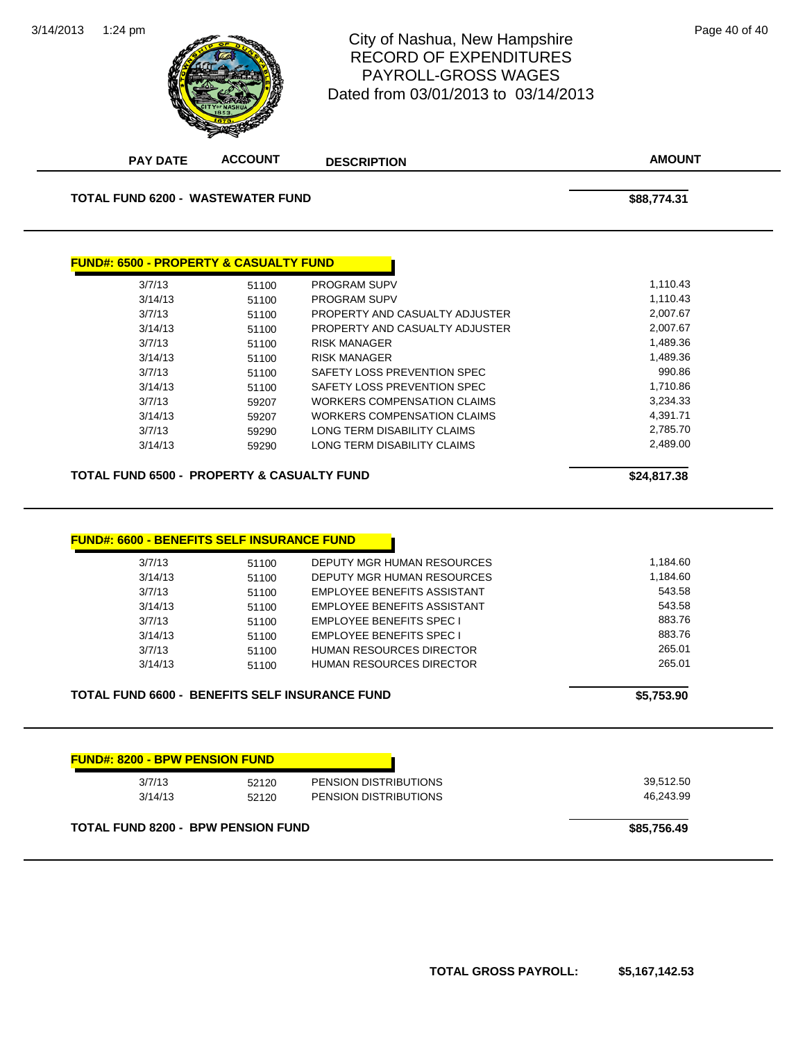# City of Nashua, New Hampshire
## RECORD OF EXPENDITURES
## PAYROLL-GROSS WAGES
## Dated from 03/01/2013 to 03/14/2013

| PAY DATE | ACCOUNT | DESCRIPTION | AMOUNT |
|---|---|---|---|
| **TOTAL FUND 6200 - WASTEWATER FUND** | | | **$88,774.31** |

**FUND#: 6500 - PROPERTY & CASUALTY FUND**

| PAY DATE | ACCOUNT | DESCRIPTION | AMOUNT |
|---|---|---|---|
| 3/7/13 | 51100 | PROGRAM SUPV | 1,110.43 |
| 3/14/13 | 51100 | PROGRAM SUPV | 1,110.43 |
| 3/7/13 | 51100 | PROPERTY AND CASUALTY ADJUSTER | 2,007.67 |
| 3/14/13 | 51100 | PROPERTY AND CASUALTY ADJUSTER | 2,007.67 |
| 3/7/13 | 51100 | RISK MANAGER | 1,489.36 |
| 3/14/13 | 51100 | RISK MANAGER | 1,489.36 |
| 3/7/13 | 51100 | SAFETY LOSS PREVENTION SPEC | 990.86 |
| 3/14/13 | 51100 | SAFETY LOSS PREVENTION SPEC | 1,710.86 |
| 3/7/13 | 59207 | WORKERS COMPENSATION CLAIMS | 3,234.33 |
| 3/14/13 | 59207 | WORKERS COMPENSATION CLAIMS | 4,391.71 |
| 3/7/13 | 59290 | LONG TERM DISABILITY CLAIMS | 2,785.70 |
| 3/14/13 | 59290 | LONG TERM DISABILITY CLAIMS | 2,489.00 |
| **TOTAL FUND 6500 - PROPERTY & CASUALTY FUND** | | | **$24,817.38** |

**FUND#: 6600 - BENEFITS SELF INSURANCE FUND**

| PAY DATE | ACCOUNT | DESCRIPTION | AMOUNT |
|---|---|---|---|
| 3/7/13 | 51100 | DEPUTY MGR HUMAN RESOURCES | 1,184.60 |
| 3/14/13 | 51100 | DEPUTY MGR HUMAN RESOURCES | 1,184.60 |
| 3/7/13 | 51100 | EMPLOYEE BENEFITS ASSISTANT | 543.58 |
| 3/14/13 | 51100 | EMPLOYEE BENEFITS ASSISTANT | 543.58 |
| 3/7/13 | 51100 | EMPLOYEE BENEFITS SPEC I | 883.76 |
| 3/14/13 | 51100 | EMPLOYEE BENEFITS SPEC I | 883.76 |
| 3/7/13 | 51100 | HUMAN RESOURCES DIRECTOR | 265.01 |
| 3/14/13 | 51100 | HUMAN RESOURCES DIRECTOR | 265.01 |
| **TOTAL FUND 6600 - BENEFITS SELF INSURANCE FUND** | | | **$5,753.90** |

**FUND#: 8200 - BPW PENSION FUND**

| PAY DATE | ACCOUNT | DESCRIPTION | AMOUNT |
|---|---|---|---|
| 3/7/13 | 52120 | PENSION DISTRIBUTIONS | 39,512.50 |
| 3/14/13 | 52120 | PENSION DISTRIBUTIONS | 46,243.99 |
| **TOTAL FUND 8200 - BPW PENSION FUND** | | | **$85,756.49** |

**TOTAL GROSS PAYROLL: $5,167,142.53**